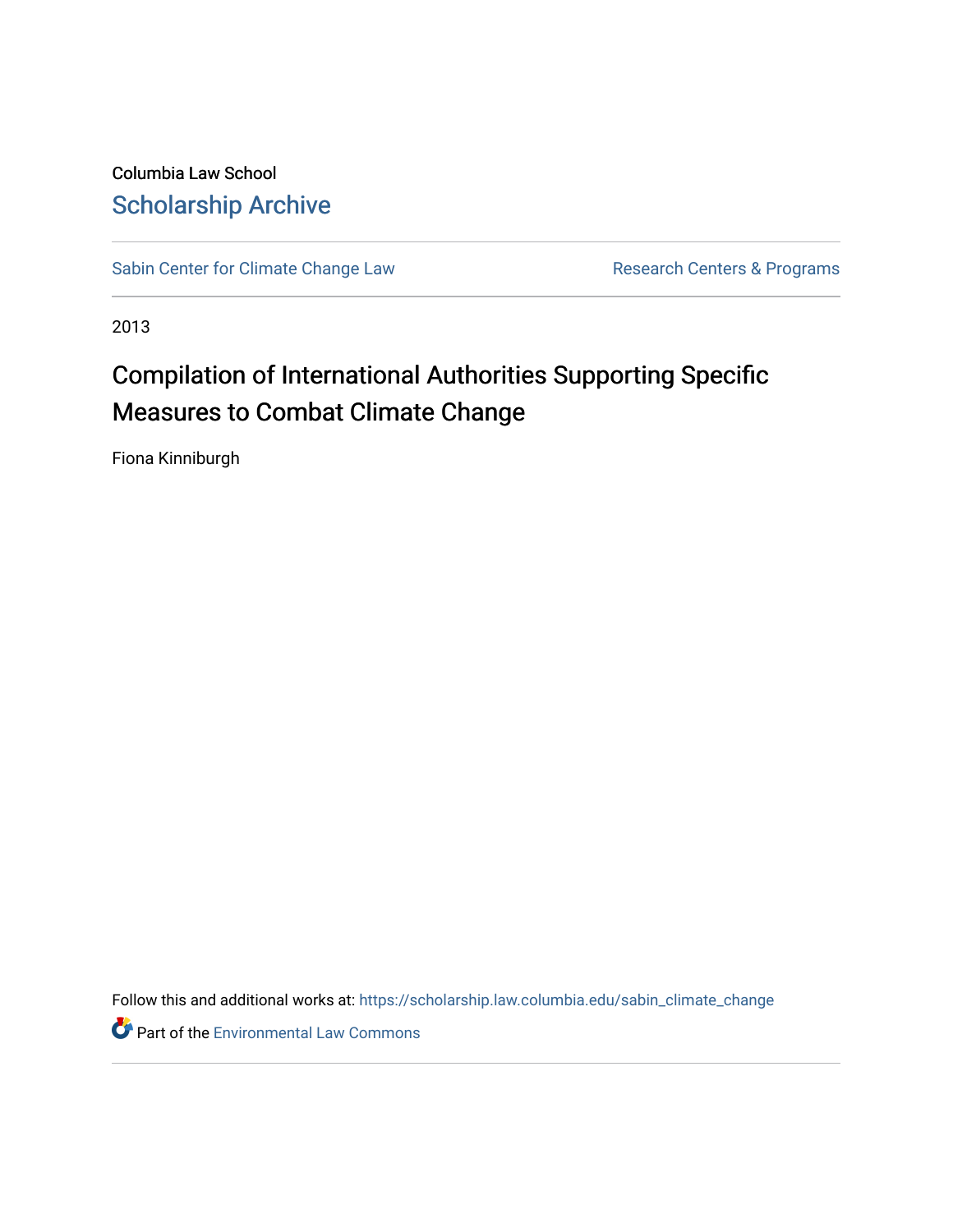Columbia Law School

## Scholarship Archive

Sabin Center for Climate Change Law | Research Centers & Programs

2013

# Compilation of International Authorities Supporting Specific Measures to Combat Climate Change

Fiona Kinniburgh

Follow this and additional works at: https://scholarship.law.columbia.edu/sabin_climate_change

Part of the Environmental Law Commons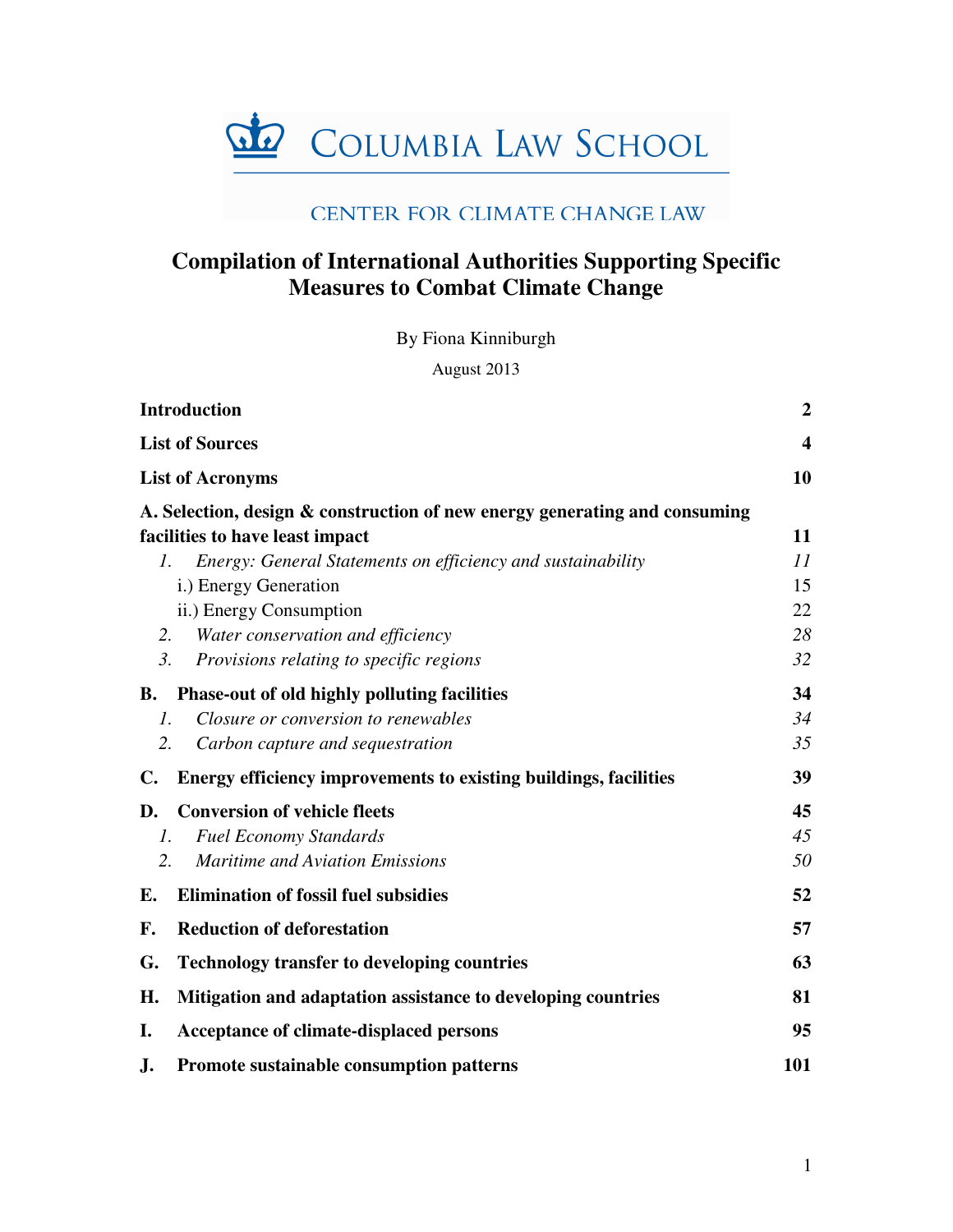COLUMBIA LAW SCHOOL

CENTER FOR CLIMATE CHANGE LAW

# Compilation of International Authorities Supporting Specific Measures to Combat Climate Change

By Fiona Kinniburgh

August 2013

| | |
|---|---|
| **Introduction** | **2** |
| **List of Sources** | **4** |
| **List of Acronyms** | **10** |
| **A. Selection, design & construction of new energy generating and consuming facilities to have least impact** | **11** |
| *1. Energy: General Statements on efficiency and sustainability* | *11* |
| i.) Energy Generation | 15 |
| ii.) Energy Consumption | 22 |
| *2. Water conservation and efficiency* | *28* |
| *3. Provisions relating to specific regions* | *32* |
| **B. Phase-out of old highly polluting facilities** | **34** |
| *1. Closure or conversion to renewables* | *34* |
| *2. Carbon capture and sequestration* | *35* |
| **C. Energy efficiency improvements to existing buildings, facilities** | **39** |
| **D. Conversion of vehicle fleets** | **45** |
| *1. Fuel Economy Standards* | *45* |
| *2. Maritime and Aviation Emissions* | *50* |
| **E. Elimination of fossil fuel subsidies** | **52** |
| **F. Reduction of deforestation** | **57** |
| **G. Technology transfer to developing countries** | **63** |
| **H. Mitigation and adaptation assistance to developing countries** | **81** |
| **I. Acceptance of climate-displaced persons** | **95** |
| **J. Promote sustainable consumption patterns** | **101** |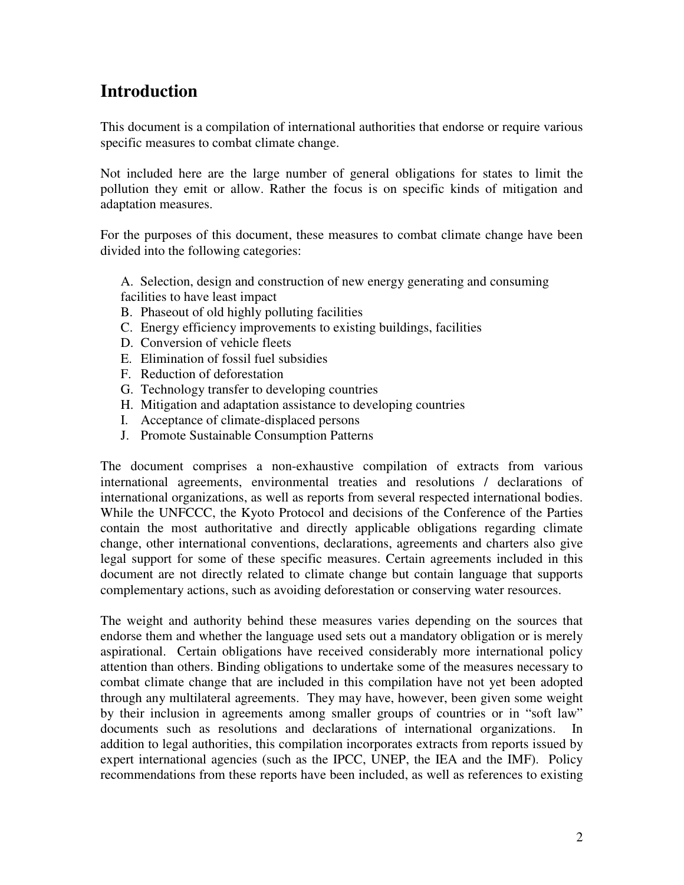## Introduction

This document is a compilation of international authorities that endorse or require various specific measures to combat climate change.

Not included here are the large number of general obligations for states to limit the pollution they emit or allow. Rather the focus is on specific kinds of mitigation and adaptation measures.

For the purposes of this document, these measures to combat climate change have been divided into the following categories:

A. Selection, design and construction of new energy generating and consuming facilities to have least impact
B. Phaseout of old highly polluting facilities
C. Energy efficiency improvements to existing buildings, facilities
D. Conversion of vehicle fleets
E. Elimination of fossil fuel subsidies
F. Reduction of deforestation
G. Technology transfer to developing countries
H. Mitigation and adaptation assistance to developing countries
I. Acceptance of climate-displaced persons
J. Promote Sustainable Consumption Patterns

The document comprises a non-exhaustive compilation of extracts from various international agreements, environmental treaties and resolutions / declarations of international organizations, as well as reports from several respected international bodies. While the UNFCCC, the Kyoto Protocol and decisions of the Conference of the Parties contain the most authoritative and directly applicable obligations regarding climate change, other international conventions, declarations, agreements and charters also give legal support for some of these specific measures. Certain agreements included in this document are not directly related to climate change but contain language that supports complementary actions, such as avoiding deforestation or conserving water resources.

The weight and authority behind these measures varies depending on the sources that endorse them and whether the language used sets out a mandatory obligation or is merely aspirational. Certain obligations have received considerably more international policy attention than others. Binding obligations to undertake some of the measures necessary to combat climate change that are included in this compilation have not yet been adopted through any multilateral agreements. They may have, however, been given some weight by their inclusion in agreements among smaller groups of countries or in "soft law" documents such as resolutions and declarations of international organizations. In addition to legal authorities, this compilation incorporates extracts from reports issued by expert international agencies (such as the IPCC, UNEP, the IEA and the IMF). Policy recommendations from these reports have been included, as well as references to existing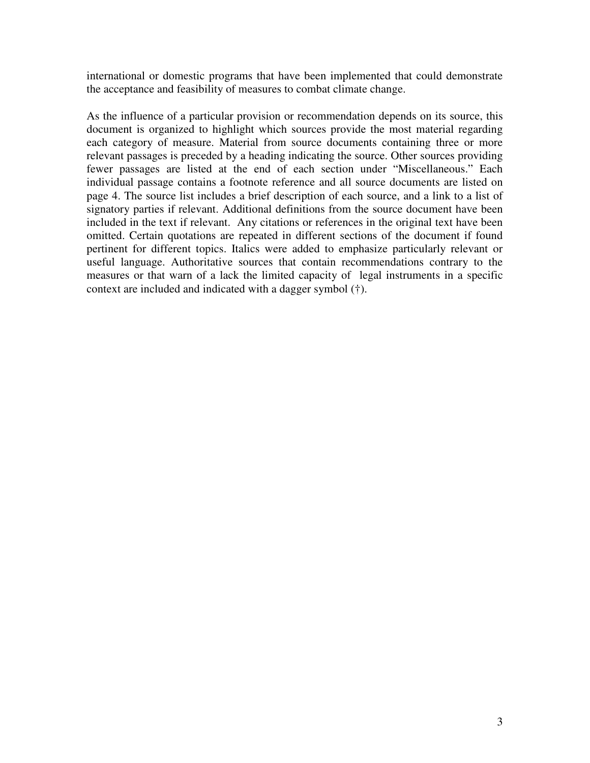international or domestic programs that have been implemented that could demonstrate the acceptance and feasibility of measures to combat climate change.

As the influence of a particular provision or recommendation depends on its source, this document is organized to highlight which sources provide the most material regarding each category of measure. Material from source documents containing three or more relevant passages is preceded by a heading indicating the source. Other sources providing fewer passages are listed at the end of each section under "Miscellaneous." Each individual passage contains a footnote reference and all source documents are listed on page 4. The source list includes a brief description of each source, and a link to a list of signatory parties if relevant. Additional definitions from the source document have been included in the text if relevant. Any citations or references in the original text have been omitted. Certain quotations are repeated in different sections of the document if found pertinent for different topics. Italics were added to emphasize particularly relevant or useful language. Authoritative sources that contain recommendations contrary to the measures or that warn of a lack the limited capacity of legal instruments in a specific context are included and indicated with a dagger symbol (†).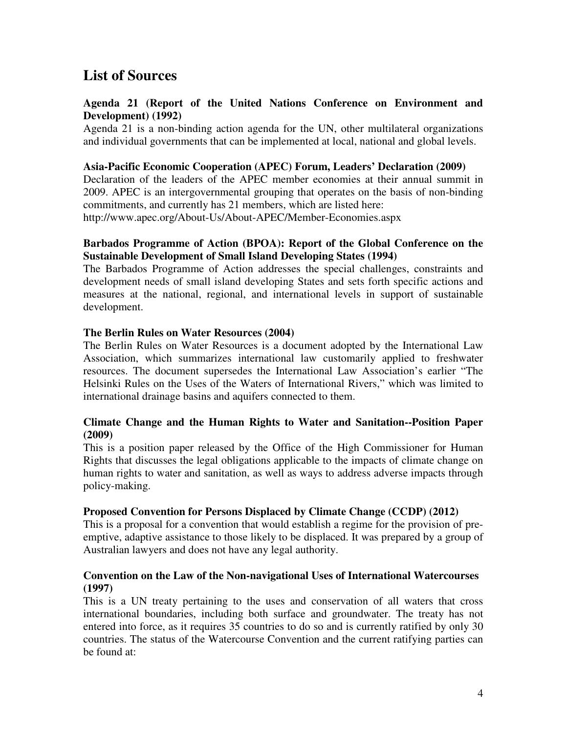## List of Sources

**Agenda 21 (Report of the United Nations Conference on Environment and Development) (1992)**

Agenda 21 is a non-binding action agenda for the UN, other multilateral organizations and individual governments that can be implemented at local, national and global levels.

**Asia-Pacific Economic Cooperation (APEC) Forum, Leaders' Declaration (2009)**

Declaration of the leaders of the APEC member economies at their annual summit in 2009. APEC is an intergovernmental grouping that operates on the basis of non-binding commitments, and currently has 21 members, which are listed here: http://www.apec.org/About-Us/About-APEC/Member-Economies.aspx

**Barbados Programme of Action (BPOA): Report of the Global Conference on the Sustainable Development of Small Island Developing States (1994)**

The Barbados Programme of Action addresses the special challenges, constraints and development needs of small island developing States and sets forth specific actions and measures at the national, regional, and international levels in support of sustainable development.

**The Berlin Rules on Water Resources (2004)**

The Berlin Rules on Water Resources is a document adopted by the International Law Association, which summarizes international law customarily applied to freshwater resources. The document supersedes the International Law Association's earlier "The Helsinki Rules on the Uses of the Waters of International Rivers," which was limited to international drainage basins and aquifers connected to them.

**Climate Change and the Human Rights to Water and Sanitation--Position Paper (2009)**

This is a position paper released by the Office of the High Commissioner for Human Rights that discusses the legal obligations applicable to the impacts of climate change on human rights to water and sanitation, as well as ways to address adverse impacts through policy-making.

**Proposed Convention for Persons Displaced by Climate Change (CCDP) (2012)**

This is a proposal for a convention that would establish a regime for the provision of pre-emptive, adaptive assistance to those likely to be displaced. It was prepared by a group of Australian lawyers and does not have any legal authority.

**Convention on the Law of the Non-navigational Uses of International Watercourses (1997)**

This is a UN treaty pertaining to the uses and conservation of all waters that cross international boundaries, including both surface and groundwater. The treaty has not entered into force, as it requires 35 countries to do so and is currently ratified by only 30 countries. The status of the Watercourse Convention and the current ratifying parties can be found at: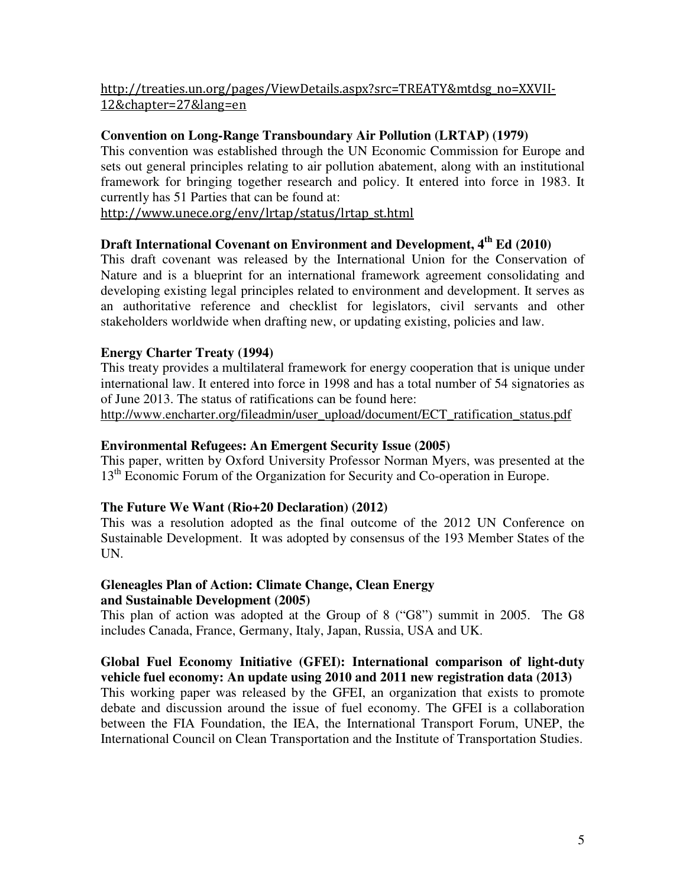http://treaties.un.org/pages/ViewDetails.aspx?src=TREATY&mtdsg_no=XXVII-12&chapter=27&lang=en

**Convention on Long-Range Transboundary Air Pollution (LRTAP) (1979)**

This convention was established through the UN Economic Commission for Europe and sets out general principles relating to air pollution abatement, along with an institutional framework for bringing together research and policy. It entered into force in 1983. It currently has 51 Parties that can be found at:
http://www.unece.org/env/lrtap/status/lrtap_st.html

**Draft International Covenant on Environment and Development, 4th Ed (2010)**

This draft covenant was released by the International Union for the Conservation of Nature and is a blueprint for an international framework agreement consolidating and developing existing legal principles related to environment and development. It serves as an authoritative reference and checklist for legislators, civil servants and other stakeholders worldwide when drafting new, or updating existing, policies and law.

**Energy Charter Treaty (1994)**

This treaty provides a multilateral framework for energy cooperation that is unique under international law. It entered into force in 1998 and has a total number of 54 signatories as of June 2013. The status of ratifications can be found here:
http://www.encharter.org/fileadmin/user_upload/document/ECT_ratification_status.pdf

**Environmental Refugees: An Emergent Security Issue (2005)**

This paper, written by Oxford University Professor Norman Myers, was presented at the 13th Economic Forum of the Organization for Security and Co-operation in Europe.

**The Future We Want (Rio+20 Declaration) (2012)**

This was a resolution adopted as the final outcome of the 2012 UN Conference on Sustainable Development. It was adopted by consensus of the 193 Member States of the UN.

**Gleneagles Plan of Action: Climate Change, Clean Energy and Sustainable Development (2005)**

This plan of action was adopted at the Group of 8 ("G8") summit in 2005. The G8 includes Canada, France, Germany, Italy, Japan, Russia, USA and UK.

**Global Fuel Economy Initiative (GFEI): International comparison of light-duty vehicle fuel economy: An update using 2010 and 2011 new registration data (2013)**

This working paper was released by the GFEI, an organization that exists to promote debate and discussion around the issue of fuel economy. The GFEI is a collaboration between the FIA Foundation, the IEA, the International Transport Forum, UNEP, the International Council on Clean Transportation and the Institute of Transportation Studies.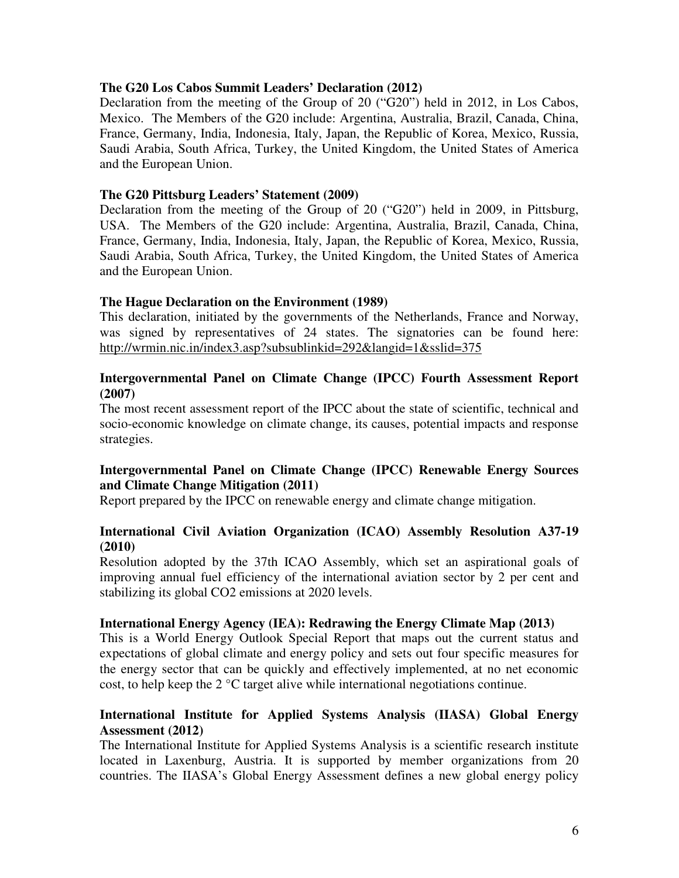**The G20 Los Cabos Summit Leaders' Declaration (2012)**
Declaration from the meeting of the Group of 20 ("G20") held in 2012, in Los Cabos, Mexico. The Members of the G20 include: Argentina, Australia, Brazil, Canada, China, France, Germany, India, Indonesia, Italy, Japan, the Republic of Korea, Mexico, Russia, Saudi Arabia, South Africa, Turkey, the United Kingdom, the United States of America and the European Union.

**The G20 Pittsburg Leaders' Statement (2009)**
Declaration from the meeting of the Group of 20 ("G20") held in 2009, in Pittsburg, USA. The Members of the G20 include: Argentina, Australia, Brazil, Canada, China, France, Germany, India, Indonesia, Italy, Japan, the Republic of Korea, Mexico, Russia, Saudi Arabia, South Africa, Turkey, the United Kingdom, the United States of America and the European Union.

**The Hague Declaration on the Environment (1989)**
This declaration, initiated by the governments of the Netherlands, France and Norway, was signed by representatives of 24 states. The signatories can be found here: http://wrmin.nic.in/index3.asp?subsublinkid=292&langid=1&sslid=375

**Intergovernmental Panel on Climate Change (IPCC) Fourth Assessment Report (2007)**
The most recent assessment report of the IPCC about the state of scientific, technical and socio-economic knowledge on climate change, its causes, potential impacts and response strategies.

**Intergovernmental Panel on Climate Change (IPCC) Renewable Energy Sources and Climate Change Mitigation (2011)**
Report prepared by the IPCC on renewable energy and climate change mitigation.

**International Civil Aviation Organization (ICAO) Assembly Resolution A37-19 (2010)**
Resolution adopted by the 37th ICAO Assembly, which set an aspirational goals of improving annual fuel efficiency of the international aviation sector by 2 per cent and stabilizing its global $CO_2$ emissions at 2020 levels.

**International Energy Agency (IEA): Redrawing the Energy Climate Map (2013)**
This is a World Energy Outlook Special Report that maps out the current status and expectations of global climate and energy policy and sets out four specific measures for the energy sector that can be quickly and effectively implemented, at no net economic cost, to help keep the 2 °C target alive while international negotiations continue.

**International Institute for Applied Systems Analysis (IIASA) Global Energy Assessment (2012)**
The International Institute for Applied Systems Analysis is a scientific research institute located in Laxenburg, Austria. It is supported by member organizations from 20 countries. The IIASA's Global Energy Assessment defines a new global energy policy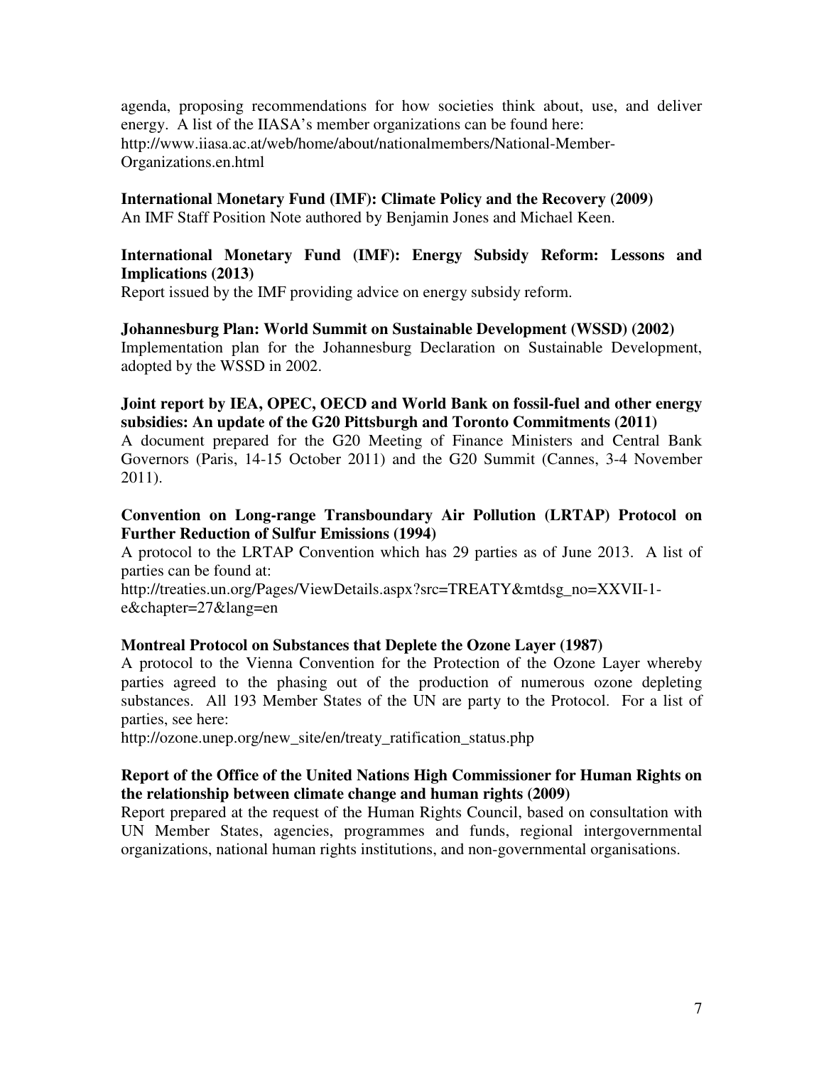agenda, proposing recommendations for how societies think about, use, and deliver energy. A list of the IIASA's member organizations can be found here: http://www.iiasa.ac.at/web/home/about/nationalmembers/National-Member-Organizations.en.html

**International Monetary Fund (IMF): Climate Policy and the Recovery (2009)**
An IMF Staff Position Note authored by Benjamin Jones and Michael Keen.

**International Monetary Fund (IMF): Energy Subsidy Reform: Lessons and Implications (2013)**
Report issued by the IMF providing advice on energy subsidy reform.

**Johannesburg Plan: World Summit on Sustainable Development (WSSD) (2002)**
Implementation plan for the Johannesburg Declaration on Sustainable Development, adopted by the WSSD in 2002.

**Joint report by IEA, OPEC, OECD and World Bank on fossil-fuel and other energy subsidies: An update of the G20 Pittsburgh and Toronto Commitments (2011)**
A document prepared for the G20 Meeting of Finance Ministers and Central Bank Governors (Paris, 14-15 October 2011) and the G20 Summit (Cannes, 3-4 November 2011).

**Convention on Long-range Transboundary Air Pollution (LRTAP) Protocol on Further Reduction of Sulfur Emissions (1994)**
A protocol to the LRTAP Convention which has 29 parties as of June 2013. A list of parties can be found at:
http://treaties.un.org/Pages/ViewDetails.aspx?src=TREATY&mtdsg_no=XXVII-1-e&chapter=27&lang=en

**Montreal Protocol on Substances that Deplete the Ozone Layer (1987)**
A protocol to the Vienna Convention for the Protection of the Ozone Layer whereby parties agreed to the phasing out of the production of numerous ozone depleting substances. All 193 Member States of the UN are party to the Protocol. For a list of parties, see here:
http://ozone.unep.org/new_site/en/treaty_ratification_status.php

**Report of the Office of the United Nations High Commissioner for Human Rights on the relationship between climate change and human rights (2009)**
Report prepared at the request of the Human Rights Council, based on consultation with UN Member States, agencies, programmes and funds, regional intergovernmental organizations, national human rights institutions, and non-governmental organisations.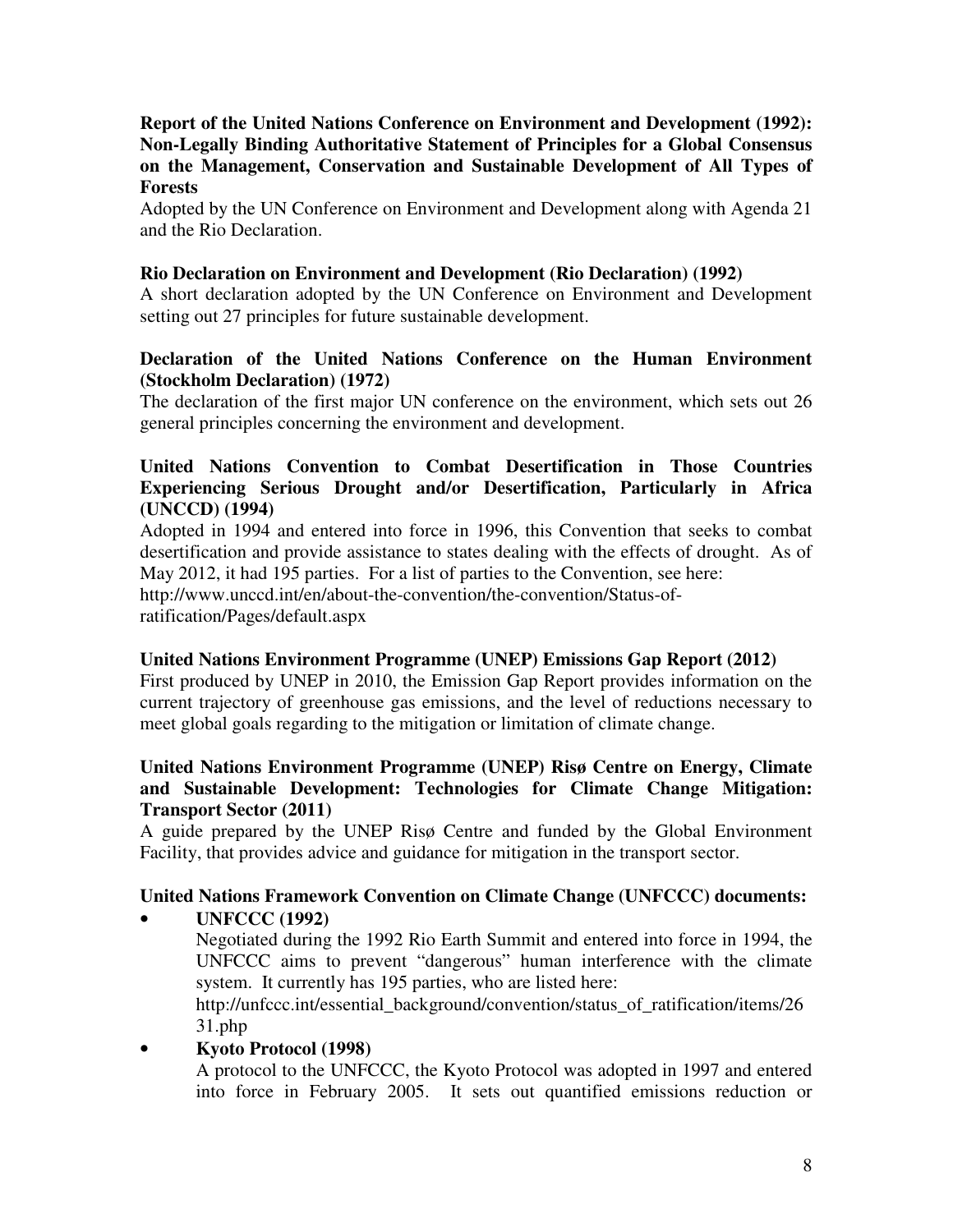**Report of the United Nations Conference on Environment and Development (1992): Non-Legally Binding Authoritative Statement of Principles for a Global Consensus on the Management, Conservation and Sustainable Development of All Types of Forests**

Adopted by the UN Conference on Environment and Development along with Agenda 21 and the Rio Declaration.

**Rio Declaration on Environment and Development (Rio Declaration) (1992)**

A short declaration adopted by the UN Conference on Environment and Development setting out 27 principles for future sustainable development.

**Declaration of the United Nations Conference on the Human Environment (Stockholm Declaration) (1972)**

The declaration of the first major UN conference on the environment, which sets out 26 general principles concerning the environment and development.

**United Nations Convention to Combat Desertification in Those Countries Experiencing Serious Drought and/or Desertification, Particularly in Africa (UNCCD) (1994)**

Adopted in 1994 and entered into force in 1996, this Convention that seeks to combat desertification and provide assistance to states dealing with the effects of drought. As of May 2012, it had 195 parties. For a list of parties to the Convention, see here: http://www.unccd.int/en/about-the-convention/the-convention/Status-of-ratification/Pages/default.aspx

**United Nations Environment Programme (UNEP) Emissions Gap Report (2012)**

First produced by UNEP in 2010, the Emission Gap Report provides information on the current trajectory of greenhouse gas emissions, and the level of reductions necessary to meet global goals regarding to the mitigation or limitation of climate change.

**United Nations Environment Programme (UNEP) Risø Centre on Energy, Climate and Sustainable Development: Technologies for Climate Change Mitigation: Transport Sector (2011)**

A guide prepared by the UNEP Risø Centre and funded by the Global Environment Facility, that provides advice and guidance for mitigation in the transport sector.

**United Nations Framework Convention on Climate Change (UNFCCC) documents:**

- **UNFCCC (1992)**

  Negotiated during the 1992 Rio Earth Summit and entered into force in 1994, the UNFCCC aims to prevent "dangerous" human interference with the climate system. It currently has 195 parties, who are listed here: http://unfccc.int/essential_background/convention/status_of_ratification/items/2631.php

- **Kyoto Protocol (1998)**

  A protocol to the UNFCCC, the Kyoto Protocol was adopted in 1997 and entered into force in February 2005. It sets out quantified emissions reduction or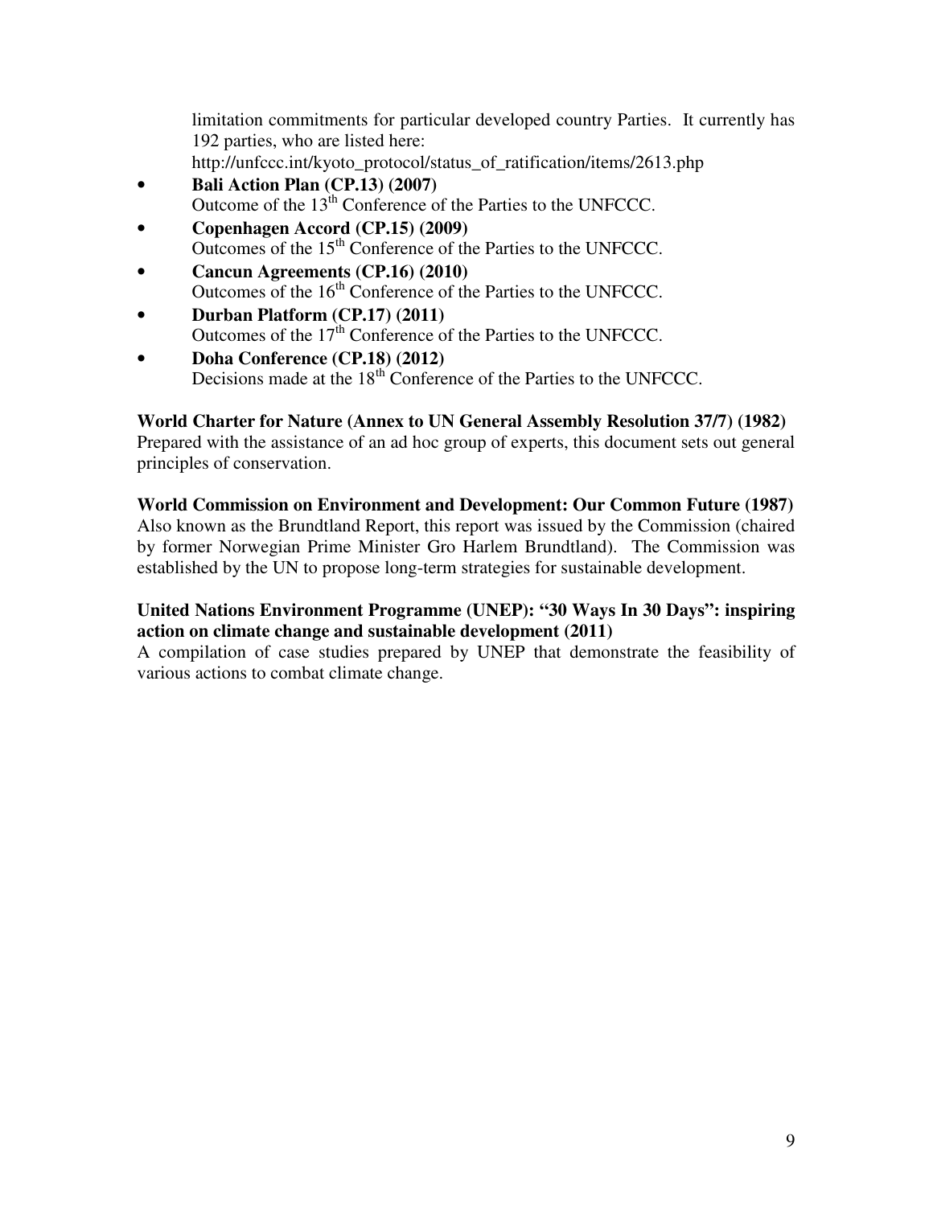limitation commitments for particular developed country Parties. It currently has 192 parties, who are listed here: http://unfccc.int/kyoto_protocol/status_of_ratification/items/2613.php

- **Bali Action Plan (CP.13) (2007)**
  Outcome of the 13th Conference of the Parties to the UNFCCC.
- **Copenhagen Accord (CP.15) (2009)**
  Outcomes of the 15th Conference of the Parties to the UNFCCC.
- **Cancun Agreements (CP.16) (2010)**
  Outcomes of the 16th Conference of the Parties to the UNFCCC.
- **Durban Platform (CP.17) (2011)**
  Outcomes of the 17th Conference of the Parties to the UNFCCC.
- **Doha Conference (CP.18) (2012)**
  Decisions made at the 18th Conference of the Parties to the UNFCCC.

**World Charter for Nature (Annex to UN General Assembly Resolution 37/7) (1982)**
Prepared with the assistance of an ad hoc group of experts, this document sets out general principles of conservation.

**World Commission on Environment and Development: Our Common Future (1987)**
Also known as the Brundtland Report, this report was issued by the Commission (chaired by former Norwegian Prime Minister Gro Harlem Brundtland). The Commission was established by the UN to propose long-term strategies for sustainable development.

**United Nations Environment Programme (UNEP): "30 Ways In 30 Days": inspiring action on climate change and sustainable development (2011)**
A compilation of case studies prepared by UNEP that demonstrate the feasibility of various actions to combat climate change.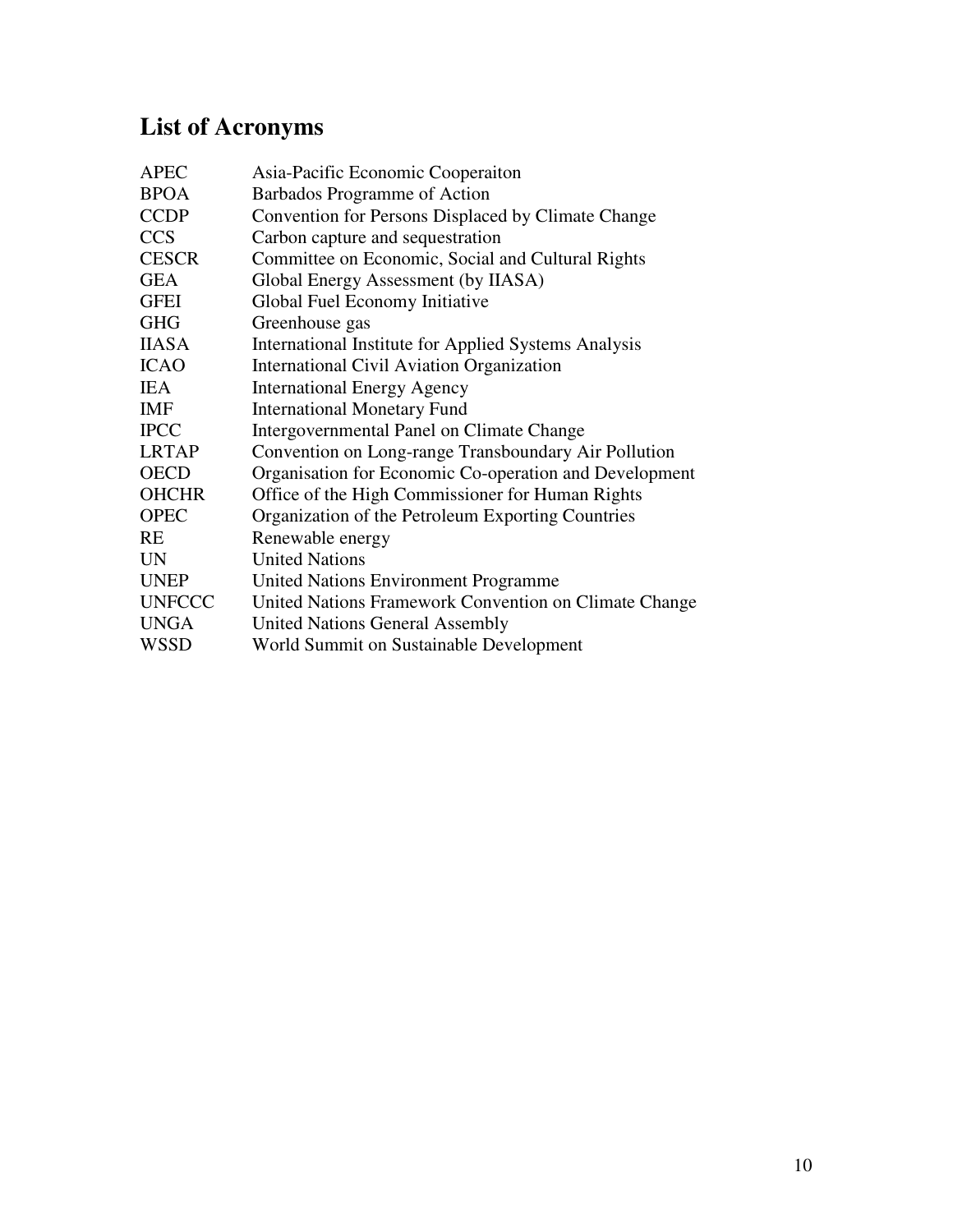## List of Acronyms

| | |
|---|---|
| APEC | Asia-Pacific Economic Cooperaiton |
| BPOA | Barbados Programme of Action |
| CCDP | Convention for Persons Displaced by Climate Change |
| CCS | Carbon capture and sequestration |
| CESCR | Committee on Economic, Social and Cultural Rights |
| GEA | Global Energy Assessment (by IIASA) |
| GFEI | Global Fuel Economy Initiative |
| GHG | Greenhouse gas |
| IIASA | International Institute for Applied Systems Analysis |
| ICAO | International Civil Aviation Organization |
| IEA | International Energy Agency |
| IMF | International Monetary Fund |
| IPCC | Intergovernmental Panel on Climate Change |
| LRTAP | Convention on Long-range Transboundary Air Pollution |
| OECD | Organisation for Economic Co-operation and Development |
| OHCHR | Office of the High Commissioner for Human Rights |
| OPEC | Organization of the Petroleum Exporting Countries |
| RE | Renewable energy |
| UN | United Nations |
| UNEP | United Nations Environment Programme |
| UNFCCC | United Nations Framework Convention on Climate Change |
| UNGA | United Nations General Assembly |
| WSSD | World Summit on Sustainable Development |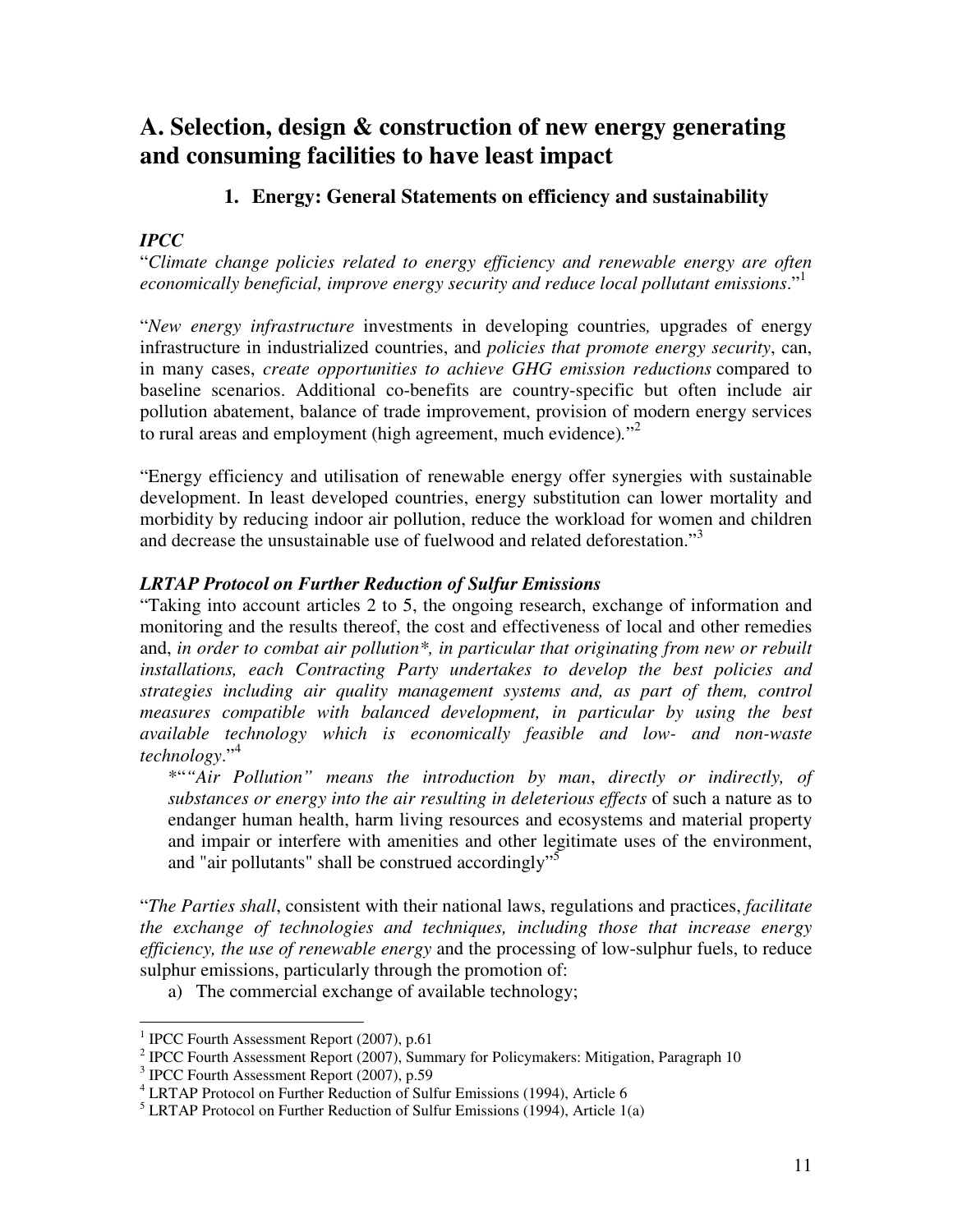# A. Selection, design & construction of new energy generating and consuming facilities to have least impact

## 1. Energy: General Statements on efficiency and sustainability

### *IPCC*

"*Climate change policies related to energy efficiency and renewable energy are often economically beneficial, improve energy security and reduce local pollutant emissions*."[1]

"*New energy infrastructure* investments in developing countries*,* upgrades of energy infrastructure in industrialized countries, and *policies that promote energy security*, can, in many cases, *create opportunities to achieve GHG emission reductions* compared to baseline scenarios. Additional co-benefits are country-specific but often include air pollution abatement, balance of trade improvement, provision of modern energy services to rural areas and employment (high agreement, much evidence)."[2]

"Energy efficiency and utilisation of renewable energy offer synergies with sustainable development. In least developed countries, energy substitution can lower mortality and morbidity by reducing indoor air pollution, reduce the workload for women and children and decrease the unsustainable use of fuelwood and related deforestation."[3]

### *LRTAP Protocol on Further Reduction of Sulfur Emissions*

"Taking into account articles 2 to 5, the ongoing research, exchange of information and monitoring and the results thereof, the cost and effectiveness of local and other remedies and, *in order to combat air pollution\*, in particular that originating from new or rebuilt installations, each Contracting Party undertakes to develop the best policies and strategies including air quality management systems and, as part of them, control measures compatible with balanced development, in particular by using the best available technology which is economically feasible and low- and non-waste technology*."[4]

> \*"*"Air Pollution" means the introduction by man*, *directly or indirectly, of substances or energy into the air resulting in deleterious effects* of such a nature as to endanger human health, harm living resources and ecosystems and material property and impair or interfere with amenities and other legitimate uses of the environment, and "air pollutants" shall be construed accordingly"[5]

"*The Parties shall*, consistent with their national laws, regulations and practices, *facilitate the exchange of technologies and techniques, including those that increase energy efficiency, the use of renewable energy* and the processing of low-sulphur fuels, to reduce sulphur emissions, particularly through the promotion of:

a) The commercial exchange of available technology;

---

[1] IPCC Fourth Assessment Report (2007), p.61

[2] IPCC Fourth Assessment Report (2007), Summary for Policymakers: Mitigation, Paragraph 10

[3] IPCC Fourth Assessment Report (2007), p.59

[4] LRTAP Protocol on Further Reduction of Sulfur Emissions (1994), Article 6

[5] LRTAP Protocol on Further Reduction of Sulfur Emissions (1994), Article 1(a)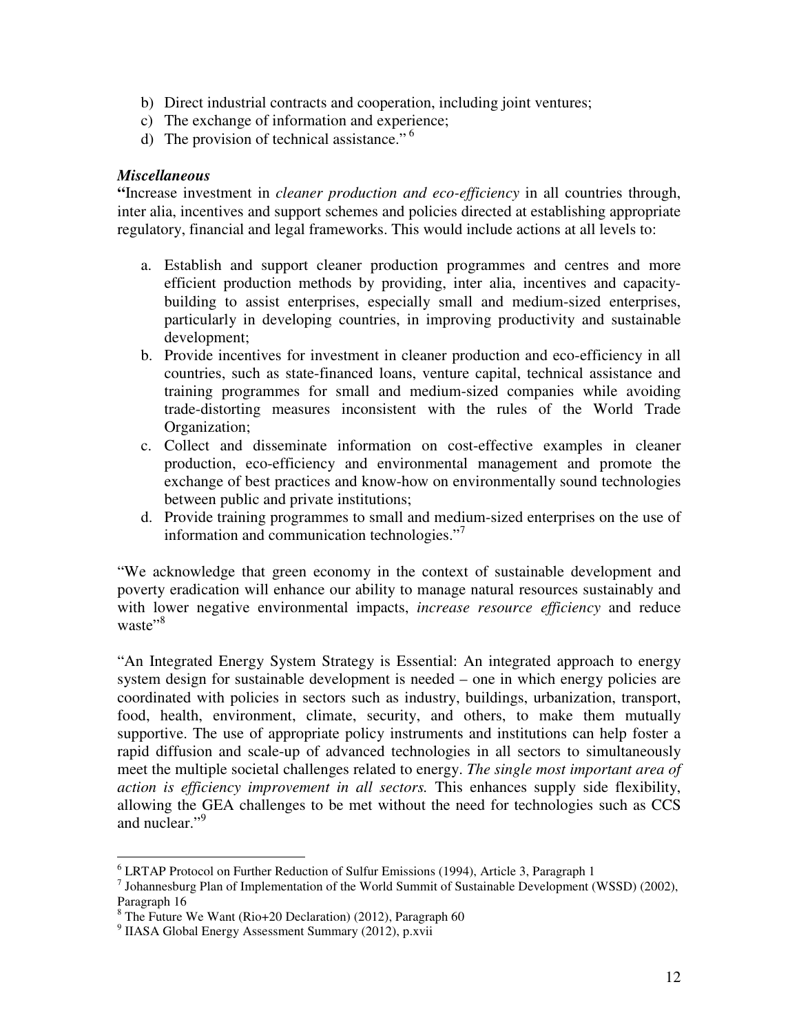b) Direct industrial contracts and cooperation, including joint ventures;
c) The exchange of information and experience;
d) The provision of technical assistance." [6]

***Miscellaneous***

**"**Increase investment in *cleaner production and eco-efficiency* in all countries through, inter alia, incentives and support schemes and policies directed at establishing appropriate regulatory, financial and legal frameworks. This would include actions at all levels to:

a. Establish and support cleaner production programmes and centres and more efficient production methods by providing, inter alia, incentives and capacity-building to assist enterprises, especially small and medium-sized enterprises, particularly in developing countries, in improving productivity and sustainable development;
b. Provide incentives for investment in cleaner production and eco-efficiency in all countries, such as state-financed loans, venture capital, technical assistance and training programmes for small and medium-sized companies while avoiding trade-distorting measures inconsistent with the rules of the World Trade Organization;
c. Collect and disseminate information on cost-effective examples in cleaner production, eco-efficiency and environmental management and promote the exchange of best practices and know-how on environmentally sound technologies between public and private institutions;
d. Provide training programmes to small and medium-sized enterprises on the use of information and communication technologies." [7]

"We acknowledge that green economy in the context of sustainable development and poverty eradication will enhance our ability to manage natural resources sustainably and with lower negative environmental impacts, *increase resource efficiency* and reduce waste" [8]

"An Integrated Energy System Strategy is Essential: An integrated approach to energy system design for sustainable development is needed – one in which energy policies are coordinated with policies in sectors such as industry, buildings, urbanization, transport, food, health, environment, climate, security, and others, to make them mutually supportive. The use of appropriate policy instruments and institutions can help foster a rapid diffusion and scale-up of advanced technologies in all sectors to simultaneously meet the multiple societal challenges related to energy. *The single most important area of action is efficiency improvement in all sectors.* This enhances supply side flexibility, allowing the GEA challenges to be met without the need for technologies such as CCS and nuclear." [9]

---

[6] LRTAP Protocol on Further Reduction of Sulfur Emissions (1994), Article 3, Paragraph 1

[7] Johannesburg Plan of Implementation of the World Summit of Sustainable Development (WSSD) (2002), Paragraph 16

[8] The Future We Want (Rio+20 Declaration) (2012), Paragraph 60

[9] IIASA Global Energy Assessment Summary (2012), p.xvii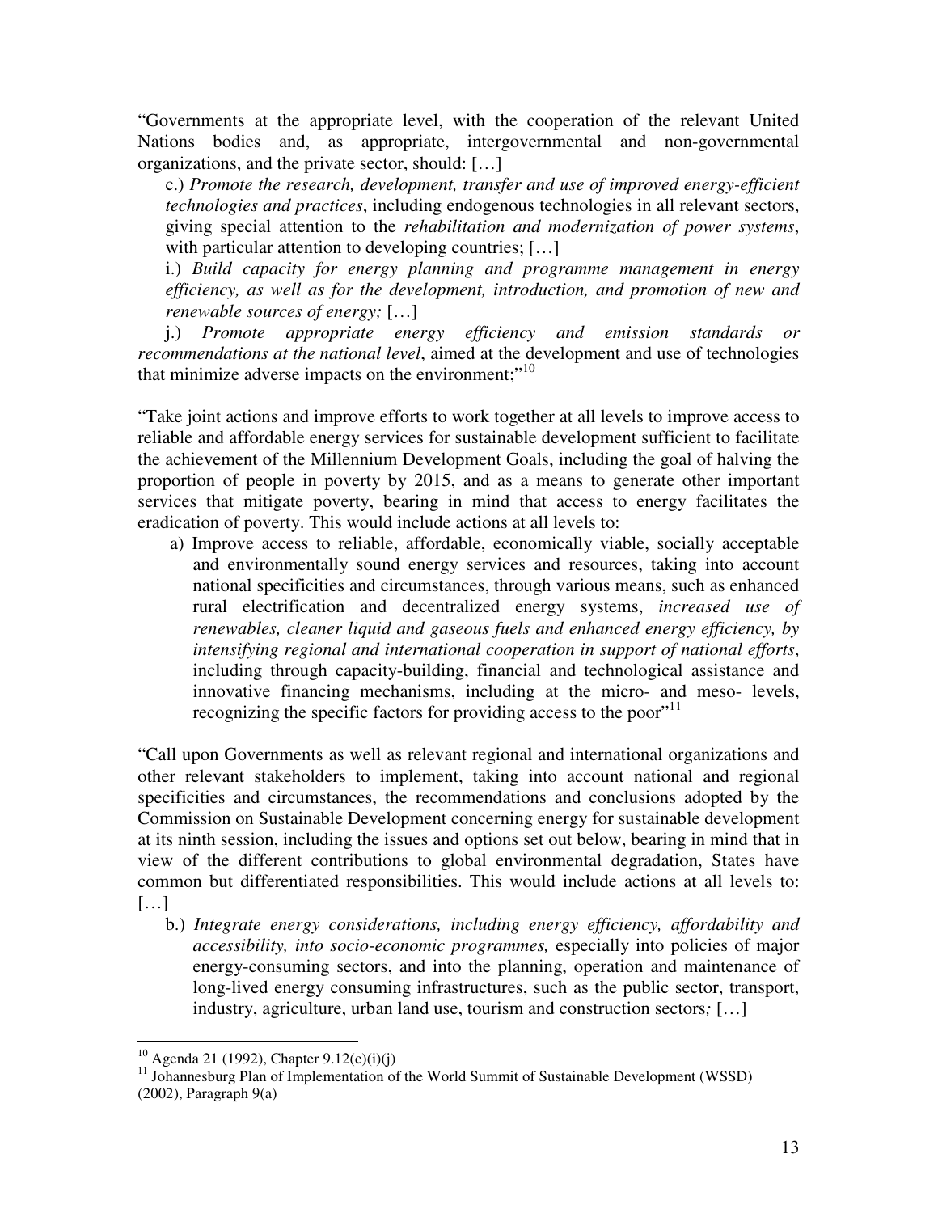"Governments at the appropriate level, with the cooperation of the relevant United Nations bodies and, as appropriate, intergovernmental and non-governmental organizations, and the private sector, should: […]

> c.) *Promote the research, development, transfer and use of improved energy-efficient technologies and practices*, including endogenous technologies in all relevant sectors, giving special attention to the *rehabilitation and modernization of power systems*, with particular attention to developing countries; […]
>
> i.) *Build capacity for energy planning and programme management in energy efficiency, as well as for the development, introduction, and promotion of new and renewable sources of energy;* […]
>
> j.) *Promote appropriate energy efficiency and emission standards or recommendations at the national level*, aimed at the development and use of technologies that minimize adverse impacts on the environment;"[10]

"Take joint actions and improve efforts to work together at all levels to improve access to reliable and affordable energy services for sustainable development sufficient to facilitate the achievement of the Millennium Development Goals, including the goal of halving the proportion of people in poverty by 2015, and as a means to generate other important services that mitigate poverty, bearing in mind that access to energy facilitates the eradication of poverty. This would include actions at all levels to:

> a) Improve access to reliable, affordable, economically viable, socially acceptable and environmentally sound energy services and resources, taking into account national specificities and circumstances, through various means, such as enhanced rural electrification and decentralized energy systems, *increased use of renewables, cleaner liquid and gaseous fuels and enhanced energy efficiency, by intensifying regional and international cooperation in support of national efforts*, including through capacity-building, financial and technological assistance and innovative financing mechanisms, including at the micro- and meso- levels, recognizing the specific factors for providing access to the poor"[11]

"Call upon Governments as well as relevant regional and international organizations and other relevant stakeholders to implement, taking into account national and regional specificities and circumstances, the recommendations and conclusions adopted by the Commission on Sustainable Development concerning energy for sustainable development at its ninth session, including the issues and options set out below, bearing in mind that in view of the different contributions to global environmental degradation, States have common but differentiated responsibilities. This would include actions at all levels to: […]

> b.) *Integrate energy considerations, including energy efficiency, affordability and accessibility, into socio-economic programmes,* especially into policies of major energy-consuming sectors, and into the planning, operation and maintenance of long-lived energy consuming infrastructures, such as the public sector, transport, industry, agriculture, urban land use, tourism and construction sectors; […]

---

[10] Agenda 21 (1992), Chapter 9.12(c)(i)(j)

[11] Johannesburg Plan of Implementation of the World Summit of Sustainable Development (WSSD) (2002), Paragraph 9(a)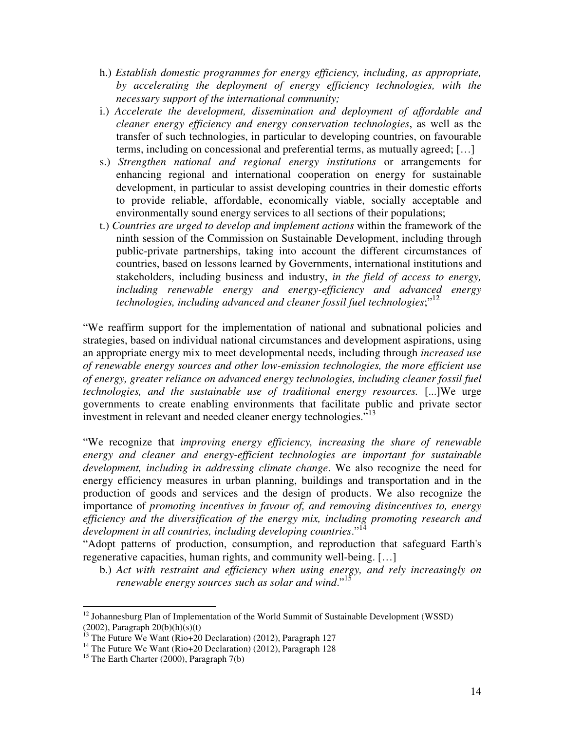h.) *Establish domestic programmes for energy efficiency, including, as appropriate, by accelerating the deployment of energy efficiency technologies, with the necessary support of the international community;*

i.) *Accelerate the development, dissemination and deployment of affordable and cleaner energy efficiency and energy conservation technologies*, as well as the transfer of such technologies, in particular to developing countries, on favourable terms, including on concessional and preferential terms, as mutually agreed; […]

s.) *Strengthen national and regional energy institutions* or arrangements for enhancing regional and international cooperation on energy for sustainable development, in particular to assist developing countries in their domestic efforts to provide reliable, affordable, economically viable, socially acceptable and environmentally sound energy services to all sections of their populations;

t.) *Countries are urged to develop and implement actions* within the framework of the ninth session of the Commission on Sustainable Development, including through public-private partnerships, taking into account the different circumstances of countries, based on lessons learned by Governments, international institutions and stakeholders, including business and industry, *in the field of access to energy, including renewable energy and energy-efficiency and advanced energy technologies, including advanced and cleaner fossil fuel technologies*;"[12]

"We reaffirm support for the implementation of national and subnational policies and strategies, based on individual national circumstances and development aspirations, using an appropriate energy mix to meet developmental needs, including through *increased use of renewable energy sources and other low-emission technologies, the more efficient use of energy, greater reliance on advanced energy technologies, including cleaner fossil fuel technologies, and the sustainable use of traditional energy resources.* [...]We urge governments to create enabling environments that facilitate public and private sector investment in relevant and needed cleaner energy technologies."[13]

"We recognize that *improving energy efficiency, increasing the share of renewable energy and cleaner and energy-efficient technologies are important for sustainable development, including in addressing climate change*. We also recognize the need for energy efficiency measures in urban planning, buildings and transportation and in the production of goods and services and the design of products. We also recognize the importance of *promoting incentives in favour of, and removing disincentives to, energy efficiency and the diversification of the energy mix, including promoting research and development in all countries, including developing countries*."[14]

"Adopt patterns of production, consumption, and reproduction that safeguard Earth's regenerative capacities, human rights, and community well-being. […]

b.) *Act with restraint and efficiency when using energy, and rely increasingly on renewable energy sources such as solar and wind*."[15]

---

[12] Johannesburg Plan of Implementation of the World Summit of Sustainable Development (WSSD) (2002), Paragraph 20(b)(h)(s)(t)

[13] The Future We Want (Rio+20 Declaration) (2012), Paragraph 127

[14] The Future We Want (Rio+20 Declaration) (2012), Paragraph 128

[15] The Earth Charter (2000), Paragraph 7(b)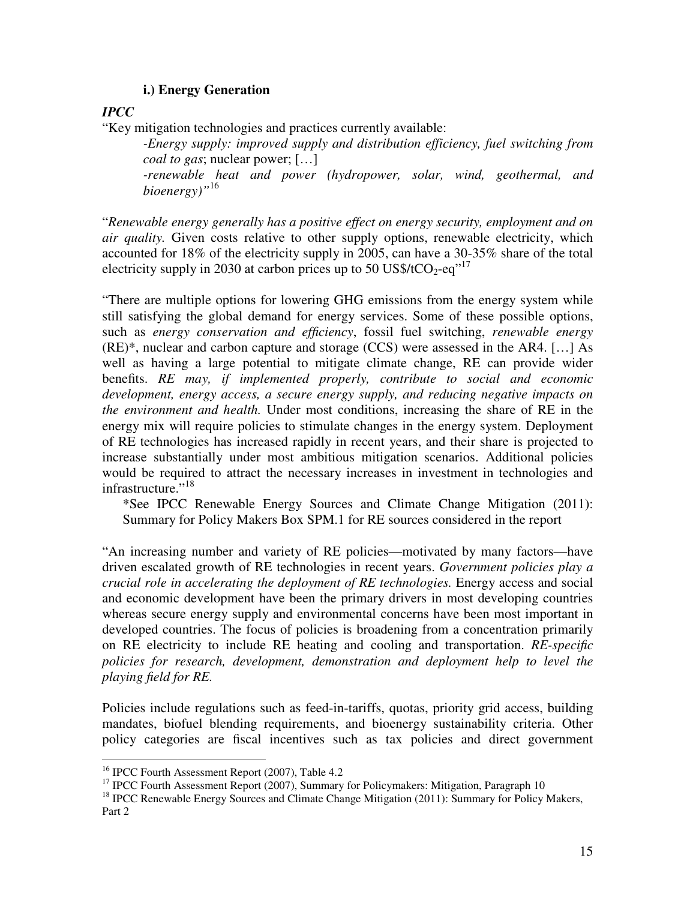### i.) Energy Generation

***IPCC***

"Key mitigation technologies and practices currently available:

> *-Energy supply: improved supply and distribution efficiency, fuel switching from coal to gas*; nuclear power; […]
>
> *-renewable heat and power (hydropower, solar, wind, geothermal, and bioenergy)"*[16]

"*Renewable energy generally has a positive effect on energy security, employment and on air quality.* Given costs relative to other supply options, renewable electricity, which accounted for 18% of the electricity supply in 2005, can have a 30-35% share of the total electricity supply in 2030 at carbon prices up to 50 US\$/t$CO_2$-eq"[17]

"There are multiple options for lowering GHG emissions from the energy system while still satisfying the global demand for energy services. Some of these possible options, such as *energy conservation and efficiency*, fossil fuel switching, *renewable energy* (RE)*, nuclear and carbon capture and storage (CCS) were assessed in the AR4. […] As well as having a large potential to mitigate climate change, RE can provide wider benefits. *RE may, if implemented properly, contribute to social and economic development, energy access, a secure energy supply, and reducing negative impacts on the environment and health.* Under most conditions, increasing the share of RE in the energy mix will require policies to stimulate changes in the energy system. Deployment of RE technologies has increased rapidly in recent years, and their share is projected to increase substantially under most ambitious mitigation scenarios. Additional policies would be required to attract the necessary increases in investment in technologies and infrastructure."[18]

> *See IPCC Renewable Energy Sources and Climate Change Mitigation (2011): Summary for Policy Makers Box SPM.1 for RE sources considered in the report

"An increasing number and variety of RE policies—motivated by many factors—have driven escalated growth of RE technologies in recent years. *Government policies play a crucial role in accelerating the deployment of RE technologies.* Energy access and social and economic development have been the primary drivers in most developing countries whereas secure energy supply and environmental concerns have been most important in developed countries. The focus of policies is broadening from a concentration primarily on RE electricity to include RE heating and cooling and transportation. *RE-specific policies for research, development, demonstration and deployment help to level the playing field for RE.*

Policies include regulations such as feed-in-tariffs, quotas, priority grid access, building mandates, biofuel blending requirements, and bioenergy sustainability criteria. Other policy categories are fiscal incentives such as tax policies and direct government

---

[16] IPCC Fourth Assessment Report (2007), Table 4.2

[17] IPCC Fourth Assessment Report (2007), Summary for Policymakers: Mitigation, Paragraph 10

[18] IPCC Renewable Energy Sources and Climate Change Mitigation (2011): Summary for Policy Makers, Part 2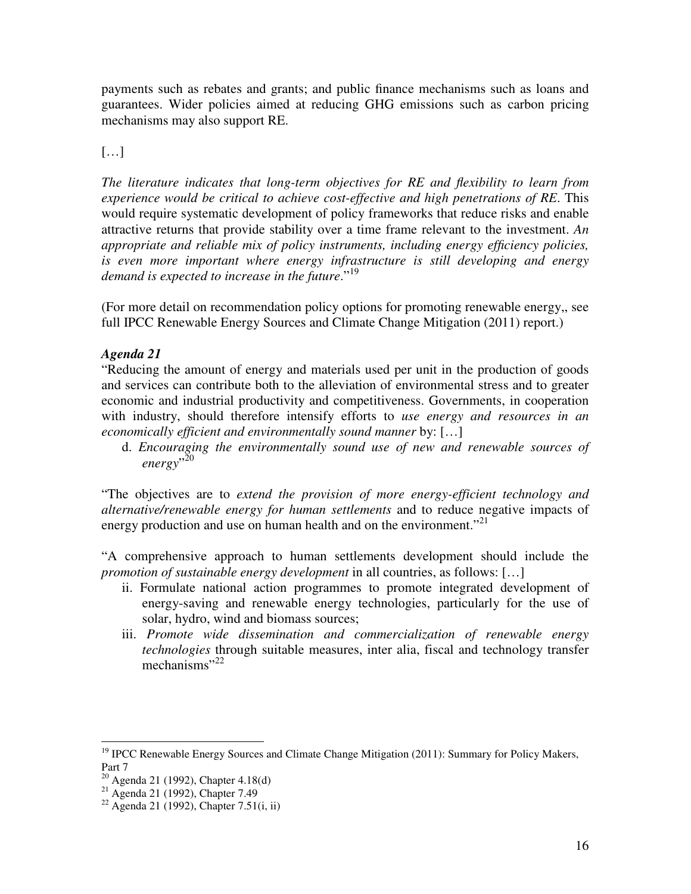payments such as rebates and grants; and public finance mechanisms such as loans and guarantees. Wider policies aimed at reducing GHG emissions such as carbon pricing mechanisms may also support RE.

[…]

*The literature indicates that long-term objectives for RE and flexibility to learn from experience would be critical to achieve cost-effective and high penetrations of RE*. This would require systematic development of policy frameworks that reduce risks and enable attractive returns that provide stability over a time frame relevant to the investment. *An appropriate and reliable mix of policy instruments, including energy efficiency policies, is even more important where energy infrastructure is still developing and energy demand is expected to increase in the future*."[19]

(For more detail on recommendation policy options for promoting renewable energy,, see full IPCC Renewable Energy Sources and Climate Change Mitigation (2011) report.)

***Agenda 21***

"Reducing the amount of energy and materials used per unit in the production of goods and services can contribute both to the alleviation of environmental stress and to greater economic and industrial productivity and competitiveness. Governments, in cooperation with industry, should therefore intensify efforts to *use energy and resources in an economically efficient and environmentally sound manner* by: […]

d. *Encouraging the environmentally sound use of new and renewable sources of energy*"[20]

"The objectives are to *extend the provision of more energy-efficient technology and alternative/renewable energy for human settlements* and to reduce negative impacts of energy production and use on human health and on the environment."[21]

"A comprehensive approach to human settlements development should include the *promotion of sustainable energy development* in all countries, as follows: […]

ii. Formulate national action programmes to promote integrated development of energy-saving and renewable energy technologies, particularly for the use of solar, hydro, wind and biomass sources;

iii. *Promote wide dissemination and commercialization of renewable energy technologies* through suitable measures, inter alia, fiscal and technology transfer mechanisms"[22]

---

[19] IPCC Renewable Energy Sources and Climate Change Mitigation (2011): Summary for Policy Makers, Part 7

[20] Agenda 21 (1992), Chapter 4.18(d)

[21] Agenda 21 (1992), Chapter 7.49

[22] Agenda 21 (1992), Chapter 7.51(i, ii)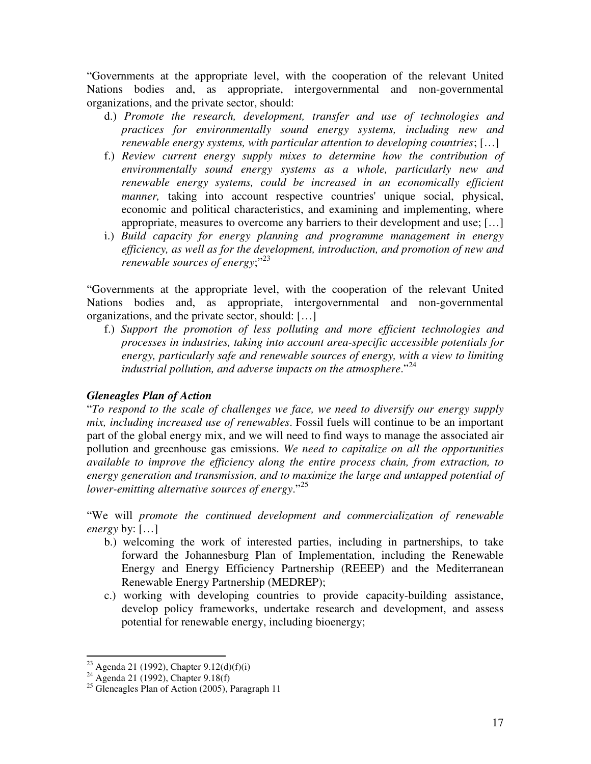"Governments at the appropriate level, with the cooperation of the relevant United Nations bodies and, as appropriate, intergovernmental and non-governmental organizations, and the private sector, should:

d.) *Promote the research, development, transfer and use of technologies and practices for environmentally sound energy systems, including new and renewable energy systems, with particular attention to developing countries*; […]

f.) *Review current energy supply mixes to determine how the contribution of environmentally sound energy systems as a whole, particularly new and renewable energy systems, could be increased in an economically efficient manner,* taking into account respective countries' unique social, physical, economic and political characteristics, and examining and implementing, where appropriate, measures to overcome any barriers to their development and use; […]

i.) *Build capacity for energy planning and programme management in energy efficiency, as well as for the development, introduction, and promotion of new and renewable sources of energy*;"[23]

"Governments at the appropriate level, with the cooperation of the relevant United Nations bodies and, as appropriate, intergovernmental and non-governmental organizations, and the private sector, should: […]

f.) *Support the promotion of less polluting and more efficient technologies and processes in industries, taking into account area-specific accessible potentials for energy, particularly safe and renewable sources of energy, with a view to limiting industrial pollution, and adverse impacts on the atmosphere*."[24]

***Gleneagles Plan of Action***

"*To respond to the scale of challenges we face, we need to diversify our energy supply mix, including increased use of renewables*. Fossil fuels will continue to be an important part of the global energy mix, and we will need to find ways to manage the associated air pollution and greenhouse gas emissions. *We need to capitalize on all the opportunities available to improve the efficiency along the entire process chain, from extraction, to energy generation and transmission, and to maximize the large and untapped potential of lower-emitting alternative sources of energy*."[25]

"We will *promote the continued development and commercialization of renewable energy* by: […]

b.) welcoming the work of interested parties, including in partnerships, to take forward the Johannesburg Plan of Implementation, including the Renewable Energy and Energy Efficiency Partnership (REEEP) and the Mediterranean Renewable Energy Partnership (MEDREP);

c.) working with developing countries to provide capacity-building assistance, develop policy frameworks, undertake research and development, and assess potential for renewable energy, including bioenergy;

---

[23] Agenda 21 (1992), Chapter 9.12(d)(f)(i)

[24] Agenda 21 (1992), Chapter 9.18(f)

[25] Gleneagles Plan of Action (2005), Paragraph 11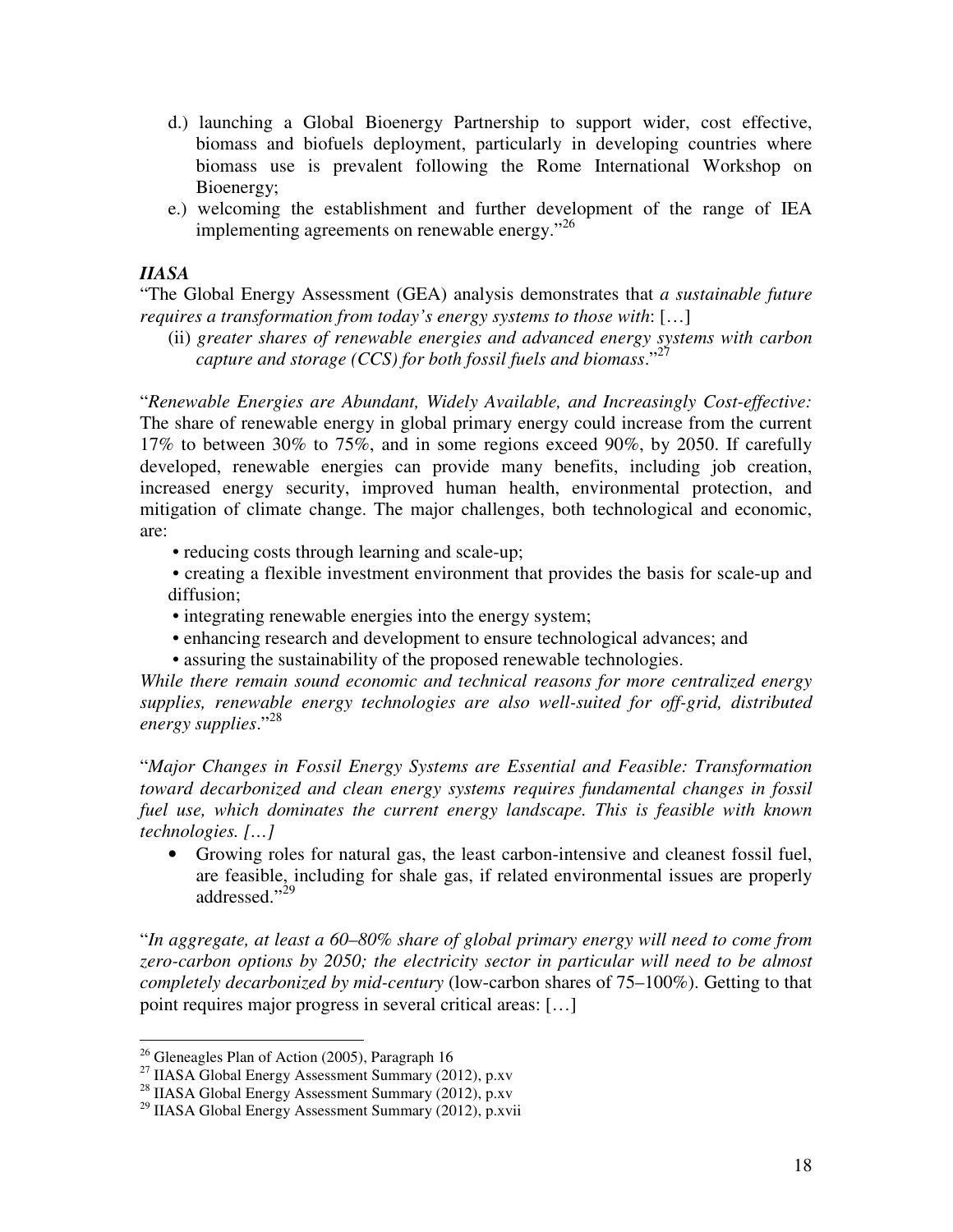d.) launching a Global Bioenergy Partnership to support wider, cost effective, biomass and biofuels deployment, particularly in developing countries where biomass use is prevalent following the Rome International Workshop on Bioenergy;

e.) welcoming the establishment and further development of the range of IEA implementing agreements on renewable energy."[26]

***IIASA***

"The Global Energy Assessment (GEA) analysis demonstrates that *a sustainable future requires a transformation from today's energy systems to those with*: […]

(ii) *greater shares of renewable energies and advanced energy systems with carbon capture and storage (CCS) for both fossil fuels and biomass*."[27]

"*Renewable Energies are Abundant, Widely Available, and Increasingly Cost-effective:* The share of renewable energy in global primary energy could increase from the current 17% to between 30% to 75%, and in some regions exceed 90%, by 2050. If carefully developed, renewable energies can provide many benefits, including job creation, increased energy security, improved human health, environmental protection, and mitigation of climate change. The major challenges, both technological and economic, are:

- reducing costs through learning and scale-up;
- creating a flexible investment environment that provides the basis for scale-up and diffusion;
- integrating renewable energies into the energy system;
- enhancing research and development to ensure technological advances; and
- assuring the sustainability of the proposed renewable technologies.

*While there remain sound economic and technical reasons for more centralized energy supplies, renewable energy technologies are also well-suited for off-grid, distributed energy supplies*."[28]

"*Major Changes in Fossil Energy Systems are Essential and Feasible: Transformation toward decarbonized and clean energy systems requires fundamental changes in fossil fuel use, which dominates the current energy landscape. This is feasible with known technologies. […]*

- Growing roles for natural gas, the least carbon-intensive and cleanest fossil fuel, are feasible, including for shale gas, if related environmental issues are properly addressed."[29]

"*In aggregate, at least a 60–80% share of global primary energy will need to come from zero-carbon options by 2050; the electricity sector in particular will need to be almost completely decarbonized by mid-century* (low-carbon shares of 75–100%). Getting to that point requires major progress in several critical areas: […]

---

[26] Gleneagles Plan of Action (2005), Paragraph 16

[27] IIASA Global Energy Assessment Summary (2012), p.xv

[28] IIASA Global Energy Assessment Summary (2012), p.xv

[29] IIASA Global Energy Assessment Summary (2012), p.xvii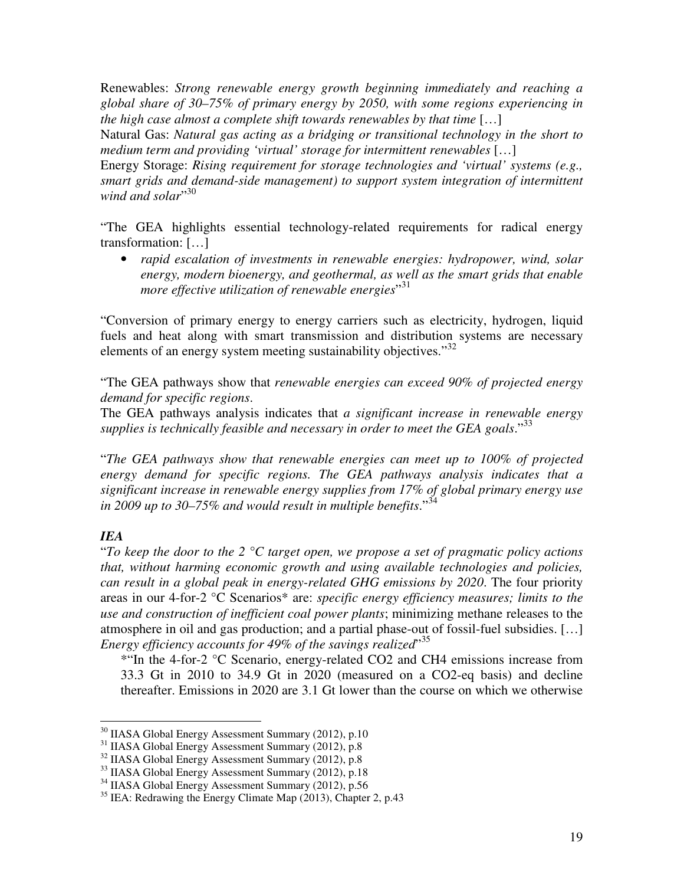Renewables: *Strong renewable energy growth beginning immediately and reaching a global share of 30–75% of primary energy by 2050, with some regions experiencing in the high case almost a complete shift towards renewables by that time* […]

Natural Gas: *Natural gas acting as a bridging or transitional technology in the short to medium term and providing 'virtual' storage for intermittent renewables* […]

Energy Storage: *Rising requirement for storage technologies and 'virtual' systems (e.g., smart grids and demand-side management) to support system integration of intermittent wind and solar*"[30]

"The GEA highlights essential technology-related requirements for radical energy transformation: […]

- *rapid escalation of investments in renewable energies: hydropower, wind, solar energy, modern bioenergy, and geothermal, as well as the smart grids that enable more effective utilization of renewable energies*"[31]

"Conversion of primary energy to energy carriers such as electricity, hydrogen, liquid fuels and heat along with smart transmission and distribution systems are necessary elements of an energy system meeting sustainability objectives."[32]

"The GEA pathways show that *renewable energies can exceed 90% of projected energy demand for specific regions*.

The GEA pathways analysis indicates that *a significant increase in renewable energy supplies is technically feasible and necessary in order to meet the GEA goals*."[33]

"*The GEA pathways show that renewable energies can meet up to 100% of projected energy demand for specific regions. The GEA pathways analysis indicates that a significant increase in renewable energy supplies from 17% of global primary energy use in 2009 up to 30–75% and would result in multiple benefits*."[34]

***IEA***

"*To keep the door to the 2 °C target open, we propose a set of pragmatic policy actions that, without harming economic growth and using available technologies and policies, can result in a global peak in energy-related GHG emissions by 2020*. The four priority areas in our 4-for-2 °C Scenarios* are: *specific energy efficiency measures; limits to the use and construction of inefficient coal power plants*; minimizing methane releases to the atmosphere in oil and gas production; and a partial phase-out of fossil-fuel subsidies. […] *Energy efficiency accounts for 49% of the savings realized*"[35]

*"In the 4-for-2 °C Scenario, energy-related $CO_2$ and $CH_4$ emissions increase from 33.3 Gt in 2010 to 34.9 Gt in 2020 (measured on a $CO_2$-eq basis) and decline thereafter. Emissions in 2020 are 3.1 Gt lower than the course on which we otherwise

---

[30] IIASA Global Energy Assessment Summary (2012), p.10

[31] IIASA Global Energy Assessment Summary (2012), p.8

[32] IIASA Global Energy Assessment Summary (2012), p.8

[33] IIASA Global Energy Assessment Summary (2012), p.18

[34] IIASA Global Energy Assessment Summary (2012), p.56

[35] IEA: Redrawing the Energy Climate Map (2013), Chapter 2, p.43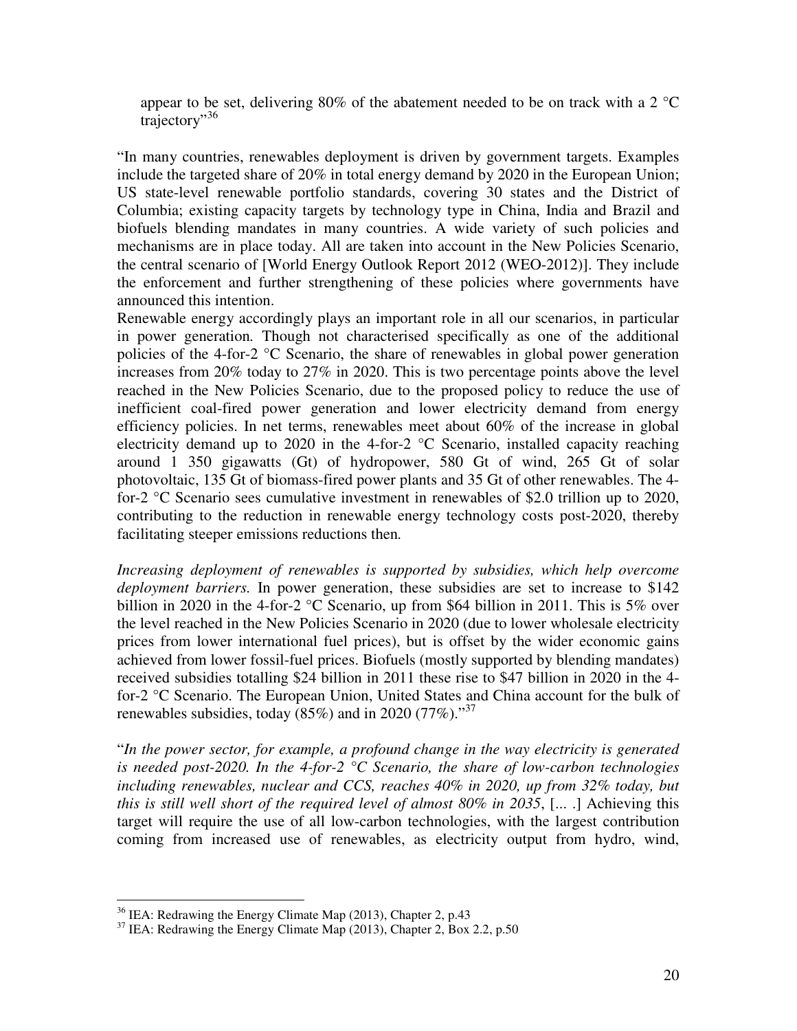appear to be set, delivering 80% of the abatement needed to be on track with a 2 °C trajectory"[36]

"In many countries, renewables deployment is driven by government targets. Examples include the targeted share of 20% in total energy demand by 2020 in the European Union; US state-level renewable portfolio standards, covering 30 states and the District of Columbia; existing capacity targets by technology type in China, India and Brazil and biofuels blending mandates in many countries. A wide variety of such policies and mechanisms are in place today. All are taken into account in the New Policies Scenario, the central scenario of [World Energy Outlook Report 2012 (WEO-2012)]. They include the enforcement and further strengthening of these policies where governments have announced this intention.
Renewable energy accordingly plays an important role in all our scenarios, in particular in power generation. Though not characterised specifically as one of the additional policies of the 4-for-2 °C Scenario, the share of renewables in global power generation increases from 20% today to 27% in 2020. This is two percentage points above the level reached in the New Policies Scenario, due to the proposed policy to reduce the use of inefficient coal-fired power generation and lower electricity demand from energy efficiency policies. In net terms, renewables meet about 60% of the increase in global electricity demand up to 2020 in the 4-for-2 °C Scenario, installed capacity reaching around 1 350 gigawatts (Gt) of hydropower, 580 Gt of wind, 265 Gt of solar photovoltaic, 135 Gt of biomass-fired power plants and 35 Gt of other renewables. The 4-for-2 °C Scenario sees cumulative investment in renewables of $2.0 trillion up to 2020, contributing to the reduction in renewable energy technology costs post-2020, thereby facilitating steeper emissions reductions then.

*Increasing deployment of renewables is supported by subsidies, which help overcome deployment barriers.* In power generation, these subsidies are set to increase to $142 billion in 2020 in the 4-for-2 °C Scenario, up from $64 billion in 2011. This is 5% over the level reached in the New Policies Scenario in 2020 (due to lower wholesale electricity prices from lower international fuel prices), but is offset by the wider economic gains achieved from lower fossil-fuel prices. Biofuels (mostly supported by blending mandates) received subsidies totalling $24 billion in 2011 these rise to $47 billion in 2020 in the 4-for-2 °C Scenario. The European Union, United States and China account for the bulk of renewables subsidies, today (85%) and in 2020 (77%)."[37]

"*In the power sector, for example, a profound change in the way electricity is generated is needed post-2020. In the 4-for-2 °C Scenario, the share of low-carbon technologies including renewables, nuclear and CCS, reaches 40% in 2020, up from 32% today, but this is still well short of the required level of almost 80% in 2035*, [... .] Achieving this target will require the use of all low-carbon technologies, with the largest contribution coming from increased use of renewables, as electricity output from hydro, wind,

---

[36] IEA: Redrawing the Energy Climate Map (2013), Chapter 2, p.43

[37] IEA: Redrawing the Energy Climate Map (2013), Chapter 2, Box 2.2, p.50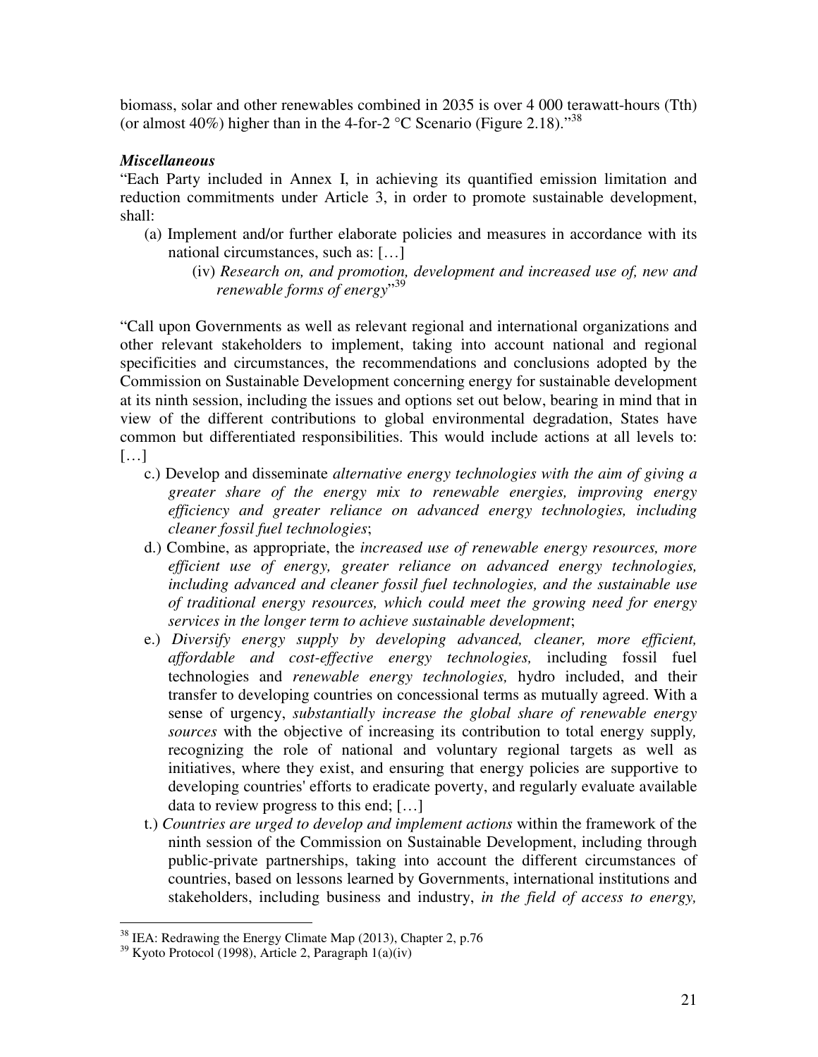biomass, solar and other renewables combined in 2035 is over 4 000 terawatt-hours (Tth) (or almost 40%) higher than in the 4-for-2 °C Scenario (Figure 2.18)."[38]

***Miscellaneous***

"Each Party included in Annex I, in achieving its quantified emission limitation and reduction commitments under Article 3, in order to promote sustainable development, shall:

(a) Implement and/or further elaborate policies and measures in accordance with its national circumstances, such as: […]

 (iv) *Research on, and promotion, development and increased use of, new and renewable forms of energy*"[39]

"Call upon Governments as well as relevant regional and international organizations and other relevant stakeholders to implement, taking into account national and regional specificities and circumstances, the recommendations and conclusions adopted by the Commission on Sustainable Development concerning energy for sustainable development at its ninth session, including the issues and options set out below, bearing in mind that in view of the different contributions to global environmental degradation, States have common but differentiated responsibilities. This would include actions at all levels to: […]

c.) Develop and disseminate *alternative energy technologies with the aim of giving a greater share of the energy mix to renewable energies, improving energy efficiency and greater reliance on advanced energy technologies, including cleaner fossil fuel technologies*;

d.) Combine, as appropriate, the *increased use of renewable energy resources, more efficient use of energy, greater reliance on advanced energy technologies, including advanced and cleaner fossil fuel technologies, and the sustainable use of traditional energy resources, which could meet the growing need for energy services in the longer term to achieve sustainable development*;

e.) *Diversify energy supply by developing advanced, cleaner, more efficient, affordable and cost-effective energy technologies,* including fossil fuel technologies and *renewable energy technologies,* hydro included, and their transfer to developing countries on concessional terms as mutually agreed. With a sense of urgency, *substantially increase the global share of renewable energy sources* with the objective of increasing its contribution to total energy supply, recognizing the role of national and voluntary regional targets as well as initiatives, where they exist, and ensuring that energy policies are supportive to developing countries' efforts to eradicate poverty, and regularly evaluate available data to review progress to this end; […]

t.) *Countries are urged to develop and implement actions* within the framework of the ninth session of the Commission on Sustainable Development, including through public-private partnerships, taking into account the different circumstances of countries, based on lessons learned by Governments, international institutions and stakeholders, including business and industry, *in the field of access to energy,*

---

[38] IEA: Redrawing the Energy Climate Map (2013), Chapter 2, p.76

[39] Kyoto Protocol (1998), Article 2, Paragraph 1(a)(iv)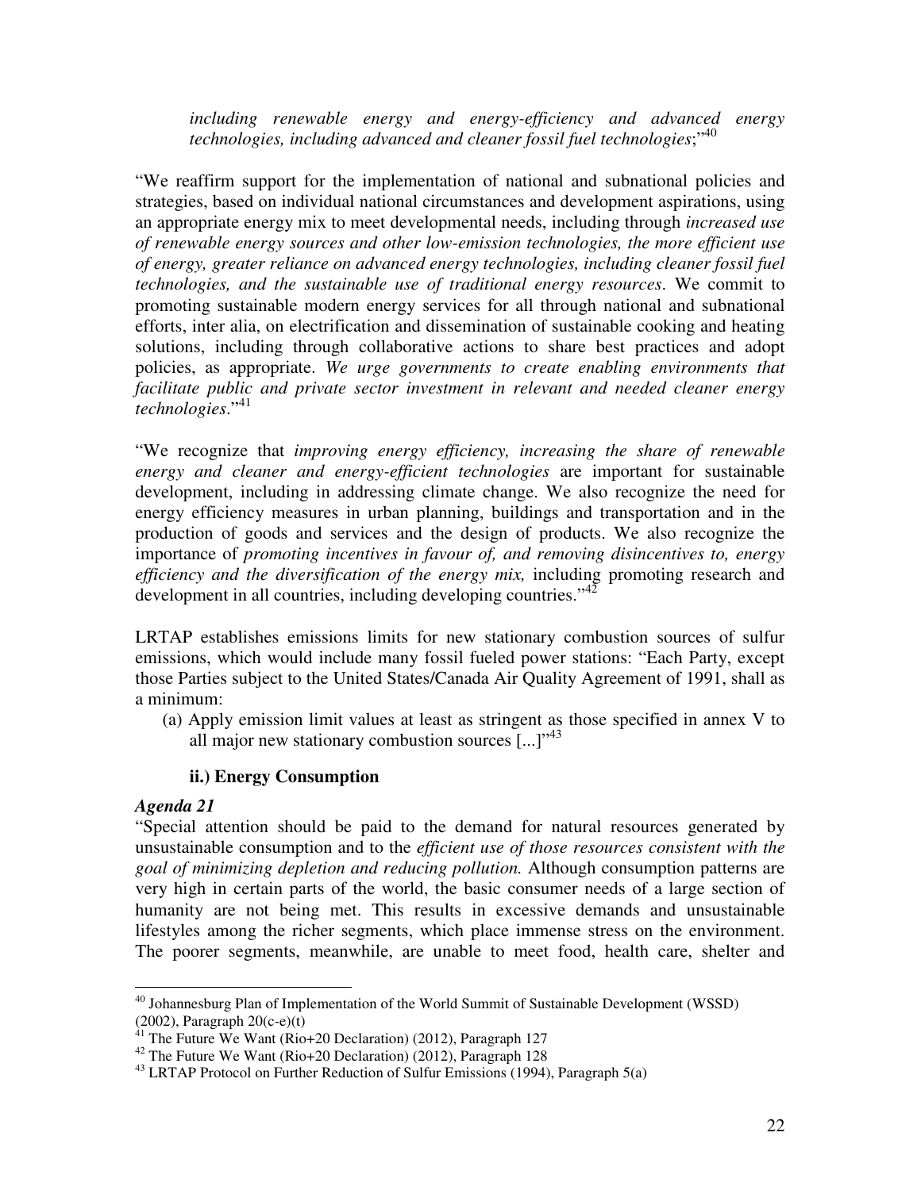*including renewable energy and energy-efficiency and advanced energy technologies, including advanced and cleaner fossil fuel technologies*;"[40]

"We reaffirm support for the implementation of national and subnational policies and strategies, based on individual national circumstances and development aspirations, using an appropriate energy mix to meet developmental needs, including through *increased use of renewable energy sources and other low-emission technologies, the more efficient use of energy, greater reliance on advanced energy technologies, including cleaner fossil fuel technologies, and the sustainable use of traditional energy resources*. We commit to promoting sustainable modern energy services for all through national and subnational efforts, inter alia, on electrification and dissemination of sustainable cooking and heating solutions, including through collaborative actions to share best practices and adopt policies, as appropriate. *We urge governments to create enabling environments that facilitate public and private sector investment in relevant and needed cleaner energy technologies*."[41]

"We recognize that *improving energy efficiency, increasing the share of renewable energy and cleaner and energy-efficient technologies* are important for sustainable development, including in addressing climate change. We also recognize the need for energy efficiency measures in urban planning, buildings and transportation and in the production of goods and services and the design of products. We also recognize the importance of *promoting incentives in favour of, and removing disincentives to, energy efficiency and the diversification of the energy mix,* including promoting research and development in all countries, including developing countries."[42]

LRTAP establishes emissions limits for new stationary combustion sources of sulfur emissions, which would include many fossil fueled power stations: "Each Party, except those Parties subject to the United States/Canada Air Quality Agreement of 1991, shall as a minimum:

(a) Apply emission limit values at least as stringent as those specified in annex V to all major new stationary combustion sources [...]"[43]

### ii.) Energy Consumption

***Agenda 21***

"Special attention should be paid to the demand for natural resources generated by unsustainable consumption and to the *efficient use of those resources consistent with the goal of minimizing depletion and reducing pollution.* Although consumption patterns are very high in certain parts of the world, the basic consumer needs of a large section of humanity are not being met. This results in excessive demands and unsustainable lifestyles among the richer segments, which place immense stress on the environment. The poorer segments, meanwhile, are unable to meet food, health care, shelter and

---

[40] Johannesburg Plan of Implementation of the World Summit of Sustainable Development (WSSD) (2002), Paragraph 20(c-e)(t)

[41] The Future We Want (Rio+20 Declaration) (2012), Paragraph 127

[42] The Future We Want (Rio+20 Declaration) (2012), Paragraph 128

[43] LRTAP Protocol on Further Reduction of Sulfur Emissions (1994), Paragraph 5(a)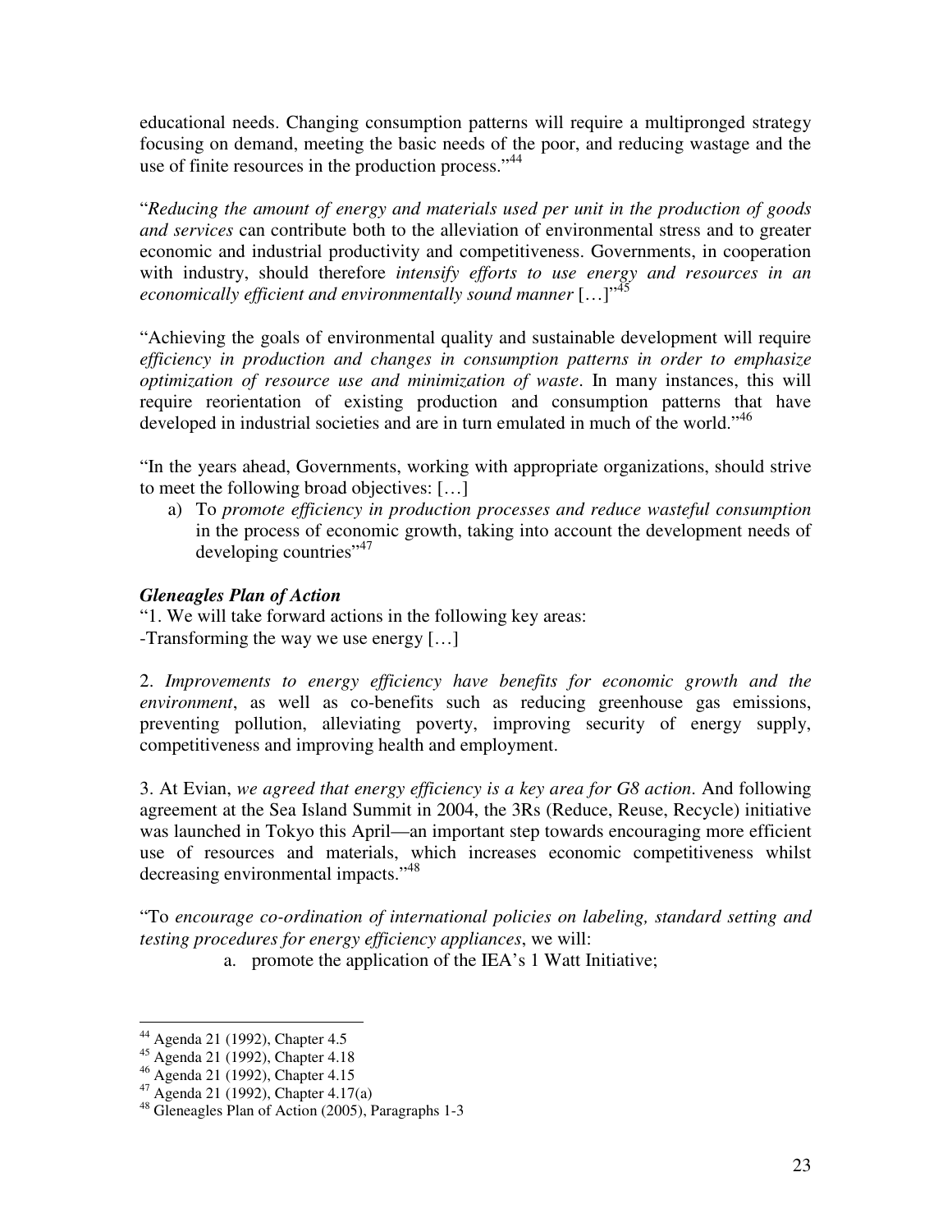educational needs. Changing consumption patterns will require a multipronged strategy focusing on demand, meeting the basic needs of the poor, and reducing wastage and the use of finite resources in the production process."[44]

"*Reducing the amount of energy and materials used per unit in the production of goods and services* can contribute both to the alleviation of environmental stress and to greater economic and industrial productivity and competitiveness. Governments, in cooperation with industry, should therefore *intensify efforts to use energy and resources in an economically efficient and environmentally sound manner* […]"[45]

"Achieving the goals of environmental quality and sustainable development will require *efficiency in production and changes in consumption patterns in order to emphasize optimization of resource use and minimization of waste*. In many instances, this will require reorientation of existing production and consumption patterns that have developed in industrial societies and are in turn emulated in much of the world."[46]

"In the years ahead, Governments, working with appropriate organizations, should strive to meet the following broad objectives: […]

a) To *promote efficiency in production processes and reduce wasteful consumption* in the process of economic growth, taking into account the development needs of developing countries"[47]

***Gleneagles Plan of Action***

"1. We will take forward actions in the following key areas:
-Transforming the way we use energy […]

2. *Improvements to energy efficiency have benefits for economic growth and the environment*, as well as co-benefits such as reducing greenhouse gas emissions, preventing pollution, alleviating poverty, improving security of energy supply, competitiveness and improving health and employment.

3. At Evian, *we agreed that energy efficiency is a key area for G8 action*. And following agreement at the Sea Island Summit in 2004, the 3Rs (Reduce, Reuse, Recycle) initiative was launched in Tokyo this April—an important step towards encouraging more efficient use of resources and materials, which increases economic competitiveness whilst decreasing environmental impacts."[48]

"To *encourage co-ordination of international policies on labeling, standard setting and testing procedures for energy efficiency appliances*, we will:

a. promote the application of the IEA's 1 Watt Initiative;

---

[44] Agenda 21 (1992), Chapter 4.5
[45] Agenda 21 (1992), Chapter 4.18
[46] Agenda 21 (1992), Chapter 4.15
[47] Agenda 21 (1992), Chapter 4.17(a)
[48] Gleneagles Plan of Action (2005), Paragraphs 1-3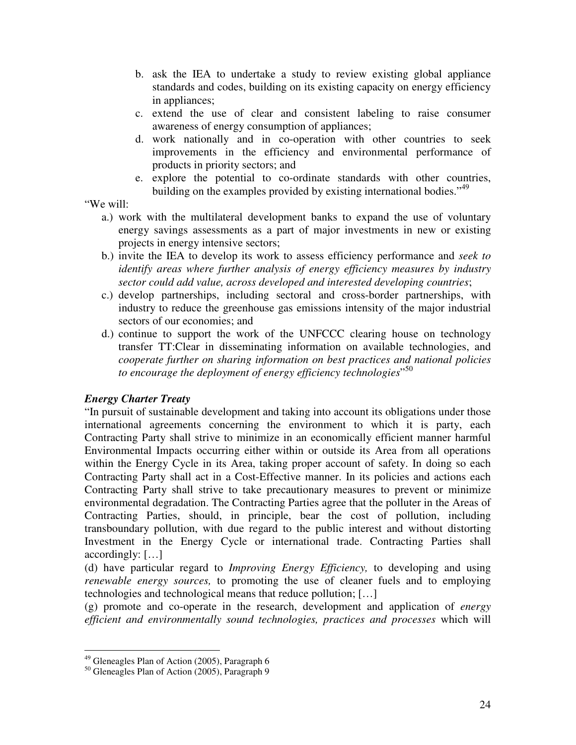b. ask the IEA to undertake a study to review existing global appliance standards and codes, building on its existing capacity on energy efficiency in appliances;

c. extend the use of clear and consistent labeling to raise consumer awareness of energy consumption of appliances;

d. work nationally and in co-operation with other countries to seek improvements in the efficiency and environmental performance of products in priority sectors; and

e. explore the potential to co-ordinate standards with other countries, building on the examples provided by existing international bodies."[49]

"We will:

a.) work with the multilateral development banks to expand the use of voluntary energy savings assessments as a part of major investments in new or existing projects in energy intensive sectors;

b.) invite the IEA to develop its work to assess efficiency performance and *seek to identify areas where further analysis of energy efficiency measures by industry sector could add value, across developed and interested developing countries*;

c.) develop partnerships, including sectoral and cross-border partnerships, with industry to reduce the greenhouse gas emissions intensity of the major industrial sectors of our economies; and

d.) continue to support the work of the UNFCCC clearing house on technology transfer TT:Clear in disseminating information on available technologies, and *cooperate further on sharing information on best practices and national policies to encourage the deployment of energy efficiency technologies*"[50]

***Energy Charter Treaty***

"In pursuit of sustainable development and taking into account its obligations under those international agreements concerning the environment to which it is party, each Contracting Party shall strive to minimize in an economically efficient manner harmful Environmental Impacts occurring either within or outside its Area from all operations within the Energy Cycle in its Area, taking proper account of safety. In doing so each Contracting Party shall act in a Cost-Effective manner. In its policies and actions each Contracting Party shall strive to take precautionary measures to prevent or minimize environmental degradation. The Contracting Parties agree that the polluter in the Areas of Contracting Parties, should, in principle, bear the cost of pollution, including transboundary pollution, with due regard to the public interest and without distorting Investment in the Energy Cycle or international trade. Contracting Parties shall accordingly: […]

(d) have particular regard to *Improving Energy Efficiency,* to developing and using *renewable energy sources,* to promoting the use of cleaner fuels and to employing technologies and technological means that reduce pollution; […]

(g) promote and co-operate in the research, development and application of *energy efficient and environmentally sound technologies, practices and processes* which will

---

[49] Gleneagles Plan of Action (2005), Paragraph 6

[50] Gleneagles Plan of Action (2005), Paragraph 9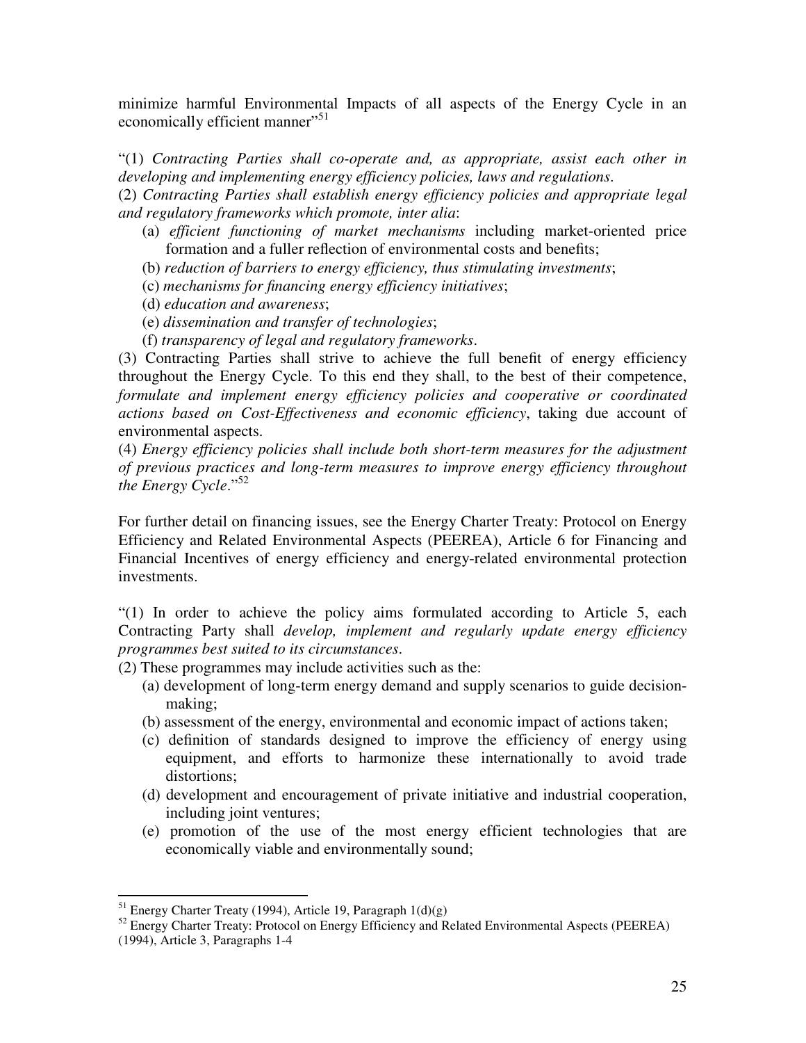minimize harmful Environmental Impacts of all aspects of the Energy Cycle in an economically efficient manner"[51]

"(1) *Contracting Parties shall co-operate and, as appropriate, assist each other in developing and implementing energy efficiency policies, laws and regulations.*
(2) *Contracting Parties shall establish energy efficiency policies and appropriate legal and regulatory frameworks which promote, inter alia*:

(a) *efficient functioning of market mechanisms* including market-oriented price formation and a fuller reflection of environmental costs and benefits;
(b) *reduction of barriers to energy efficiency, thus stimulating investments*;
(c) *mechanisms for financing energy efficiency initiatives*;
(d) *education and awareness*;
(e) *dissemination and transfer of technologies*;
(f) *transparency of legal and regulatory frameworks*.

(3) Contracting Parties shall strive to achieve the full benefit of energy efficiency throughout the Energy Cycle. To this end they shall, to the best of their competence, *formulate and implement energy efficiency policies and cooperative or coordinated actions based on Cost-Effectiveness and economic efficiency*, taking due account of environmental aspects.
(4) *Energy efficiency policies shall include both short-term measures for the adjustment of previous practices and long-term measures to improve energy efficiency throughout the Energy Cycle*."[52]

For further detail on financing issues, see the Energy Charter Treaty: Protocol on Energy Efficiency and Related Environmental Aspects (PEEREA), Article 6 for Financing and Financial Incentives of energy efficiency and energy-related environmental protection investments.

"(1) In order to achieve the policy aims formulated according to Article 5, each Contracting Party shall *develop, implement and regularly update energy efficiency programmes best suited to its circumstances*.
(2) These programmes may include activities such as the:

(a) development of long-term energy demand and supply scenarios to guide decision-making;
(b) assessment of the energy, environmental and economic impact of actions taken;
(c) definition of standards designed to improve the efficiency of energy using equipment, and efforts to harmonize these internationally to avoid trade distortions;
(d) development and encouragement of private initiative and industrial cooperation, including joint ventures;
(e) promotion of the use of the most energy efficient technologies that are economically viable and environmentally sound;

---

[51] Energy Charter Treaty (1994), Article 19, Paragraph 1(d)(g)

[52] Energy Charter Treaty: Protocol on Energy Efficiency and Related Environmental Aspects (PEEREA) (1994), Article 3, Paragraphs 1-4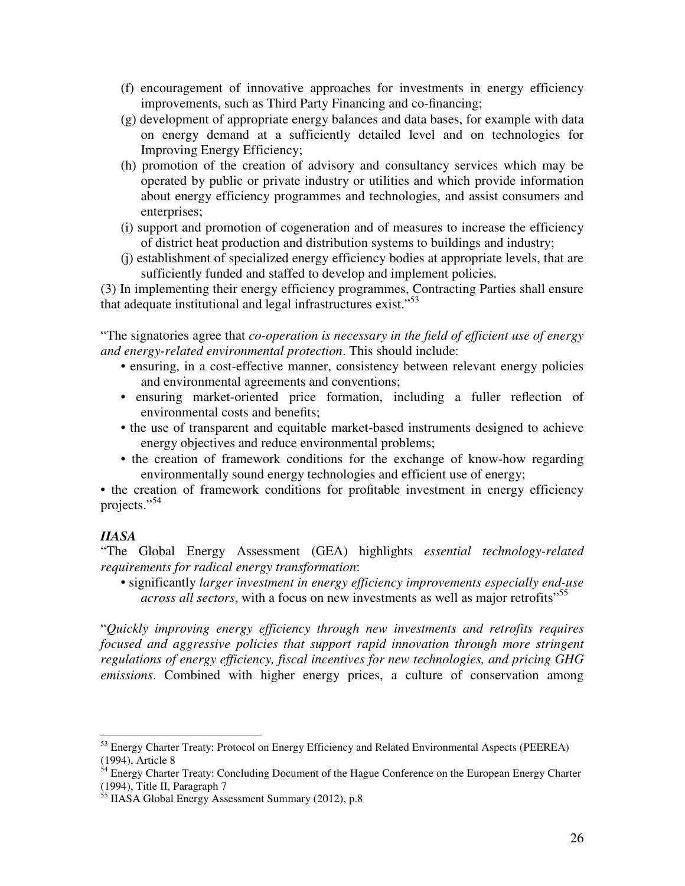(f) encouragement of innovative approaches for investments in energy efficiency improvements, such as Third Party Financing and co-financing;

(g) development of appropriate energy balances and data bases, for example with data on energy demand at a sufficiently detailed level and on technologies for Improving Energy Efficiency;

(h) promotion of the creation of advisory and consultancy services which may be operated by public or private industry or utilities and which provide information about energy efficiency programmes and technologies, and assist consumers and enterprises;

(i) support and promotion of cogeneration and of measures to increase the efficiency of district heat production and distribution systems to buildings and industry;

(j) establishment of specialized energy efficiency bodies at appropriate levels, that are sufficiently funded and staffed to develop and implement policies.

(3) In implementing their energy efficiency programmes, Contracting Parties shall ensure that adequate institutional and legal infrastructures exist."[53]

"The signatories agree that *co-operation is necessary in the field of efficient use of energy and energy-related environmental protection*. This should include:

- ensuring, in a cost-effective manner, consistency between relevant energy policies and environmental agreements and conventions;
- ensuring market-oriented price formation, including a fuller reflection of environmental costs and benefits;
- the use of transparent and equitable market-based instruments designed to achieve energy objectives and reduce environmental problems;
- the creation of framework conditions for the exchange of know-how regarding environmentally sound energy technologies and efficient use of energy;
- the creation of framework conditions for profitable investment in energy efficiency projects."[54]

***IIASA***

"The Global Energy Assessment (GEA) highlights *essential technology-related requirements for radical energy transformation*:

- significantly *larger investment in energy efficiency improvements especially end-use across all sectors*, with a focus on new investments as well as major retrofits"[55]

"*Quickly improving energy efficiency through new investments and retrofits requires focused and aggressive policies that support rapid innovation through more stringent regulations of energy efficiency, fiscal incentives for new technologies, and pricing GHG emissions*. Combined with higher energy prices, a culture of conservation among

---

[53] Energy Charter Treaty: Protocol on Energy Efficiency and Related Environmental Aspects (PEEREA) (1994), Article 8

[54] Energy Charter Treaty: Concluding Document of the Hague Conference on the European Energy Charter (1994), Title II, Paragraph 7

[55] IIASA Global Energy Assessment Summary (2012), p.8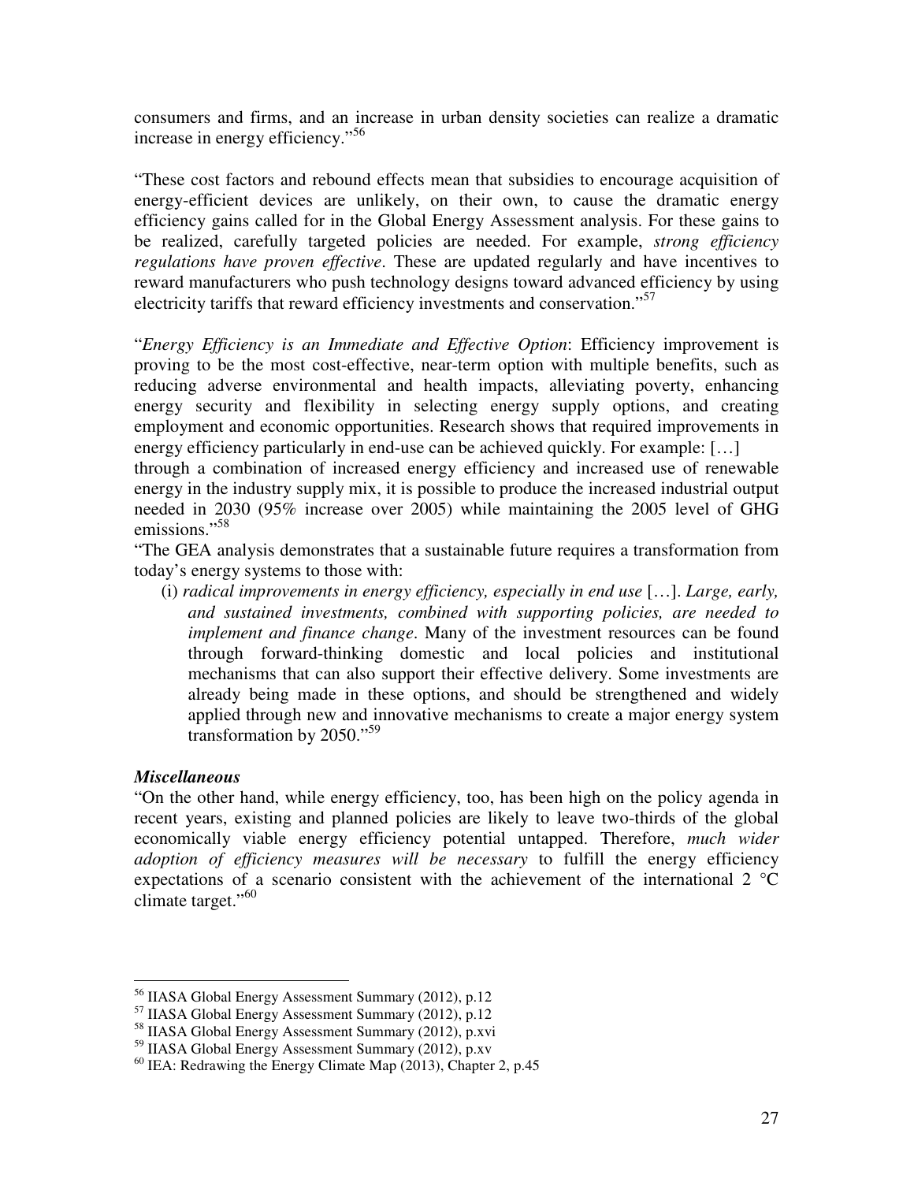consumers and firms, and an increase in urban density societies can realize a dramatic increase in energy efficiency."[56]

"These cost factors and rebound effects mean that subsidies to encourage acquisition of energy-efficient devices are unlikely, on their own, to cause the dramatic energy efficiency gains called for in the Global Energy Assessment analysis. For these gains to be realized, carefully targeted policies are needed. For example, *strong efficiency regulations have proven effective*. These are updated regularly and have incentives to reward manufacturers who push technology designs toward advanced efficiency by using electricity tariffs that reward efficiency investments and conservation."[57]

"*Energy Efficiency is an Immediate and Effective Option*: Efficiency improvement is proving to be the most cost-effective, near-term option with multiple benefits, such as reducing adverse environmental and health impacts, alleviating poverty, enhancing energy security and flexibility in selecting energy supply options, and creating employment and economic opportunities. Research shows that required improvements in energy efficiency particularly in end-use can be achieved quickly. For example: […]
through a combination of increased energy efficiency and increased use of renewable energy in the industry supply mix, it is possible to produce the increased industrial output needed in 2030 (95% increase over 2005) while maintaining the 2005 level of GHG emissions."[58]

"The GEA analysis demonstrates that a sustainable future requires a transformation from today's energy systems to those with:

(i) *radical improvements in energy efficiency, especially in end use* […]. *Large, early, and sustained investments, combined with supporting policies, are needed to implement and finance change*. Many of the investment resources can be found through forward-thinking domestic and local policies and institutional mechanisms that can also support their effective delivery. Some investments are already being made in these options, and should be strengthened and widely applied through new and innovative mechanisms to create a major energy system transformation by 2050."[59]

***Miscellaneous***

"On the other hand, while energy efficiency, too, has been high on the policy agenda in recent years, existing and planned policies are likely to leave two-thirds of the global economically viable energy efficiency potential untapped. Therefore, *much wider adoption of efficiency measures will be necessary* to fulfill the energy efficiency expectations of a scenario consistent with the achievement of the international 2 °C climate target."[60]

---

[56] IIASA Global Energy Assessment Summary (2012), p.12

[57] IIASA Global Energy Assessment Summary (2012), p.12

[58] IIASA Global Energy Assessment Summary (2012), p.xvi

[59] IIASA Global Energy Assessment Summary (2012), p.xv

[60] IEA: Redrawing the Energy Climate Map (2013), Chapter 2, p.45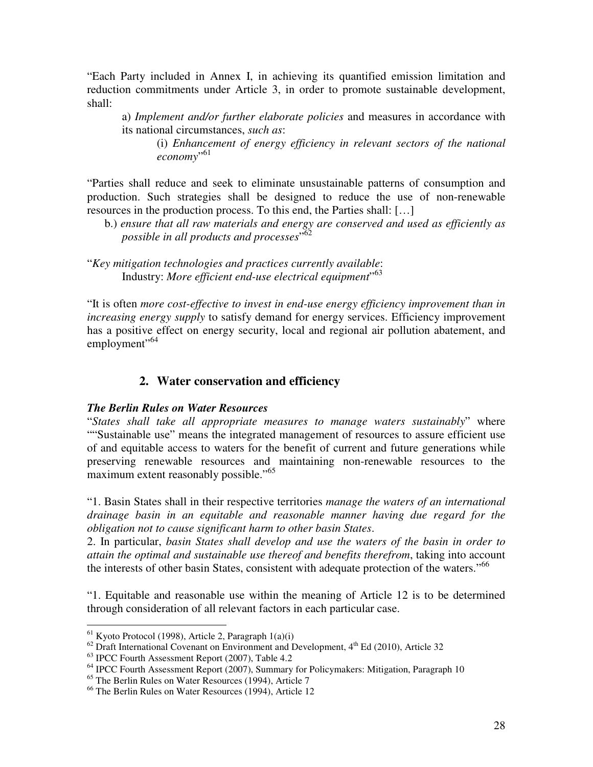"Each Party included in Annex I, in achieving its quantified emission limitation and reduction commitments under Article 3, in order to promote sustainable development, shall:

> a) *Implement and/or further elaborate policies* and measures in accordance with its national circumstances, *such as*:
>
> > (i) *Enhancement of energy efficiency in relevant sectors of the national economy*"[61]

"Parties shall reduce and seek to eliminate unsustainable patterns of consumption and production. Such strategies shall be designed to reduce the use of non-renewable resources in the production process. To this end, the Parties shall: […]

> b.) *ensure that all raw materials and energy are conserved and used as efficiently as possible in all products and processes*"[62]

"*Key mitigation technologies and practices currently available*:
Industry: *More efficient end-use electrical equipment*"[63]

"It is often *more cost-effective to invest in end-use energy efficiency improvement than in increasing energy supply* to satisfy demand for energy services. Efficiency improvement has a positive effect on energy security, local and regional air pollution abatement, and employment"[64]

## 2. Water conservation and efficiency

***The Berlin Rules on Water Resources***

"*States shall take all appropriate measures to manage waters sustainably*" where ""Sustainable use" means the integrated management of resources to assure efficient use of and equitable access to waters for the benefit of current and future generations while preserving renewable resources and maintaining non-renewable resources to the maximum extent reasonably possible."[65]

"1. Basin States shall in their respective territories *manage the waters of an international drainage basin in an equitable and reasonable manner having due regard for the obligation not to cause significant harm to other basin States*.
2. In particular, *basin States shall develop and use the waters of the basin in order to attain the optimal and sustainable use thereof and benefits therefrom*, taking into account the interests of other basin States, consistent with adequate protection of the waters."[66]

"1. Equitable and reasonable use within the meaning of Article 12 is to be determined through consideration of all relevant factors in each particular case.

---

[61] Kyoto Protocol (1998), Article 2, Paragraph 1(a)(i)
[62] Draft International Covenant on Environment and Development, 4th Ed (2010), Article 32
[63] IPCC Fourth Assessment Report (2007), Table 4.2
[64] IPCC Fourth Assessment Report (2007), Summary for Policymakers: Mitigation, Paragraph 10
[65] The Berlin Rules on Water Resources (1994), Article 7
[66] The Berlin Rules on Water Resources (1994), Article 12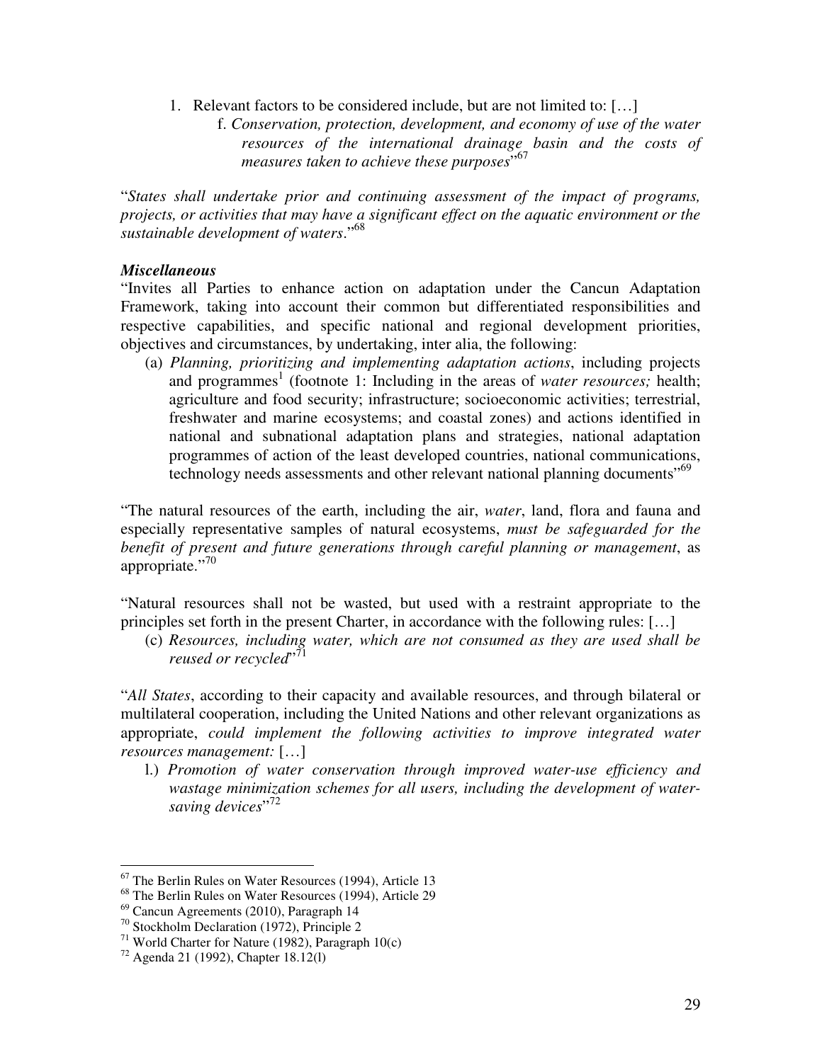1. Relevant factors to be considered include, but are not limited to: […]
    f. *Conservation, protection, development, and economy of use of the water resources of the international drainage basin and the costs of measures taken to achieve these purposes*"[67]

"*States shall undertake prior and continuing assessment of the impact of programs, projects, or activities that may have a significant effect on the aquatic environment or the sustainable development of waters*."[68]

***Miscellaneous***

"Invites all Parties to enhance action on adaptation under the Cancun Adaptation Framework, taking into account their common but differentiated responsibilities and respective capabilities, and specific national and regional development priorities, objectives and circumstances, by undertaking, inter alia, the following:

(a) *Planning, prioritizing and implementing adaptation actions*, including projects and programmes[1] (footnote 1: Including in the areas of *water resources;* health; agriculture and food security; infrastructure; socioeconomic activities; terrestrial, freshwater and marine ecosystems; and coastal zones) and actions identified in national and subnational adaptation plans and strategies, national adaptation programmes of action of the least developed countries, national communications, technology needs assessments and other relevant national planning documents"[69]

"The natural resources of the earth, including the air, *water*, land, flora and fauna and especially representative samples of natural ecosystems, *must be safeguarded for the benefit of present and future generations through careful planning or management*, as appropriate."[70]

"Natural resources shall not be wasted, but used with a restraint appropriate to the principles set forth in the present Charter, in accordance with the following rules: […]

(c) *Resources, including water, which are not consumed as they are used shall be reused or recycled*"[71]

"*All States*, according to their capacity and available resources, and through bilateral or multilateral cooperation, including the United Nations and other relevant organizations as appropriate, *could implement the following activities to improve integrated water resources management:* […]

l.) *Promotion of water conservation through improved water-use efficiency and wastage minimization schemes for all users, including the development of water-saving devices*"[72]

---

[67] The Berlin Rules on Water Resources (1994), Article 13

[68] The Berlin Rules on Water Resources (1994), Article 29

[69] Cancun Agreements (2010), Paragraph 14

[70] Stockholm Declaration (1972), Principle 2

[71] World Charter for Nature (1982), Paragraph 10(c)

[72] Agenda 21 (1992), Chapter 18.12(l)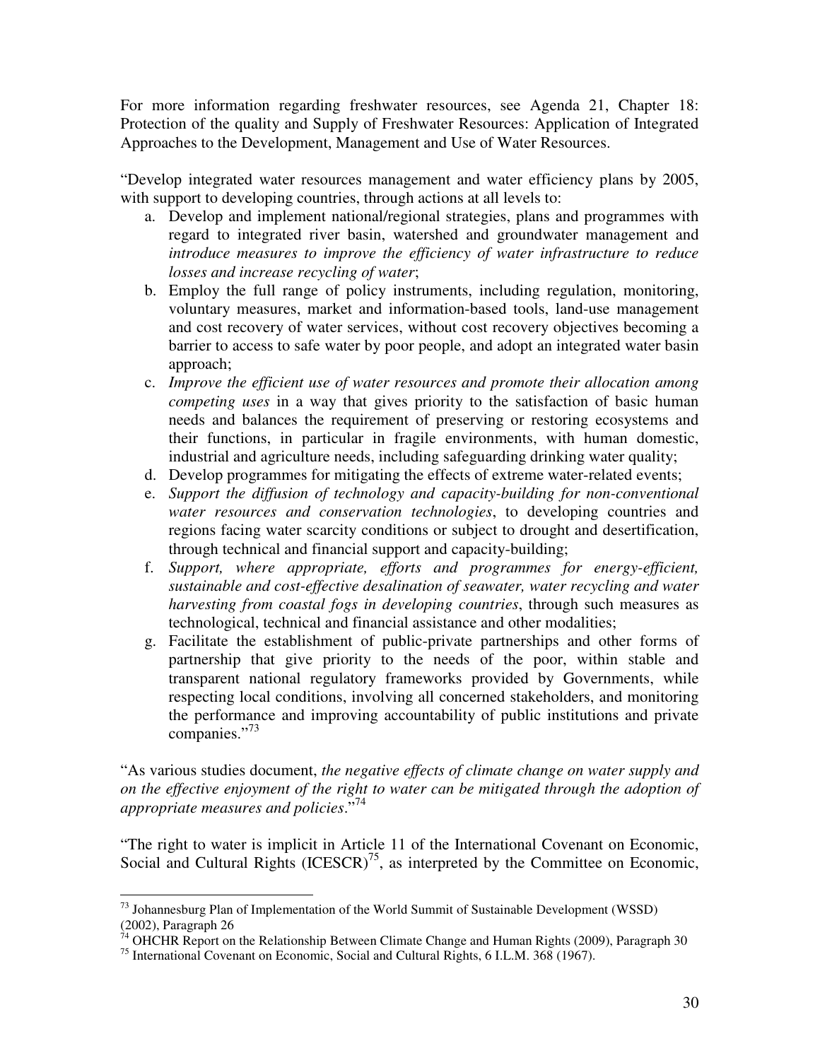For more information regarding freshwater resources, see Agenda 21, Chapter 18: Protection of the quality and Supply of Freshwater Resources: Application of Integrated Approaches to the Development, Management and Use of Water Resources.

"Develop integrated water resources management and water efficiency plans by 2005, with support to developing countries, through actions at all levels to:

a. Develop and implement national/regional strategies, plans and programmes with regard to integrated river basin, watershed and groundwater management and *introduce measures to improve the efficiency of water infrastructure to reduce losses and increase recycling of water*;
b. Employ the full range of policy instruments, including regulation, monitoring, voluntary measures, market and information-based tools, land-use management and cost recovery of water services, without cost recovery objectives becoming a barrier to access to safe water by poor people, and adopt an integrated water basin approach;
c. *Improve the efficient use of water resources and promote their allocation among competing uses* in a way that gives priority to the satisfaction of basic human needs and balances the requirement of preserving or restoring ecosystems and their functions, in particular in fragile environments, with human domestic, industrial and agriculture needs, including safeguarding drinking water quality;
d. Develop programmes for mitigating the effects of extreme water-related events;
e. *Support the diffusion of technology and capacity-building for non-conventional water resources and conservation technologies*, to developing countries and regions facing water scarcity conditions or subject to drought and desertification, through technical and financial support and capacity-building;
f. *Support, where appropriate, efforts and programmes for energy-efficient, sustainable and cost-effective desalination of seawater, water recycling and water harvesting from coastal fogs in developing countries*, through such measures as technological, technical and financial assistance and other modalities;
g. Facilitate the establishment of public-private partnerships and other forms of partnership that give priority to the needs of the poor, within stable and transparent national regulatory frameworks provided by Governments, while respecting local conditions, involving all concerned stakeholders, and monitoring the performance and improving accountability of public institutions and private companies."[73]

"As various studies document, *the negative effects of climate change on water supply and on the effective enjoyment of the right to water can be mitigated through the adoption of appropriate measures and policies*."[74]

"The right to water is implicit in Article 11 of the International Covenant on Economic, Social and Cultural Rights (ICESCR)[75], as interpreted by the Committee on Economic,

---

[73] Johannesburg Plan of Implementation of the World Summit of Sustainable Development (WSSD) (2002), Paragraph 26

[74] OHCHR Report on the Relationship Between Climate Change and Human Rights (2009), Paragraph 30

[75] International Covenant on Economic, Social and Cultural Rights, 6 I.L.M. 368 (1967).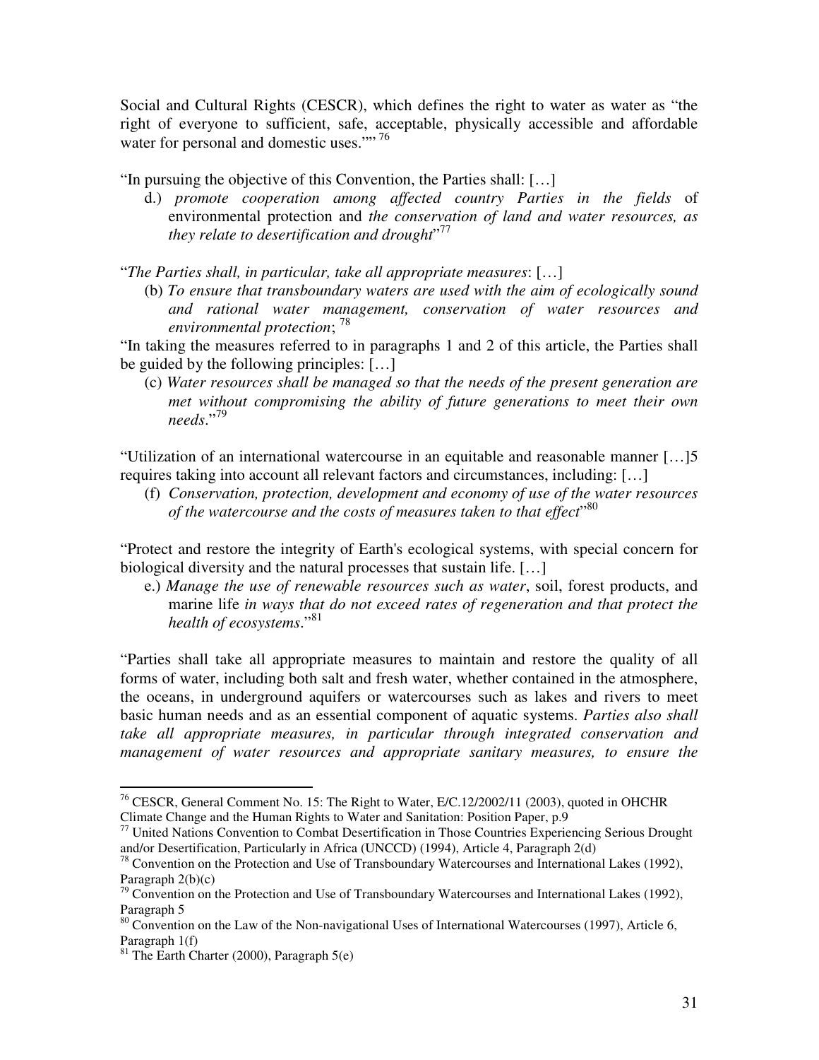Social and Cultural Rights (CESCR), which defines the right to water as water as "the right of everyone to sufficient, safe, acceptable, physically accessible and affordable water for personal and domestic uses."" [76]

"In pursuing the objective of this Convention, the Parties shall: […]

d.) *promote cooperation among affected country Parties in the fields* of environmental protection and *the conservation of land and water resources, as they relate to desertification and drought*"[77]

"*The Parties shall, in particular, take all appropriate measures*: […]

(b) *To ensure that transboundary waters are used with the aim of ecologically sound and rational water management, conservation of water resources and environmental protection*; [78]

"In taking the measures referred to in paragraphs 1 and 2 of this article, the Parties shall be guided by the following principles: […]

(c) *Water resources shall be managed so that the needs of the present generation are met without compromising the ability of future generations to meet their own needs*."[79]

"Utilization of an international watercourse in an equitable and reasonable manner […]5 requires taking into account all relevant factors and circumstances, including: […]

(f) *Conservation, protection, development and economy of use of the water resources of the watercourse and the costs of measures taken to that effect*"[80]

"Protect and restore the integrity of Earth's ecological systems, with special concern for biological diversity and the natural processes that sustain life. […]

e.) *Manage the use of renewable resources such as water*, soil, forest products, and marine life *in ways that do not exceed rates of regeneration and that protect the health of ecosystems*."[81]

"Parties shall take all appropriate measures to maintain and restore the quality of all forms of water, including both salt and fresh water, whether contained in the atmosphere, the oceans, in underground aquifers or watercourses such as lakes and rivers to meet basic human needs and as an essential component of aquatic systems. *Parties also shall take all appropriate measures, in particular through integrated conservation and management of water resources and appropriate sanitary measures, to ensure the*

---

[76] CESCR, General Comment No. 15: The Right to Water, E/C.12/2002/11 (2003), quoted in OHCHR Climate Change and the Human Rights to Water and Sanitation: Position Paper, p.9

[77] United Nations Convention to Combat Desertification in Those Countries Experiencing Serious Drought and/or Desertification, Particularly in Africa (UNCCD) (1994), Article 4, Paragraph 2(d)

[78] Convention on the Protection and Use of Transboundary Watercourses and International Lakes (1992), Paragraph 2(b)(c)

[79] Convention on the Protection and Use of Transboundary Watercourses and International Lakes (1992), Paragraph 5

[80] Convention on the Law of the Non-navigational Uses of International Watercourses (1997), Article 6, Paragraph 1(f)

[81] The Earth Charter (2000), Paragraph 5(e)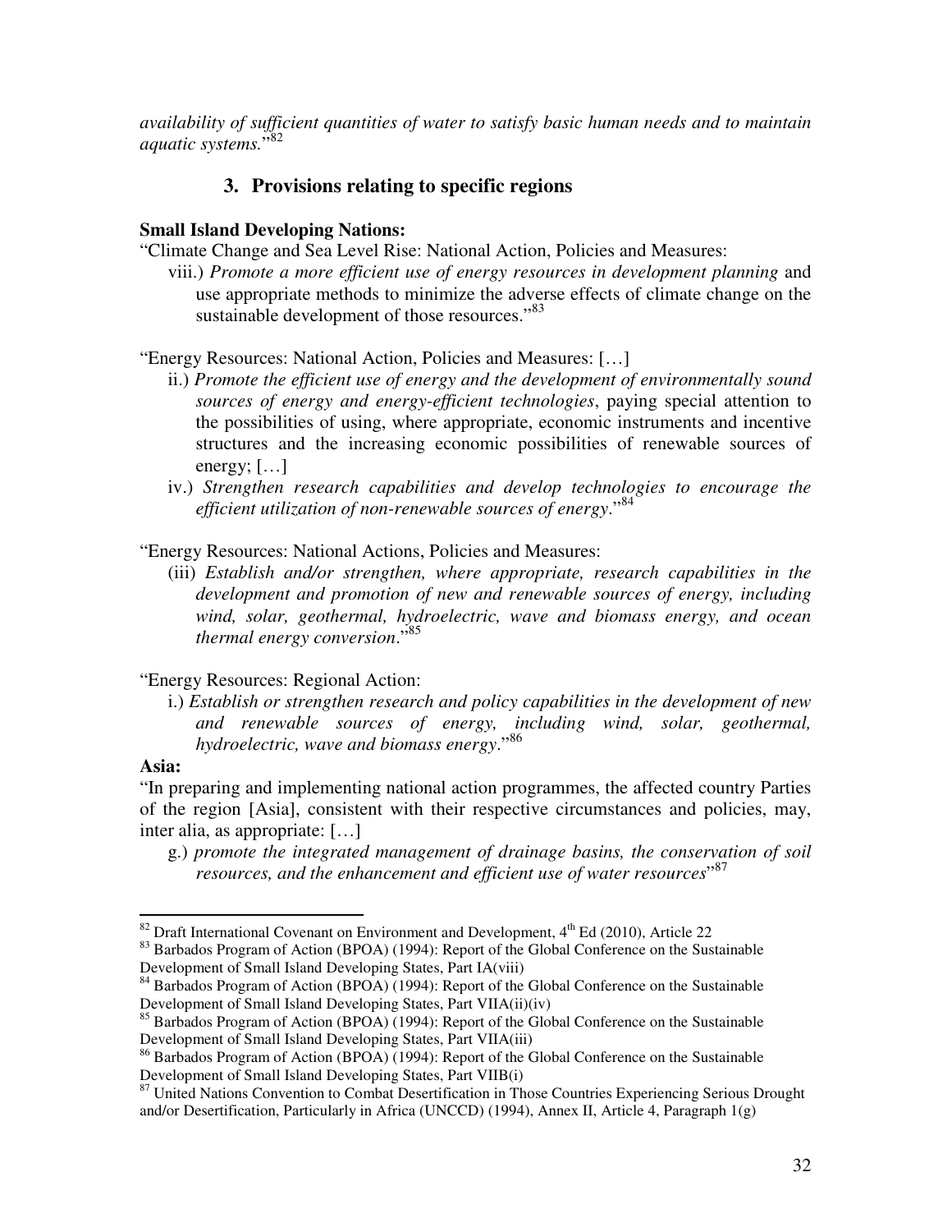*availability of sufficient quantities of water to satisfy basic human needs and to maintain aquatic systems.*"[82]

### 3. Provisions relating to specific regions

**Small Island Developing Nations:**

"Climate Change and Sea Level Rise: National Action, Policies and Measures:

viii.) *Promote a more efficient use of energy resources in development planning* and use appropriate methods to minimize the adverse effects of climate change on the sustainable development of those resources."[83]

"Energy Resources: National Action, Policies and Measures: […]

ii.) *Promote the efficient use of energy and the development of environmentally sound sources of energy and energy-efficient technologies*, paying special attention to the possibilities of using, where appropriate, economic instruments and incentive structures and the increasing economic possibilities of renewable sources of energy; […]

iv.) *Strengthen research capabilities and develop technologies to encourage the efficient utilization of non-renewable sources of energy*."[84]

"Energy Resources: National Actions, Policies and Measures:

(iii) *Establish and/or strengthen, where appropriate, research capabilities in the development and promotion of new and renewable sources of energy, including wind, solar, geothermal, hydroelectric, wave and biomass energy, and ocean thermal energy conversion*."[85]

"Energy Resources: Regional Action:

i.) *Establish or strengthen research and policy capabilities in the development of new and renewable sources of energy, including wind, solar, geothermal, hydroelectric, wave and biomass energy*."[86]

**Asia:**

"In preparing and implementing national action programmes, the affected country Parties of the region [Asia], consistent with their respective circumstances and policies, may, inter alia, as appropriate: […]

g.) *promote the integrated management of drainage basins, the conservation of soil resources, and the enhancement and efficient use of water resources*"[87]

---

[82] Draft International Covenant on Environment and Development, 4th Ed (2010), Article 22

[83] Barbados Program of Action (BPOA) (1994): Report of the Global Conference on the Sustainable Development of Small Island Developing States, Part IA(viii)

[84] Barbados Program of Action (BPOA) (1994): Report of the Global Conference on the Sustainable Development of Small Island Developing States, Part VIIA(ii)(iv)

[85] Barbados Program of Action (BPOA) (1994): Report of the Global Conference on the Sustainable Development of Small Island Developing States, Part VIIA(iii)

[86] Barbados Program of Action (BPOA) (1994): Report of the Global Conference on the Sustainable Development of Small Island Developing States, Part VIIB(i)

[87] United Nations Convention to Combat Desertification in Those Countries Experiencing Serious Drought and/or Desertification, Particularly in Africa (UNCCD) (1994), Annex II, Article 4, Paragraph 1(g)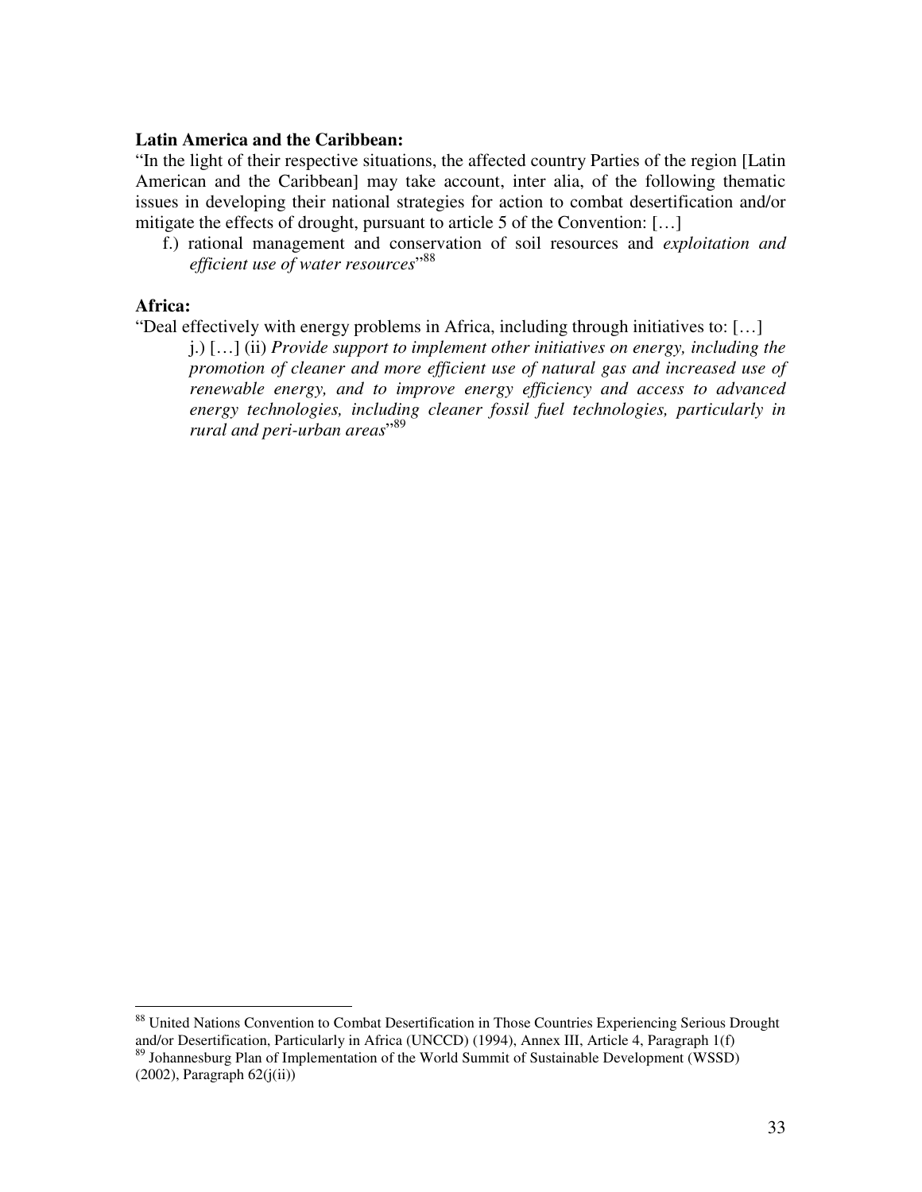**Latin America and the Caribbean:**

"In the light of their respective situations, the affected country Parties of the region [Latin American and the Caribbean] may take account, inter alia, of the following thematic issues in developing their national strategies for action to combat desertification and/or mitigate the effects of drought, pursuant to article 5 of the Convention: […]

f.) rational management and conservation of soil resources and *exploitation and efficient use of water resources*"[88]

**Africa:**

"Deal effectively with energy problems in Africa, including through initiatives to: […]

j.) […] (ii) *Provide support to implement other initiatives on energy, including the promotion of cleaner and more efficient use of natural gas and increased use of renewable energy, and to improve energy efficiency and access to advanced energy technologies, including cleaner fossil fuel technologies, particularly in rural and peri-urban areas*"[89]

---

[88] United Nations Convention to Combat Desertification in Those Countries Experiencing Serious Drought and/or Desertification, Particularly in Africa (UNCCD) (1994), Annex III, Article 4, Paragraph 1(f)

[89] Johannesburg Plan of Implementation of the World Summit of Sustainable Development (WSSD) (2002), Paragraph 62(j(ii))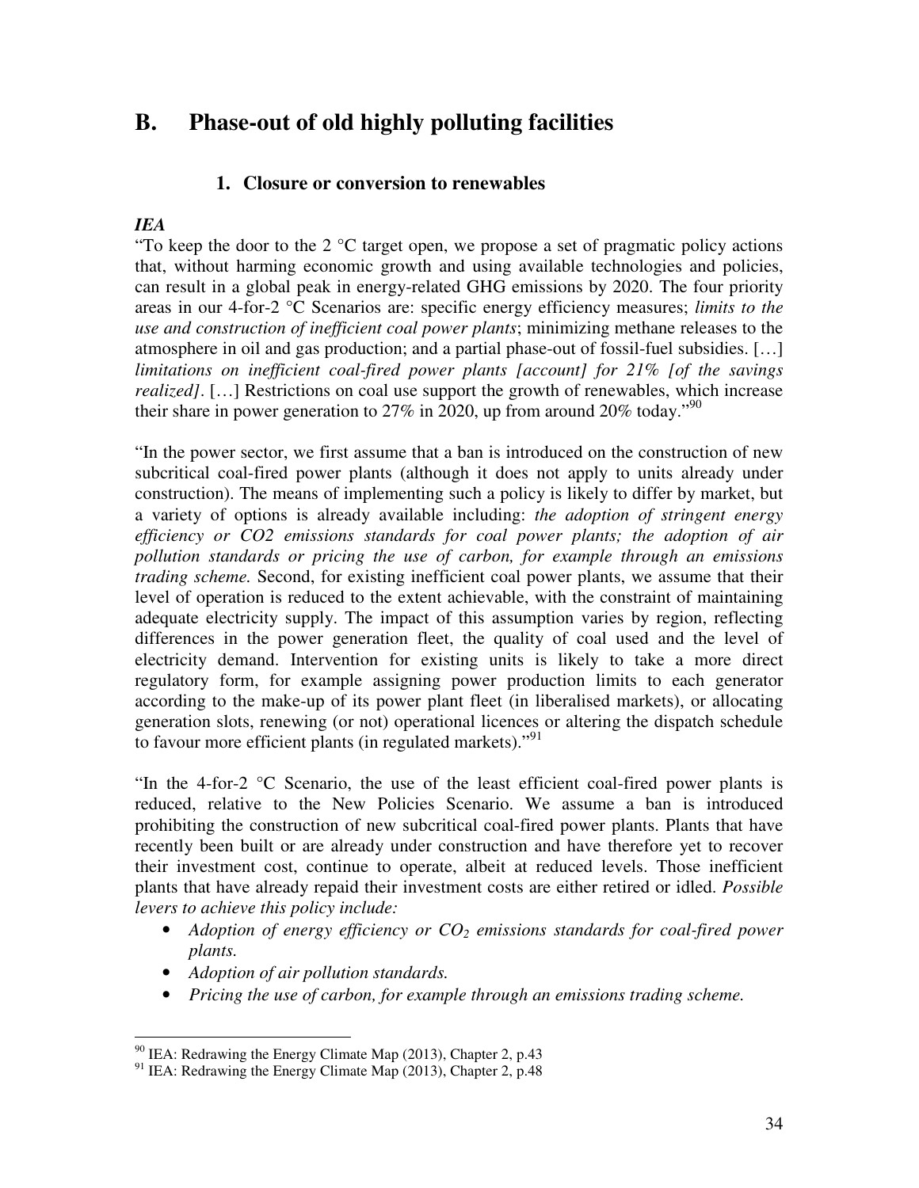## B. Phase-out of old highly polluting facilities

### 1. Closure or conversion to renewables

***IEA***

"To keep the door to the 2 °C target open, we propose a set of pragmatic policy actions that, without harming economic growth and using available technologies and policies, can result in a global peak in energy-related GHG emissions by 2020. The four priority areas in our 4-for-2 °C Scenarios are: specific energy efficiency measures; *limits to the use and construction of inefficient coal power plants*; minimizing methane releases to the atmosphere in oil and gas production; and a partial phase-out of fossil-fuel subsidies. […] *limitations on inefficient coal-fired power plants [account] for 21% [of the savings realized]*. […] Restrictions on coal use support the growth of renewables, which increase their share in power generation to 27% in 2020, up from around 20% today."[90]

"In the power sector, we first assume that a ban is introduced on the construction of new subcritical coal-fired power plants (although it does not apply to units already under construction). The means of implementing such a policy is likely to differ by market, but a variety of options is already available including: *the adoption of stringent energy efficiency or CO2 emissions standards for coal power plants; the adoption of air pollution standards or pricing the use of carbon, for example through an emissions trading scheme.* Second, for existing inefficient coal power plants, we assume that their level of operation is reduced to the extent achievable, with the constraint of maintaining adequate electricity supply. The impact of this assumption varies by region, reflecting differences in the power generation fleet, the quality of coal used and the level of electricity demand. Intervention for existing units is likely to take a more direct regulatory form, for example assigning power production limits to each generator according to the make-up of its power plant fleet (in liberalised markets), or allocating generation slots, renewing (or not) operational licences or altering the dispatch schedule to favour more efficient plants (in regulated markets)."[91]

"In the 4-for-2 °C Scenario, the use of the least efficient coal-fired power plants is reduced, relative to the New Policies Scenario. We assume a ban is introduced prohibiting the construction of new subcritical coal-fired power plants. Plants that have recently been built or are already under construction and have therefore yet to recover their investment cost, continue to operate, albeit at reduced levels. Those inefficient plants that have already repaid their investment costs are either retired or idled. *Possible levers to achieve this policy include:*

- *Adoption of energy efficiency or $CO_2$ emissions standards for coal-fired power plants.*
- *Adoption of air pollution standards.*
- *Pricing the use of carbon, for example through an emissions trading scheme.*

[90] IEA: Redrawing the Energy Climate Map (2013), Chapter 2, p.43

[91] IEA: Redrawing the Energy Climate Map (2013), Chapter 2, p.48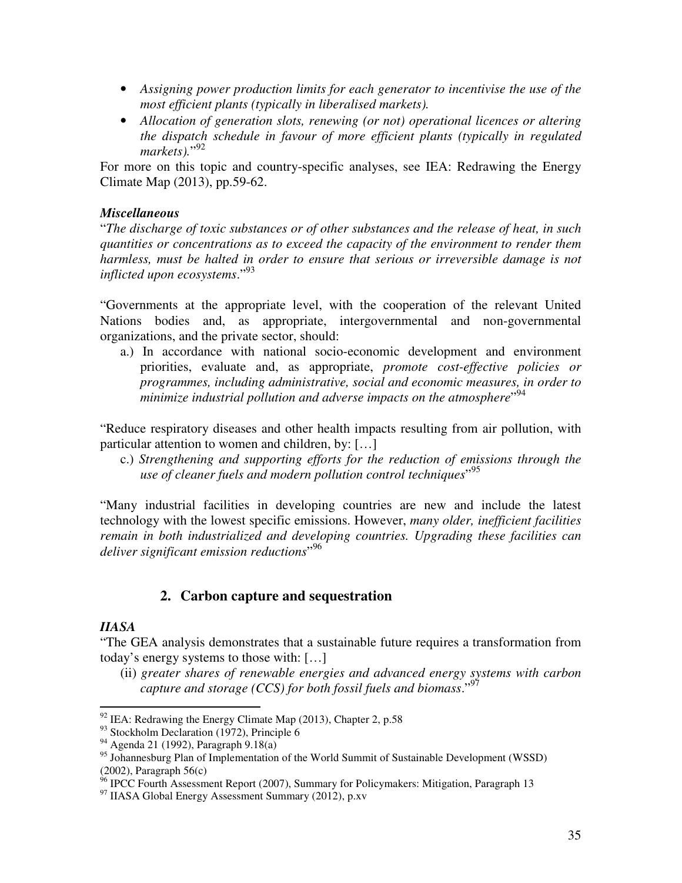- *Assigning power production limits for each generator to incentivise the use of the most efficient plants (typically in liberalised markets).*
- *Allocation of generation slots, renewing (or not) operational licences or altering the dispatch schedule in favour of more efficient plants (typically in regulated markets).*"[92]

For more on this topic and country-specific analyses, see IEA: Redrawing the Energy Climate Map (2013), pp.59-62.

***Miscellaneous***

"*The discharge of toxic substances or of other substances and the release of heat, in such quantities or concentrations as to exceed the capacity of the environment to render them harmless, must be halted in order to ensure that serious or irreversible damage is not inflicted upon ecosystems*."[93]

"Governments at the appropriate level, with the cooperation of the relevant United Nations bodies and, as appropriate, intergovernmental and non-governmental organizations, and the private sector, should:

a.) In accordance with national socio-economic development and environment priorities, evaluate and, as appropriate, *promote cost-effective policies or programmes, including administrative, social and economic measures, in order to minimize industrial pollution and adverse impacts on the atmosphere*"[94]

"Reduce respiratory diseases and other health impacts resulting from air pollution, with particular attention to women and children, by: […]

c.) *Strengthening and supporting efforts for the reduction of emissions through the use of cleaner fuels and modern pollution control techniques*"[95]

"Many industrial facilities in developing countries are new and include the latest technology with the lowest specific emissions. However, *many older, inefficient facilities remain in both industrialized and developing countries. Upgrading these facilities can deliver significant emission reductions*"[96]

## 2. Carbon capture and sequestration

***IIASA***

"The GEA analysis demonstrates that a sustainable future requires a transformation from today's energy systems to those with: […]

(ii) *greater shares of renewable energies and advanced energy systems with carbon capture and storage (CCS) for both fossil fuels and biomass*."[97]

---

[92] IEA: Redrawing the Energy Climate Map (2013), Chapter 2, p.58

[93] Stockholm Declaration (1972), Principle 6

[94] Agenda 21 (1992), Paragraph 9.18(a)

[95] Johannesburg Plan of Implementation of the World Summit of Sustainable Development (WSSD) (2002), Paragraph 56(c)

[96] IPCC Fourth Assessment Report (2007), Summary for Policymakers: Mitigation, Paragraph 13

[97] IIASA Global Energy Assessment Summary (2012), p.xv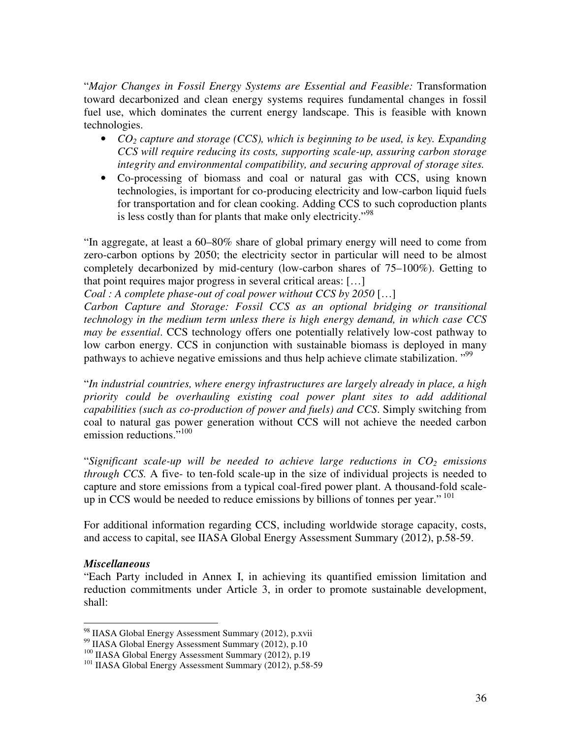"*Major Changes in Fossil Energy Systems are Essential and Feasible:* Transformation toward decarbonized and clean energy systems requires fundamental changes in fossil fuel use, which dominates the current energy landscape. This is feasible with known technologies.

- *$CO_2$ capture and storage (CCS), which is beginning to be used, is key. Expanding CCS will require reducing its costs, supporting scale-up, assuring carbon storage integrity and environmental compatibility, and securing approval of storage sites.*
- Co-processing of biomass and coal or natural gas with CCS, using known technologies, is important for co-producing electricity and low-carbon liquid fuels for transportation and for clean cooking. Adding CCS to such coproduction plants is less costly than for plants that make only electricity."[98]

"In aggregate, at least a 60–80% share of global primary energy will need to come from zero-carbon options by 2050; the electricity sector in particular will need to be almost completely decarbonized by mid-century (low-carbon shares of 75–100%). Getting to that point requires major progress in several critical areas: […]

*Coal : A complete phase-out of coal power without CCS by 2050* […]

*Carbon Capture and Storage: Fossil CCS as an optional bridging or transitional technology in the medium term unless there is high energy demand, in which case CCS may be essential*. CCS technology offers one potentially relatively low-cost pathway to low carbon energy. CCS in conjunction with sustainable biomass is deployed in many pathways to achieve negative emissions and thus help achieve climate stabilization. "[99]

"*In industrial countries, where energy infrastructures are largely already in place, a high priority could be overhauling existing coal power plant sites to add additional capabilities (such as co-production of power and fuels) and CCS*. Simply switching from coal to natural gas power generation without CCS will not achieve the needed carbon emission reductions."[100]

"*Significant scale-up will be needed to achieve large reductions in $CO_2$ emissions through CCS.* A five- to ten-fold scale-up in the size of individual projects is needed to capture and store emissions from a typical coal-fired power plant. A thousand-fold scale-up in CCS would be needed to reduce emissions by billions of tonnes per year." [101]

For additional information regarding CCS, including worldwide storage capacity, costs, and access to capital, see IIASA Global Energy Assessment Summary (2012), p.58-59.

***Miscellaneous***

"Each Party included in Annex I, in achieving its quantified emission limitation and reduction commitments under Article 3, in order to promote sustainable development, shall:

---

[98] IIASA Global Energy Assessment Summary (2012), p.xvii

[99] IIASA Global Energy Assessment Summary (2012), p.10

[100] IIASA Global Energy Assessment Summary (2012), p.19

[101] IIASA Global Energy Assessment Summary (2012), p.58-59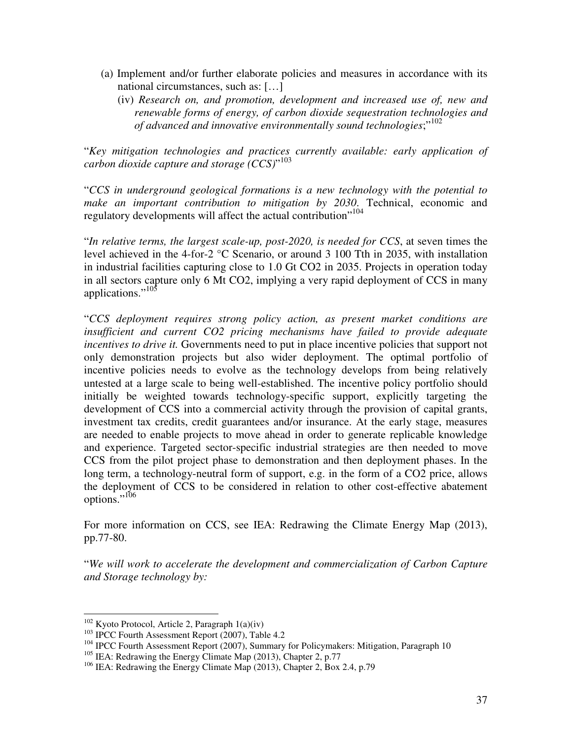(a) Implement and/or further elaborate policies and measures in accordance with its national circumstances, such as: […]

(iv) *Research on, and promotion, development and increased use of, new and renewable forms of energy, of carbon dioxide sequestration technologies and of advanced and innovative environmentally sound technologies*;"[102]

"*Key mitigation technologies and practices currently available: early application of carbon dioxide capture and storage (CCS)*"[103]

"*CCS in underground geological formations is a new technology with the potential to make an important contribution to mitigation by 2030*. Technical, economic and regulatory developments will affect the actual contribution"[104]

"*In relative terms, the largest scale-up, post-2020, is needed for CCS*, at seven times the level achieved in the 4-for-2 °C Scenario, or around 3 100 Tth in 2035, with installation in industrial facilities capturing close to 1.0 Gt $CO_2$ in 2035. Projects in operation today in all sectors capture only 6 Mt $CO_2$, implying a very rapid deployment of CCS in many applications."[105]

"*CCS deployment requires strong policy action, as present market conditions are insufficient and current CO2 pricing mechanisms have failed to provide adequate incentives to drive it.* Governments need to put in place incentive policies that support not only demonstration projects but also wider deployment. The optimal portfolio of incentive policies needs to evolve as the technology develops from being relatively untested at a large scale to being well-established. The incentive policy portfolio should initially be weighted towards technology-specific support, explicitly targeting the development of CCS into a commercial activity through the provision of capital grants, investment tax credits, credit guarantees and/or insurance. At the early stage, measures are needed to enable projects to move ahead in order to generate replicable knowledge and experience. Targeted sector-specific industrial strategies are then needed to move CCS from the pilot project phase to demonstration and then deployment phases. In the long term, a technology-neutral form of support, e.g. in the form of a $CO_2$ price, allows the deployment of CCS to be considered in relation to other cost-effective abatement options."[106]

For more information on CCS, see IEA: Redrawing the Climate Energy Map (2013), pp.77-80.

"*We will work to accelerate the development and commercialization of Carbon Capture and Storage technology by:*

---

[102] Kyoto Protocol, Article 2, Paragraph 1(a)(iv)

[103] IPCC Fourth Assessment Report (2007), Table 4.2

[104] IPCC Fourth Assessment Report (2007), Summary for Policymakers: Mitigation, Paragraph 10

[105] IEA: Redrawing the Energy Climate Map (2013), Chapter 2, p.77

[106] IEA: Redrawing the Energy Climate Map (2013), Chapter 2, Box 2.4, p.79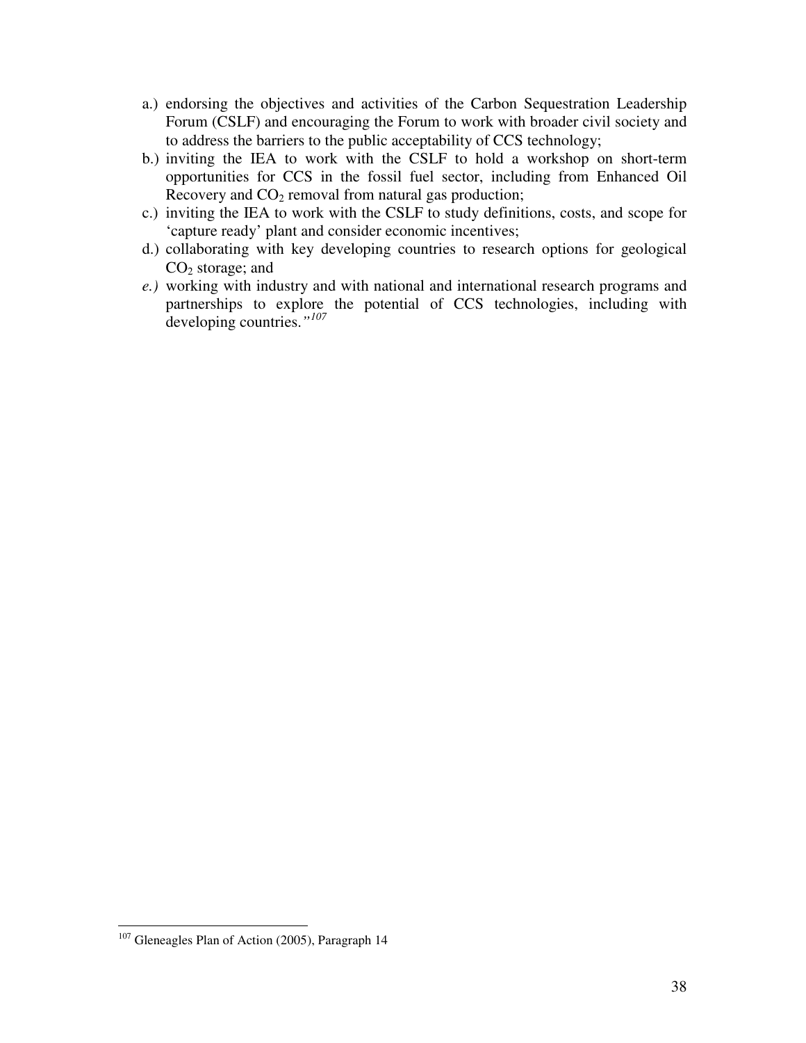a.) endorsing the objectives and activities of the Carbon Sequestration Leadership Forum (CSLF) and encouraging the Forum to work with broader civil society and to address the barriers to the public acceptability of CCS technology;
b.) inviting the IEA to work with the CSLF to hold a workshop on short-term opportunities for CCS in the fossil fuel sector, including from Enhanced Oil Recovery and $CO_2$ removal from natural gas production;
c.) inviting the IEA to work with the CSLF to study definitions, costs, and scope for 'capture ready' plant and consider economic incentives;
d.) collaborating with key developing countries to research options for geological $CO_2$ storage; and
*e.)* working with industry and with national and international research programs and partnerships to explore the potential of CCS technologies, including with developing countries.*"*[107]

---

[107] Gleneagles Plan of Action (2005), Paragraph 14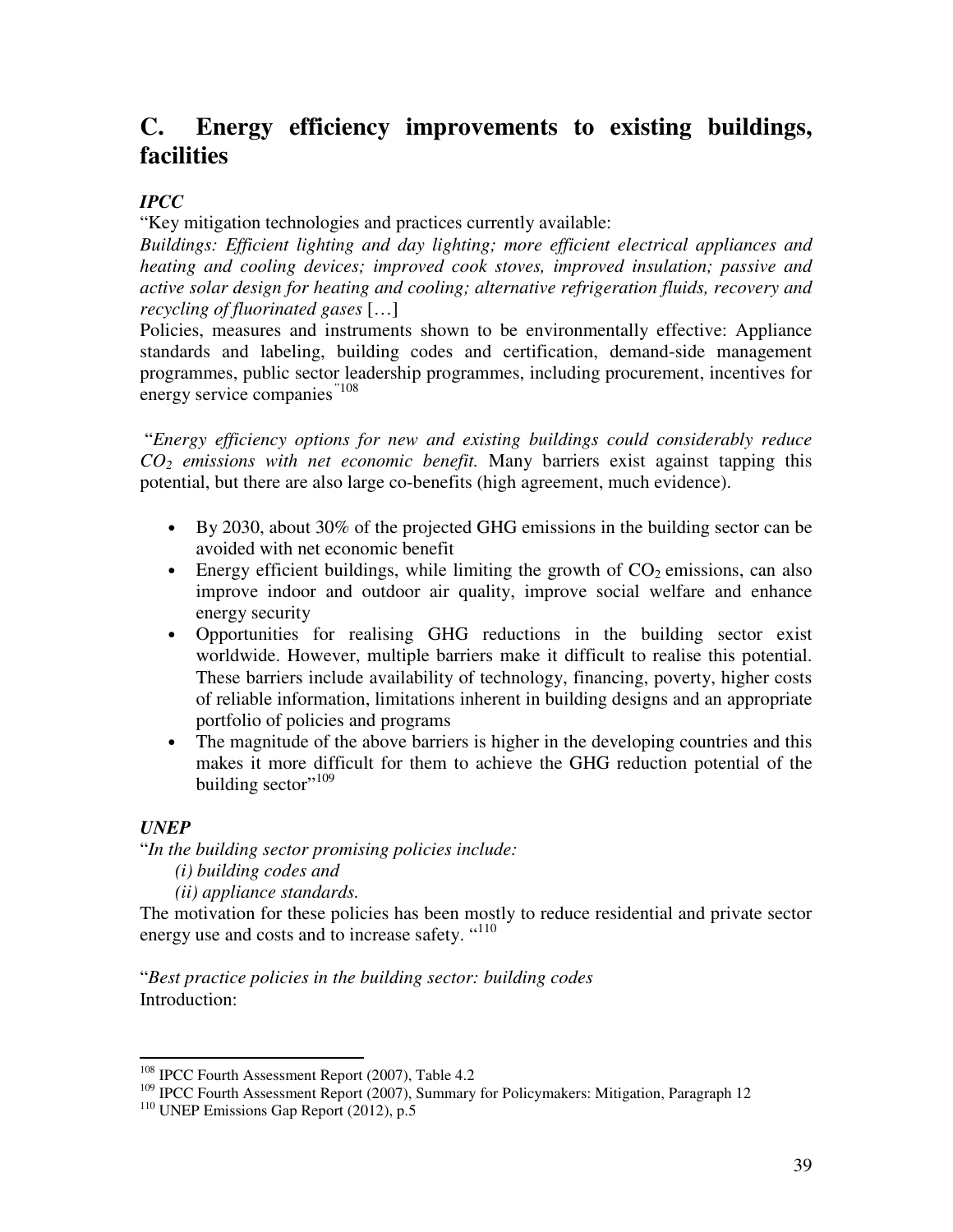## C. Energy efficiency improvements to existing buildings, facilities

***IPCC***

"Key mitigation technologies and practices currently available:

*Buildings: Efficient lighting and day lighting; more efficient electrical appliances and heating and cooling devices; improved cook stoves, improved insulation; passive and active solar design for heating and cooling; alternative refrigeration fluids, recovery and recycling of fluorinated gases* […]

Policies, measures and instruments shown to be environmentally effective: Appliance standards and labeling, building codes and certification, demand-side management programmes, public sector leadership programmes, including procurement, incentives for energy service companies"[108]

"*Energy efficiency options for new and existing buildings could considerably reduce $CO_2$ emissions with net economic benefit.* Many barriers exist against tapping this potential, but there are also large co-benefits (high agreement, much evidence).

- By 2030, about 30% of the projected GHG emissions in the building sector can be avoided with net economic benefit
- Energy efficient buildings, while limiting the growth of $CO_2$ emissions, can also improve indoor and outdoor air quality, improve social welfare and enhance energy security
- Opportunities for realising GHG reductions in the building sector exist worldwide. However, multiple barriers make it difficult to realise this potential. These barriers include availability of technology, financing, poverty, higher costs of reliable information, limitations inherent in building designs and an appropriate portfolio of policies and programs
- The magnitude of the above barriers is higher in the developing countries and this makes it more difficult for them to achieve the GHG reduction potential of the building sector"[109]

***UNEP***

"*In the building sector promising policies include:*

*(i) building codes and*

*(ii) appliance standards.*

The motivation for these policies has been mostly to reduce residential and private sector energy use and costs and to increase safety. "[110]

"*Best practice policies in the building sector: building codes*

Introduction:

---

[108] IPCC Fourth Assessment Report (2007), Table 4.2

[109] IPCC Fourth Assessment Report (2007), Summary for Policymakers: Mitigation, Paragraph 12

[110] UNEP Emissions Gap Report (2012), p.5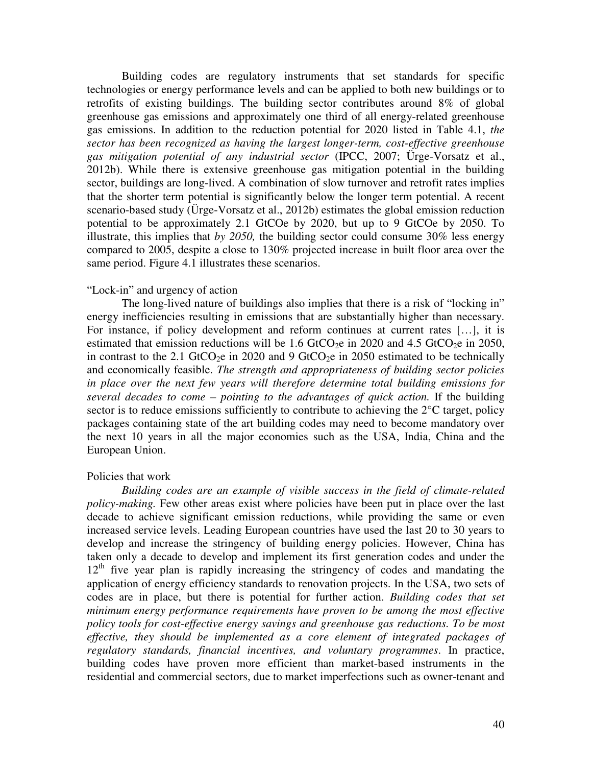Building codes are regulatory instruments that set standards for specific technologies or energy performance levels and can be applied to both new buildings or to retrofits of existing buildings. The building sector contributes around 8% of global greenhouse gas emissions and approximately one third of all energy-related greenhouse gas emissions. In addition to the reduction potential for 2020 listed in Table 4.1, *the sector has been recognized as having the largest longer-term, cost-effective greenhouse gas mitigation potential of any industrial sector* (IPCC, 2007; Ürge-Vorsatz et al., 2012b). While there is extensive greenhouse gas mitigation potential in the building sector, buildings are long-lived. A combination of slow turnover and retrofit rates implies that the shorter term potential is significantly below the longer term potential. A recent scenario-based study (Ürge-Vorsatz et al., 2012b) estimates the global emission reduction potential to be approximately 2.1 GtCOe by 2020, but up to 9 GtCOe by 2050. To illustrate, this implies that *by 2050,* the building sector could consume 30% less energy compared to 2005, despite a close to 130% projected increase in built floor area over the same period. Figure 4.1 illustrates these scenarios.

“Lock-in” and urgency of action

The long-lived nature of buildings also implies that there is a risk of “locking in” energy inefficiencies resulting in emissions that are substantially higher than necessary. For instance, if policy development and reform continues at current rates […], it is estimated that emission reductions will be 1.6 $GtCO_2e$ in 2020 and 4.5 $GtCO_2e$ in 2050, in contrast to the 2.1 $GtCO_2e$ in 2020 and 9 $GtCO_2e$ in 2050 estimated to be technically and economically feasible. *The strength and appropriateness of building sector policies in place over the next few years will therefore determine total building emissions for several decades to come – pointing to the advantages of quick action.* If the building sector is to reduce emissions sufficiently to contribute to achieving the 2°C target, policy packages containing state of the art building codes may need to become mandatory over the next 10 years in all the major economies such as the USA, India, China and the European Union.

Policies that work

*Building codes are an example of visible success in the field of climate-related policy-making.* Few other areas exist where policies have been put in place over the last decade to achieve significant emission reductions, while providing the same or even increased service levels. Leading European countries have used the last 20 to 30 years to develop and increase the stringency of building energy policies. However, China has taken only a decade to develop and implement its first generation codes and under the 12th five year plan is rapidly increasing the stringency of codes and mandating the application of energy efficiency standards to renovation projects. In the USA, two sets of codes are in place, but there is potential for further action. *Building codes that set minimum energy performance requirements have proven to be among the most effective policy tools for cost-effective energy savings and greenhouse gas reductions. To be most effective, they should be implemented as a core element of integrated packages of regulatory standards, financial incentives, and voluntary programmes*. In practice, building codes have proven more efficient than market-based instruments in the residential and commercial sectors, due to market imperfections such as owner-tenant and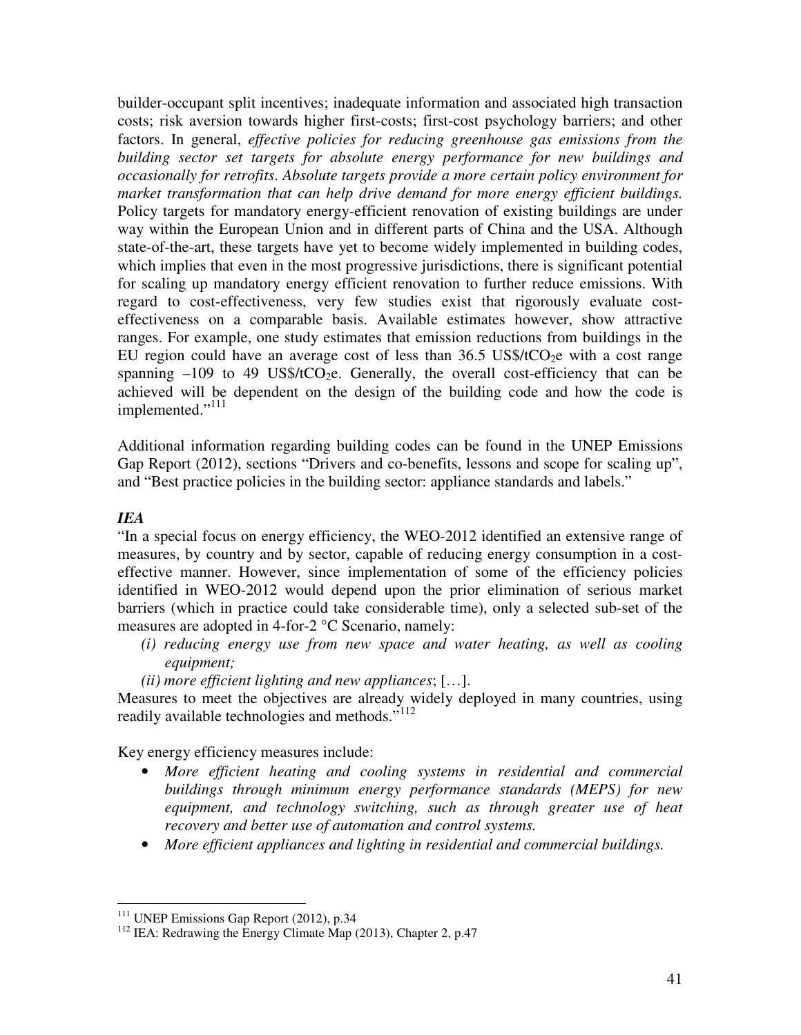builder-occupant split incentives; inadequate information and associated high transaction costs; risk aversion towards higher first-costs; first-cost psychology barriers; and other factors. In general, *effective policies for reducing greenhouse gas emissions from the building sector set targets for absolute energy performance for new buildings and occasionally for retrofits. Absolute targets provide a more certain policy environment for market transformation that can help drive demand for more energy efficient buildings.* Policy targets for mandatory energy-efficient renovation of existing buildings are under way within the European Union and in different parts of China and the USA. Although state-of-the-art, these targets have yet to become widely implemented in building codes, which implies that even in the most progressive jurisdictions, there is significant potential for scaling up mandatory energy efficient renovation to further reduce emissions. With regard to cost-effectiveness, very few studies exist that rigorously evaluate cost-effectiveness on a comparable basis. Available estimates however, show attractive ranges. For example, one study estimates that emission reductions from buildings in the EU region could have an average cost of less than 36.5 US$/t$CO_2$e with a cost range spanning –109 to 49 US$/t$CO_2$e. Generally, the overall cost-efficiency that can be achieved will be dependent on the design of the building code and how the code is implemented."[111]

Additional information regarding building codes can be found in the UNEP Emissions Gap Report (2012), sections "Drivers and co-benefits, lessons and scope for scaling up", and "Best practice policies in the building sector: appliance standards and labels."

***IEA***

"In a special focus on energy efficiency, the WEO-2012 identified an extensive range of measures, by country and by sector, capable of reducing energy consumption in a cost-effective manner. However, since implementation of some of the efficiency policies identified in WEO-2012 would depend upon the prior elimination of serious market barriers (which in practice could take considerable time), only a selected sub-set of the measures are adopted in 4-for-2 °C Scenario, namely:

*(i) reducing energy use from new space and water heating, as well as cooling equipment;*

*(ii) more efficient lighting and new appliances*; […].

Measures to meet the objectives are already widely deployed in many countries, using readily available technologies and methods."[112]

Key energy efficiency measures include:

- *More efficient heating and cooling systems in residential and commercial buildings through minimum energy performance standards (MEPS) for new equipment, and technology switching, such as through greater use of heat recovery and better use of automation and control systems.*
- *More efficient appliances and lighting in residential and commercial buildings.*

---

[111] UNEP Emissions Gap Report (2012), p.34

[112] IEA: Redrawing the Energy Climate Map (2013), Chapter 2, p.47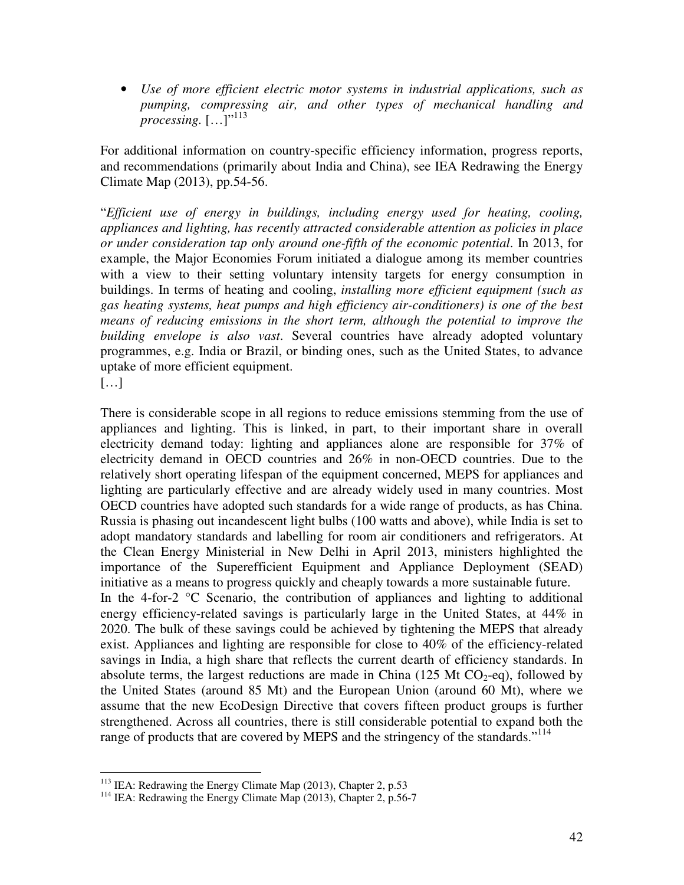- *Use of more efficient electric motor systems in industrial applications, such as pumping, compressing air, and other types of mechanical handling and processing.* […]"[113]

For additional information on country-specific efficiency information, progress reports, and recommendations (primarily about India and China), see IEA Redrawing the Energy Climate Map (2013), pp.54-56.

"*Efficient use of energy in buildings, including energy used for heating, cooling, appliances and lighting, has recently attracted considerable attention as policies in place or under consideration tap only around one-fifth of the economic potential*. In 2013, for example, the Major Economies Forum initiated a dialogue among its member countries with a view to their setting voluntary intensity targets for energy consumption in buildings. In terms of heating and cooling, *installing more efficient equipment (such as gas heating systems, heat pumps and high efficiency air-conditioners) is one of the best means of reducing emissions in the short term, although the potential to improve the building envelope is also vast*. Several countries have already adopted voluntary programmes, e.g. India or Brazil, or binding ones, such as the United States, to advance uptake of more efficient equipment.
[…]

There is considerable scope in all regions to reduce emissions stemming from the use of appliances and lighting. This is linked, in part, to their important share in overall electricity demand today: lighting and appliances alone are responsible for 37% of electricity demand in OECD countries and 26% in non-OECD countries. Due to the relatively short operating lifespan of the equipment concerned, MEPS for appliances and lighting are particularly effective and are already widely used in many countries. Most OECD countries have adopted such standards for a wide range of products, as has China. Russia is phasing out incandescent light bulbs (100 watts and above), while India is set to adopt mandatory standards and labelling for room air conditioners and refrigerators. At the Clean Energy Ministerial in New Delhi in April 2013, ministers highlighted the importance of the Superefficient Equipment and Appliance Deployment (SEAD) initiative as a means to progress quickly and cheaply towards a more sustainable future.
In the 4-for-2 °C Scenario, the contribution of appliances and lighting to additional energy efficiency-related savings is particularly large in the United States, at 44% in 2020. The bulk of these savings could be achieved by tightening the MEPS that already exist. Appliances and lighting are responsible for close to 40% of the efficiency-related savings in India, a high share that reflects the current dearth of efficiency standards. In absolute terms, the largest reductions are made in China (125 Mt $CO_2$-eq), followed by the United States (around 85 Mt) and the European Union (around 60 Mt), where we assume that the new EcoDesign Directive that covers fifteen product groups is further strengthened. Across all countries, there is still considerable potential to expand both the range of products that are covered by MEPS and the stringency of the standards."[114]

---

[113] IEA: Redrawing the Energy Climate Map (2013), Chapter 2, p.53

[114] IEA: Redrawing the Energy Climate Map (2013), Chapter 2, p.56-7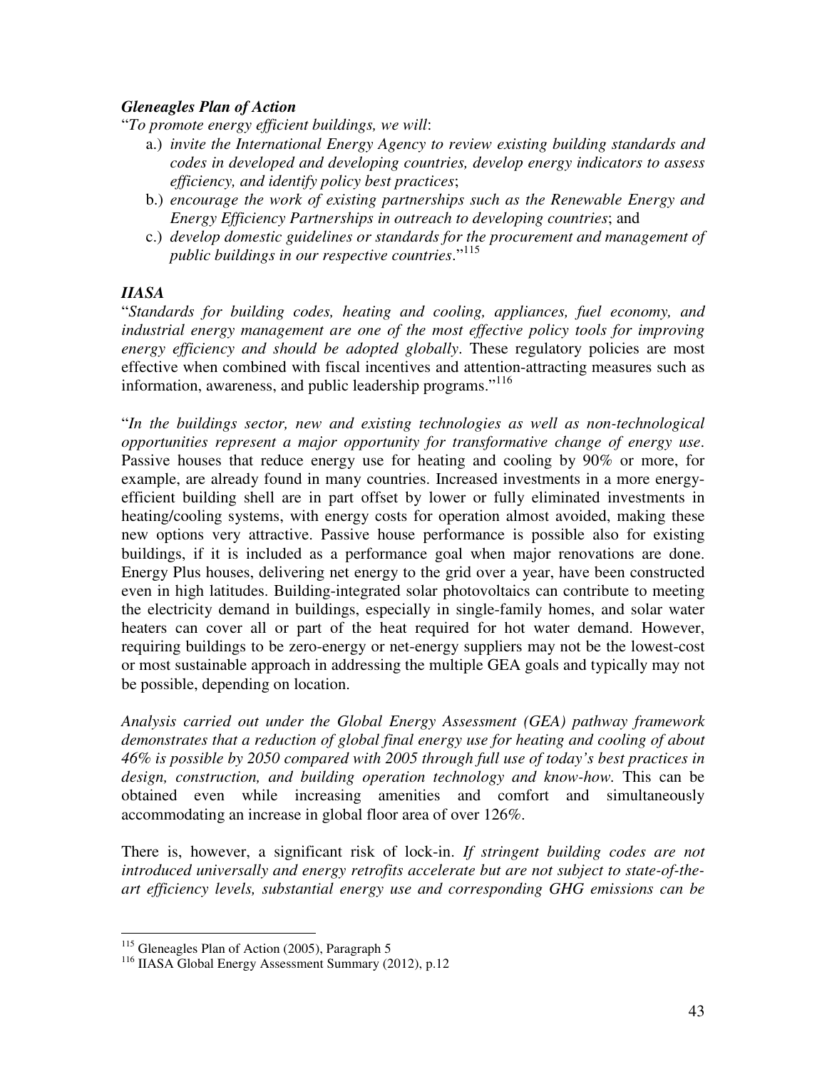***Gleneagles Plan of Action***

"*To promote energy efficient buildings, we will*:

a.) *invite the International Energy Agency to review existing building standards and codes in developed and developing countries, develop energy indicators to assess efficiency, and identify policy best practices*;
b.) *encourage the work of existing partnerships such as the Renewable Energy and Energy Efficiency Partnerships in outreach to developing countries*; and
c.) *develop domestic guidelines or standards for the procurement and management of public buildings in our respective countries*."[115]

***IIASA***

"*Standards for building codes, heating and cooling, appliances, fuel economy, and industrial energy management are one of the most effective policy tools for improving energy efficiency and should be adopted globally*. These regulatory policies are most effective when combined with fiscal incentives and attention-attracting measures such as information, awareness, and public leadership programs."[116]

"*In the buildings sector, new and existing technologies as well as non-technological opportunities represent a major opportunity for transformative change of energy use*. Passive houses that reduce energy use for heating and cooling by 90% or more, for example, are already found in many countries. Increased investments in a more energy-efficient building shell are in part offset by lower or fully eliminated investments in heating/cooling systems, with energy costs for operation almost avoided, making these new options very attractive. Passive house performance is possible also for existing buildings, if it is included as a performance goal when major renovations are done. Energy Plus houses, delivering net energy to the grid over a year, have been constructed even in high latitudes. Building-integrated solar photovoltaics can contribute to meeting the electricity demand in buildings, especially in single-family homes, and solar water heaters can cover all or part of the heat required for hot water demand. However, requiring buildings to be zero-energy or net-energy suppliers may not be the lowest-cost or most sustainable approach in addressing the multiple GEA goals and typically may not be possible, depending on location.

*Analysis carried out under the Global Energy Assessment (GEA) pathway framework demonstrates that a reduction of global final energy use for heating and cooling of about 46% is possible by 2050 compared with 2005 through full use of today's best practices in design, construction, and building operation technology and know-how*. This can be obtained even while increasing amenities and comfort and simultaneously accommodating an increase in global floor area of over 126%.

There is, however, a significant risk of lock-in. *If stringent building codes are not introduced universally and energy retrofits accelerate but are not subject to state-of-the-art efficiency levels, substantial energy use and corresponding GHG emissions can be*

---

[115] Gleneagles Plan of Action (2005), Paragraph 5
[116] IIASA Global Energy Assessment Summary (2012), p.12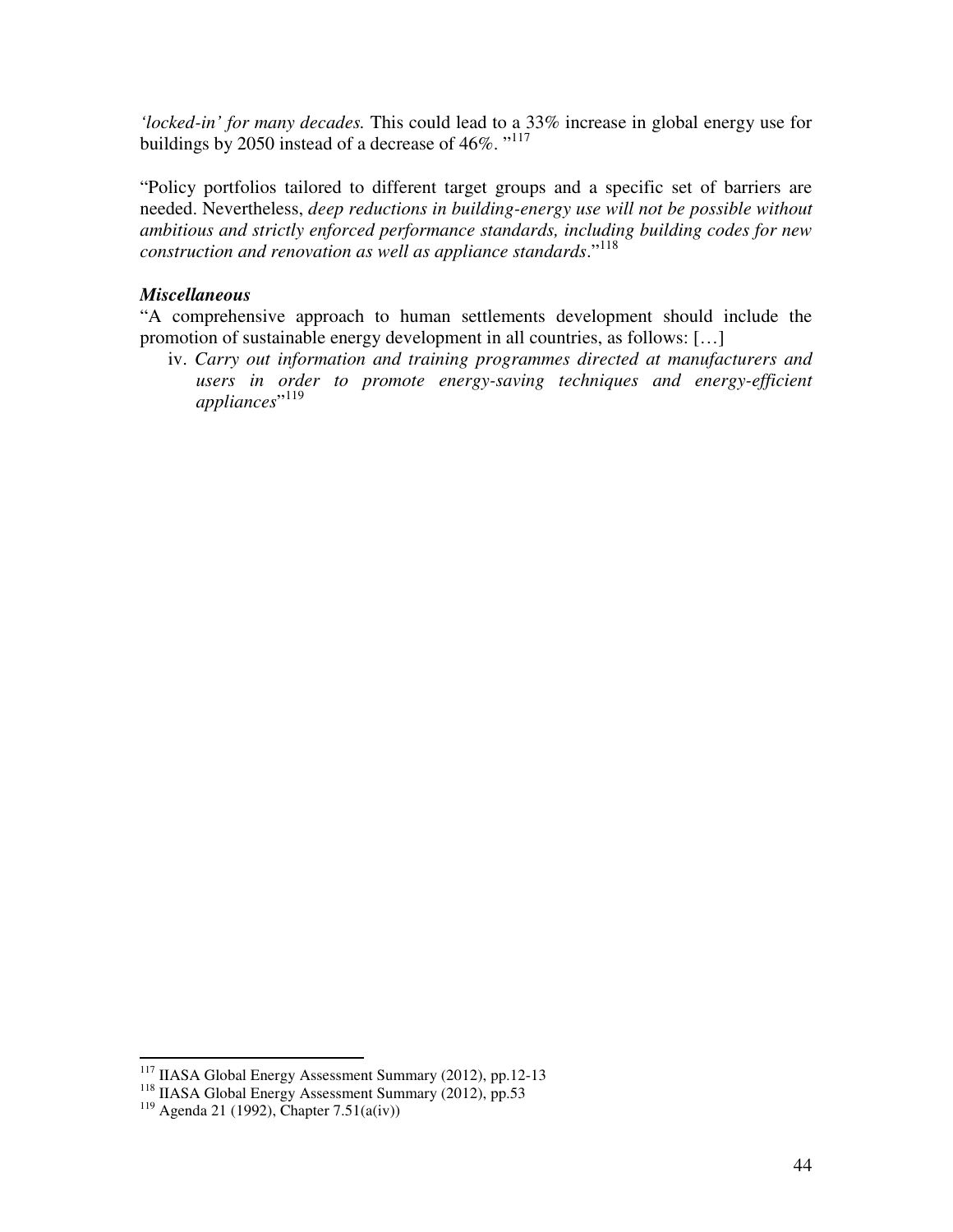*'locked-in' for many decades.* This could lead to a 33% increase in global energy use for buildings by 2050 instead of a decrease of 46%. "[117]

"Policy portfolios tailored to different target groups and a specific set of barriers are needed. Nevertheless, *deep reductions in building-energy use will not be possible without ambitious and strictly enforced performance standards, including building codes for new construction and renovation as well as appliance standards*."[118]

***Miscellaneous***

"A comprehensive approach to human settlements development should include the promotion of sustainable energy development in all countries, as follows: […]

iv. *Carry out information and training programmes directed at manufacturers and users in order to promote energy-saving techniques and energy-efficient appliances*"[119]

---

[117] IIASA Global Energy Assessment Summary (2012), pp.12-13

[118] IIASA Global Energy Assessment Summary (2012), pp.53

[119] Agenda 21 (1992), Chapter 7.51(a(iv))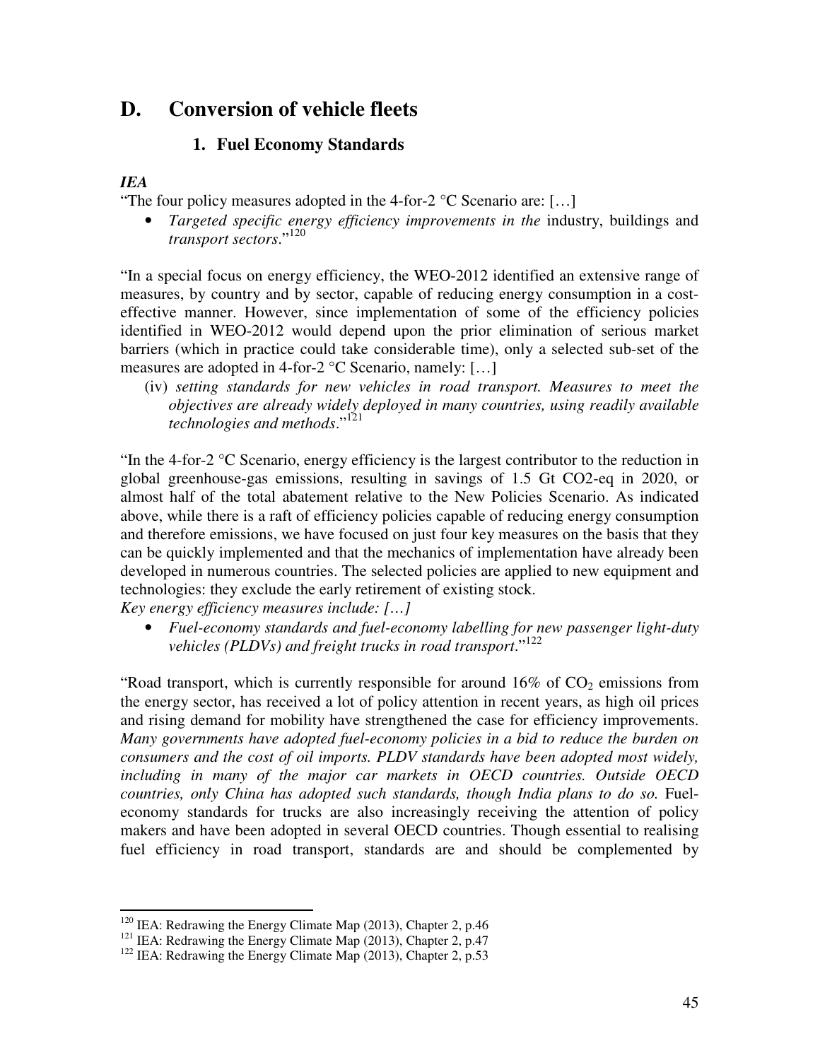## D. Conversion of vehicle fleets

### 1. Fuel Economy Standards

***IEA***

"The four policy measures adopted in the 4-for-2 °C Scenario are: […]

- *Targeted specific energy efficiency improvements in the* industry, buildings and *transport sectors*."[120]

"In a special focus on energy efficiency, the WEO-2012 identified an extensive range of measures, by country and by sector, capable of reducing energy consumption in a cost-effective manner. However, since implementation of some of the efficiency policies identified in WEO-2012 would depend upon the prior elimination of serious market barriers (which in practice could take considerable time), only a selected sub-set of the measures are adopted in 4-for-2 °C Scenario, namely: […]

(iv) *setting standards for new vehicles in road transport. Measures to meet the objectives are already widely deployed in many countries, using readily available technologies and methods*."[121]

"In the 4-for-2 °C Scenario, energy efficiency is the largest contributor to the reduction in global greenhouse-gas emissions, resulting in savings of 1.5 Gt CO2-eq in 2020, or almost half of the total abatement relative to the New Policies Scenario. As indicated above, while there is a raft of efficiency policies capable of reducing energy consumption and therefore emissions, we have focused on just four key measures on the basis that they can be quickly implemented and that the mechanics of implementation have already been developed in numerous countries. The selected policies are applied to new equipment and technologies: they exclude the early retirement of existing stock.

*Key energy efficiency measures include: […]*

- *Fuel-economy standards and fuel-economy labelling for new passenger light-duty vehicles (PLDVs) and freight trucks in road transport*."[122]

"Road transport, which is currently responsible for around 16% of $CO_2$ emissions from the energy sector, has received a lot of policy attention in recent years, as high oil prices and rising demand for mobility have strengthened the case for efficiency improvements. *Many governments have adopted fuel-economy policies in a bid to reduce the burden on consumers and the cost of oil imports. PLDV standards have been adopted most widely, including in many of the major car markets in OECD countries. Outside OECD countries, only China has adopted such standards, though India plans to do so.* Fuel-economy standards for trucks are also increasingly receiving the attention of policy makers and have been adopted in several OECD countries. Though essential to realising fuel efficiency in road transport, standards are and should be complemented by

---

[120] IEA: Redrawing the Energy Climate Map (2013), Chapter 2, p.46

[121] IEA: Redrawing the Energy Climate Map (2013), Chapter 2, p.47

[122] IEA: Redrawing the Energy Climate Map (2013), Chapter 2, p.53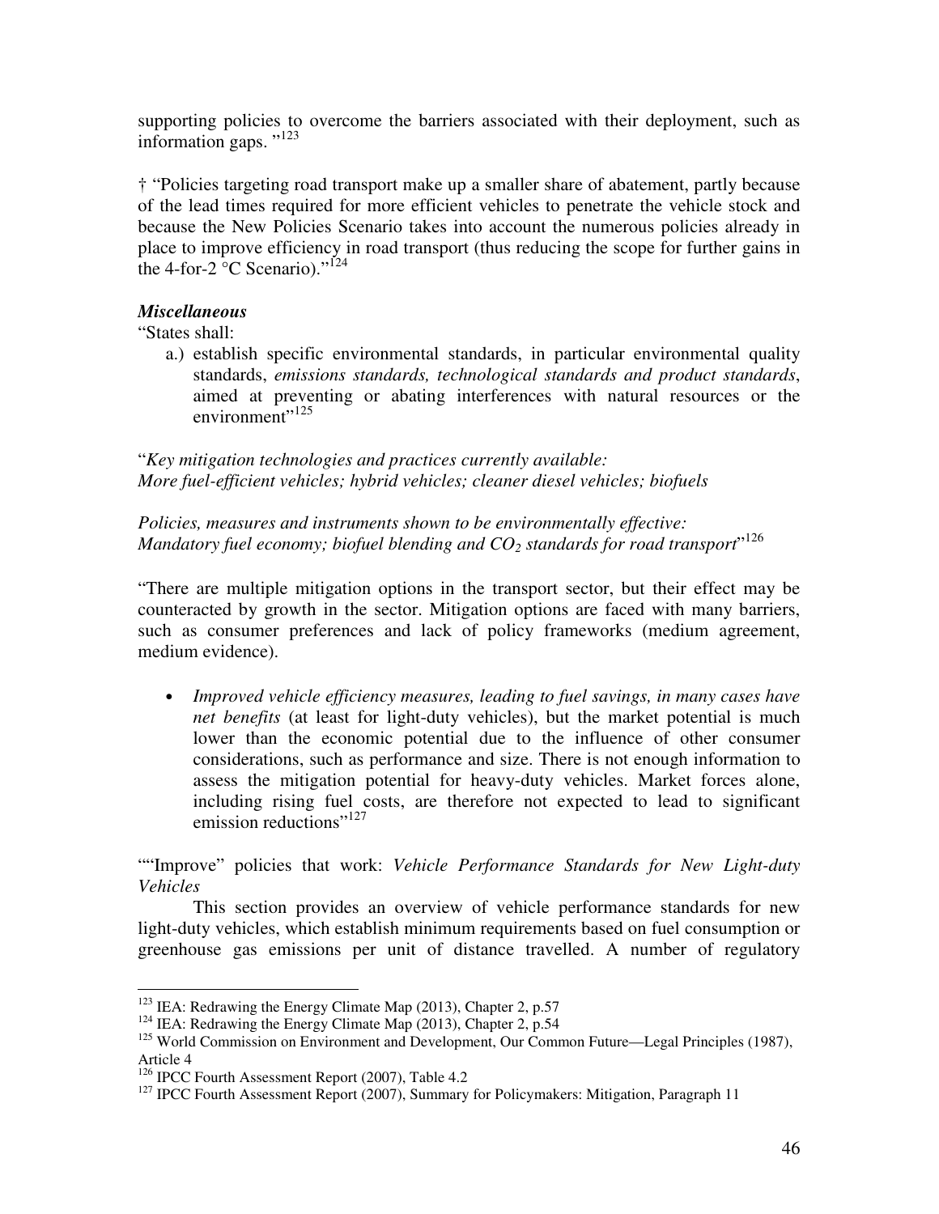supporting policies to overcome the barriers associated with their deployment, such as information gaps. "[123]

† "Policies targeting road transport make up a smaller share of abatement, partly because of the lead times required for more efficient vehicles to penetrate the vehicle stock and because the New Policies Scenario takes into account the numerous policies already in place to improve efficiency in road transport (thus reducing the scope for further gains in the 4-for-2 °C Scenario)."[124]

***Miscellaneous***

"States shall:

a.) establish specific environmental standards, in particular environmental quality standards, *emissions standards, technological standards and product standards*, aimed at preventing or abating interferences with natural resources or the environment"[125]

"*Key mitigation technologies and practices currently available:*
*More fuel-efficient vehicles; hybrid vehicles; cleaner diesel vehicles; biofuels*

*Policies, measures and instruments shown to be environmentally effective:*
*Mandatory fuel economy; biofuel blending and $CO_2$ standards for road transport*"[126]

"There are multiple mitigation options in the transport sector, but their effect may be counteracted by growth in the sector. Mitigation options are faced with many barriers, such as consumer preferences and lack of policy frameworks (medium agreement, medium evidence).

- *Improved vehicle efficiency measures, leading to fuel savings, in many cases have net benefits* (at least for light-duty vehicles), but the market potential is much lower than the economic potential due to the influence of other consumer considerations, such as performance and size. There is not enough information to assess the mitigation potential for heavy-duty vehicles. Market forces alone, including rising fuel costs, are therefore not expected to lead to significant emission reductions"[127]

""Improve" policies that work: *Vehicle Performance Standards for New Light-duty Vehicles*

This section provides an overview of vehicle performance standards for new light-duty vehicles, which establish minimum requirements based on fuel consumption or greenhouse gas emissions per unit of distance travelled. A number of regulatory

---

[123] IEA: Redrawing the Energy Climate Map (2013), Chapter 2, p.57

[124] IEA: Redrawing the Energy Climate Map (2013), Chapter 2, p.54

[125] World Commission on Environment and Development, Our Common Future—Legal Principles (1987), Article 4

[126] IPCC Fourth Assessment Report (2007), Table 4.2

[127] IPCC Fourth Assessment Report (2007), Summary for Policymakers: Mitigation, Paragraph 11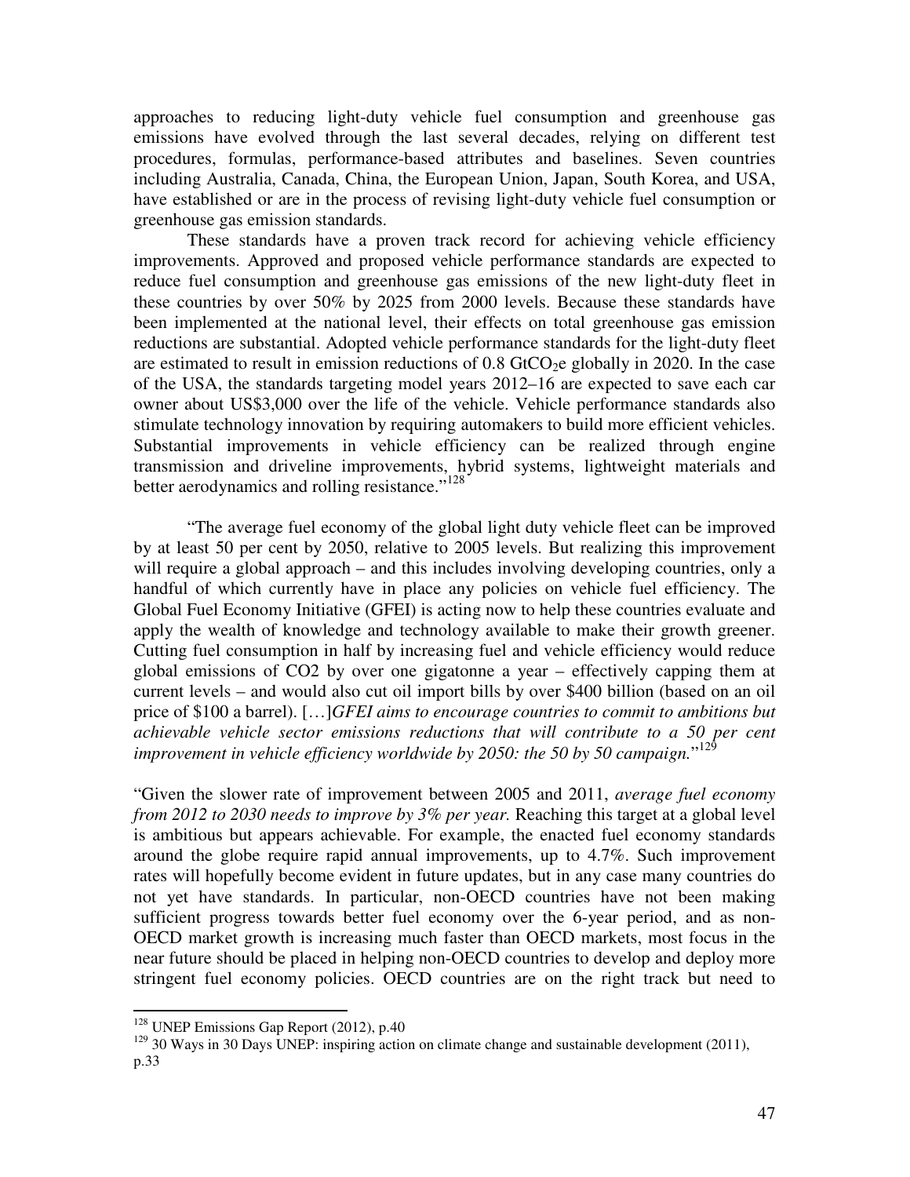approaches to reducing light-duty vehicle fuel consumption and greenhouse gas emissions have evolved through the last several decades, relying on different test procedures, formulas, performance-based attributes and baselines. Seven countries including Australia, Canada, China, the European Union, Japan, South Korea, and USA, have established or are in the process of revising light-duty vehicle fuel consumption or greenhouse gas emission standards.

These standards have a proven track record for achieving vehicle efficiency improvements. Approved and proposed vehicle performance standards are expected to reduce fuel consumption and greenhouse gas emissions of the new light-duty fleet in these countries by over 50% by 2025 from 2000 levels. Because these standards have been implemented at the national level, their effects on total greenhouse gas emission reductions are substantial. Adopted vehicle performance standards for the light-duty fleet are estimated to result in emission reductions of 0.8 $GtCO_2e$ globally in 2020. In the case of the USA, the standards targeting model years 2012–16 are expected to save each car owner about US$3,000 over the life of the vehicle. Vehicle performance standards also stimulate technology innovation by requiring automakers to build more efficient vehicles. Substantial improvements in vehicle efficiency can be realized through engine transmission and driveline improvements, hybrid systems, lightweight materials and better aerodynamics and rolling resistance."[128]

"The average fuel economy of the global light duty vehicle fleet can be improved by at least 50 per cent by 2050, relative to 2005 levels. But realizing this improvement will require a global approach – and this includes involving developing countries, only a handful of which currently have in place any policies on vehicle fuel efficiency. The Global Fuel Economy Initiative (GFEI) is acting now to help these countries evaluate and apply the wealth of knowledge and technology available to make their growth greener. Cutting fuel consumption in half by increasing fuel and vehicle efficiency would reduce global emissions of CO2 by over one gigatonne a year – effectively capping them at current levels – and would also cut oil import bills by over $400 billion (based on an oil price of $100 a barrel). […]*GFEI aims to encourage countries to commit to ambitions but achievable vehicle sector emissions reductions that will contribute to a 50 per cent improvement in vehicle efficiency worldwide by 2050: the 50 by 50 campaign.*"[129]

"Given the slower rate of improvement between 2005 and 2011, *average fuel economy from 2012 to 2030 needs to improve by 3% per year.* Reaching this target at a global level is ambitious but appears achievable. For example, the enacted fuel economy standards around the globe require rapid annual improvements, up to 4.7%. Such improvement rates will hopefully become evident in future updates, but in any case many countries do not yet have standards. In particular, non-OECD countries have not been making sufficient progress towards better fuel economy over the 6-year period, and as non-OECD market growth is increasing much faster than OECD markets, most focus in the near future should be placed in helping non-OECD countries to develop and deploy more stringent fuel economy policies. OECD countries are on the right track but need to

---

[128] UNEP Emissions Gap Report (2012), p.40

[129] 30 Ways in 30 Days UNEP: inspiring action on climate change and sustainable development (2011), p.33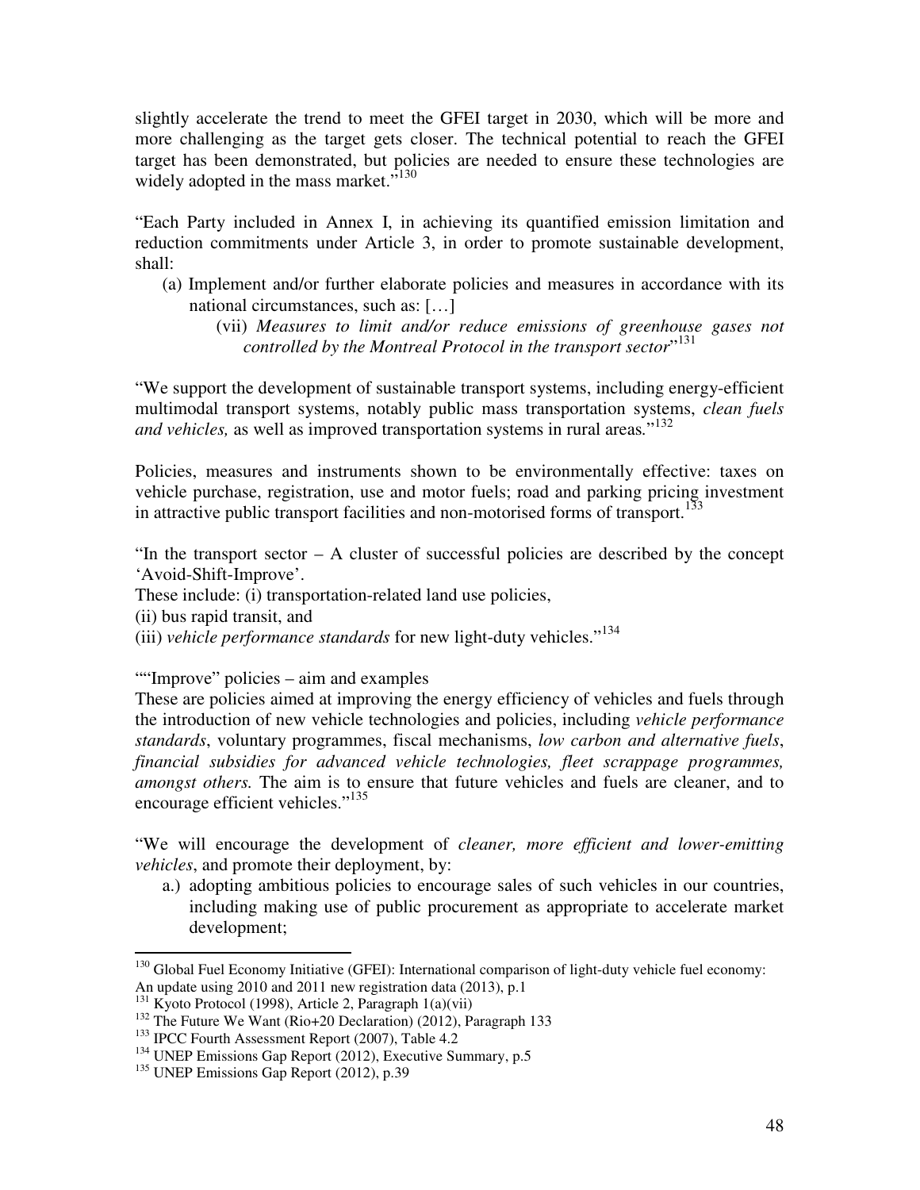slightly accelerate the trend to meet the GFEI target in 2030, which will be more and more challenging as the target gets closer. The technical potential to reach the GFEI target has been demonstrated, but policies are needed to ensure these technologies are widely adopted in the mass market."[130]

"Each Party included in Annex I, in achieving its quantified emission limitation and reduction commitments under Article 3, in order to promote sustainable development, shall:

(a) Implement and/or further elaborate policies and measures in accordance with its national circumstances, such as: […]

  (vii) *Measures to limit and/or reduce emissions of greenhouse gases not controlled by the Montreal Protocol in the transport sector*"[131]

"We support the development of sustainable transport systems, including energy-efficient multimodal transport systems, notably public mass transportation systems, *clean fuels and vehicles,* as well as improved transportation systems in rural areas."[132]

Policies, measures and instruments shown to be environmentally effective: taxes on vehicle purchase, registration, use and motor fuels; road and parking pricing investment in attractive public transport facilities and non-motorised forms of transport.[133]

"In the transport sector – A cluster of successful policies are described by the concept 'Avoid-Shift-Improve'.
These include: (i) transportation-related land use policies,
(ii) bus rapid transit, and
(iii) *vehicle performance standards* for new light-duty vehicles."[134]

""Improve" policies – aim and examples
These are policies aimed at improving the energy efficiency of vehicles and fuels through the introduction of new vehicle technologies and policies, including *vehicle performance standards*, voluntary programmes, fiscal mechanisms, *low carbon and alternative fuels*, *financial subsidies for advanced vehicle technologies, fleet scrappage programmes, amongst others.* The aim is to ensure that future vehicles and fuels are cleaner, and to encourage efficient vehicles."[135]

"We will encourage the development of *cleaner, more efficient and lower-emitting vehicles*, and promote their deployment, by:

a.) adopting ambitious policies to encourage sales of such vehicles in our countries, including making use of public procurement as appropriate to accelerate market development;

---

[130] Global Fuel Economy Initiative (GFEI): International comparison of light-duty vehicle fuel economy: An update using 2010 and 2011 new registration data (2013), p.1
[131] Kyoto Protocol (1998), Article 2, Paragraph 1(a)(vii)
[132] The Future We Want (Rio+20 Declaration) (2012), Paragraph 133
[133] IPCC Fourth Assessment Report (2007), Table 4.2
[134] UNEP Emissions Gap Report (2012), Executive Summary, p.5
[135] UNEP Emissions Gap Report (2012), p.39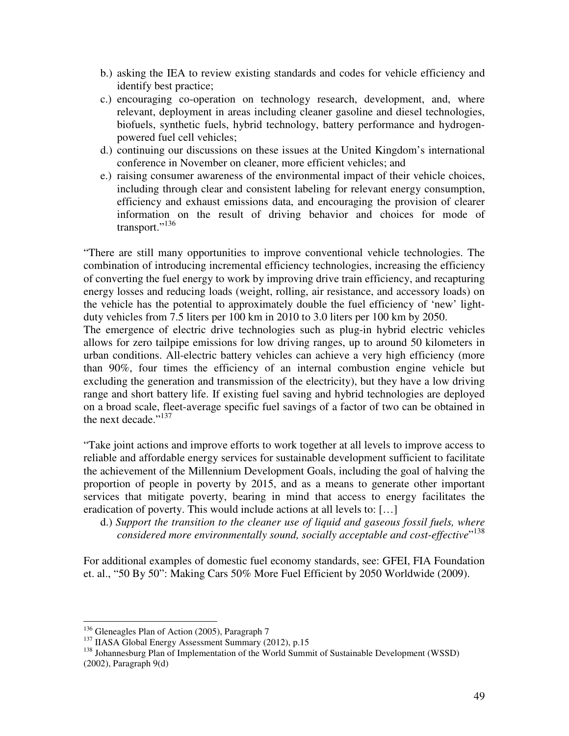b.) asking the IEA to review existing standards and codes for vehicle efficiency and identify best practice;
c.) encouraging co-operation on technology research, development, and, where relevant, deployment in areas including cleaner gasoline and diesel technologies, biofuels, synthetic fuels, hybrid technology, battery performance and hydrogen-powered fuel cell vehicles;
d.) continuing our discussions on these issues at the United Kingdom's international conference in November on cleaner, more efficient vehicles; and
e.) raising consumer awareness of the environmental impact of their vehicle choices, including through clear and consistent labeling for relevant energy consumption, efficiency and exhaust emissions data, and encouraging the provision of clearer information on the result of driving behavior and choices for mode of transport."[136]

"There are still many opportunities to improve conventional vehicle technologies. The combination of introducing incremental efficiency technologies, increasing the efficiency of converting the fuel energy to work by improving drive train efficiency, and recapturing energy losses and reducing loads (weight, rolling, air resistance, and accessory loads) on the vehicle has the potential to approximately double the fuel efficiency of 'new' light-duty vehicles from 7.5 liters per 100 km in 2010 to 3.0 liters per 100 km by 2050.
The emergence of electric drive technologies such as plug-in hybrid electric vehicles allows for zero tailpipe emissions for low driving ranges, up to around 50 kilometers in urban conditions. All-electric battery vehicles can achieve a very high efficiency (more than 90%, four times the efficiency of an internal combustion engine vehicle but excluding the generation and transmission of the electricity), but they have a low driving range and short battery life. If existing fuel saving and hybrid technologies are deployed on a broad scale, fleet-average specific fuel savings of a factor of two can be obtained in the next decade."[137]

"Take joint actions and improve efforts to work together at all levels to improve access to reliable and affordable energy services for sustainable development sufficient to facilitate the achievement of the Millennium Development Goals, including the goal of halving the proportion of people in poverty by 2015, and as a means to generate other important services that mitigate poverty, bearing in mind that access to energy facilitates the eradication of poverty. This would include actions at all levels to: […]

d.) *Support the transition to the cleaner use of liquid and gaseous fossil fuels, where considered more environmentally sound, socially acceptable and cost-effective*"[138]

For additional examples of domestic fuel economy standards, see: GFEI, FIA Foundation et. al., "50 By 50": Making Cars 50% More Fuel Efficient by 2050 Worldwide (2009).

---

[136] Gleneagles Plan of Action (2005), Paragraph 7
[137] IIASA Global Energy Assessment Summary (2012), p.15
[138] Johannesburg Plan of Implementation of the World Summit of Sustainable Development (WSSD) (2002), Paragraph 9(d)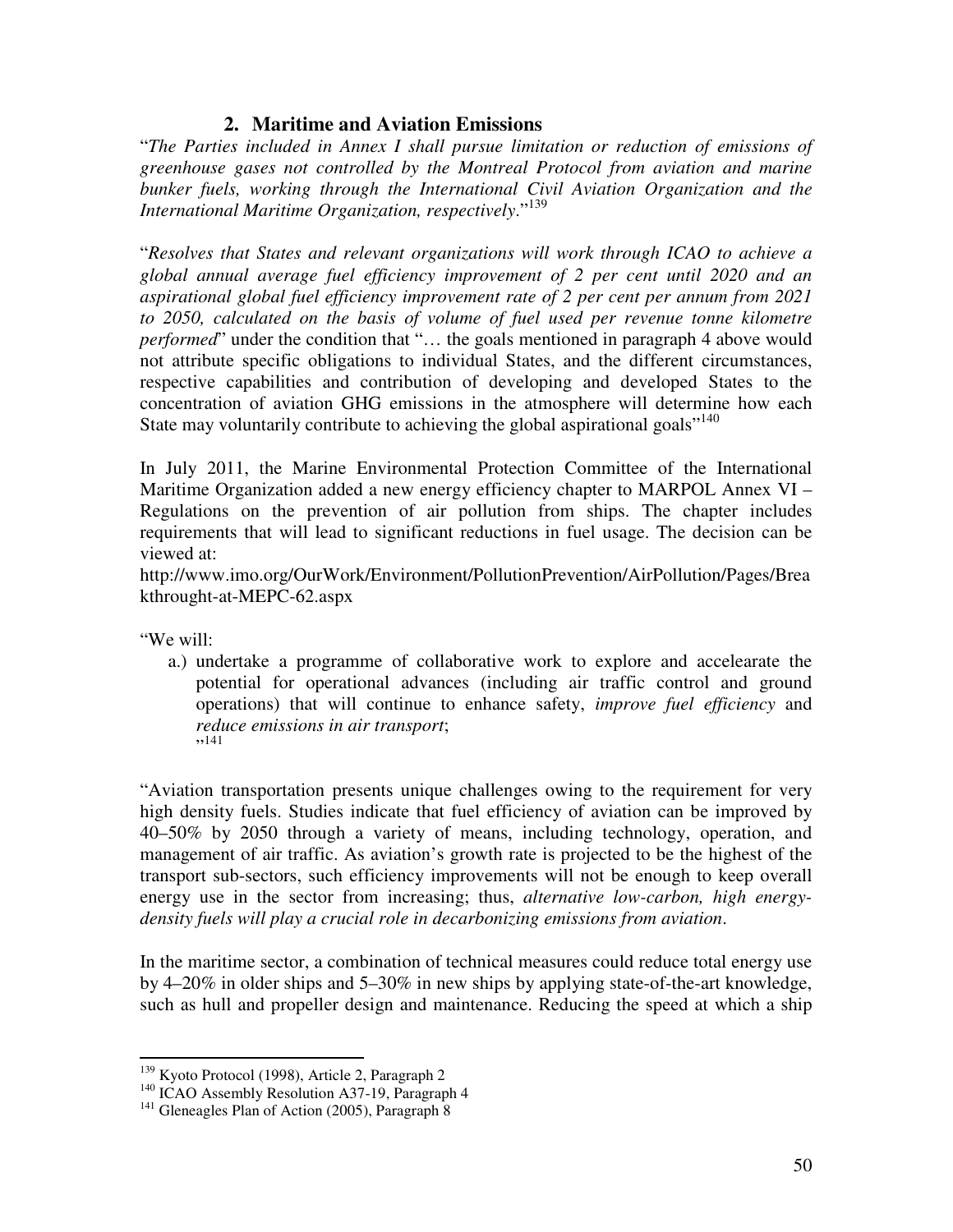## 2. Maritime and Aviation Emissions

"*The Parties included in Annex I shall pursue limitation or reduction of emissions of greenhouse gases not controlled by the Montreal Protocol from aviation and marine bunker fuels, working through the International Civil Aviation Organization and the International Maritime Organization, respectively*."[139]

"*Resolves that States and relevant organizations will work through ICAO to achieve a global annual average fuel efficiency improvement of 2 per cent until 2020 and an aspirational global fuel efficiency improvement rate of 2 per cent per annum from 2021 to 2050, calculated on the basis of volume of fuel used per revenue tonne kilometre performed*" under the condition that "… the goals mentioned in paragraph 4 above would not attribute specific obligations to individual States, and the different circumstances, respective capabilities and contribution of developing and developed States to the concentration of aviation GHG emissions in the atmosphere will determine how each State may voluntarily contribute to achieving the global aspirational goals"[140]

In July 2011, the Marine Environmental Protection Committee of the International Maritime Organization added a new energy efficiency chapter to MARPOL Annex VI – Regulations on the prevention of air pollution from ships. The chapter includes requirements that will lead to significant reductions in fuel usage. The decision can be viewed at:
http://www.imo.org/OurWork/Environment/PollutionPrevention/AirPollution/Pages/Breakthrought-at-MEPC-62.aspx

"We will:

a.) undertake a programme of collaborative work to explore and accelearate the potential for operational advances (including air traffic control and ground operations) that will continue to enhance safety, *improve fuel efficiency* and *reduce emissions in air transport*;
"[141]

"Aviation transportation presents unique challenges owing to the requirement for very high density fuels. Studies indicate that fuel efficiency of aviation can be improved by 40–50% by 2050 through a variety of means, including technology, operation, and management of air traffic. As aviation's growth rate is projected to be the highest of the transport sub-sectors, such efficiency improvements will not be enough to keep overall energy use in the sector from increasing; thus, *alternative low-carbon, high energy-density fuels will play a crucial role in decarbonizing emissions from aviation*.

In the maritime sector, a combination of technical measures could reduce total energy use by 4–20% in older ships and 5–30% in new ships by applying state-of-the-art knowledge, such as hull and propeller design and maintenance. Reducing the speed at which a ship

[139] Kyoto Protocol (1998), Article 2, Paragraph 2
[140] ICAO Assembly Resolution A37-19, Paragraph 4
[141] Gleneagles Plan of Action (2005), Paragraph 8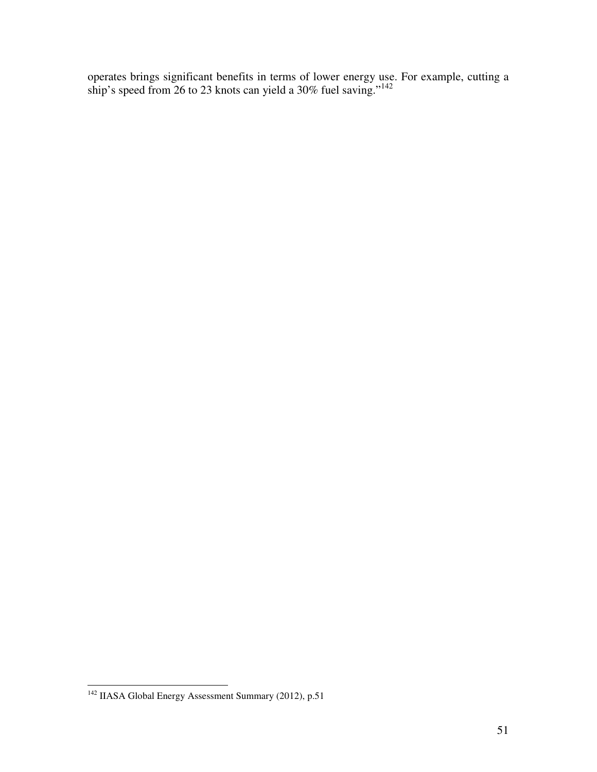operates brings significant benefits in terms of lower energy use. For example, cutting a ship's speed from 26 to 23 knots can yield a 30% fuel saving."[142]

---

[142] IIASA Global Energy Assessment Summary (2012), p.51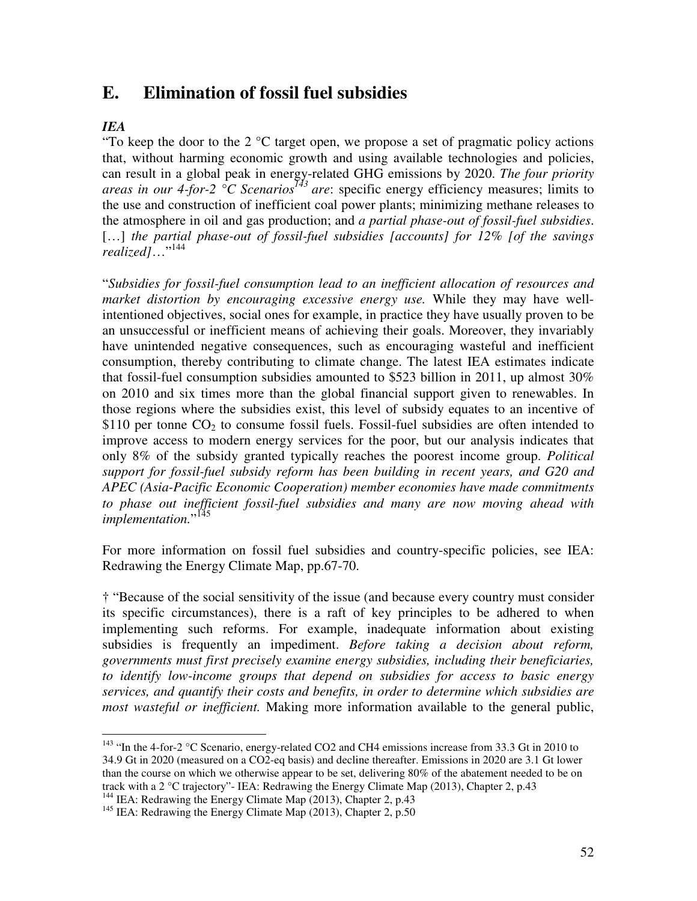## E. Elimination of fossil fuel subsidies

***IEA***

"To keep the door to the 2 °C target open, we propose a set of pragmatic policy actions that, without harming economic growth and using available technologies and policies, can result in a global peak in energy-related GHG emissions by 2020. *The four priority areas in our 4-for-2 °C Scenarios*[143] *are*: specific energy efficiency measures; limits to the use and construction of inefficient coal power plants; minimizing methane releases to the atmosphere in oil and gas production; and *a partial phase-out of fossil-fuel subsidies*. […] *the partial phase-out of fossil-fuel subsidies [accounts] for 12% [of the savings realized]*…"[144]

"*Subsidies for fossil-fuel consumption lead to an inefficient allocation of resources and market distortion by encouraging excessive energy use.* While they may have well-intentioned objectives, social ones for example, in practice they have usually proven to be an unsuccessful or inefficient means of achieving their goals. Moreover, they invariably have unintended negative consequences, such as encouraging wasteful and inefficient consumption, thereby contributing to climate change. The latest IEA estimates indicate that fossil-fuel consumption subsidies amounted to \$523 billion in 2011, up almost 30% on 2010 and six times more than the global financial support given to renewables. In those regions where the subsidies exist, this level of subsidy equates to an incentive of \$110 per tonne $CO_2$ to consume fossil fuels. Fossil-fuel subsidies are often intended to improve access to modern energy services for the poor, but our analysis indicates that only 8% of the subsidy granted typically reaches the poorest income group. *Political support for fossil-fuel subsidy reform has been building in recent years, and G20 and APEC (Asia-Pacific Economic Cooperation) member economies have made commitments to phase out inefficient fossil-fuel subsidies and many are now moving ahead with implementation.*"[145]

For more information on fossil fuel subsidies and country-specific policies, see IEA: Redrawing the Energy Climate Map, pp.67-70.

† "Because of the social sensitivity of the issue (and because every country must consider its specific circumstances), there is a raft of key principles to be adhered to when implementing such reforms. For example, inadequate information about existing subsidies is frequently an impediment. *Before taking a decision about reform, governments must first precisely examine energy subsidies, including their beneficiaries, to identify low-income groups that depend on subsidies for access to basic energy services, and quantify their costs and benefits, in order to determine which subsidies are most wasteful or inefficient.* Making more information available to the general public,

---

[143] "In the 4-for-2 °C Scenario, energy-related CO2 and CH4 emissions increase from 33.3 Gt in 2010 to 34.9 Gt in 2020 (measured on a CO2-eq basis) and decline thereafter. Emissions in 2020 are 3.1 Gt lower than the course on which we otherwise appear to be set, delivering 80% of the abatement needed to be on track with a 2 °C trajectory"- IEA: Redrawing the Energy Climate Map (2013), Chapter 2, p.43

[144] IEA: Redrawing the Energy Climate Map (2013), Chapter 2, p.43

[145] IEA: Redrawing the Energy Climate Map (2013), Chapter 2, p.50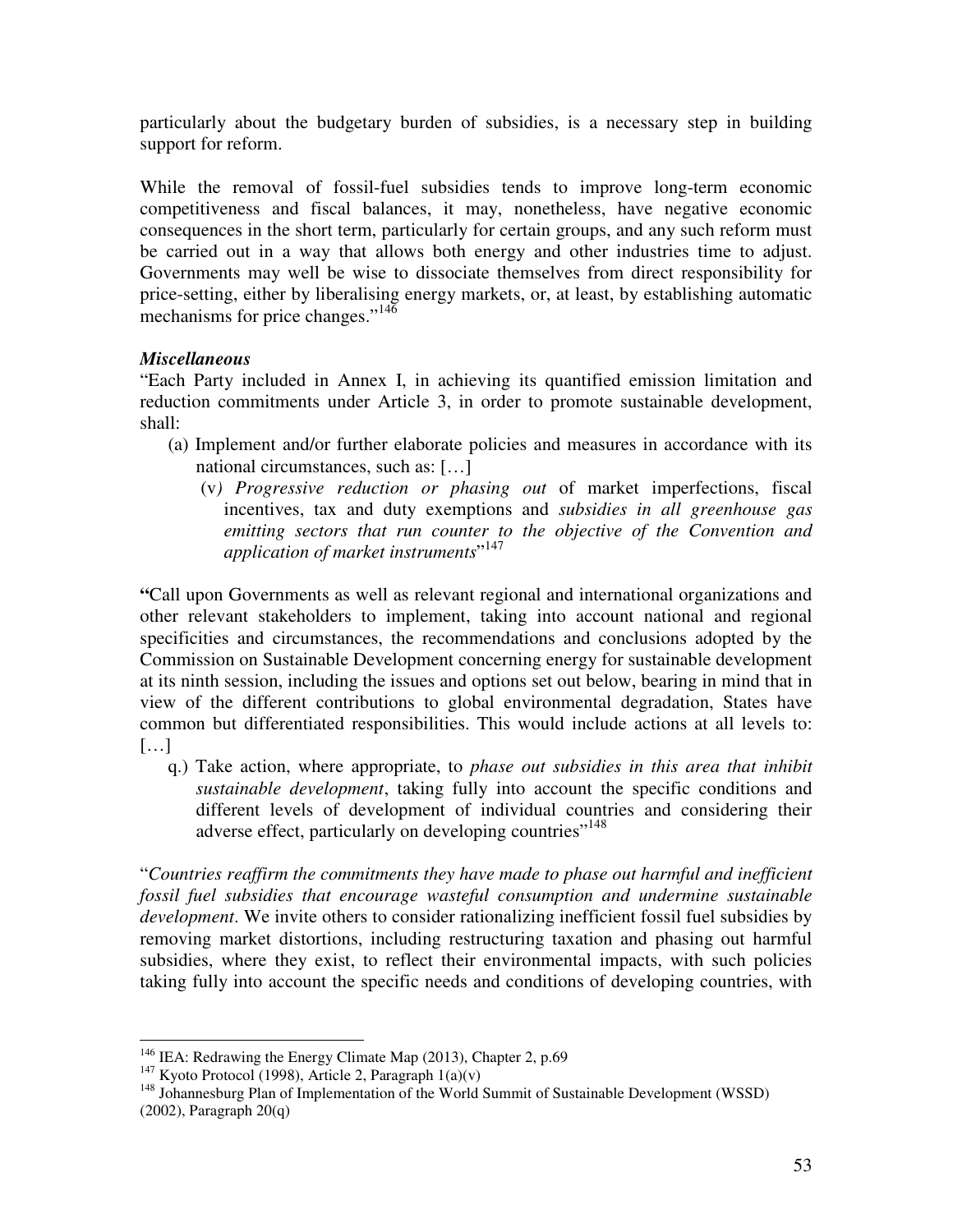particularly about the budgetary burden of subsidies, is a necessary step in building support for reform.

While the removal of fossil-fuel subsidies tends to improve long-term economic competitiveness and fiscal balances, it may, nonetheless, have negative economic consequences in the short term, particularly for certain groups, and any such reform must be carried out in a way that allows both energy and other industries time to adjust. Governments may well be wise to dissociate themselves from direct responsibility for price-setting, either by liberalising energy markets, or, at least, by establishing automatic mechanisms for price changes."[146]

***Miscellaneous***

"Each Party included in Annex I, in achieving its quantified emission limitation and reduction commitments under Article 3, in order to promote sustainable development, shall:

(a) Implement and/or further elaborate policies and measures in accordance with its national circumstances, such as: […]

(v*) Progressive reduction or phasing out* of market imperfections, fiscal incentives, tax and duty exemptions and *subsidies in all greenhouse gas emitting sectors that run counter to the objective of the Convention and application of market instruments*"[147]

**"**Call upon Governments as well as relevant regional and international organizations and other relevant stakeholders to implement, taking into account national and regional specificities and circumstances, the recommendations and conclusions adopted by the Commission on Sustainable Development concerning energy for sustainable development at its ninth session, including the issues and options set out below, bearing in mind that in view of the different contributions to global environmental degradation, States have common but differentiated responsibilities. This would include actions at all levels to: […]

q.) Take action, where appropriate, to *phase out subsidies in this area that inhibit sustainable development*, taking fully into account the specific conditions and different levels of development of individual countries and considering their adverse effect, particularly on developing countries"[148]

"*Countries reaffirm the commitments they have made to phase out harmful and inefficient fossil fuel subsidies that encourage wasteful consumption and undermine sustainable development*. We invite others to consider rationalizing inefficient fossil fuel subsidies by removing market distortions, including restructuring taxation and phasing out harmful subsidies, where they exist, to reflect their environmental impacts, with such policies taking fully into account the specific needs and conditions of developing countries, with

---

[146] IEA: Redrawing the Energy Climate Map (2013), Chapter 2, p.69

[147] Kyoto Protocol (1998), Article 2, Paragraph 1(a)(v)

[148] Johannesburg Plan of Implementation of the World Summit of Sustainable Development (WSSD) (2002), Paragraph 20(q)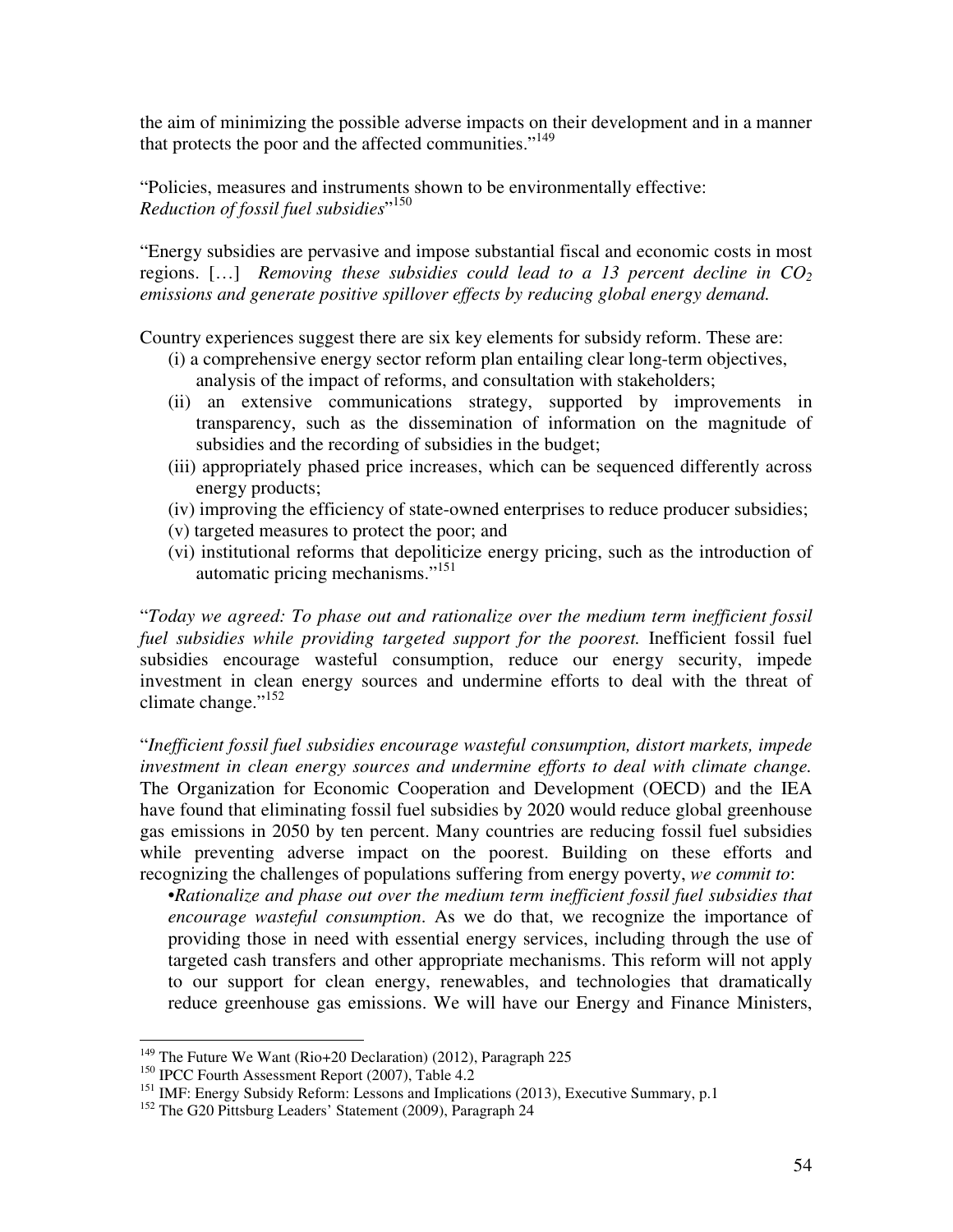the aim of minimizing the possible adverse impacts on their development and in a manner that protects the poor and the affected communities."[149]

"Policies, measures and instruments shown to be environmentally effective:
*Reduction of fossil fuel subsidies*"[150]

"Energy subsidies are pervasive and impose substantial fiscal and economic costs in most regions. […] *Removing these subsidies could lead to a 13 percent decline in $CO_2$ emissions and generate positive spillover effects by reducing global energy demand.*

Country experiences suggest there are six key elements for subsidy reform. These are:

(i) a comprehensive energy sector reform plan entailing clear long-term objectives, analysis of the impact of reforms, and consultation with stakeholders;
(ii) an extensive communications strategy, supported by improvements in transparency, such as the dissemination of information on the magnitude of subsidies and the recording of subsidies in the budget;
(iii) appropriately phased price increases, which can be sequenced differently across energy products;
(iv) improving the efficiency of state-owned enterprises to reduce producer subsidies;
(v) targeted measures to protect the poor; and
(vi) institutional reforms that depoliticize energy pricing, such as the introduction of automatic pricing mechanisms."[151]

"*Today we agreed: To phase out and rationalize over the medium term inefficient fossil fuel subsidies while providing targeted support for the poorest.* Inefficient fossil fuel subsidies encourage wasteful consumption, reduce our energy security, impede investment in clean energy sources and undermine efforts to deal with the threat of climate change."[152]

"*Inefficient fossil fuel subsidies encourage wasteful consumption, distort markets, impede investment in clean energy sources and undermine efforts to deal with climate change.* The Organization for Economic Cooperation and Development (OECD) and the IEA have found that eliminating fossil fuel subsidies by 2020 would reduce global greenhouse gas emissions in 2050 by ten percent. Many countries are reducing fossil fuel subsidies while preventing adverse impact on the poorest. Building on these efforts and recognizing the challenges of populations suffering from energy poverty, *we commit to*:

•*Rationalize and phase out over the medium term inefficient fossil fuel subsidies that encourage wasteful consumption*. As we do that, we recognize the importance of providing those in need with essential energy services, including through the use of targeted cash transfers and other appropriate mechanisms. This reform will not apply to our support for clean energy, renewables, and technologies that dramatically reduce greenhouse gas emissions. We will have our Energy and Finance Ministers,

---

[149] The Future We Want (Rio+20 Declaration) (2012), Paragraph 225
[150] IPCC Fourth Assessment Report (2007), Table 4.2
[151] IMF: Energy Subsidy Reform: Lessons and Implications (2013), Executive Summary, p.1
[152] The G20 Pittsburg Leaders' Statement (2009), Paragraph 24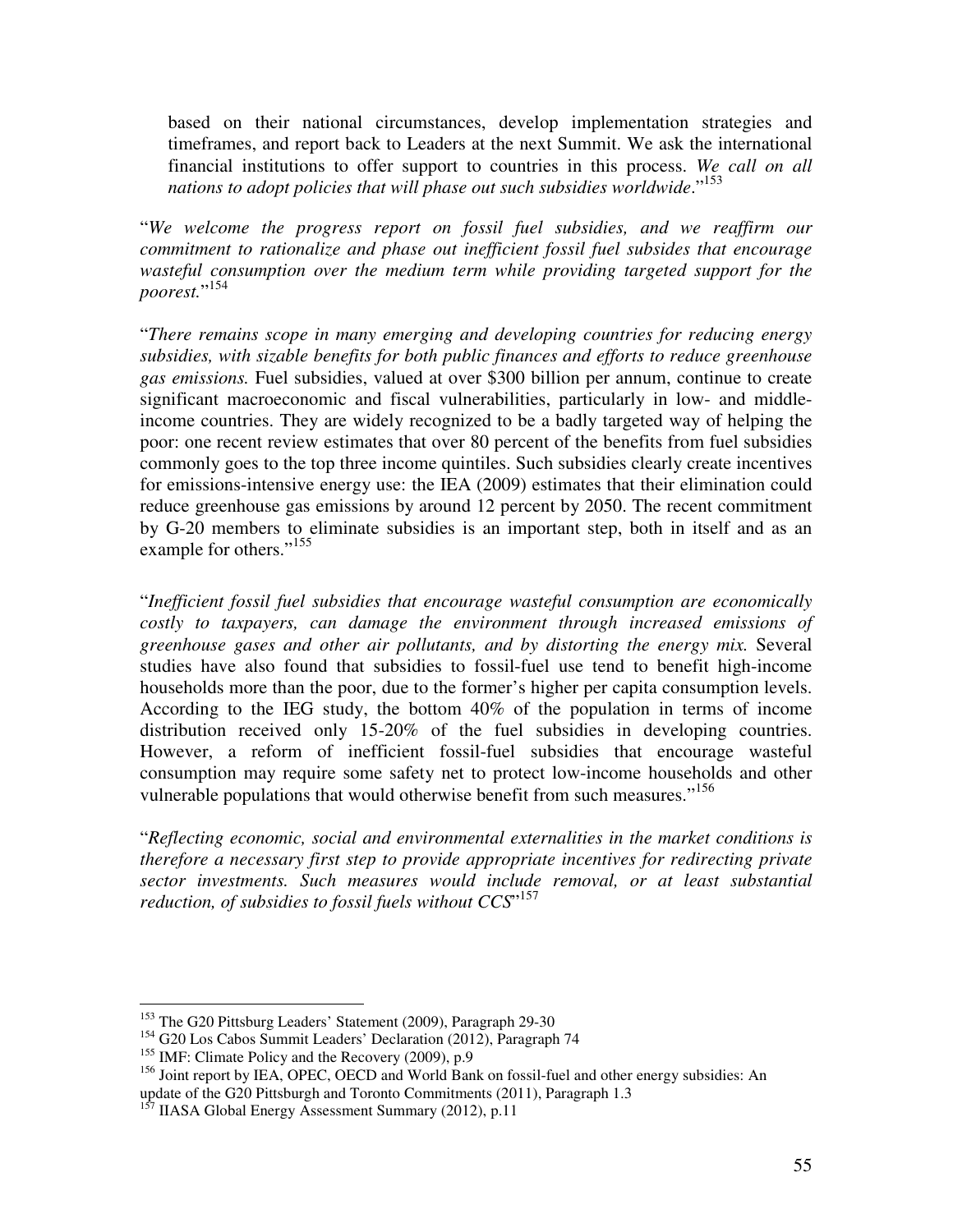based on their national circumstances, develop implementation strategies and timeframes, and report back to Leaders at the next Summit. We ask the international financial institutions to offer support to countries in this process. *We call on all nations to adopt policies that will phase out such subsidies worldwide*."[153]

"*We welcome the progress report on fossil fuel subsidies, and we reaffirm our commitment to rationalize and phase out inefficient fossil fuel subsides that encourage wasteful consumption over the medium term while providing targeted support for the poorest.*"[154]

"*There remains scope in many emerging and developing countries for reducing energy subsidies, with sizable benefits for both public finances and efforts to reduce greenhouse gas emissions.* Fuel subsidies, valued at over $300 billion per annum, continue to create significant macroeconomic and fiscal vulnerabilities, particularly in low- and middle-income countries. They are widely recognized to be a badly targeted way of helping the poor: one recent review estimates that over 80 percent of the benefits from fuel subsidies commonly goes to the top three income quintiles. Such subsidies clearly create incentives for emissions-intensive energy use: the IEA (2009) estimates that their elimination could reduce greenhouse gas emissions by around 12 percent by 2050. The recent commitment by G-20 members to eliminate subsidies is an important step, both in itself and as an example for others."[155]

"*Inefficient fossil fuel subsidies that encourage wasteful consumption are economically costly to taxpayers, can damage the environment through increased emissions of greenhouse gases and other air pollutants, and by distorting the energy mix.* Several studies have also found that subsidies to fossil-fuel use tend to benefit high-income households more than the poor, due to the former's higher per capita consumption levels. According to the IEG study, the bottom 40% of the population in terms of income distribution received only 15-20% of the fuel subsidies in developing countries. However, a reform of inefficient fossil-fuel subsidies that encourage wasteful consumption may require some safety net to protect low-income households and other vulnerable populations that would otherwise benefit from such measures."[156]

"*Reflecting economic, social and environmental externalities in the market conditions is therefore a necessary first step to provide appropriate incentives for redirecting private sector investments. Such measures would include removal, or at least substantial reduction, of subsidies to fossil fuels without CCS*"[157]

---

[153] The G20 Pittsburg Leaders' Statement (2009), Paragraph 29-30

[154] G20 Los Cabos Summit Leaders' Declaration (2012), Paragraph 74

[155] IMF: Climate Policy and the Recovery (2009), p.9

[156] Joint report by IEA, OPEC, OECD and World Bank on fossil-fuel and other energy subsidies: An update of the G20 Pittsburgh and Toronto Commitments (2011), Paragraph 1.3

[157] IIASA Global Energy Assessment Summary (2012), p.11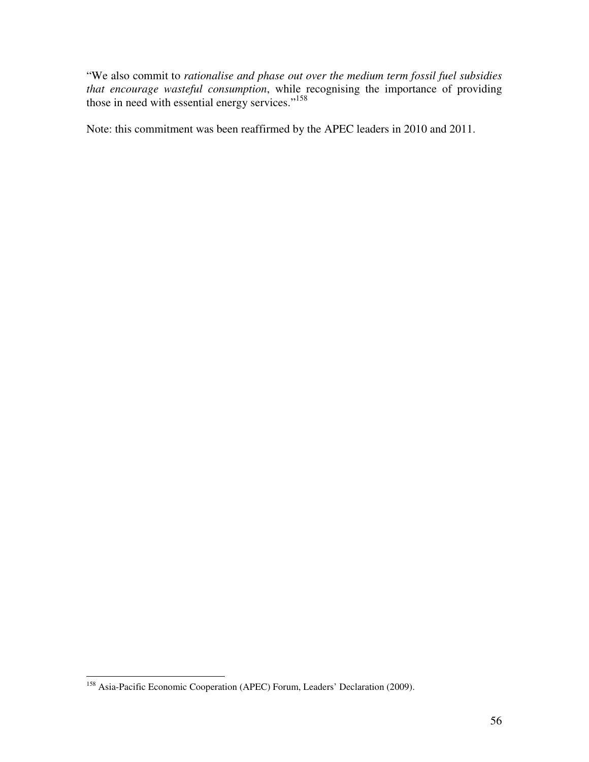"We also commit to *rationalise and phase out over the medium term fossil fuel subsidies that encourage wasteful consumption*, while recognising the importance of providing those in need with essential energy services."[158]

Note: this commitment was been reaffirmed by the APEC leaders in 2010 and 2011.

---

[158] Asia-Pacific Economic Cooperation (APEC) Forum, Leaders' Declaration (2009).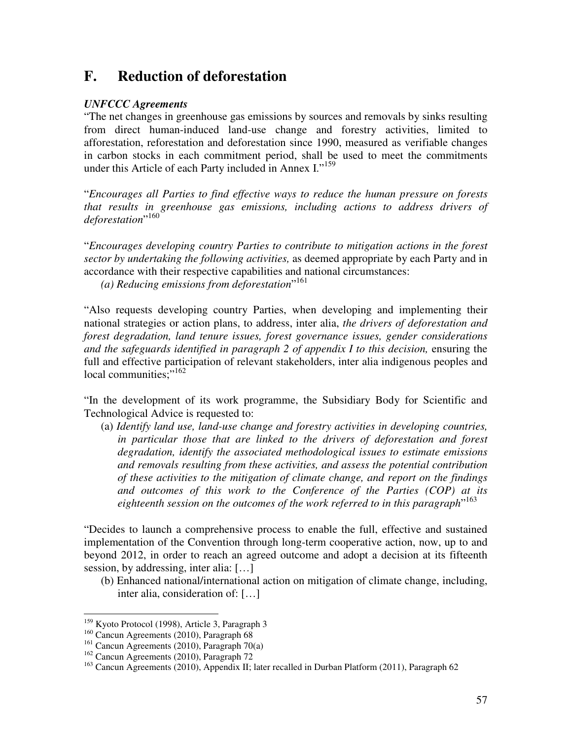## F. Reduction of deforestation

***UNFCCC Agreements***

"The net changes in greenhouse gas emissions by sources and removals by sinks resulting from direct human-induced land-use change and forestry activities, limited to afforestation, reforestation and deforestation since 1990, measured as verifiable changes in carbon stocks in each commitment period, shall be used to meet the commitments under this Article of each Party included in Annex I."[159]

"*Encourages all Parties to find effective ways to reduce the human pressure on forests that results in greenhouse gas emissions, including actions to address drivers of deforestation*"[160]

"*Encourages developing country Parties to contribute to mitigation actions in the forest sector by undertaking the following activities,* as deemed appropriate by each Party and in accordance with their respective capabilities and national circumstances:

*(a) Reducing emissions from deforestation*"[161]

"Also requests developing country Parties, when developing and implementing their national strategies or action plans, to address, inter alia, *the drivers of deforestation and forest degradation, land tenure issues, forest governance issues, gender considerations and the safeguards identified in paragraph 2 of appendix I to this decision,* ensuring the full and effective participation of relevant stakeholders, inter alia indigenous peoples and local communities;"[162]

"In the development of its work programme, the Subsidiary Body for Scientific and Technological Advice is requested to:

(a) *Identify land use, land-use change and forestry activities in developing countries, in particular those that are linked to the drivers of deforestation and forest degradation, identify the associated methodological issues to estimate emissions and removals resulting from these activities, and assess the potential contribution of these activities to the mitigation of climate change, and report on the findings and outcomes of this work to the Conference of the Parties (COP) at its eighteenth session on the outcomes of the work referred to in this paragraph*"[163]

"Decides to launch a comprehensive process to enable the full, effective and sustained implementation of the Convention through long-term cooperative action, now, up to and beyond 2012, in order to reach an agreed outcome and adopt a decision at its fifteenth session, by addressing, inter alia: […]

(b) Enhanced national/international action on mitigation of climate change, including, inter alia, consideration of: […]

---

[159] Kyoto Protocol (1998), Article 3, Paragraph 3

[160] Cancun Agreements (2010), Paragraph 68

[161] Cancun Agreements (2010), Paragraph 70(a)

[162] Cancun Agreements (2010), Paragraph 72

[163] Cancun Agreements (2010), Appendix II; later recalled in Durban Platform (2011), Paragraph 62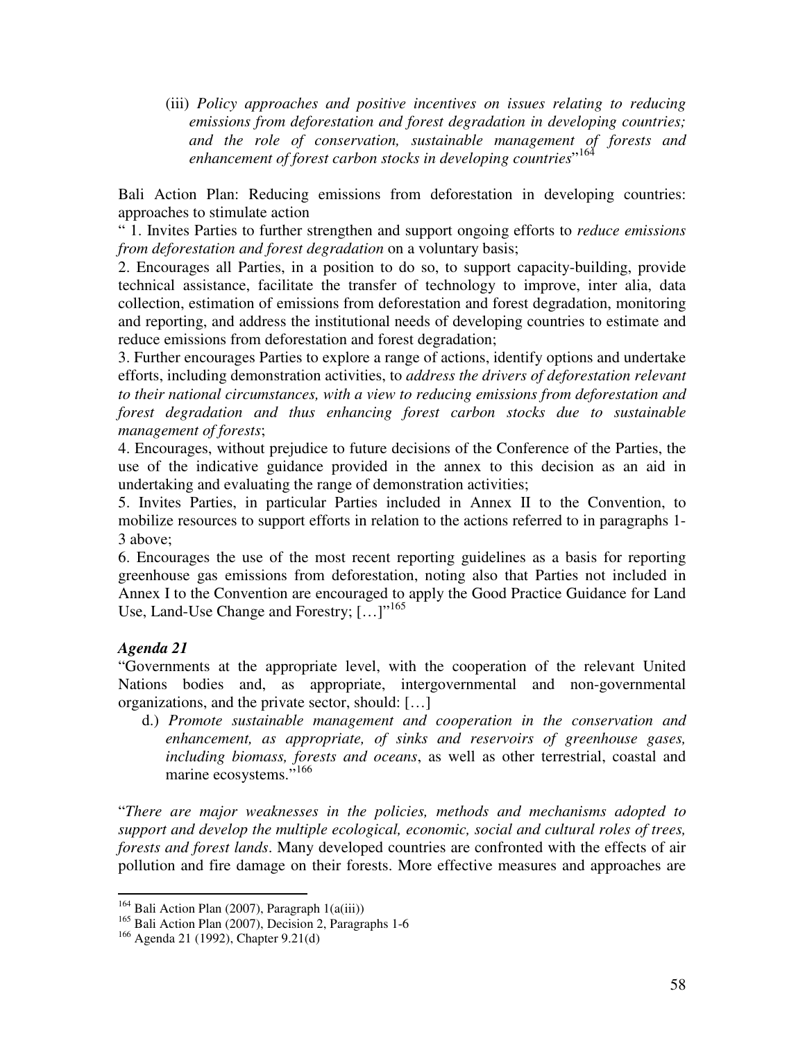(iii) *Policy approaches and positive incentives on issues relating to reducing emissions from deforestation and forest degradation in developing countries; and the role of conservation, sustainable management of forests and enhancement of forest carbon stocks in developing countries*"[164]

Bali Action Plan: Reducing emissions from deforestation in developing countries: approaches to stimulate action

" 1. Invites Parties to further strengthen and support ongoing efforts to *reduce emissions from deforestation and forest degradation* on a voluntary basis;

2. Encourages all Parties, in a position to do so, to support capacity-building, provide technical assistance, facilitate the transfer of technology to improve, inter alia, data collection, estimation of emissions from deforestation and forest degradation, monitoring and reporting, and address the institutional needs of developing countries to estimate and reduce emissions from deforestation and forest degradation;

3. Further encourages Parties to explore a range of actions, identify options and undertake efforts, including demonstration activities, to *address the drivers of deforestation relevant to their national circumstances, with a view to reducing emissions from deforestation and forest degradation and thus enhancing forest carbon stocks due to sustainable management of forests*;

4. Encourages, without prejudice to future decisions of the Conference of the Parties, the use of the indicative guidance provided in the annex to this decision as an aid in undertaking and evaluating the range of demonstration activities;

5. Invites Parties, in particular Parties included in Annex II to the Convention, to mobilize resources to support efforts in relation to the actions referred to in paragraphs 1-3 above;

6. Encourages the use of the most recent reporting guidelines as a basis for reporting greenhouse gas emissions from deforestation, noting also that Parties not included in Annex I to the Convention are encouraged to apply the Good Practice Guidance for Land Use, Land-Use Change and Forestry; […]"[165]

***Agenda 21***

"Governments at the appropriate level, with the cooperation of the relevant United Nations bodies and, as appropriate, intergovernmental and non-governmental organizations, and the private sector, should: […]

d.) *Promote sustainable management and cooperation in the conservation and enhancement, as appropriate, of sinks and reservoirs of greenhouse gases, including biomass, forests and oceans*, as well as other terrestrial, coastal and marine ecosystems."[166]

"*There are major weaknesses in the policies, methods and mechanisms adopted to support and develop the multiple ecological, economic, social and cultural roles of trees, forests and forest lands*. Many developed countries are confronted with the effects of air pollution and fire damage on their forests. More effective measures and approaches are

---

[164] Bali Action Plan (2007), Paragraph 1(a(iii))

[165] Bali Action Plan (2007), Decision 2, Paragraphs 1-6

[166] Agenda 21 (1992), Chapter 9.21(d)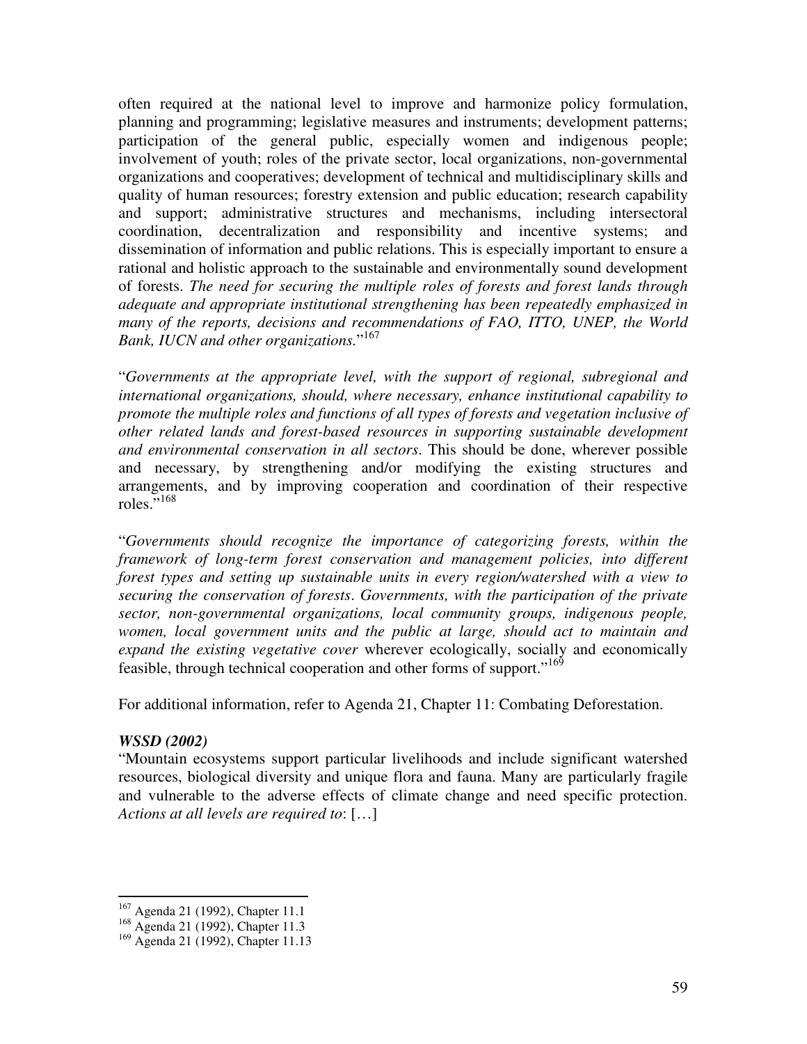often required at the national level to improve and harmonize policy formulation, planning and programming; legislative measures and instruments; development patterns; participation of the general public, especially women and indigenous people; involvement of youth; roles of the private sector, local organizations, non-governmental organizations and cooperatives; development of technical and multidisciplinary skills and quality of human resources; forestry extension and public education; research capability and support; administrative structures and mechanisms, including intersectoral coordination, decentralization and responsibility and incentive systems; and dissemination of information and public relations. This is especially important to ensure a rational and holistic approach to the sustainable and environmentally sound development of forests. *The need for securing the multiple roles of forests and forest lands through adequate and appropriate institutional strengthening has been repeatedly emphasized in many of the reports, decisions and recommendations of FAO, ITTO, UNEP, the World Bank, IUCN and other organizations.*"[167]

"*Governments at the appropriate level, with the support of regional, subregional and international organizations, should, where necessary, enhance institutional capability to promote the multiple roles and functions of all types of forests and vegetation inclusive of other related lands and forest-based resources in supporting sustainable development and environmental conservation in all sectors*. This should be done, wherever possible and necessary, by strengthening and/or modifying the existing structures and arrangements, and by improving cooperation and coordination of their respective roles."[168]

"*Governments should recognize the importance of categorizing forests, within the framework of long-term forest conservation and management policies, into different forest types and setting up sustainable units in every region/watershed with a view to securing the conservation of forests*. *Governments, with the participation of the private sector, non-governmental organizations, local community groups, indigenous people, women, local government units and the public at large, should act to maintain and expand the existing vegetative cover* wherever ecologically, socially and economically feasible, through technical cooperation and other forms of support."[169]

For additional information, refer to Agenda 21, Chapter 11: Combating Deforestation.

***WSSD (2002)***

"Mountain ecosystems support particular livelihoods and include significant watershed resources, biological diversity and unique flora and fauna. Many are particularly fragile and vulnerable to the adverse effects of climate change and need specific protection. *Actions at all levels are required to*: […]

---

[167] Agenda 21 (1992), Chapter 11.1

[168] Agenda 21 (1992), Chapter 11.3

[169] Agenda 21 (1992), Chapter 11.13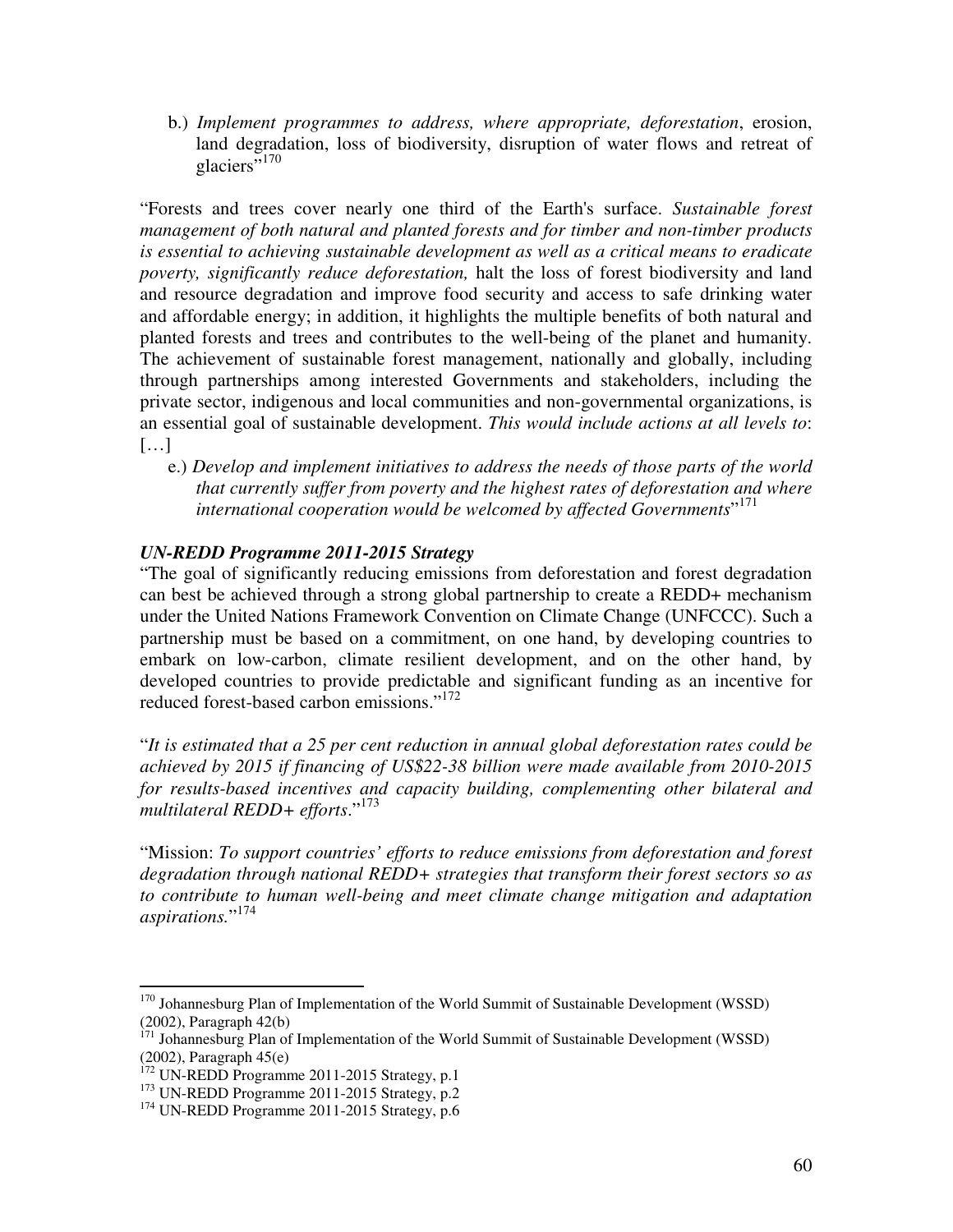b.) *Implement programmes to address, where appropriate, deforestation*, erosion, land degradation, loss of biodiversity, disruption of water flows and retreat of glaciers"[170]

"Forests and trees cover nearly one third of the Earth's surface. *Sustainable forest management of both natural and planted forests and for timber and non-timber products is essential to achieving sustainable development as well as a critical means to eradicate poverty, significantly reduce deforestation,* halt the loss of forest biodiversity and land and resource degradation and improve food security and access to safe drinking water and affordable energy; in addition, it highlights the multiple benefits of both natural and planted forests and trees and contributes to the well-being of the planet and humanity. The achievement of sustainable forest management, nationally and globally, including through partnerships among interested Governments and stakeholders, including the private sector, indigenous and local communities and non-governmental organizations, is an essential goal of sustainable development. *This would include actions at all levels to*: […]

e.) *Develop and implement initiatives to address the needs of those parts of the world that currently suffer from poverty and the highest rates of deforestation and where international cooperation would be welcomed by affected Governments*"[171]

***UN-REDD Programme 2011-2015 Strategy***

"The goal of significantly reducing emissions from deforestation and forest degradation can best be achieved through a strong global partnership to create a REDD+ mechanism under the United Nations Framework Convention on Climate Change (UNFCCC). Such a partnership must be based on a commitment, on one hand, by developing countries to embark on low-carbon, climate resilient development, and on the other hand, by developed countries to provide predictable and significant funding as an incentive for reduced forest-based carbon emissions."[172]

"*It is estimated that a 25 per cent reduction in annual global deforestation rates could be achieved by 2015 if financing of US$22-38 billion were made available from 2010-2015 for results-based incentives and capacity building, complementing other bilateral and multilateral REDD+ efforts*."[173]

"Mission: *To support countries' efforts to reduce emissions from deforestation and forest degradation through national REDD+ strategies that transform their forest sectors so as to contribute to human well-being and meet climate change mitigation and adaptation aspirations.*"[174]

---

[170] Johannesburg Plan of Implementation of the World Summit of Sustainable Development (WSSD) (2002), Paragraph 42(b)

[171] Johannesburg Plan of Implementation of the World Summit of Sustainable Development (WSSD) (2002), Paragraph 45(e)

[172] UN-REDD Programme 2011-2015 Strategy, p.1

[173] UN-REDD Programme 2011-2015 Strategy, p.2

[174] UN-REDD Programme 2011-2015 Strategy, p.6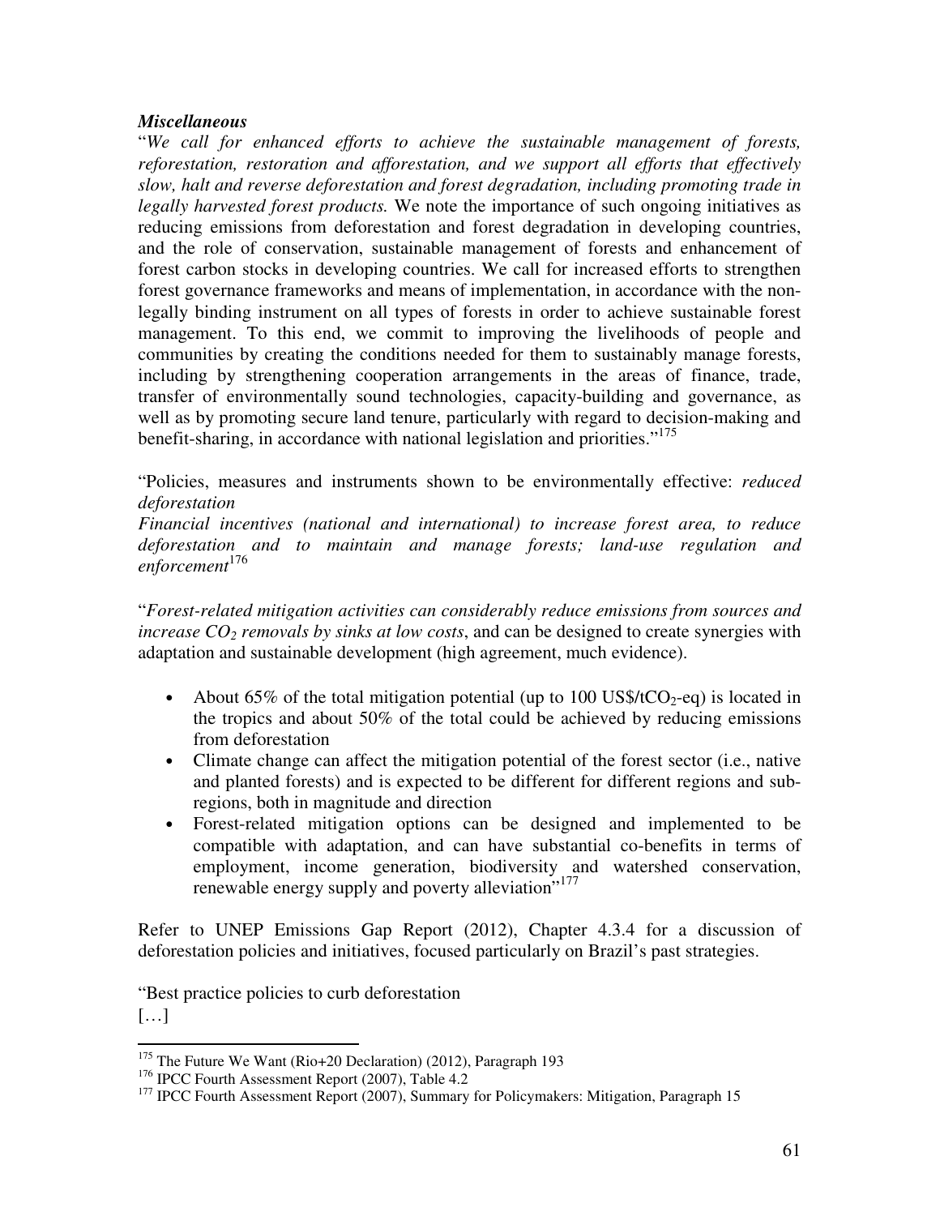***Miscellaneous***

"*We call for enhanced efforts to achieve the sustainable management of forests, reforestation, restoration and afforestation, and we support all efforts that effectively slow, halt and reverse deforestation and forest degradation, including promoting trade in legally harvested forest products.* We note the importance of such ongoing initiatives as reducing emissions from deforestation and forest degradation in developing countries, and the role of conservation, sustainable management of forests and enhancement of forest carbon stocks in developing countries. We call for increased efforts to strengthen forest governance frameworks and means of implementation, in accordance with the non-legally binding instrument on all types of forests in order to achieve sustainable forest management. To this end, we commit to improving the livelihoods of people and communities by creating the conditions needed for them to sustainably manage forests, including by strengthening cooperation arrangements in the areas of finance, trade, transfer of environmentally sound technologies, capacity-building and governance, as well as by promoting secure land tenure, particularly with regard to decision-making and benefit-sharing, in accordance with national legislation and priorities."[175]

"Policies, measures and instruments shown to be environmentally effective: *reduced deforestation*
*Financial incentives (national and international) to increase forest area, to reduce deforestation and to maintain and manage forests; land-use regulation and enforcement*[176]

"*Forest-related mitigation activities can considerably reduce emissions from sources and increase $CO_2$ removals by sinks at low costs*, and can be designed to create synergies with adaptation and sustainable development (high agreement, much evidence).

- About 65% of the total mitigation potential (up to 100 US\$/t$CO_2$-eq) is located in the tropics and about 50% of the total could be achieved by reducing emissions from deforestation
- Climate change can affect the mitigation potential of the forest sector (i.e., native and planted forests) and is expected to be different for different regions and sub-regions, both in magnitude and direction
- Forest-related mitigation options can be designed and implemented to be compatible with adaptation, and can have substantial co-benefits in terms of employment, income generation, biodiversity and watershed conservation, renewable energy supply and poverty alleviation"[177]

Refer to UNEP Emissions Gap Report (2012), Chapter 4.3.4 for a discussion of deforestation policies and initiatives, focused particularly on Brazil's past strategies.

"Best practice policies to curb deforestation
[…]

---

[175] The Future We Want (Rio+20 Declaration) (2012), Paragraph 193
[176] IPCC Fourth Assessment Report (2007), Table 4.2
[177] IPCC Fourth Assessment Report (2007), Summary for Policymakers: Mitigation, Paragraph 15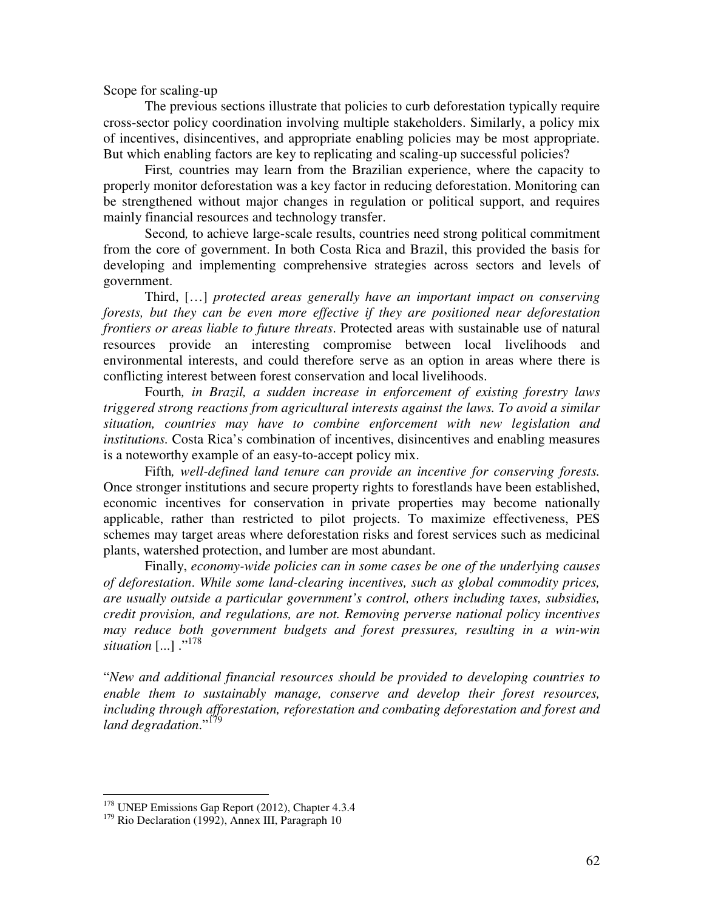Scope for scaling-up

The previous sections illustrate that policies to curb deforestation typically require cross-sector policy coordination involving multiple stakeholders. Similarly, a policy mix of incentives, disincentives, and appropriate enabling policies may be most appropriate. But which enabling factors are key to replicating and scaling-up successful policies?

First*,* countries may learn from the Brazilian experience, where the capacity to properly monitor deforestation was a key factor in reducing deforestation. Monitoring can be strengthened without major changes in regulation or political support, and requires mainly financial resources and technology transfer.

Second*,* to achieve large-scale results, countries need strong political commitment from the core of government. In both Costa Rica and Brazil, this provided the basis for developing and implementing comprehensive strategies across sectors and levels of government.

Third, […] *protected areas generally have an important impact on conserving forests, but they can be even more effective if they are positioned near deforestation frontiers or areas liable to future threats*. Protected areas with sustainable use of natural resources provide an interesting compromise between local livelihoods and environmental interests, and could therefore serve as an option in areas where there is conflicting interest between forest conservation and local livelihoods.

Fourth*, in Brazil, a sudden increase in enforcement of existing forestry laws triggered strong reactions from agricultural interests against the laws. To avoid a similar situation, countries may have to combine enforcement with new legislation and institutions.* Costa Rica's combination of incentives, disincentives and enabling measures is a noteworthy example of an easy-to-accept policy mix.

Fifth*, well-defined land tenure can provide an incentive for conserving forests.* Once stronger institutions and secure property rights to forestlands have been established, economic incentives for conservation in private properties may become nationally applicable, rather than restricted to pilot projects. To maximize effectiveness, PES schemes may target areas where deforestation risks and forest services such as medicinal plants, watershed protection, and lumber are most abundant.

Finally, *economy-wide policies can in some cases be one of the underlying causes of deforestation*. *While some land-clearing incentives, such as global commodity prices, are usually outside a particular government's control, others including taxes, subsidies, credit provision, and regulations, are not. Removing perverse national policy incentives may reduce both government budgets and forest pressures, resulting in a win-win situation* [...] ."[178]

"*New and additional financial resources should be provided to developing countries to enable them to sustainably manage, conserve and develop their forest resources, including through afforestation, reforestation and combating deforestation and forest and land degradation*."[179]

---

[178] UNEP Emissions Gap Report (2012), Chapter 4.3.4

[179] Rio Declaration (1992), Annex III, Paragraph 10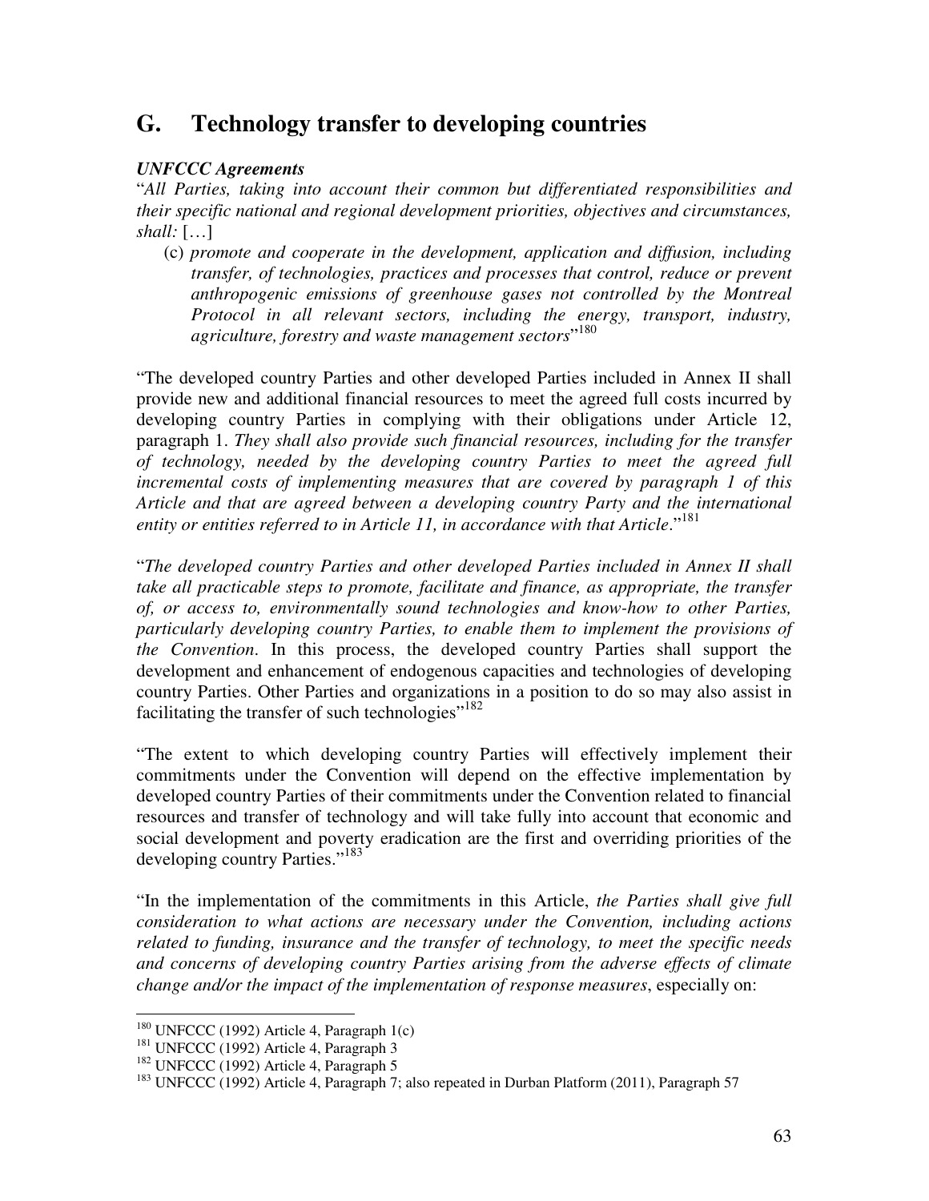## G. Technology transfer to developing countries

***UNFCCC Agreements***

"*All Parties, taking into account their common but differentiated responsibilities and their specific national and regional development priorities, objectives and circumstances, shall:* […]

(c) *promote and cooperate in the development, application and diffusion, including transfer, of technologies, practices and processes that control, reduce or prevent anthropogenic emissions of greenhouse gases not controlled by the Montreal Protocol in all relevant sectors, including the energy, transport, industry, agriculture, forestry and waste management sectors*"[180]

"The developed country Parties and other developed Parties included in Annex II shall provide new and additional financial resources to meet the agreed full costs incurred by developing country Parties in complying with their obligations under Article 12, paragraph 1. *They shall also provide such financial resources, including for the transfer of technology, needed by the developing country Parties to meet the agreed full incremental costs of implementing measures that are covered by paragraph 1 of this Article and that are agreed between a developing country Party and the international entity or entities referred to in Article 11, in accordance with that Article*."[181]

"*The developed country Parties and other developed Parties included in Annex II shall take all practicable steps to promote, facilitate and finance, as appropriate, the transfer of, or access to, environmentally sound technologies and know-how to other Parties, particularly developing country Parties, to enable them to implement the provisions of the Convention*. In this process, the developed country Parties shall support the development and enhancement of endogenous capacities and technologies of developing country Parties. Other Parties and organizations in a position to do so may also assist in facilitating the transfer of such technologies"[182]

"The extent to which developing country Parties will effectively implement their commitments under the Convention will depend on the effective implementation by developed country Parties of their commitments under the Convention related to financial resources and transfer of technology and will take fully into account that economic and social development and poverty eradication are the first and overriding priorities of the developing country Parties."[183]

"In the implementation of the commitments in this Article, *the Parties shall give full consideration to what actions are necessary under the Convention, including actions related to funding, insurance and the transfer of technology, to meet the specific needs and concerns of developing country Parties arising from the adverse effects of climate change and/or the impact of the implementation of response measures*, especially on:

---

[180] UNFCCC (1992) Article 4, Paragraph 1(c)

[181] UNFCCC (1992) Article 4, Paragraph 3

[182] UNFCCC (1992) Article 4, Paragraph 5

[183] UNFCCC (1992) Article 4, Paragraph 7; also repeated in Durban Platform (2011), Paragraph 57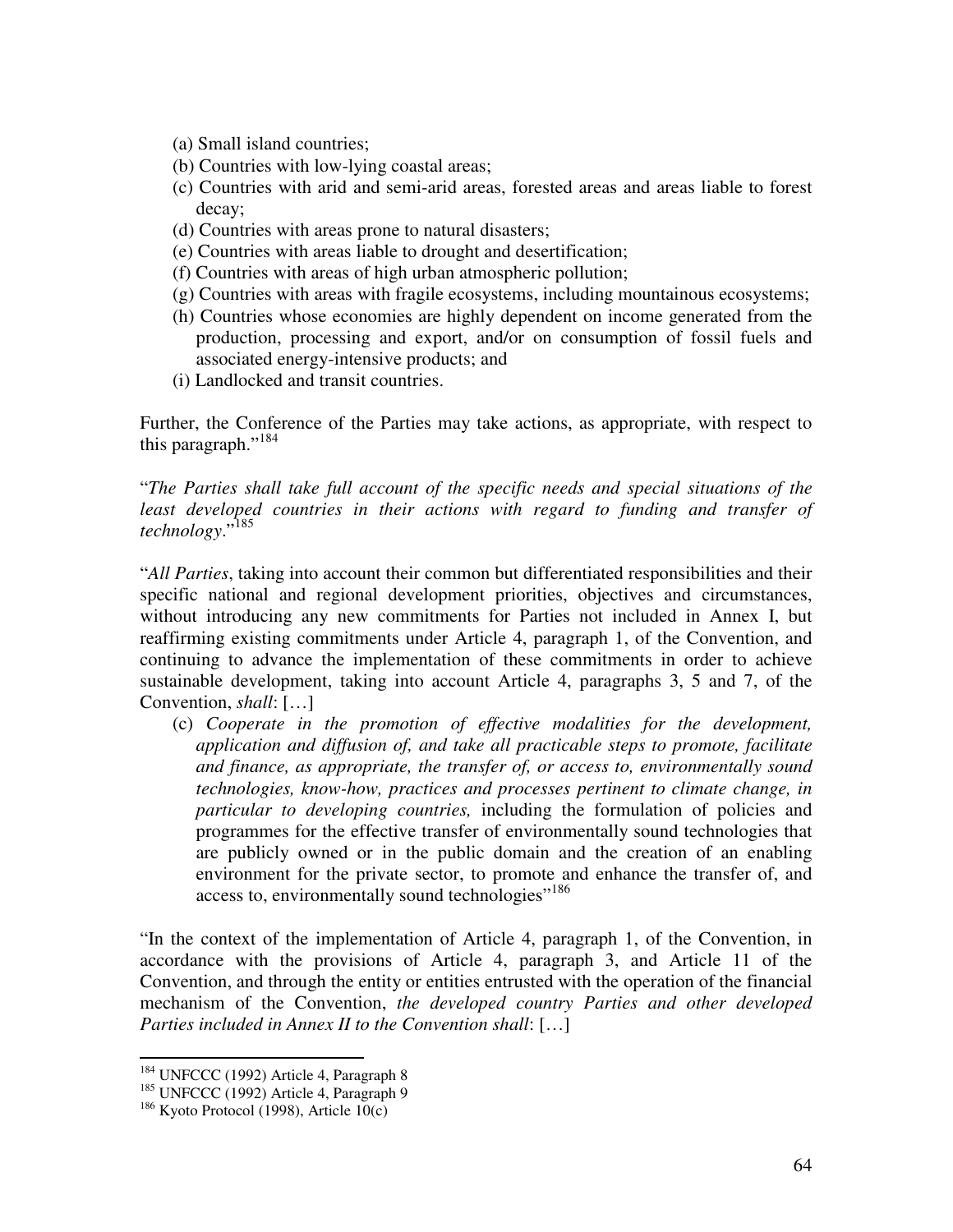(a) Small island countries;
(b) Countries with low-lying coastal areas;
(c) Countries with arid and semi-arid areas, forested areas and areas liable to forest decay;
(d) Countries with areas prone to natural disasters;
(e) Countries with areas liable to drought and desertification;
(f) Countries with areas of high urban atmospheric pollution;
(g) Countries with areas with fragile ecosystems, including mountainous ecosystems;
(h) Countries whose economies are highly dependent on income generated from the production, processing and export, and/or on consumption of fossil fuels and associated energy-intensive products; and
(i) Landlocked and transit countries.

Further, the Conference of the Parties may take actions, as appropriate, with respect to this paragraph."[184]

"*The Parties shall take full account of the specific needs and special situations of the least developed countries in their actions with regard to funding and transfer of technology*."[185]

"*All Parties*, taking into account their common but differentiated responsibilities and their specific national and regional development priorities, objectives and circumstances, without introducing any new commitments for Parties not included in Annex I, but reaffirming existing commitments under Article 4, paragraph 1, of the Convention, and continuing to advance the implementation of these commitments in order to achieve sustainable development, taking into account Article 4, paragraphs 3, 5 and 7, of the Convention, *shall*: […]

(c) *Cooperate in the promotion of effective modalities for the development, application and diffusion of, and take all practicable steps to promote, facilitate and finance, as appropriate, the transfer of, or access to, environmentally sound technologies, know-how, practices and processes pertinent to climate change, in particular to developing countries,* including the formulation of policies and programmes for the effective transfer of environmentally sound technologies that are publicly owned or in the public domain and the creation of an enabling environment for the private sector, to promote and enhance the transfer of, and access to, environmentally sound technologies"[186]

"In the context of the implementation of Article 4, paragraph 1, of the Convention, in accordance with the provisions of Article 4, paragraph 3, and Article 11 of the Convention, and through the entity or entities entrusted with the operation of the financial mechanism of the Convention, *the developed country Parties and other developed Parties included in Annex II to the Convention shall*: […]

---

[184] UNFCCC (1992) Article 4, Paragraph 8
[185] UNFCCC (1992) Article 4, Paragraph 9
[186] Kyoto Protocol (1998), Article 10(c)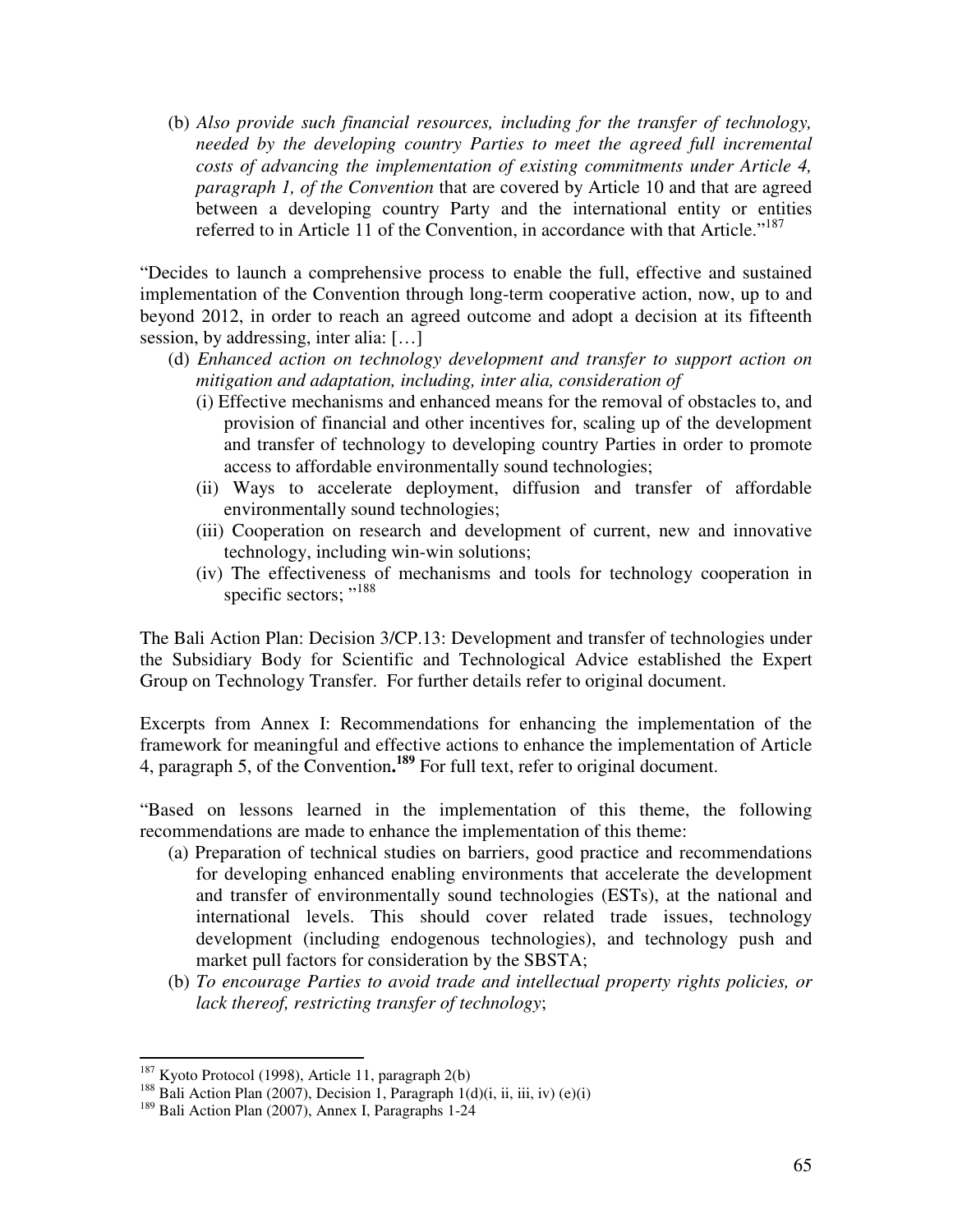(b) *Also provide such financial resources, including for the transfer of technology, needed by the developing country Parties to meet the agreed full incremental costs of advancing the implementation of existing commitments under Article 4, paragraph 1, of the Convention* that are covered by Article 10 and that are agreed between a developing country Party and the international entity or entities referred to in Article 11 of the Convention, in accordance with that Article."[187]

"Decides to launch a comprehensive process to enable the full, effective and sustained implementation of the Convention through long-term cooperative action, now, up to and beyond 2012, in order to reach an agreed outcome and adopt a decision at its fifteenth session, by addressing, inter alia: […]

(d) *Enhanced action on technology development and transfer to support action on mitigation and adaptation, including, inter alia, consideration of*
   (i) Effective mechanisms and enhanced means for the removal of obstacles to, and provision of financial and other incentives for, scaling up of the development and transfer of technology to developing country Parties in order to promote access to affordable environmentally sound technologies;
   (ii) Ways to accelerate deployment, diffusion and transfer of affordable environmentally sound technologies;
   (iii) Cooperation on research and development of current, new and innovative technology, including win-win solutions;
   (iv) The effectiveness of mechanisms and tools for technology cooperation in specific sectors; "[188]

The Bali Action Plan: Decision 3/CP.13: Development and transfer of technologies under the Subsidiary Body for Scientific and Technological Advice established the Expert Group on Technology Transfer. For further details refer to original document.

Excerpts from Annex I: Recommendations for enhancing the implementation of the framework for meaningful and effective actions to enhance the implementation of Article 4, paragraph 5, of the Convention**.**[189] For full text, refer to original document.

"Based on lessons learned in the implementation of this theme, the following recommendations are made to enhance the implementation of this theme:

(a) Preparation of technical studies on barriers, good practice and recommendations for developing enhanced enabling environments that accelerate the development and transfer of environmentally sound technologies (ESTs), at the national and international levels. This should cover related trade issues, technology development (including endogenous technologies), and technology push and market pull factors for consideration by the SBSTA;
(b) *To encourage Parties to avoid trade and intellectual property rights policies, or lack thereof, restricting transfer of technology*;

---

[187] Kyoto Protocol (1998), Article 11, paragraph 2(b)

[188] Bali Action Plan (2007), Decision 1, Paragraph 1(d)(i, ii, iii, iv) (e)(i)

[189] Bali Action Plan (2007), Annex I, Paragraphs 1-24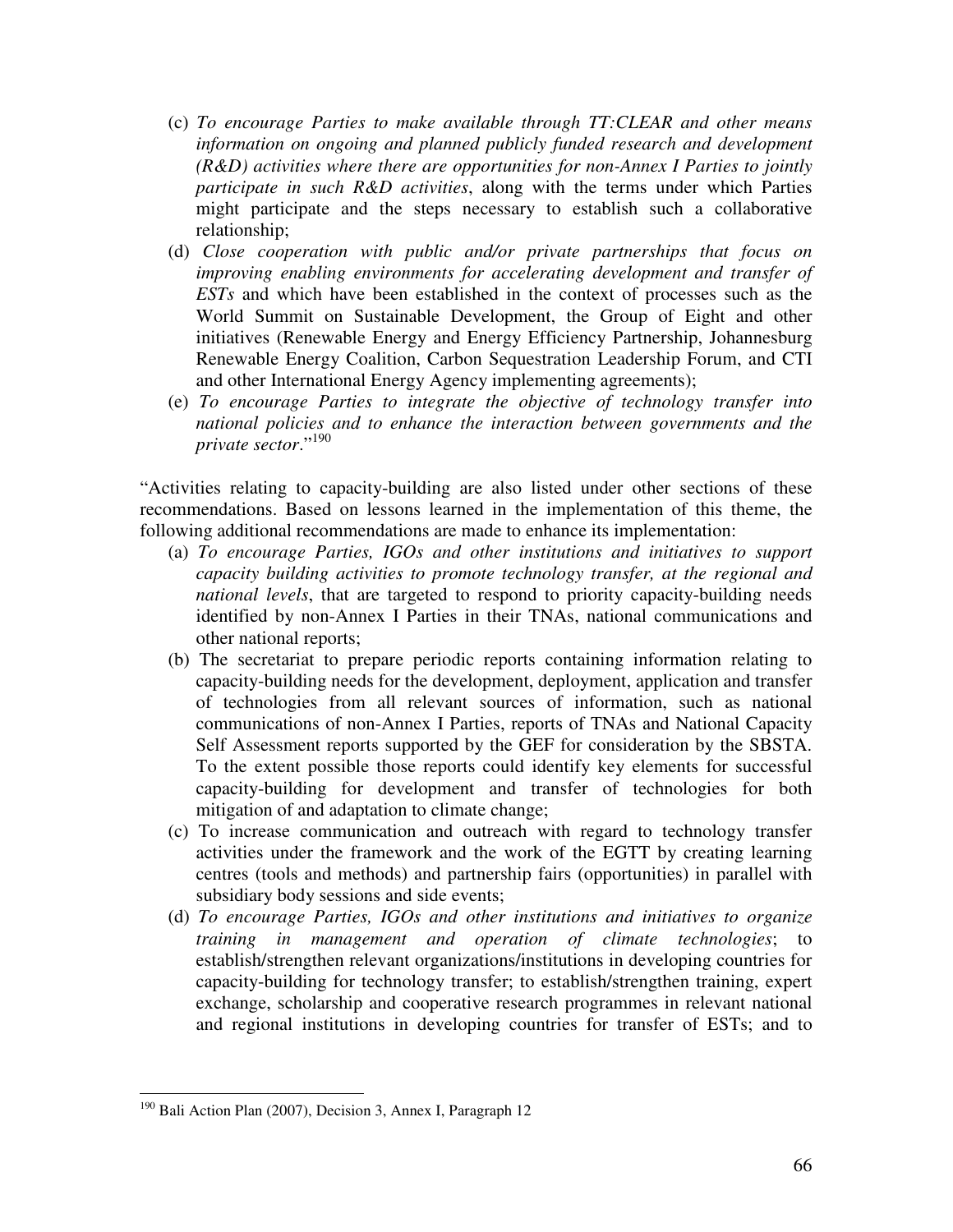(c) *To encourage Parties to make available through TT:CLEAR and other means information on ongoing and planned publicly funded research and development (R&D) activities where there are opportunities for non-Annex I Parties to jointly participate in such R&D activities*, along with the terms under which Parties might participate and the steps necessary to establish such a collaborative relationship;

(d) *Close cooperation with public and/or private partnerships that focus on improving enabling environments for accelerating development and transfer of ESTs* and which have been established in the context of processes such as the World Summit on Sustainable Development, the Group of Eight and other initiatives (Renewable Energy and Energy Efficiency Partnership, Johannesburg Renewable Energy Coalition, Carbon Sequestration Leadership Forum, and CTI and other International Energy Agency implementing agreements);

(e) *To encourage Parties to integrate the objective of technology transfer into national policies and to enhance the interaction between governments and the private sector*."[190]

"Activities relating to capacity-building are also listed under other sections of these recommendations. Based on lessons learned in the implementation of this theme, the following additional recommendations are made to enhance its implementation:

(a) *To encourage Parties, IGOs and other institutions and initiatives to support capacity building activities to promote technology transfer, at the regional and national levels*, that are targeted to respond to priority capacity-building needs identified by non-Annex I Parties in their TNAs, national communications and other national reports;

(b) The secretariat to prepare periodic reports containing information relating to capacity-building needs for the development, deployment, application and transfer of technologies from all relevant sources of information, such as national communications of non-Annex I Parties, reports of TNAs and National Capacity Self Assessment reports supported by the GEF for consideration by the SBSTA. To the extent possible those reports could identify key elements for successful capacity-building for development and transfer of technologies for both mitigation of and adaptation to climate change;

(c) To increase communication and outreach with regard to technology transfer activities under the framework and the work of the EGTT by creating learning centres (tools and methods) and partnership fairs (opportunities) in parallel with subsidiary body sessions and side events;

(d) *To encourage Parties, IGOs and other institutions and initiatives to organize training in management and operation of climate technologies*; to establish/strengthen relevant organizations/institutions in developing countries for capacity-building for technology transfer; to establish/strengthen training, expert exchange, scholarship and cooperative research programmes in relevant national and regional institutions in developing countries for transfer of ESTs; and to

---

[190] Bali Action Plan (2007), Decision 3, Annex I, Paragraph 12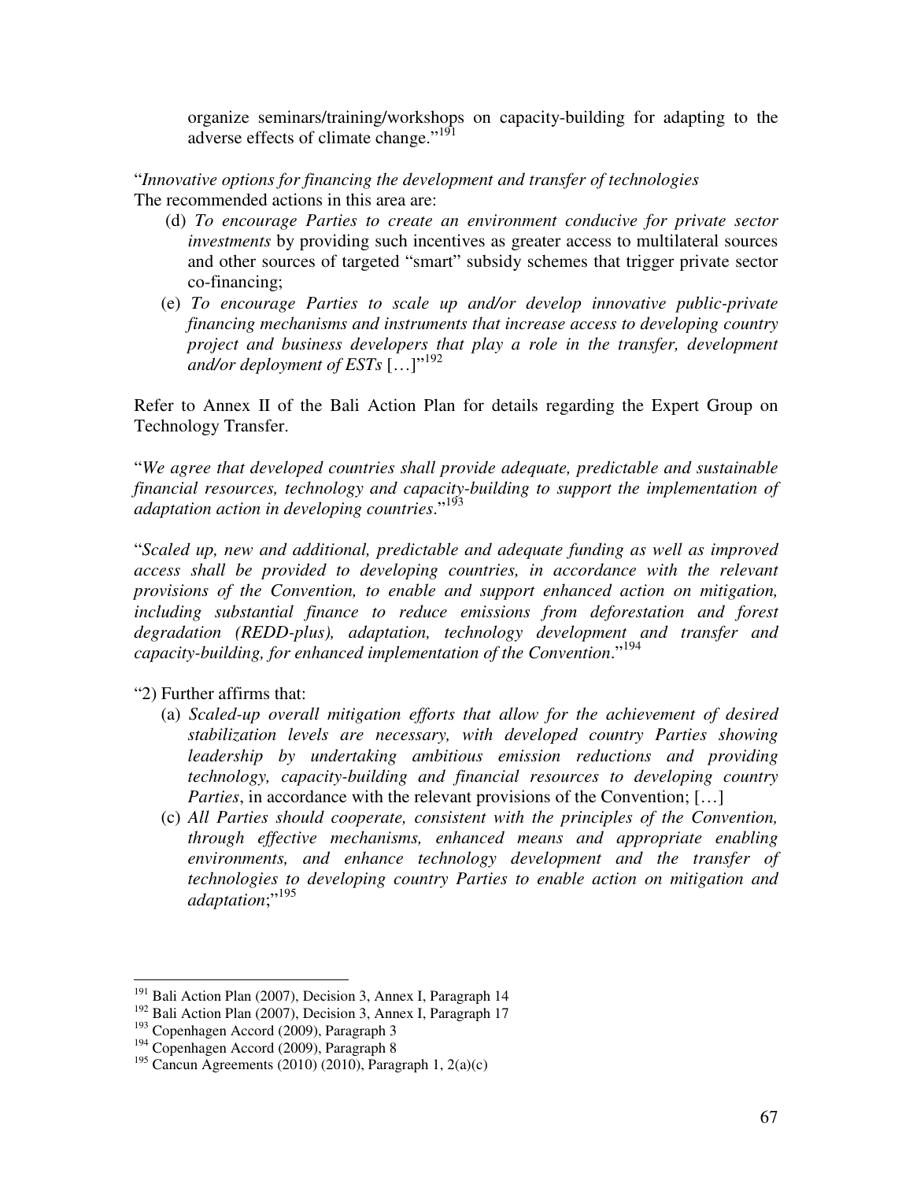> organize seminars/training/workshops on capacity-building for adapting to the adverse effects of climate change."[191]

"*Innovative options for financing the development and transfer of technologies*
The recommended actions in this area are:

> (d) *To encourage Parties to create an environment conducive for private sector investments* by providing such incentives as greater access to multilateral sources and other sources of targeted "smart" subsidy schemes that trigger private sector co-financing;
>
> (e) *To encourage Parties to scale up and/or develop innovative public-private financing mechanisms and instruments that increase access to developing country project and business developers that play a role in the transfer, development and/or deployment of ESTs* […]"[192]

Refer to Annex II of the Bali Action Plan for details regarding the Expert Group on Technology Transfer.

"*We agree that developed countries shall provide adequate, predictable and sustainable financial resources, technology and capacity-building to support the implementation of adaptation action in developing countries*."[193]

"*Scaled up, new and additional, predictable and adequate funding as well as improved access shall be provided to developing countries, in accordance with the relevant provisions of the Convention, to enable and support enhanced action on mitigation, including substantial finance to reduce emissions from deforestation and forest degradation (REDD-plus), adaptation, technology development and transfer and capacity-building, for enhanced implementation of the Convention*."[194]

"2) Further affirms that:

> (a) *Scaled-up overall mitigation efforts that allow for the achievement of desired stabilization levels are necessary, with developed country Parties showing leadership by undertaking ambitious emission reductions and providing technology, capacity-building and financial resources to developing country Parties*, in accordance with the relevant provisions of the Convention; […]
>
> (c) *All Parties should cooperate, consistent with the principles of the Convention, through effective mechanisms, enhanced means and appropriate enabling environments, and enhance technology development and the transfer of technologies to developing country Parties to enable action on mitigation and adaptation*;"[195]

---

[191] Bali Action Plan (2007), Decision 3, Annex I, Paragraph 14
[192] Bali Action Plan (2007), Decision 3, Annex I, Paragraph 17
[193] Copenhagen Accord (2009), Paragraph 3
[194] Copenhagen Accord (2009), Paragraph 8
[195] Cancun Agreements (2010) (2010), Paragraph 1, 2(a)(c)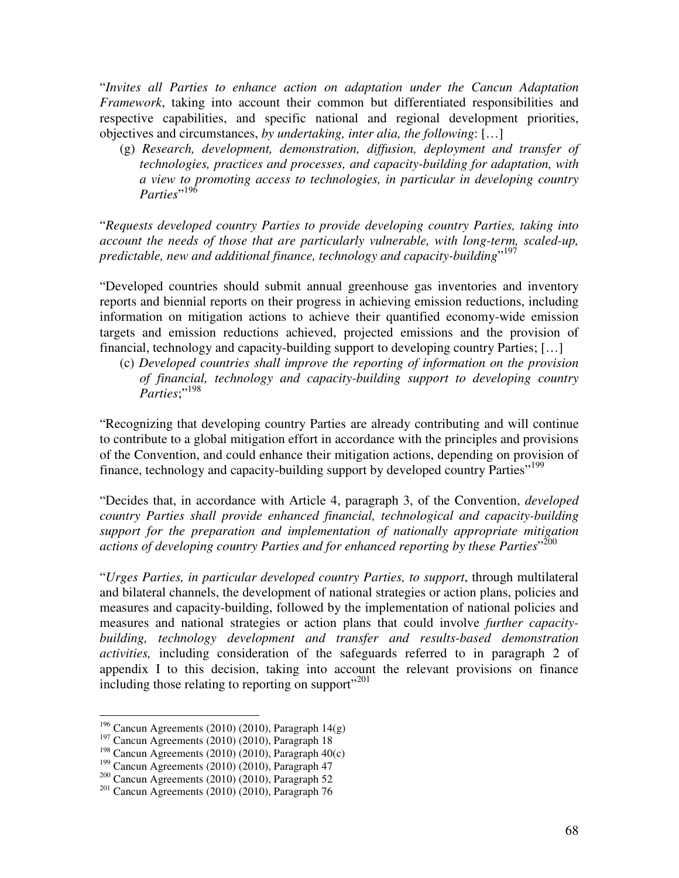"*Invites all Parties to enhance action on adaptation under the Cancun Adaptation Framework*, taking into account their common but differentiated responsibilities and respective capabilities, and specific national and regional development priorities, objectives and circumstances, *by undertaking, inter alia, the following*: […]

(g) *Research, development, demonstration, diffusion, deployment and transfer of technologies, practices and processes, and capacity-building for adaptation, with a view to promoting access to technologies, in particular in developing country Parties*"[196]

"*Requests developed country Parties to provide developing country Parties, taking into account the needs of those that are particularly vulnerable, with long-term, scaled-up, predictable, new and additional finance, technology and capacity-building*"[197]

"Developed countries should submit annual greenhouse gas inventories and inventory reports and biennial reports on their progress in achieving emission reductions, including information on mitigation actions to achieve their quantified economy-wide emission targets and emission reductions achieved, projected emissions and the provision of financial, technology and capacity-building support to developing country Parties; […]

(c) *Developed countries shall improve the reporting of information on the provision of financial, technology and capacity-building support to developing country Parties*;"[198]

"Recognizing that developing country Parties are already contributing and will continue to contribute to a global mitigation effort in accordance with the principles and provisions of the Convention, and could enhance their mitigation actions, depending on provision of finance, technology and capacity-building support by developed country Parties"[199]

"Decides that, in accordance with Article 4, paragraph 3, of the Convention, *developed country Parties shall provide enhanced financial, technological and capacity-building support for the preparation and implementation of nationally appropriate mitigation actions of developing country Parties and for enhanced reporting by these Parties*"[200]

"*Urges Parties, in particular developed country Parties, to support*, through multilateral and bilateral channels, the development of national strategies or action plans, policies and measures and capacity-building, followed by the implementation of national policies and measures and national strategies or action plans that could involve *further capacity-building, technology development and transfer and results-based demonstration activities,* including consideration of the safeguards referred to in paragraph 2 of appendix I to this decision, taking into account the relevant provisions on finance including those relating to reporting on support"[201]

---

[196] Cancun Agreements (2010) (2010), Paragraph 14(g)
[197] Cancun Agreements (2010) (2010), Paragraph 18
[198] Cancun Agreements (2010) (2010), Paragraph 40(c)
[199] Cancun Agreements (2010) (2010), Paragraph 47
[200] Cancun Agreements (2010) (2010), Paragraph 52
[201] Cancun Agreements (2010) (2010), Paragraph 76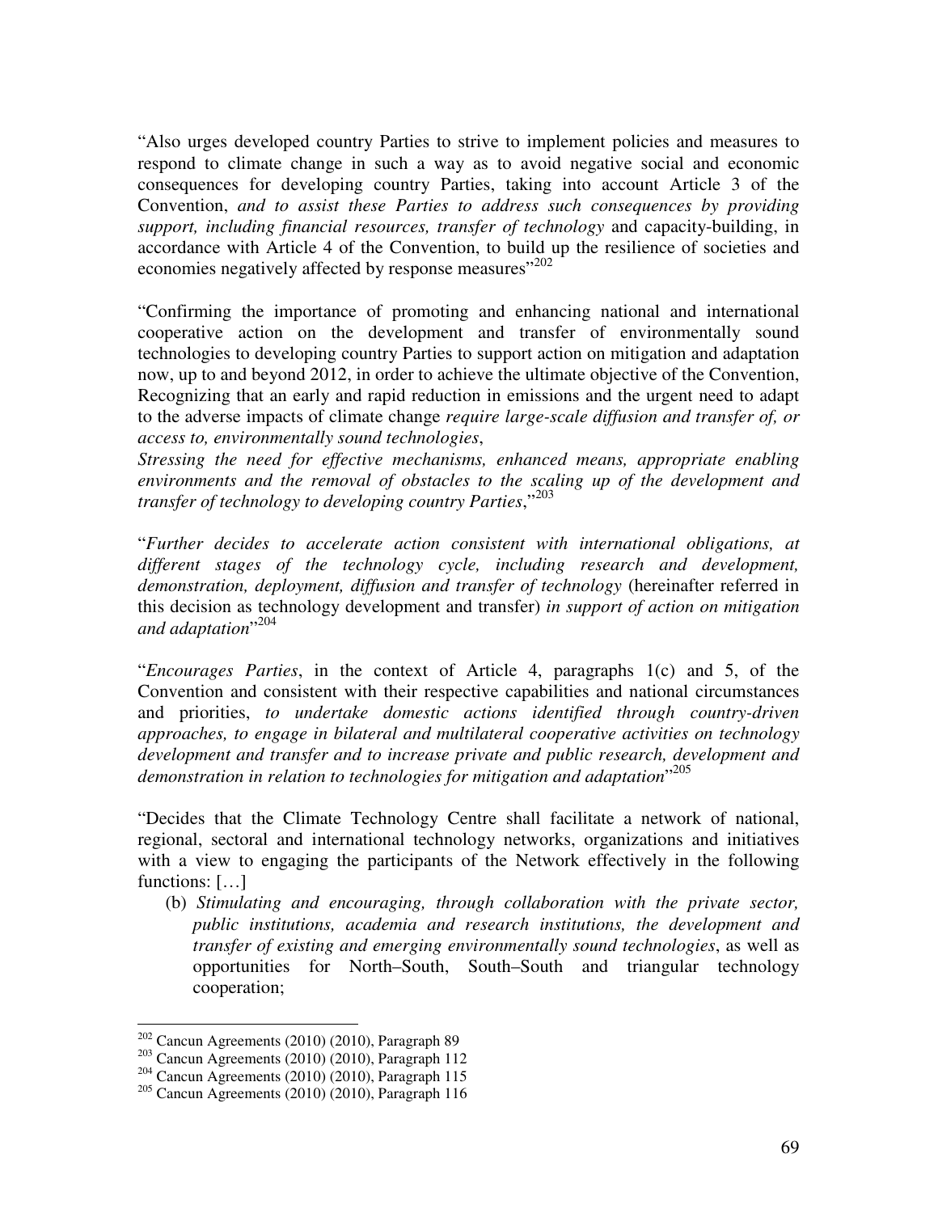"Also urges developed country Parties to strive to implement policies and measures to respond to climate change in such a way as to avoid negative social and economic consequences for developing country Parties, taking into account Article 3 of the Convention, *and to assist these Parties to address such consequences by providing support, including financial resources, transfer of technology* and capacity-building, in accordance with Article 4 of the Convention, to build up the resilience of societies and economies negatively affected by response measures"[202]

"Confirming the importance of promoting and enhancing national and international cooperative action on the development and transfer of environmentally sound technologies to developing country Parties to support action on mitigation and adaptation now, up to and beyond 2012, in order to achieve the ultimate objective of the Convention, Recognizing that an early and rapid reduction in emissions and the urgent need to adapt to the adverse impacts of climate change *require large-scale diffusion and transfer of, or access to, environmentally sound technologies*,
*Stressing the need for effective mechanisms, enhanced means, appropriate enabling environments and the removal of obstacles to the scaling up of the development and transfer of technology to developing country Parties*,"[203]

"*Further decides to accelerate action consistent with international obligations, at different stages of the technology cycle, including research and development, demonstration, deployment, diffusion and transfer of technology* (hereinafter referred in this decision as technology development and transfer) *in support of action on mitigation and adaptation*"[204]

"*Encourages Parties*, in the context of Article 4, paragraphs 1(c) and 5, of the Convention and consistent with their respective capabilities and national circumstances and priorities, *to undertake domestic actions identified through country-driven approaches, to engage in bilateral and multilateral cooperative activities on technology development and transfer and to increase private and public research, development and demonstration in relation to technologies for mitigation and adaptation*"[205]

"Decides that the Climate Technology Centre shall facilitate a network of national, regional, sectoral and international technology networks, organizations and initiatives with a view to engaging the participants of the Network effectively in the following functions: […]

(b) *Stimulating and encouraging, through collaboration with the private sector, public institutions, academia and research institutions, the development and transfer of existing and emerging environmentally sound technologies*, as well as opportunities for North–South, South–South and triangular technology cooperation;

---

[202] Cancun Agreements (2010) (2010), Paragraph 89
[203] Cancun Agreements (2010) (2010), Paragraph 112
[204] Cancun Agreements (2010) (2010), Paragraph 115
[205] Cancun Agreements (2010) (2010), Paragraph 116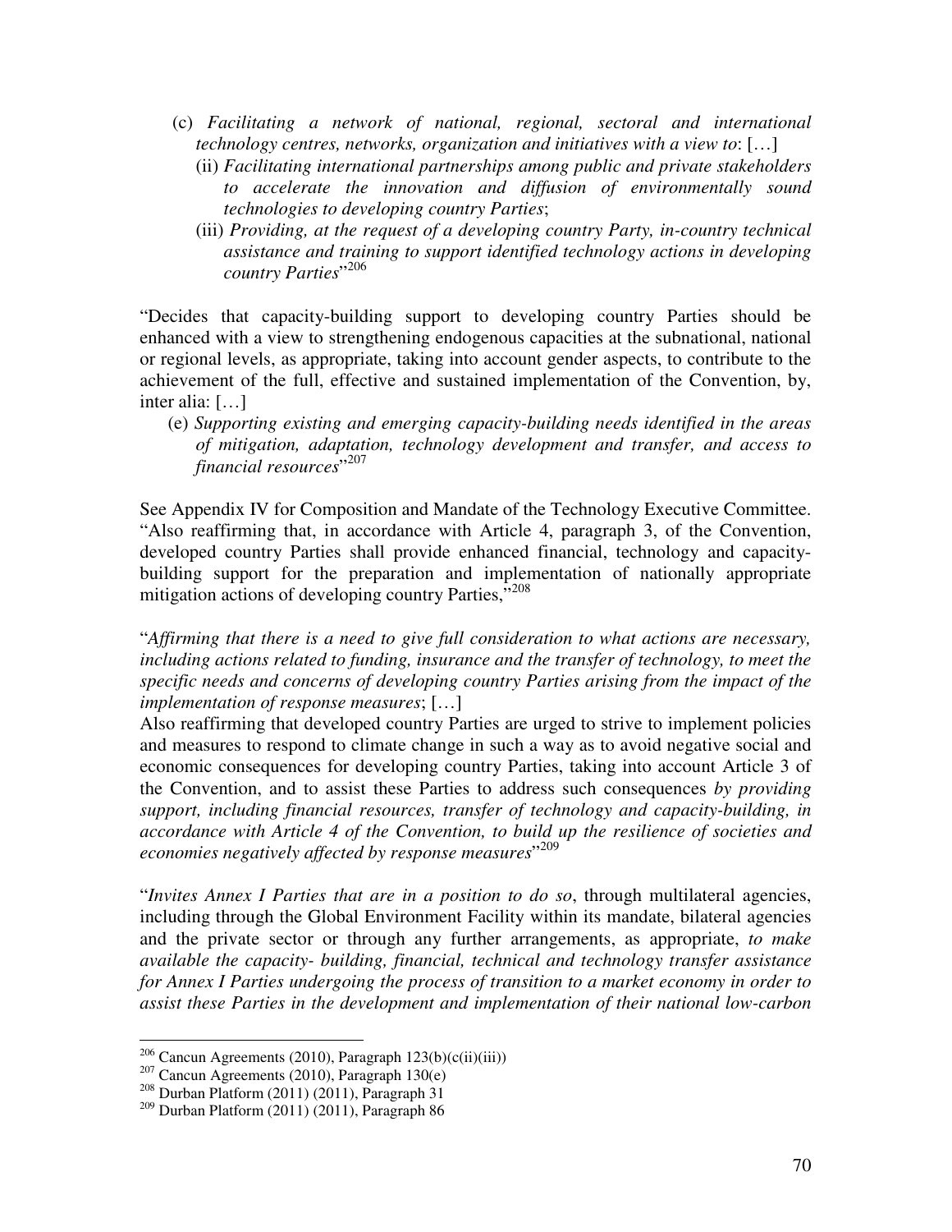(c) *Facilitating a network of national, regional, sectoral and international technology centres, networks, organization and initiatives with a view to*: […]

(ii) *Facilitating international partnerships among public and private stakeholders to accelerate the innovation and diffusion of environmentally sound technologies to developing country Parties*;

(iii) *Providing, at the request of a developing country Party, in-country technical assistance and training to support identified technology actions in developing country Parties*"[206]

"Decides that capacity-building support to developing country Parties should be enhanced with a view to strengthening endogenous capacities at the subnational, national or regional levels, as appropriate, taking into account gender aspects, to contribute to the achievement of the full, effective and sustained implementation of the Convention, by, inter alia: […]

(e) *Supporting existing and emerging capacity-building needs identified in the areas of mitigation, adaptation, technology development and transfer, and access to financial resources*"[207]

See Appendix IV for Composition and Mandate of the Technology Executive Committee.
"Also reaffirming that, in accordance with Article 4, paragraph 3, of the Convention, developed country Parties shall provide enhanced financial, technology and capacity-building support for the preparation and implementation of nationally appropriate mitigation actions of developing country Parties,"[208]

"*Affirming that there is a need to give full consideration to what actions are necessary, including actions related to funding, insurance and the transfer of technology, to meet the specific needs and concerns of developing country Parties arising from the impact of the implementation of response measures*; […]
Also reaffirming that developed country Parties are urged to strive to implement policies and measures to respond to climate change in such a way as to avoid negative social and economic consequences for developing country Parties, taking into account Article 3 of the Convention, and to assist these Parties to address such consequences *by providing support, including financial resources, transfer of technology and capacity-building, in accordance with Article 4 of the Convention, to build up the resilience of societies and economies negatively affected by response measures*"[209]

"*Invites Annex I Parties that are in a position to do so*, through multilateral agencies, including through the Global Environment Facility within its mandate, bilateral agencies and the private sector or through any further arrangements, as appropriate, *to make available the capacity- building, financial, technical and technology transfer assistance for Annex I Parties undergoing the process of transition to a market economy in order to assist these Parties in the development and implementation of their national low-carbon*

---

[206] Cancun Agreements (2010), Paragraph 123(b)(c(ii)(iii))
[207] Cancun Agreements (2010), Paragraph 130(e)
[208] Durban Platform (2011) (2011), Paragraph 31
[209] Durban Platform (2011) (2011), Paragraph 86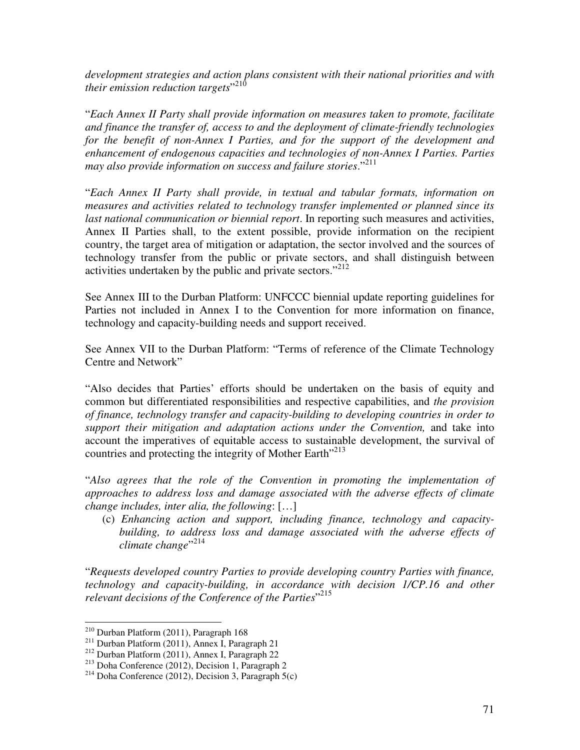*development strategies and action plans consistent with their national priorities and with their emission reduction targets*"[210]

"*Each Annex II Party shall provide information on measures taken to promote, facilitate and finance the transfer of, access to and the deployment of climate-friendly technologies for the benefit of non-Annex I Parties, and for the support of the development and enhancement of endogenous capacities and technologies of non-Annex I Parties. Parties may also provide information on success and failure stories*."[211]

"*Each Annex II Party shall provide, in textual and tabular formats, information on measures and activities related to technology transfer implemented or planned since its last national communication or biennial report*. In reporting such measures and activities, Annex II Parties shall, to the extent possible, provide information on the recipient country, the target area of mitigation or adaptation, the sector involved and the sources of technology transfer from the public or private sectors, and shall distinguish between activities undertaken by the public and private sectors."[212]

See Annex III to the Durban Platform: UNFCCC biennial update reporting guidelines for Parties not included in Annex I to the Convention for more information on finance, technology and capacity-building needs and support received.

See Annex VII to the Durban Platform: "Terms of reference of the Climate Technology Centre and Network"

"Also decides that Parties' efforts should be undertaken on the basis of equity and common but differentiated responsibilities and respective capabilities, and *the provision of finance, technology transfer and capacity-building to developing countries in order to support their mitigation and adaptation actions under the Convention,* and take into account the imperatives of equitable access to sustainable development, the survival of countries and protecting the integrity of Mother Earth"[213]

"*Also agrees that the role of the Convention in promoting the implementation of approaches to address loss and damage associated with the adverse effects of climate change includes, inter alia, the following*: […]

(c) *Enhancing action and support, including finance, technology and capacity-building, to address loss and damage associated with the adverse effects of climate change*"[214]

"*Requests developed country Parties to provide developing country Parties with finance, technology and capacity-building, in accordance with decision 1/CP.16 and other relevant decisions of the Conference of the Parties*"[215]

---

[210] Durban Platform (2011), Paragraph 168

[211] Durban Platform (2011), Annex I, Paragraph 21

[212] Durban Platform (2011), Annex I, Paragraph 22

[213] Doha Conference (2012), Decision 1, Paragraph 2

[214] Doha Conference (2012), Decision 3, Paragraph 5(c)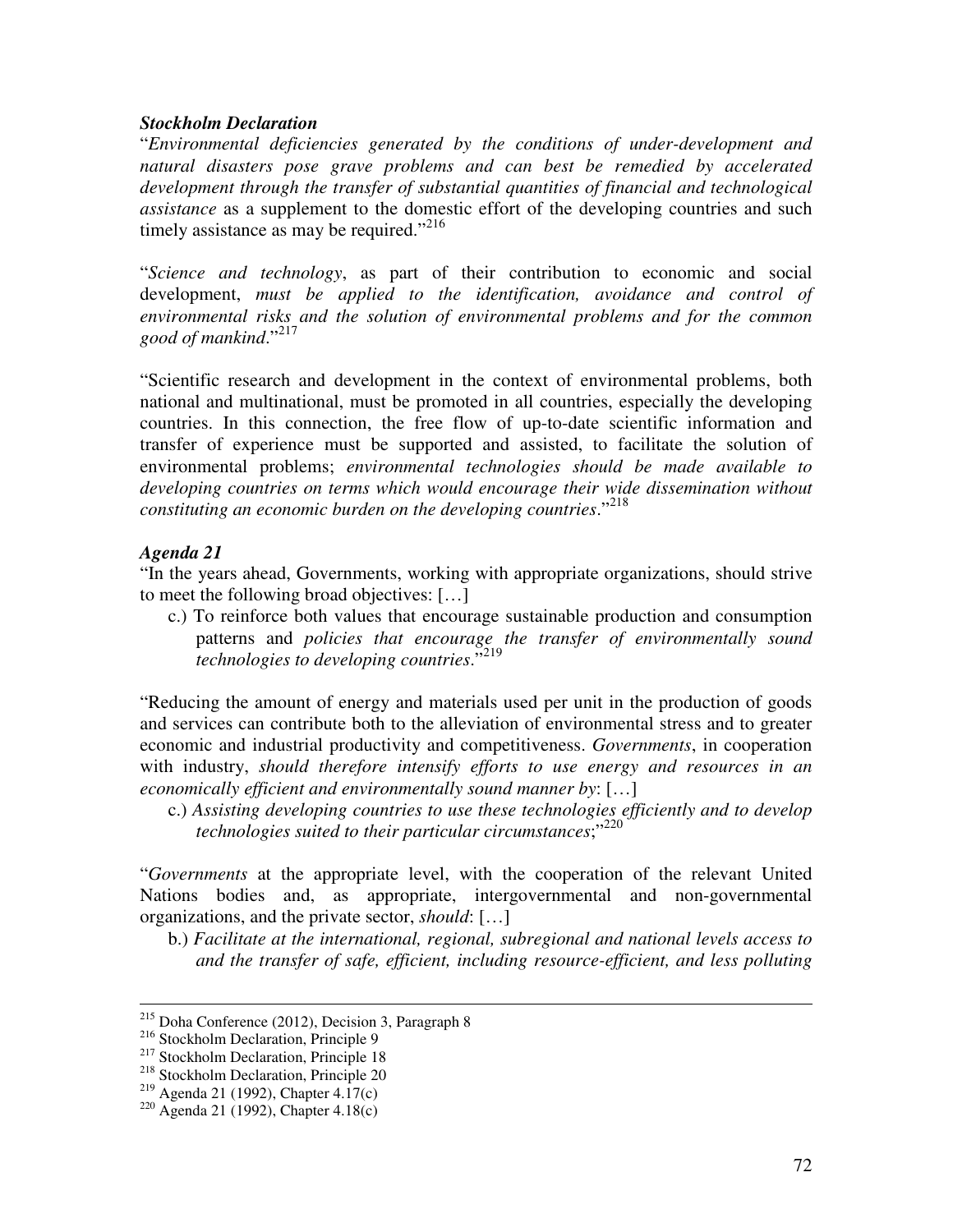***Stockholm Declaration***

"*Environmental deficiencies generated by the conditions of under-development and natural disasters pose grave problems and can best be remedied by accelerated development through the transfer of substantial quantities of financial and technological assistance* as a supplement to the domestic effort of the developing countries and such timely assistance as may be required."[216]

"*Science and technology*, as part of their contribution to economic and social development, *must be applied to the identification, avoidance and control of environmental risks and the solution of environmental problems and for the common good of mankind*."[217]

"Scientific research and development in the context of environmental problems, both national and multinational, must be promoted in all countries, especially the developing countries. In this connection, the free flow of up-to-date scientific information and transfer of experience must be supported and assisted, to facilitate the solution of environmental problems; *environmental technologies should be made available to developing countries on terms which would encourage their wide dissemination without constituting an economic burden on the developing countries*."[218]

***Agenda 21***

"In the years ahead, Governments, working with appropriate organizations, should strive to meet the following broad objectives: […]

c.) To reinforce both values that encourage sustainable production and consumption patterns and *policies that encourage the transfer of environmentally sound technologies to developing countries*."[219]

"Reducing the amount of energy and materials used per unit in the production of goods and services can contribute both to the alleviation of environmental stress and to greater economic and industrial productivity and competitiveness. *Governments*, in cooperation with industry, *should therefore intensify efforts to use energy and resources in an economically efficient and environmentally sound manner by*: […]

c.) *Assisting developing countries to use these technologies efficiently and to develop technologies suited to their particular circumstances*;"[220]

"*Governments* at the appropriate level, with the cooperation of the relevant United Nations bodies and, as appropriate, intergovernmental and non-governmental organizations, and the private sector, *should*: […]

b.) *Facilitate at the international, regional, subregional and national levels access to and the transfer of safe, efficient, including resource-efficient, and less polluting*

---

[215] Doha Conference (2012), Decision 3, Paragraph 8
[216] Stockholm Declaration, Principle 9
[217] Stockholm Declaration, Principle 18
[218] Stockholm Declaration, Principle 20
[219] Agenda 21 (1992), Chapter 4.17(c)
[220] Agenda 21 (1992), Chapter 4.18(c)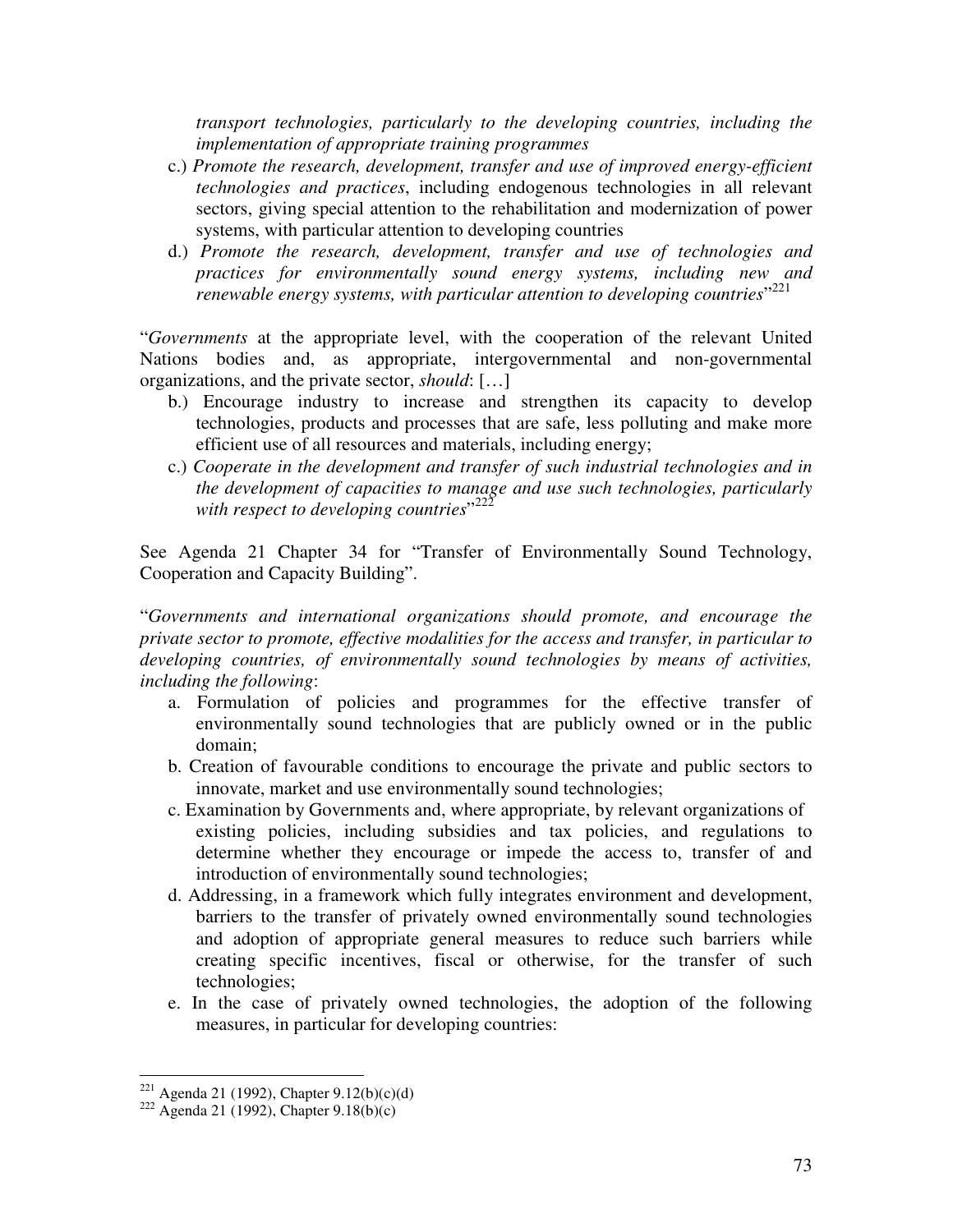*transport technologies, particularly to the developing countries, including the implementation of appropriate training programmes*

c.) *Promote the research, development, transfer and use of improved energy-efficient technologies and practices*, including endogenous technologies in all relevant sectors, giving special attention to the rehabilitation and modernization of power systems, with particular attention to developing countries

d.) *Promote the research, development, transfer and use of technologies and practices for environmentally sound energy systems, including new and renewable energy systems, with particular attention to developing countries*"[221]

"*Governments* at the appropriate level, with the cooperation of the relevant United Nations bodies and, as appropriate, intergovernmental and non-governmental organizations, and the private sector, *should*: […]

b.) Encourage industry to increase and strengthen its capacity to develop technologies, products and processes that are safe, less polluting and make more efficient use of all resources and materials, including energy;

c.) *Cooperate in the development and transfer of such industrial technologies and in the development of capacities to manage and use such technologies, particularly with respect to developing countries*"[222]

See Agenda 21 Chapter 34 for "Transfer of Environmentally Sound Technology, Cooperation and Capacity Building".

"*Governments and international organizations should promote, and encourage the private sector to promote, effective modalities for the access and transfer, in particular to developing countries, of environmentally sound technologies by means of activities, including the following*:

a. Formulation of policies and programmes for the effective transfer of environmentally sound technologies that are publicly owned or in the public domain;
b. Creation of favourable conditions to encourage the private and public sectors to innovate, market and use environmentally sound technologies;
c. Examination by Governments and, where appropriate, by relevant organizations of existing policies, including subsidies and tax policies, and regulations to determine whether they encourage or impede the access to, transfer of and introduction of environmentally sound technologies;
d. Addressing, in a framework which fully integrates environment and development, barriers to the transfer of privately owned environmentally sound technologies and adoption of appropriate general measures to reduce such barriers while creating specific incentives, fiscal or otherwise, for the transfer of such technologies;
e. In the case of privately owned technologies, the adoption of the following measures, in particular for developing countries:

---

[221] Agenda 21 (1992), Chapter 9.12(b)(c)(d)

[222] Agenda 21 (1992), Chapter 9.18(b)(c)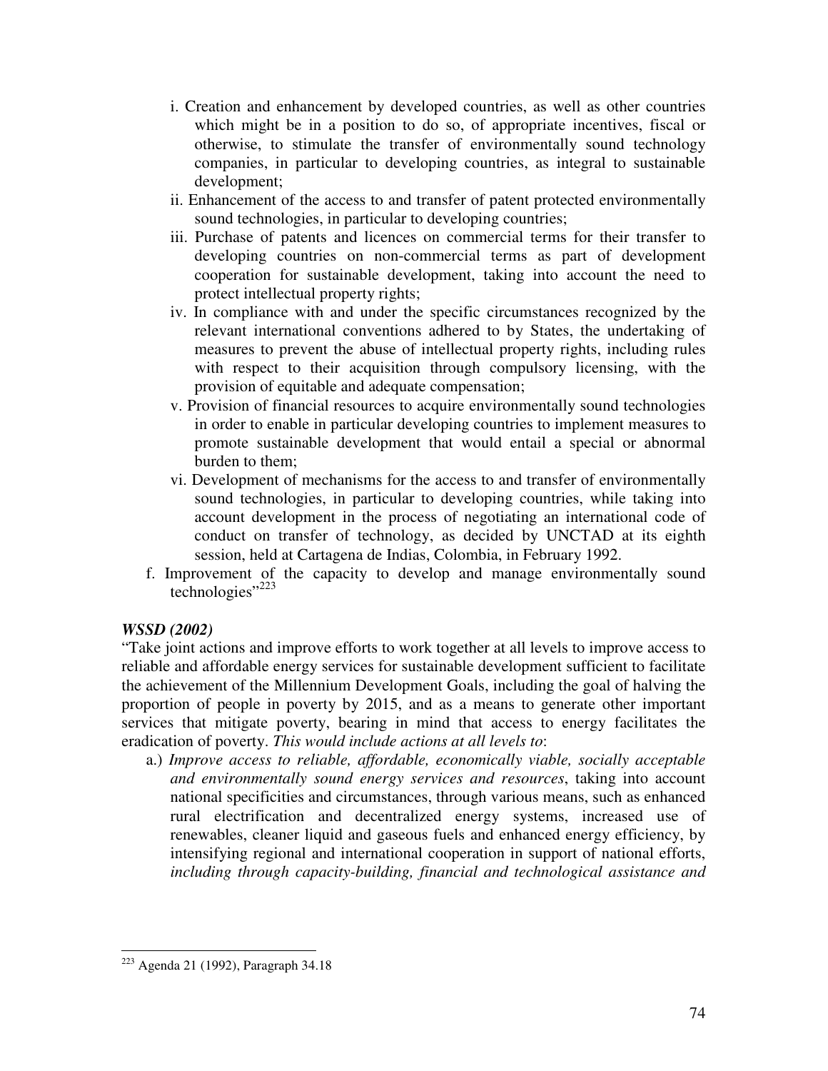i. Creation and enhancement by developed countries, as well as other countries which might be in a position to do so, of appropriate incentives, fiscal or otherwise, to stimulate the transfer of environmentally sound technology companies, in particular to developing countries, as integral to sustainable development;

ii. Enhancement of the access to and transfer of patent protected environmentally sound technologies, in particular to developing countries;

iii. Purchase of patents and licences on commercial terms for their transfer to developing countries on non-commercial terms as part of development cooperation for sustainable development, taking into account the need to protect intellectual property rights;

iv. In compliance with and under the specific circumstances recognized by the relevant international conventions adhered to by States, the undertaking of measures to prevent the abuse of intellectual property rights, including rules with respect to their acquisition through compulsory licensing, with the provision of equitable and adequate compensation;

v. Provision of financial resources to acquire environmentally sound technologies in order to enable in particular developing countries to implement measures to promote sustainable development that would entail a special or abnormal burden to them;

vi. Development of mechanisms for the access to and transfer of environmentally sound technologies, in particular to developing countries, while taking into account development in the process of negotiating an international code of conduct on transfer of technology, as decided by UNCTAD at its eighth session, held at Cartagena de Indias, Colombia, in February 1992.

f. Improvement of the capacity to develop and manage environmentally sound technologies"[223]

***WSSD (2002)***

"Take joint actions and improve efforts to work together at all levels to improve access to reliable and affordable energy services for sustainable development sufficient to facilitate the achievement of the Millennium Development Goals, including the goal of halving the proportion of people in poverty by 2015, and as a means to generate other important services that mitigate poverty, bearing in mind that access to energy facilitates the eradication of poverty. *This would include actions at all levels to*:

a.) *Improve access to reliable, affordable, economically viable, socially acceptable and environmentally sound energy services and resources*, taking into account national specificities and circumstances, through various means, such as enhanced rural electrification and decentralized energy systems, increased use of renewables, cleaner liquid and gaseous fuels and enhanced energy efficiency, by intensifying regional and international cooperation in support of national efforts, *including through capacity-building, financial and technological assistance and*

[223] Agenda 21 (1992), Paragraph 34.18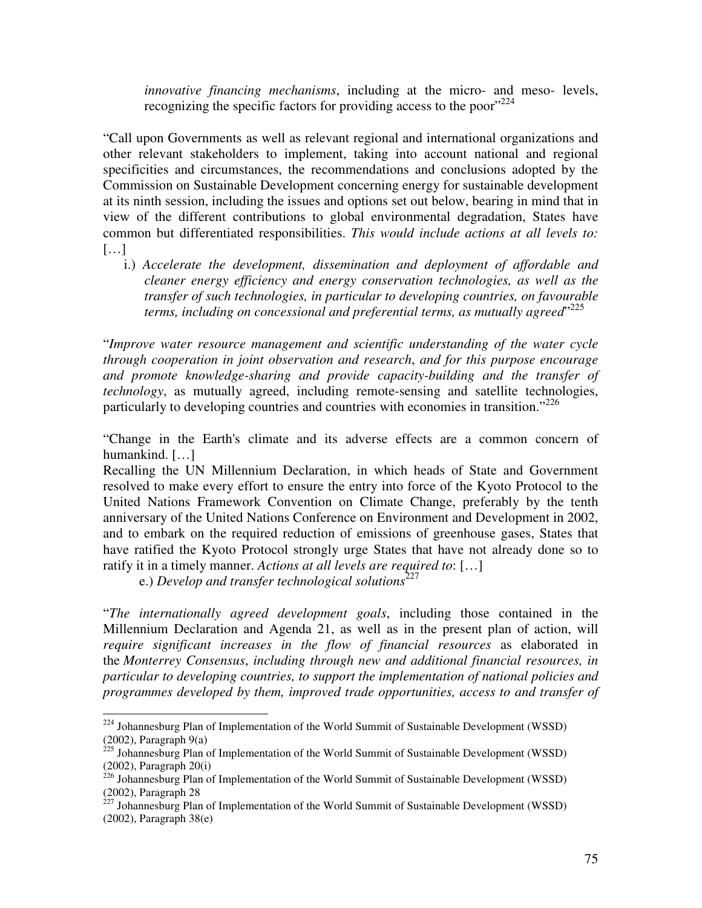> *innovative financing mechanisms*, including at the micro- and meso- levels, recognizing the specific factors for providing access to the poor"[224]

"Call upon Governments as well as relevant regional and international organizations and other relevant stakeholders to implement, taking into account national and regional specificities and circumstances, the recommendations and conclusions adopted by the Commission on Sustainable Development concerning energy for sustainable development at its ninth session, including the issues and options set out below, bearing in mind that in view of the different contributions to global environmental degradation, States have common but differentiated responsibilities. *This would include actions at all levels to:* […]

> i.) *Accelerate the development, dissemination and deployment of affordable and cleaner energy efficiency and energy conservation technologies, as well as the transfer of such technologies, in particular to developing countries, on favourable terms, including on concessional and preferential terms, as mutually agreed*"[225]

"*Improve water resource management and scientific understanding of the water cycle through cooperation in joint observation and research*, *and for this purpose encourage and promote knowledge-sharing and provide capacity-building and the transfer of technology*, as mutually agreed, including remote-sensing and satellite technologies, particularly to developing countries and countries with economies in transition."[226]

"Change in the Earth's climate and its adverse effects are a common concern of humankind. […]
Recalling the UN Millennium Declaration, in which heads of State and Government resolved to make every effort to ensure the entry into force of the Kyoto Protocol to the United Nations Framework Convention on Climate Change, preferably by the tenth anniversary of the United Nations Conference on Environment and Development in 2002, and to embark on the required reduction of emissions of greenhouse gases, States that have ratified the Kyoto Protocol strongly urge States that have not already done so to ratify it in a timely manner. *Actions at all levels are required to*: […]

> e.) *Develop and transfer technological solutions*[227]

"*The internationally agreed development goals*, including those contained in the Millennium Declaration and Agenda 21, as well as in the present plan of action, will *require significant increases in the flow of financial resources* as elaborated in the *Monterrey Consensus*, *including through new and additional financial resources, in particular to developing countries, to support the implementation of national policies and programmes developed by them, improved trade opportunities, access to and transfer of*

---

[224] Johannesburg Plan of Implementation of the World Summit of Sustainable Development (WSSD) (2002), Paragraph 9(a)

[225] Johannesburg Plan of Implementation of the World Summit of Sustainable Development (WSSD) (2002), Paragraph 20(i)

[226] Johannesburg Plan of Implementation of the World Summit of Sustainable Development (WSSD) (2002), Paragraph 28

[227] Johannesburg Plan of Implementation of the World Summit of Sustainable Development (WSSD) (2002), Paragraph 38(e)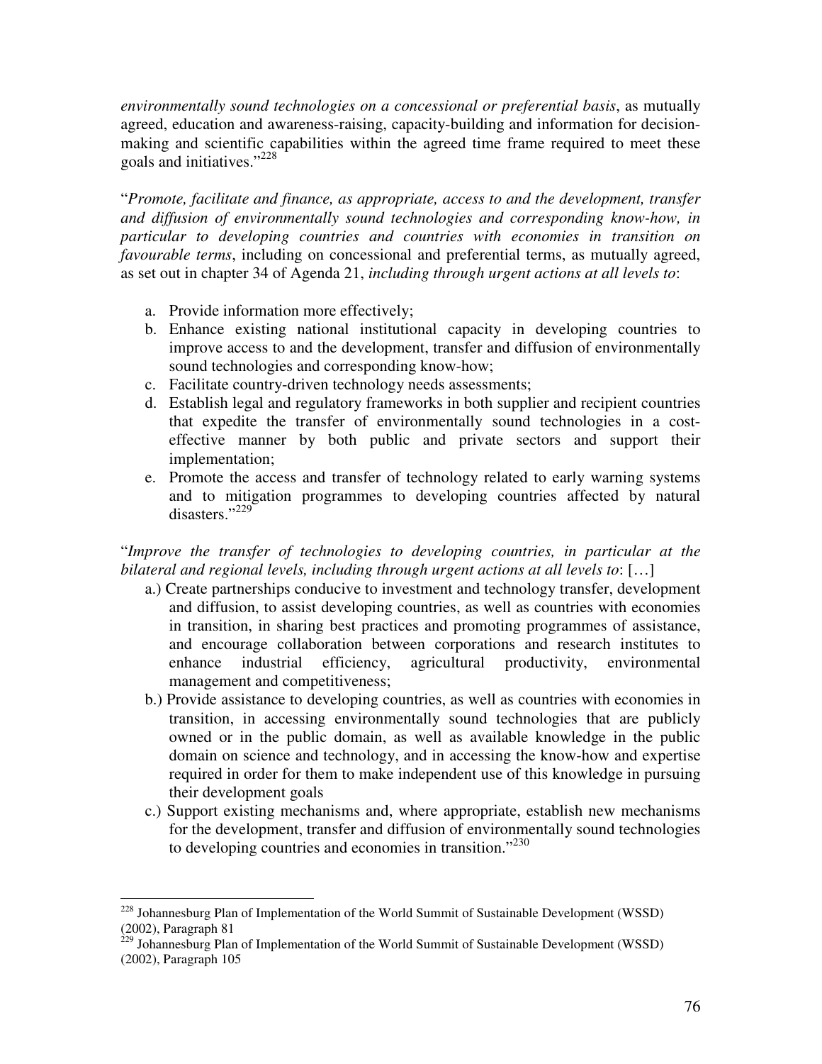*environmentally sound technologies on a concessional or preferential basis*, as mutually agreed, education and awareness-raising, capacity-building and information for decision-making and scientific capabilities within the agreed time frame required to meet these goals and initiatives."[228]

"*Promote, facilitate and finance, as appropriate, access to and the development, transfer and diffusion of environmentally sound technologies and corresponding know-how, in particular to developing countries and countries with economies in transition on favourable terms*, including on concessional and preferential terms, as mutually agreed, as set out in chapter 34 of Agenda 21, *including through urgent actions at all levels to*:

a. Provide information more effectively;
b. Enhance existing national institutional capacity in developing countries to improve access to and the development, transfer and diffusion of environmentally sound technologies and corresponding know-how;
c. Facilitate country-driven technology needs assessments;
d. Establish legal and regulatory frameworks in both supplier and recipient countries that expedite the transfer of environmentally sound technologies in a cost-effective manner by both public and private sectors and support their implementation;
e. Promote the access and transfer of technology related to early warning systems and to mitigation programmes to developing countries affected by natural disasters."[229]

"*Improve the transfer of technologies to developing countries, in particular at the bilateral and regional levels, including through urgent actions at all levels to*: […]

a.) Create partnerships conducive to investment and technology transfer, development and diffusion, to assist developing countries, as well as countries with economies in transition, in sharing best practices and promoting programmes of assistance, and encourage collaboration between corporations and research institutes to enhance industrial efficiency, agricultural productivity, environmental management and competitiveness;

b.) Provide assistance to developing countries, as well as countries with economies in transition, in accessing environmentally sound technologies that are publicly owned or in the public domain, as well as available knowledge in the public domain on science and technology, and in accessing the know-how and expertise required in order for them to make independent use of this knowledge in pursuing their development goals

c.) Support existing mechanisms and, where appropriate, establish new mechanisms for the development, transfer and diffusion of environmentally sound technologies to developing countries and economies in transition."[230]

---

[228] Johannesburg Plan of Implementation of the World Summit of Sustainable Development (WSSD) (2002), Paragraph 81

[229] Johannesburg Plan of Implementation of the World Summit of Sustainable Development (WSSD) (2002), Paragraph 105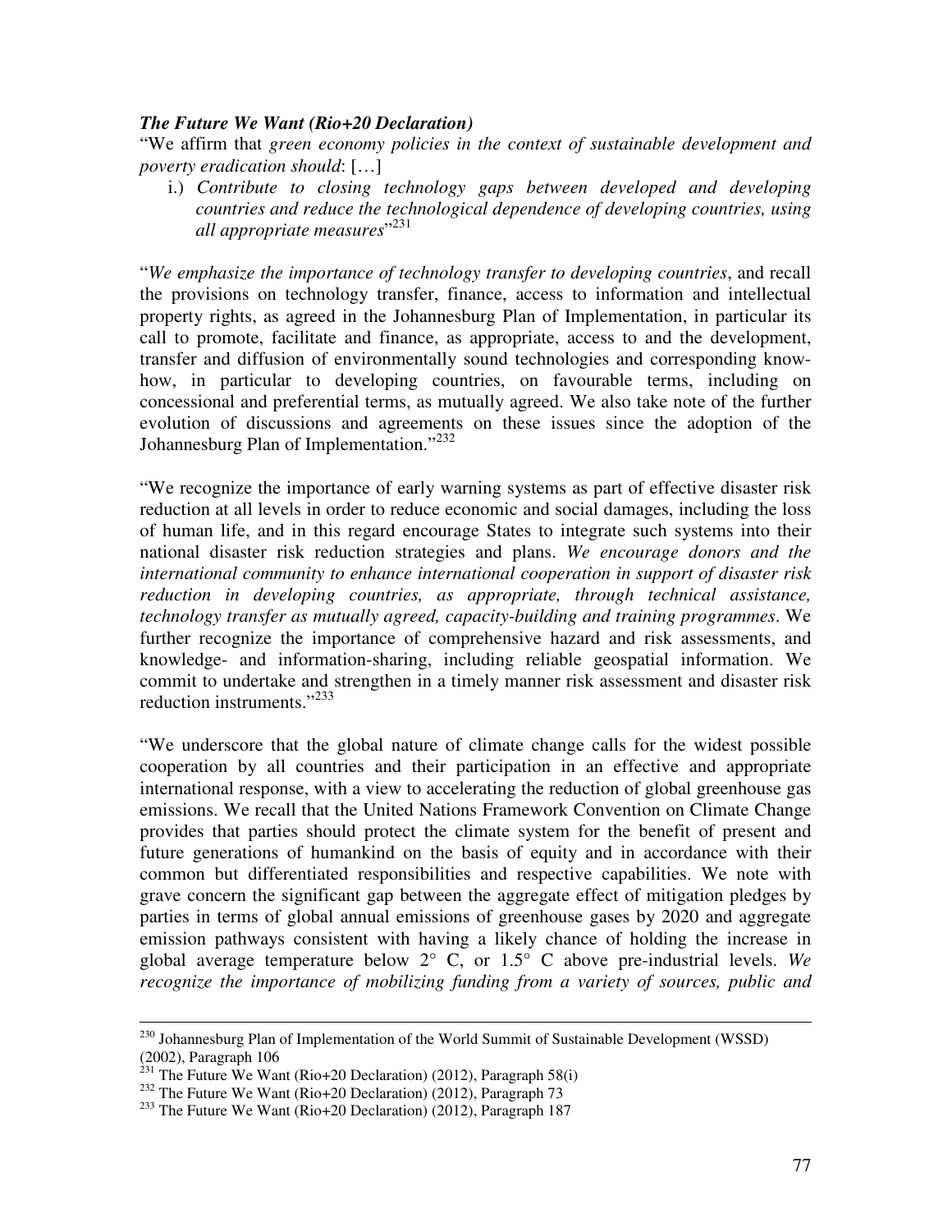***The Future We Want (Rio+20 Declaration)***

"We affirm that *green economy policies in the context of sustainable development and poverty eradication should*: […]

i.) *Contribute to closing technology gaps between developed and developing countries and reduce the technological dependence of developing countries, using all appropriate measures*"[231]

"*We emphasize the importance of technology transfer to developing countries*, and recall the provisions on technology transfer, finance, access to information and intellectual property rights, as agreed in the Johannesburg Plan of Implementation, in particular its call to promote, facilitate and finance, as appropriate, access to and the development, transfer and diffusion of environmentally sound technologies and corresponding know-how, in particular to developing countries, on favourable terms, including on concessional and preferential terms, as mutually agreed. We also take note of the further evolution of discussions and agreements on these issues since the adoption of the Johannesburg Plan of Implementation."[232]

"We recognize the importance of early warning systems as part of effective disaster risk reduction at all levels in order to reduce economic and social damages, including the loss of human life, and in this regard encourage States to integrate such systems into their national disaster risk reduction strategies and plans. *We encourage donors and the international community to enhance international cooperation in support of disaster risk reduction in developing countries, as appropriate, through technical assistance, technology transfer as mutually agreed, capacity-building and training programmes*. We further recognize the importance of comprehensive hazard and risk assessments, and knowledge- and information-sharing, including reliable geospatial information. We commit to undertake and strengthen in a timely manner risk assessment and disaster risk reduction instruments."[233]

"We underscore that the global nature of climate change calls for the widest possible cooperation by all countries and their participation in an effective and appropriate international response, with a view to accelerating the reduction of global greenhouse gas emissions. We recall that the United Nations Framework Convention on Climate Change provides that parties should protect the climate system for the benefit of present and future generations of humankind on the basis of equity and in accordance with their common but differentiated responsibilities and respective capabilities. We note with grave concern the significant gap between the aggregate effect of mitigation pledges by parties in terms of global annual emissions of greenhouse gases by 2020 and aggregate emission pathways consistent with having a likely chance of holding the increase in global average temperature below 2° C, or 1.5° C above pre-industrial levels. *We recognize the importance of mobilizing funding from a variety of sources, public and*

---

[230] Johannesburg Plan of Implementation of the World Summit of Sustainable Development (WSSD) (2002), Paragraph 106

[231] The Future We Want (Rio+20 Declaration) (2012), Paragraph 58(i)

[232] The Future We Want (Rio+20 Declaration) (2012), Paragraph 73

[233] The Future We Want (Rio+20 Declaration) (2012), Paragraph 187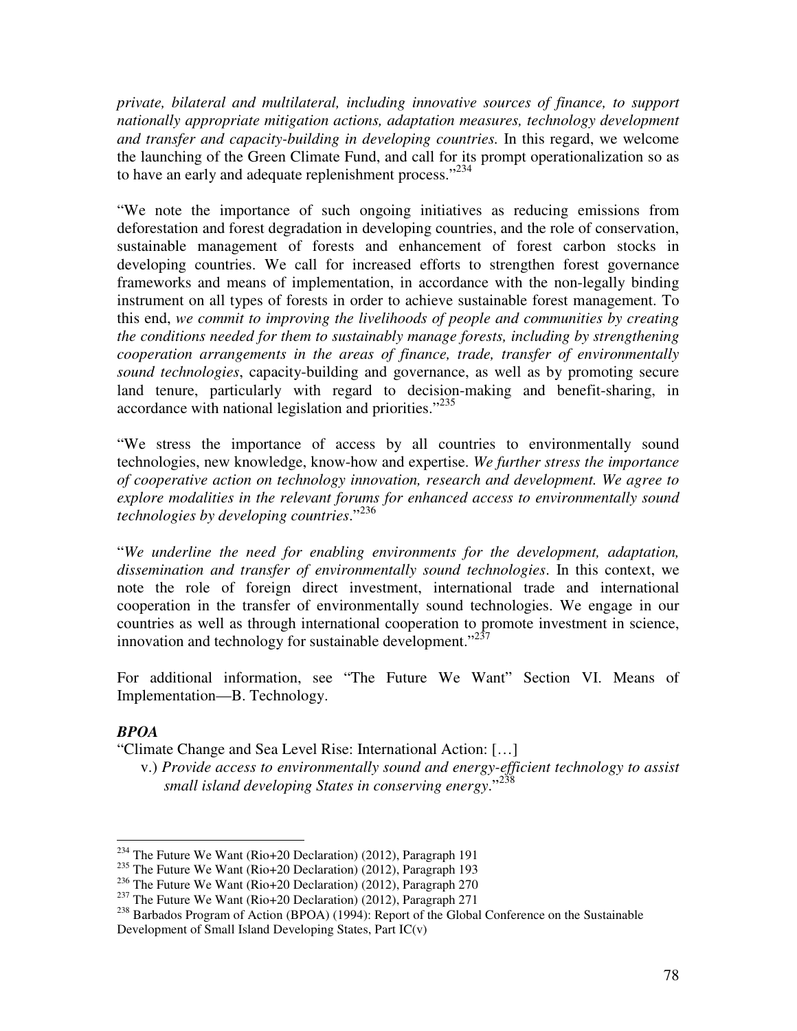*private, bilateral and multilateral, including innovative sources of finance, to support nationally appropriate mitigation actions, adaptation measures, technology development and transfer and capacity-building in developing countries.* In this regard, we welcome the launching of the Green Climate Fund, and call for its prompt operationalization so as to have an early and adequate replenishment process."[234]

"We note the importance of such ongoing initiatives as reducing emissions from deforestation and forest degradation in developing countries, and the role of conservation, sustainable management of forests and enhancement of forest carbon stocks in developing countries. We call for increased efforts to strengthen forest governance frameworks and means of implementation, in accordance with the non-legally binding instrument on all types of forests in order to achieve sustainable forest management. To this end, *we commit to improving the livelihoods of people and communities by creating the conditions needed for them to sustainably manage forests, including by strengthening cooperation arrangements in the areas of finance, trade, transfer of environmentally sound technologies*, capacity-building and governance, as well as by promoting secure land tenure, particularly with regard to decision-making and benefit-sharing, in accordance with national legislation and priorities."[235]

"We stress the importance of access by all countries to environmentally sound technologies, new knowledge, know-how and expertise. *We further stress the importance of cooperative action on technology innovation, research and development. We agree to explore modalities in the relevant forums for enhanced access to environmentally sound technologies by developing countries*."[236]

"*We underline the need for enabling environments for the development, adaptation, dissemination and transfer of environmentally sound technologies*. In this context, we note the role of foreign direct investment, international trade and international cooperation in the transfer of environmentally sound technologies. We engage in our countries as well as through international cooperation to promote investment in science, innovation and technology for sustainable development."[237]

For additional information, see "The Future We Want" Section VI. Means of Implementation—B. Technology.

***BPOA***

"Climate Change and Sea Level Rise: International Action: […]

v.) *Provide access to environmentally sound and energy-efficient technology to assist small island developing States in conserving energy*."[238]

---

[234] The Future We Want (Rio+20 Declaration) (2012), Paragraph 191

[235] The Future We Want (Rio+20 Declaration) (2012), Paragraph 193

[236] The Future We Want (Rio+20 Declaration) (2012), Paragraph 270

[237] The Future We Want (Rio+20 Declaration) (2012), Paragraph 271

[238] Barbados Program of Action (BPOA) (1994): Report of the Global Conference on the Sustainable Development of Small Island Developing States, Part IC(v)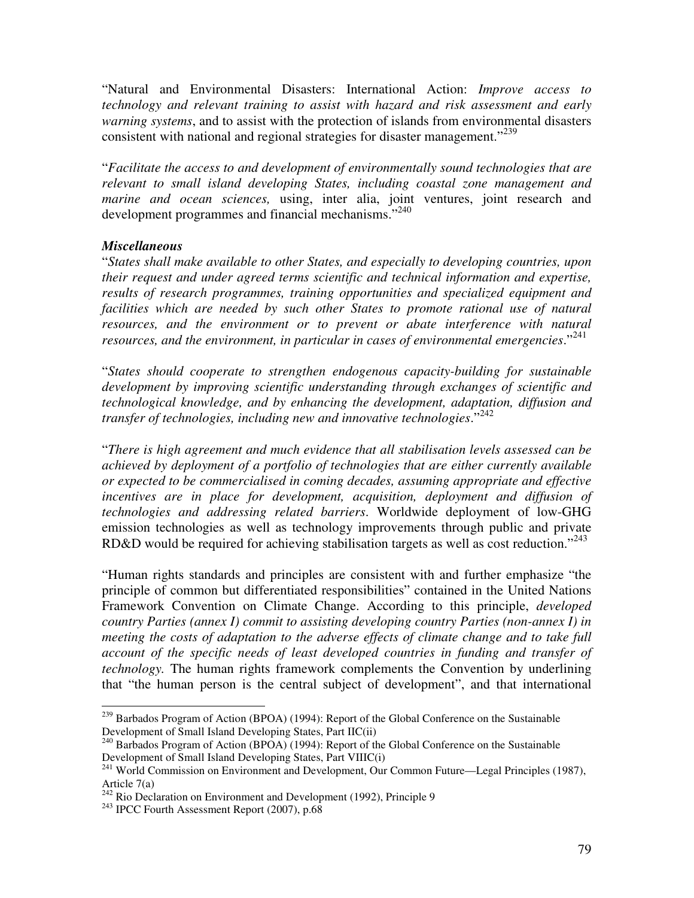"Natural and Environmental Disasters: International Action: *Improve access to technology and relevant training to assist with hazard and risk assessment and early warning systems*, and to assist with the protection of islands from environmental disasters consistent with national and regional strategies for disaster management."[239]

"*Facilitate the access to and development of environmentally sound technologies that are relevant to small island developing States, including coastal zone management and marine and ocean sciences,* using, inter alia, joint ventures, joint research and development programmes and financial mechanisms."[240]

***Miscellaneous***

"*States shall make available to other States, and especially to developing countries, upon their request and under agreed terms scientific and technical information and expertise, results of research programmes, training opportunities and specialized equipment and facilities which are needed by such other States to promote rational use of natural resources, and the environment or to prevent or abate interference with natural resources, and the environment, in particular in cases of environmental emergencies*."[241]

"*States should cooperate to strengthen endogenous capacity-building for sustainable development by improving scientific understanding through exchanges of scientific and technological knowledge, and by enhancing the development, adaptation, diffusion and transfer of technologies, including new and innovative technologies*."[242]

"*There is high agreement and much evidence that all stabilisation levels assessed can be achieved by deployment of a portfolio of technologies that are either currently available or expected to be commercialised in coming decades, assuming appropriate and effective incentives are in place for development, acquisition, deployment and diffusion of technologies and addressing related barriers*. Worldwide deployment of low-GHG emission technologies as well as technology improvements through public and private RD&D would be required for achieving stabilisation targets as well as cost reduction."[243]

"Human rights standards and principles are consistent with and further emphasize "the principle of common but differentiated responsibilities" contained in the United Nations Framework Convention on Climate Change. According to this principle, *developed country Parties (annex I) commit to assisting developing country Parties (non-annex I) in meeting the costs of adaptation to the adverse effects of climate change and to take full account of the specific needs of least developed countries in funding and transfer of technology.* The human rights framework complements the Convention by underlining that "the human person is the central subject of development", and that international

---

[239] Barbados Program of Action (BPOA) (1994): Report of the Global Conference on the Sustainable Development of Small Island Developing States, Part IIC(ii)

[240] Barbados Program of Action (BPOA) (1994): Report of the Global Conference on the Sustainable Development of Small Island Developing States, Part VIIIC(i)

[241] World Commission on Environment and Development, Our Common Future—Legal Principles (1987), Article 7(a)

[242] Rio Declaration on Environment and Development (1992), Principle 9

[243] IPCC Fourth Assessment Report (2007), p.68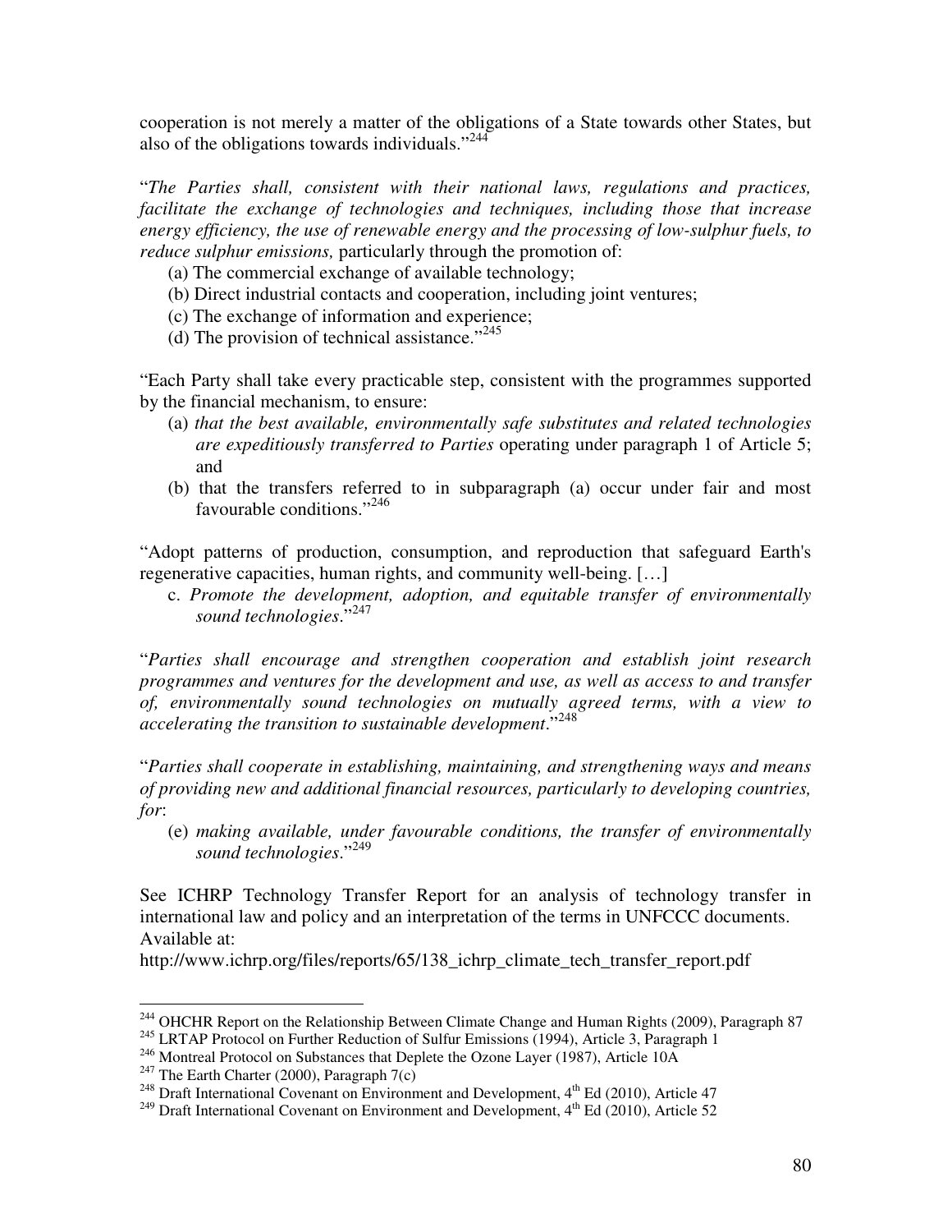cooperation is not merely a matter of the obligations of a State towards other States, but also of the obligations towards individuals."[244]

"*The Parties shall, consistent with their national laws, regulations and practices, facilitate the exchange of technologies and techniques, including those that increase energy efficiency, the use of renewable energy and the processing of low-sulphur fuels, to reduce sulphur emissions,* particularly through the promotion of:

(a) The commercial exchange of available technology;
(b) Direct industrial contacts and cooperation, including joint ventures;
(c) The exchange of information and experience;
(d) The provision of technical assistance."[245]

"Each Party shall take every practicable step, consistent with the programmes supported by the financial mechanism, to ensure:

(a) *that the best available, environmentally safe substitutes and related technologies are expeditiously transferred to Parties* operating under paragraph 1 of Article 5; and
(b) that the transfers referred to in subparagraph (a) occur under fair and most favourable conditions."[246]

"Adopt patterns of production, consumption, and reproduction that safeguard Earth's regenerative capacities, human rights, and community well-being. […]

c. *Promote the development, adoption, and equitable transfer of environmentally sound technologies*."[247]

"*Parties shall encourage and strengthen cooperation and establish joint research programmes and ventures for the development and use, as well as access to and transfer of, environmentally sound technologies on mutually agreed terms, with a view to accelerating the transition to sustainable development*."[248]

"*Parties shall cooperate in establishing, maintaining, and strengthening ways and means of providing new and additional financial resources, particularly to developing countries, for*:

(e) *making available, under favourable conditions, the transfer of environmentally sound technologies*."[249]

See ICHRP Technology Transfer Report for an analysis of technology transfer in international law and policy and an interpretation of the terms in UNFCCC documents. Available at:
http://www.ichrp.org/files/reports/65/138_ichrp_climate_tech_transfer_report.pdf

---

[244] OHCHR Report on the Relationship Between Climate Change and Human Rights (2009), Paragraph 87
[245] LRTAP Protocol on Further Reduction of Sulfur Emissions (1994), Article 3, Paragraph 1
[246] Montreal Protocol on Substances that Deplete the Ozone Layer (1987), Article 10A
[247] The Earth Charter (2000), Paragraph 7(c)
[248] Draft International Covenant on Environment and Development, 4th Ed (2010), Article 47
[249] Draft International Covenant on Environment and Development, 4th Ed (2010), Article 52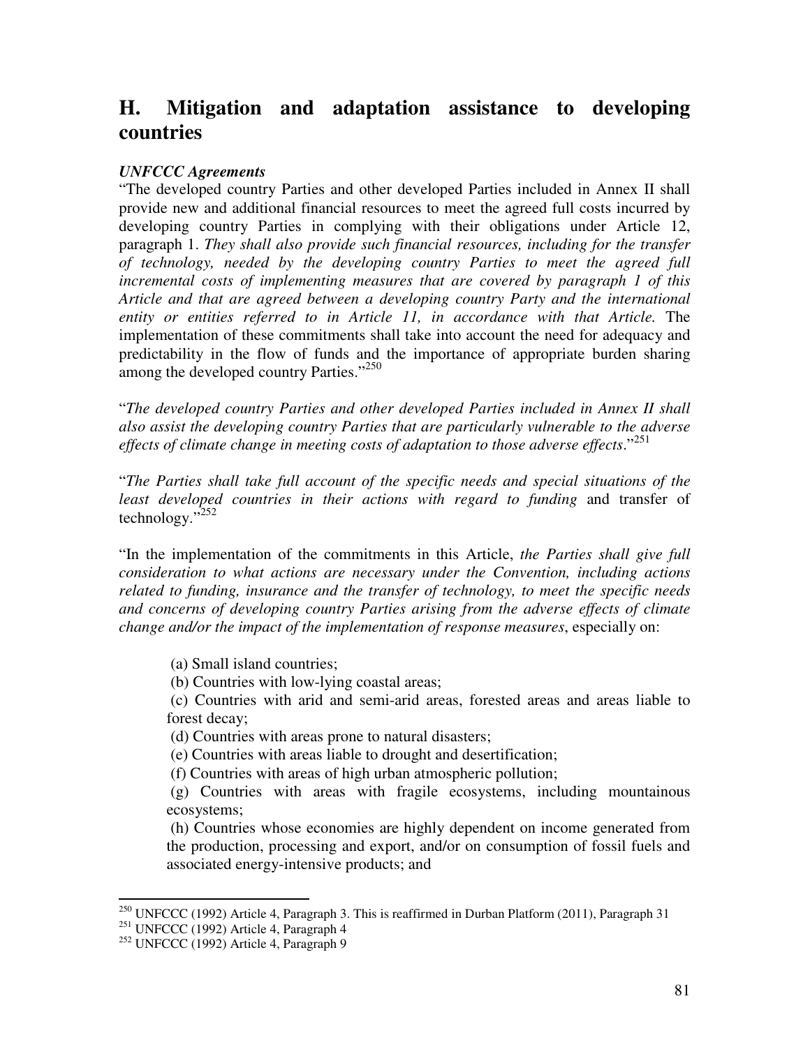## H. Mitigation and adaptation assistance to developing countries

***UNFCCC Agreements***

"The developed country Parties and other developed Parties included in Annex II shall provide new and additional financial resources to meet the agreed full costs incurred by developing country Parties in complying with their obligations under Article 12, paragraph 1. *They shall also provide such financial resources, including for the transfer of technology, needed by the developing country Parties to meet the agreed full incremental costs of implementing measures that are covered by paragraph 1 of this Article and that are agreed between a developing country Party and the international entity or entities referred to in Article 11, in accordance with that Article.* The implementation of these commitments shall take into account the need for adequacy and predictability in the flow of funds and the importance of appropriate burden sharing among the developed country Parties."[250]

"*The developed country Parties and other developed Parties included in Annex II shall also assist the developing country Parties that are particularly vulnerable to the adverse effects of climate change in meeting costs of adaptation to those adverse effects*."[251]

"*The Parties shall take full account of the specific needs and special situations of the least developed countries in their actions with regard to funding* and transfer of technology."[252]

"In the implementation of the commitments in this Article, *the Parties shall give full consideration to what actions are necessary under the Convention, including actions related to funding, insurance and the transfer of technology, to meet the specific needs and concerns of developing country Parties arising from the adverse effects of climate change and/or the impact of the implementation of response measures*, especially on:

> (a) Small island countries;
> (b) Countries with low-lying coastal areas;
> (c) Countries with arid and semi-arid areas, forested areas and areas liable to forest decay;
> (d) Countries with areas prone to natural disasters;
> (e) Countries with areas liable to drought and desertification;
> (f) Countries with areas of high urban atmospheric pollution;
> (g) Countries with areas with fragile ecosystems, including mountainous ecosystems;
> (h) Countries whose economies are highly dependent on income generated from the production, processing and export, and/or on consumption of fossil fuels and associated energy-intensive products; and

---

[250] UNFCCC (1992) Article 4, Paragraph 3. This is reaffirmed in Durban Platform (2011), Paragraph 31

[251] UNFCCC (1992) Article 4, Paragraph 4

[252] UNFCCC (1992) Article 4, Paragraph 9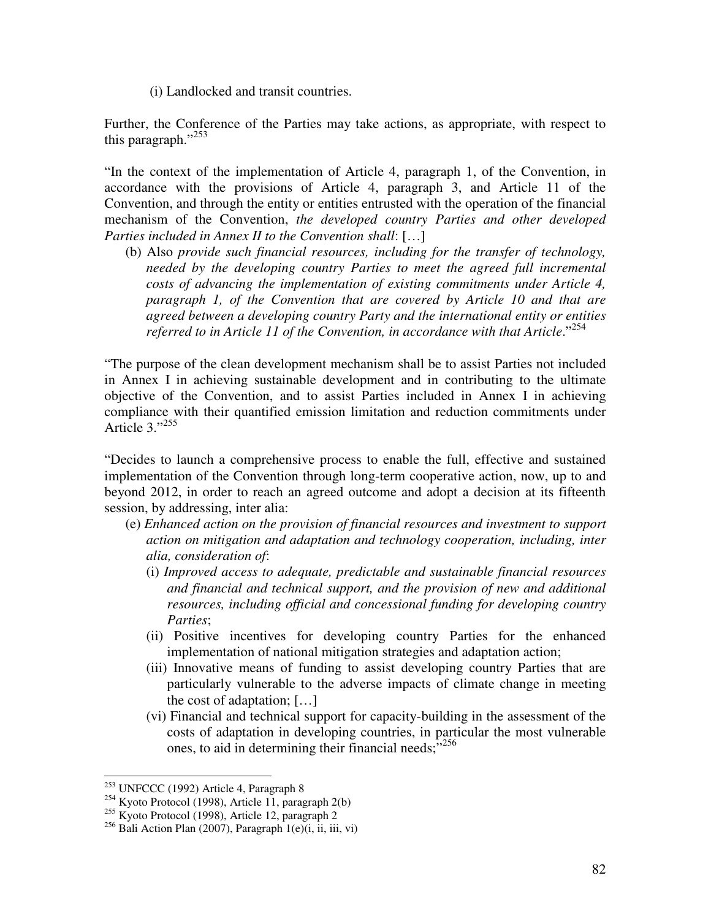(i) Landlocked and transit countries.

Further, the Conference of the Parties may take actions, as appropriate, with respect to this paragraph."[253]

"In the context of the implementation of Article 4, paragraph 1, of the Convention, in accordance with the provisions of Article 4, paragraph 3, and Article 11 of the Convention, and through the entity or entities entrusted with the operation of the financial mechanism of the Convention, *the developed country Parties and other developed Parties included in Annex II to the Convention shall*: […]

(b) Also *provide such financial resources, including for the transfer of technology, needed by the developing country Parties to meet the agreed full incremental costs of advancing the implementation of existing commitments under Article 4, paragraph 1, of the Convention that are covered by Article 10 and that are agreed between a developing country Party and the international entity or entities referred to in Article 11 of the Convention, in accordance with that Article*."[254]

"The purpose of the clean development mechanism shall be to assist Parties not included in Annex I in achieving sustainable development and in contributing to the ultimate objective of the Convention, and to assist Parties included in Annex I in achieving compliance with their quantified emission limitation and reduction commitments under Article 3."[255]

"Decides to launch a comprehensive process to enable the full, effective and sustained implementation of the Convention through long-term cooperative action, now, up to and beyond 2012, in order to reach an agreed outcome and adopt a decision at its fifteenth session, by addressing, inter alia:

(e) *Enhanced action on the provision of financial resources and investment to support action on mitigation and adaptation and technology cooperation, including, inter alia, consideration of*:

   (i) *Improved access to adequate, predictable and sustainable financial resources and financial and technical support, and the provision of new and additional resources, including official and concessional funding for developing country Parties*;

   (ii) Positive incentives for developing country Parties for the enhanced implementation of national mitigation strategies and adaptation action;

   (iii) Innovative means of funding to assist developing country Parties that are particularly vulnerable to the adverse impacts of climate change in meeting the cost of adaptation; […]

   (vi) Financial and technical support for capacity-building in the assessment of the costs of adaptation in developing countries, in particular the most vulnerable ones, to aid in determining their financial needs;"[256]

---

[253] UNFCCC (1992) Article 4, Paragraph 8

[254] Kyoto Protocol (1998), Article 11, paragraph 2(b)

[255] Kyoto Protocol (1998), Article 12, paragraph 2

[256] Bali Action Plan (2007), Paragraph 1(e)(i, ii, iii, vi)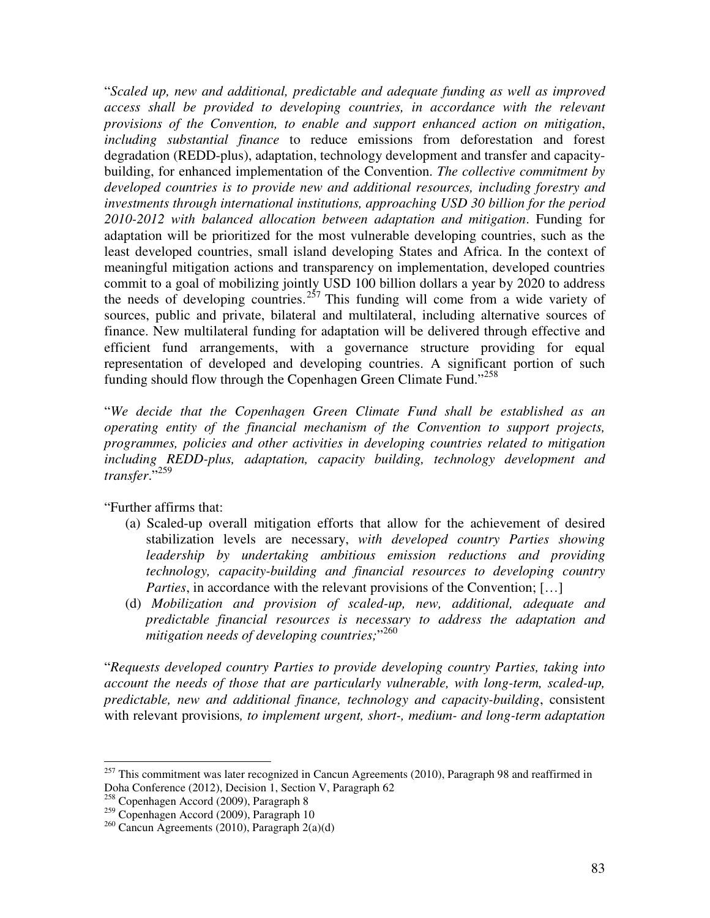"*Scaled up, new and additional, predictable and adequate funding as well as improved access shall be provided to developing countries, in accordance with the relevant provisions of the Convention, to enable and support enhanced action on mitigation, including substantial finance* to reduce emissions from deforestation and forest degradation (REDD-plus), adaptation, technology development and transfer and capacity-building, for enhanced implementation of the Convention. *The collective commitment by developed countries is to provide new and additional resources, including forestry and investments through international institutions, approaching USD 30 billion for the period 2010-2012 with balanced allocation between adaptation and mitigation*. Funding for adaptation will be prioritized for the most vulnerable developing countries, such as the least developed countries, small island developing States and Africa. In the context of meaningful mitigation actions and transparency on implementation, developed countries commit to a goal of mobilizing jointly USD 100 billion dollars a year by 2020 to address the needs of developing countries.[257] This funding will come from a wide variety of sources, public and private, bilateral and multilateral, including alternative sources of finance. New multilateral funding for adaptation will be delivered through effective and efficient fund arrangements, with a governance structure providing for equal representation of developed and developing countries. A significant portion of such funding should flow through the Copenhagen Green Climate Fund."[258]

"*We decide that the Copenhagen Green Climate Fund shall be established as an operating entity of the financial mechanism of the Convention to support projects, programmes, policies and other activities in developing countries related to mitigation including REDD-plus, adaptation, capacity building, technology development and transfer*."[259]

"Further affirms that:

(a) Scaled-up overall mitigation efforts that allow for the achievement of desired stabilization levels are necessary, *with developed country Parties showing leadership by undertaking ambitious emission reductions and providing technology, capacity-building and financial resources to developing country Parties*, in accordance with the relevant provisions of the Convention; […]

(d) *Mobilization and provision of scaled-up, new, additional, adequate and predictable financial resources is necessary to address the adaptation and mitigation needs of developing countries;*"[260]

"*Requests developed country Parties to provide developing country Parties, taking into account the needs of those that are particularly vulnerable, with long-term, scaled-up, predictable, new and additional finance, technology and capacity-building*, consistent with relevant provisions*, to implement urgent, short-, medium- and long-term adaptation*

---

[257] This commitment was later recognized in Cancun Agreements (2010), Paragraph 98 and reaffirmed in Doha Conference (2012), Decision 1, Section V, Paragraph 62

[258] Copenhagen Accord (2009), Paragraph 8

[259] Copenhagen Accord (2009), Paragraph 10

[260] Cancun Agreements (2010), Paragraph 2(a)(d)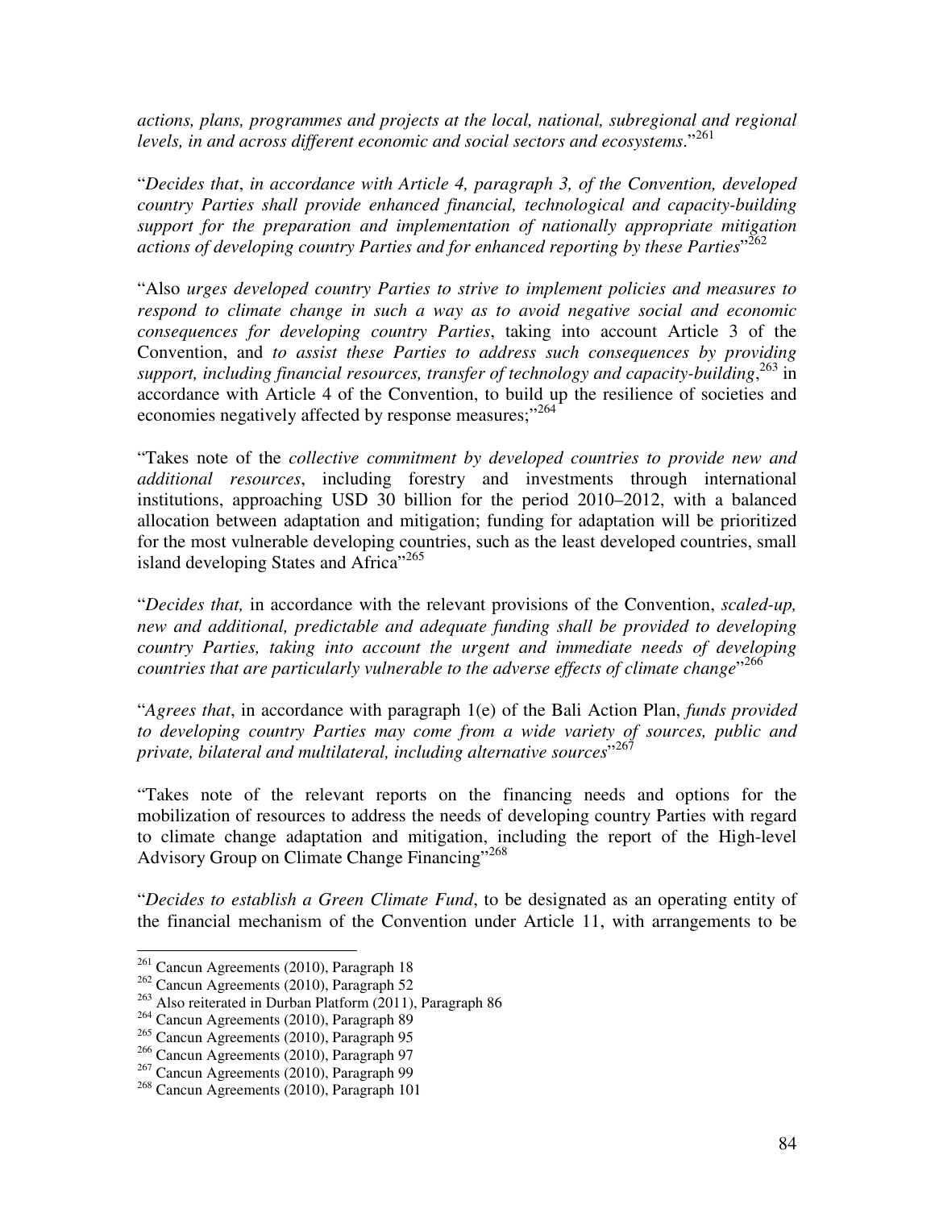*actions, plans, programmes and projects at the local, national, subregional and regional levels, in and across different economic and social sectors and ecosystems*."[261]

"*Decides that*, *in accordance with Article 4, paragraph 3, of the Convention, developed country Parties shall provide enhanced financial, technological and capacity-building support for the preparation and implementation of nationally appropriate mitigation actions of developing country Parties and for enhanced reporting by these Parties*"[262]

"Also *urges developed country Parties to strive to implement policies and measures to respond to climate change in such a way as to avoid negative social and economic consequences for developing country Parties*, taking into account Article 3 of the Convention, and *to assist these Parties to address such consequences by providing support, including financial resources, transfer of technology and capacity-building*,[263] in accordance with Article 4 of the Convention, to build up the resilience of societies and economies negatively affected by response measures;"[264]

"Takes note of the *collective commitment by developed countries to provide new and additional resources*, including forestry and investments through international institutions, approaching USD 30 billion for the period 2010–2012, with a balanced allocation between adaptation and mitigation; funding for adaptation will be prioritized for the most vulnerable developing countries, such as the least developed countries, small island developing States and Africa"[265]

"*Decides that,* in accordance with the relevant provisions of the Convention, *scaled-up, new and additional, predictable and adequate funding shall be provided to developing country Parties, taking into account the urgent and immediate needs of developing countries that are particularly vulnerable to the adverse effects of climate change*"[266]

"*Agrees that*, in accordance with paragraph 1(e) of the Bali Action Plan, *funds provided to developing country Parties may come from a wide variety of sources, public and private, bilateral and multilateral, including alternative sources*"[267]

"Takes note of the relevant reports on the financing needs and options for the mobilization of resources to address the needs of developing country Parties with regard to climate change adaptation and mitigation, including the report of the High-level Advisory Group on Climate Change Financing"[268]

"*Decides to establish a Green Climate Fund*, to be designated as an operating entity of the financial mechanism of the Convention under Article 11, with arrangements to be

---

[261] Cancun Agreements (2010), Paragraph 18

[262] Cancun Agreements (2010), Paragraph 52

[263] Also reiterated in Durban Platform (2011), Paragraph 86

[264] Cancun Agreements (2010), Paragraph 89

[265] Cancun Agreements (2010), Paragraph 95

[266] Cancun Agreements (2010), Paragraph 97

[267] Cancun Agreements (2010), Paragraph 99

[268] Cancun Agreements (2010), Paragraph 101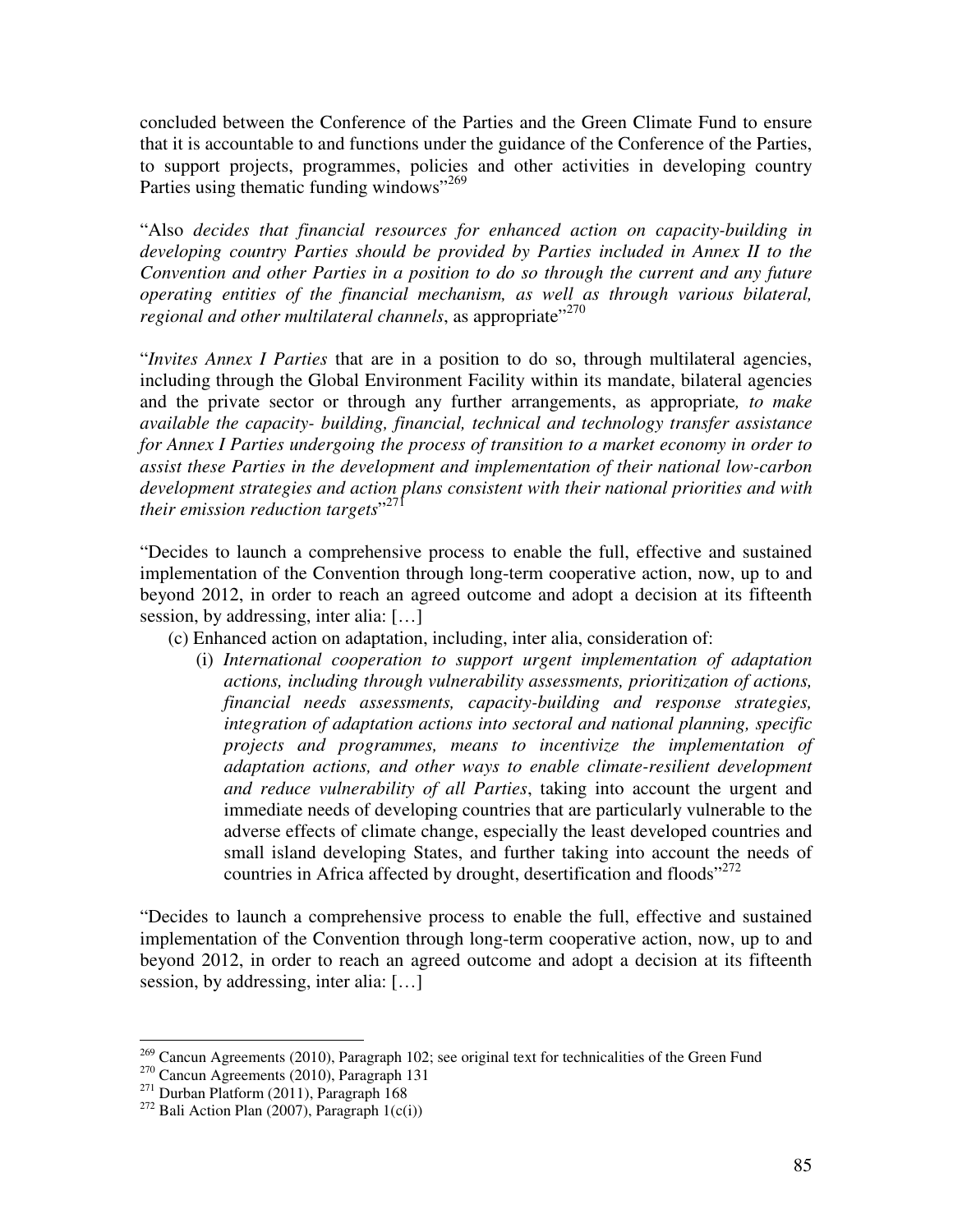concluded between the Conference of the Parties and the Green Climate Fund to ensure that it is accountable to and functions under the guidance of the Conference of the Parties, to support projects, programmes, policies and other activities in developing country Parties using thematic funding windows"[269]

"Also *decides that financial resources for enhanced action on capacity-building in developing country Parties should be provided by Parties included in Annex II to the Convention and other Parties in a position to do so through the current and any future operating entities of the financial mechanism, as well as through various bilateral, regional and other multilateral channels*, as appropriate"[270]

"*Invites Annex I Parties* that are in a position to do so, through multilateral agencies, including through the Global Environment Facility within its mandate, bilateral agencies and the private sector or through any further arrangements, as appropriate*, to make available the capacity- building, financial, technical and technology transfer assistance for Annex I Parties undergoing the process of transition to a market economy in order to assist these Parties in the development and implementation of their national low-carbon development strategies and action plans consistent with their national priorities and with their emission reduction targets*"[271]

"Decides to launch a comprehensive process to enable the full, effective and sustained implementation of the Convention through long-term cooperative action, now, up to and beyond 2012, in order to reach an agreed outcome and adopt a decision at its fifteenth session, by addressing, inter alia: […]

(c) Enhanced action on adaptation, including, inter alia, consideration of:

(i) *International cooperation to support urgent implementation of adaptation actions, including through vulnerability assessments, prioritization of actions, financial needs assessments, capacity-building and response strategies, integration of adaptation actions into sectoral and national planning, specific projects and programmes, means to incentivize the implementation of adaptation actions, and other ways to enable climate-resilient development and reduce vulnerability of all Parties*, taking into account the urgent and immediate needs of developing countries that are particularly vulnerable to the adverse effects of climate change, especially the least developed countries and small island developing States, and further taking into account the needs of countries in Africa affected by drought, desertification and floods"[272]

"Decides to launch a comprehensive process to enable the full, effective and sustained implementation of the Convention through long-term cooperative action, now, up to and beyond 2012, in order to reach an agreed outcome and adopt a decision at its fifteenth session, by addressing, inter alia: […]

---

[269] Cancun Agreements (2010), Paragraph 102; see original text for technicalities of the Green Fund

[270] Cancun Agreements (2010), Paragraph 131

[271] Durban Platform (2011), Paragraph 168

[272] Bali Action Plan (2007), Paragraph 1(c(i))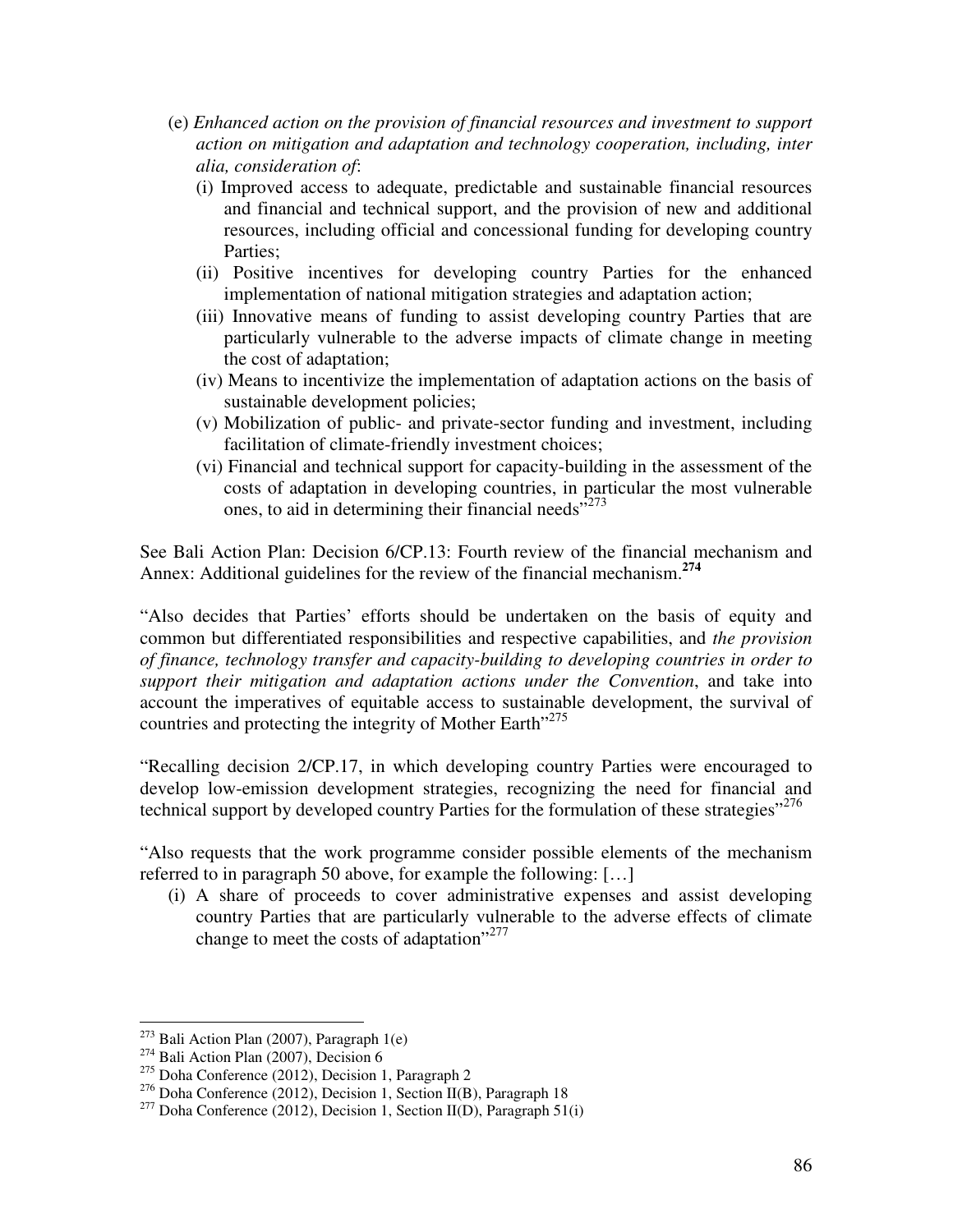(e) *Enhanced action on the provision of financial resources and investment to support action on mitigation and adaptation and technology cooperation, including, inter alia, consideration of*:

(i) Improved access to adequate, predictable and sustainable financial resources and financial and technical support, and the provision of new and additional resources, including official and concessional funding for developing country Parties;

(ii) Positive incentives for developing country Parties for the enhanced implementation of national mitigation strategies and adaptation action;

(iii) Innovative means of funding to assist developing country Parties that are particularly vulnerable to the adverse impacts of climate change in meeting the cost of adaptation;

(iv) Means to incentivize the implementation of adaptation actions on the basis of sustainable development policies;

(v) Mobilization of public- and private-sector funding and investment, including facilitation of climate-friendly investment choices;

(vi) Financial and technical support for capacity-building in the assessment of the costs of adaptation in developing countries, in particular the most vulnerable ones, to aid in determining their financial needs"[273]

See Bali Action Plan: Decision 6/CP.13: Fourth review of the financial mechanism and Annex: Additional guidelines for the review of the financial mechanism.[274]

"Also decides that Parties' efforts should be undertaken on the basis of equity and common but differentiated responsibilities and respective capabilities, and *the provision of finance, technology transfer and capacity-building to developing countries in order to support their mitigation and adaptation actions under the Convention*, and take into account the imperatives of equitable access to sustainable development, the survival of countries and protecting the integrity of Mother Earth"[275]

"Recalling decision 2/CP.17, in which developing country Parties were encouraged to develop low-emission development strategies, recognizing the need for financial and technical support by developed country Parties for the formulation of these strategies"[276]

"Also requests that the work programme consider possible elements of the mechanism referred to in paragraph 50 above, for example the following: […]

(i) A share of proceeds to cover administrative expenses and assist developing country Parties that are particularly vulnerable to the adverse effects of climate change to meet the costs of adaptation"[277]

---

[273] Bali Action Plan (2007), Paragraph 1(e)

[274] Bali Action Plan (2007), Decision 6

[275] Doha Conference (2012), Decision 1, Paragraph 2

[276] Doha Conference (2012), Decision 1, Section II(B), Paragraph 18

[277] Doha Conference (2012), Decision 1, Section II(D), Paragraph 51(i)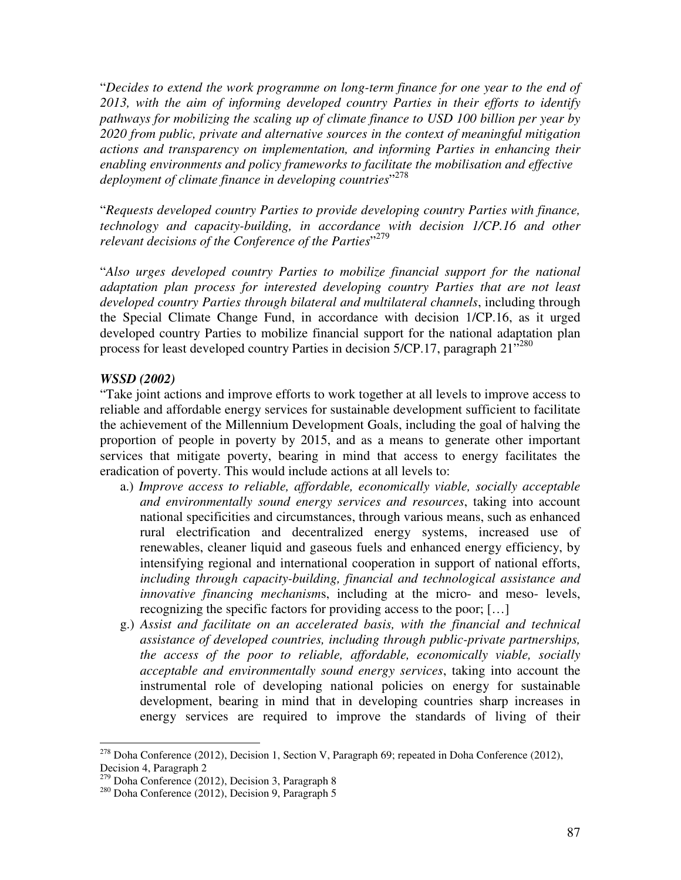"*Decides to extend the work programme on long-term finance for one year to the end of 2013, with the aim of informing developed country Parties in their efforts to identify pathways for mobilizing the scaling up of climate finance to USD 100 billion per year by 2020 from public, private and alternative sources in the context of meaningful mitigation actions and transparency on implementation, and informing Parties in enhancing their enabling environments and policy frameworks to facilitate the mobilisation and effective deployment of climate finance in developing countries*"[278]

"*Requests developed country Parties to provide developing country Parties with finance, technology and capacity-building, in accordance with decision 1/CP.16 and other relevant decisions of the Conference of the Parties*"[279]

"*Also urges developed country Parties to mobilize financial support for the national adaptation plan process for interested developing country Parties that are not least developed country Parties through bilateral and multilateral channels*, including through the Special Climate Change Fund, in accordance with decision 1/CP.16, as it urged developed country Parties to mobilize financial support for the national adaptation plan process for least developed country Parties in decision 5/CP.17, paragraph 21"[280]

***WSSD (2002)***

"Take joint actions and improve efforts to work together at all levels to improve access to reliable and affordable energy services for sustainable development sufficient to facilitate the achievement of the Millennium Development Goals, including the goal of halving the proportion of people in poverty by 2015, and as a means to generate other important services that mitigate poverty, bearing in mind that access to energy facilitates the eradication of poverty. This would include actions at all levels to:

a.) *Improve access to reliable, affordable, economically viable, socially acceptable and environmentally sound energy services and resources*, taking into account national specificities and circumstances, through various means, such as enhanced rural electrification and decentralized energy systems, increased use of renewables, cleaner liquid and gaseous fuels and enhanced energy efficiency, by intensifying regional and international cooperation in support of national efforts, *including through capacity-building, financial and technological assistance and innovative financing mechanism*s, including at the micro- and meso- levels, recognizing the specific factors for providing access to the poor; […]

g.) *Assist and facilitate on an accelerated basis, with the financial and technical assistance of developed countries, including through public-private partnerships, the access of the poor to reliable, affordable, economically viable, socially acceptable and environmentally sound energy services*, taking into account the instrumental role of developing national policies on energy for sustainable development, bearing in mind that in developing countries sharp increases in energy services are required to improve the standards of living of their

---

[278] Doha Conference (2012), Decision 1, Section V, Paragraph 69; repeated in Doha Conference (2012), Decision 4, Paragraph 2

[279] Doha Conference (2012), Decision 3, Paragraph 8

[280] Doha Conference (2012), Decision 9, Paragraph 5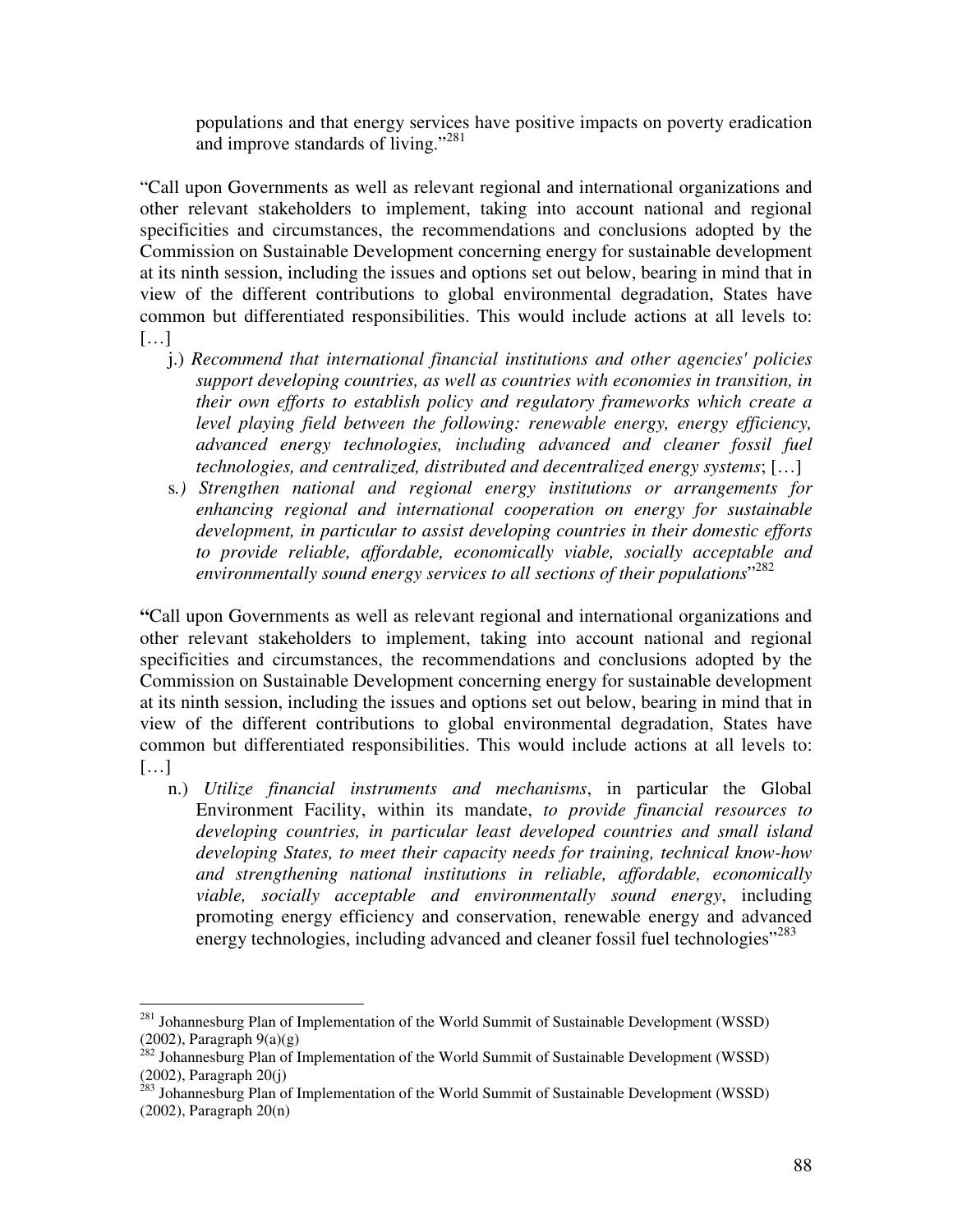populations and that energy services have positive impacts on poverty eradication and improve standards of living."[281]

"Call upon Governments as well as relevant regional and international organizations and other relevant stakeholders to implement, taking into account national and regional specificities and circumstances, the recommendations and conclusions adopted by the Commission on Sustainable Development concerning energy for sustainable development at its ninth session, including the issues and options set out below, bearing in mind that in view of the different contributions to global environmental degradation, States have common but differentiated responsibilities. This would include actions at all levels to: […]

j.) *Recommend that international financial institutions and other agencies' policies support developing countries, as well as countries with economies in transition, in their own efforts to establish policy and regulatory frameworks which create a level playing field between the following: renewable energy, energy efficiency, advanced energy technologies, including advanced and cleaner fossil fuel technologies, and centralized, distributed and decentralized energy systems*; […]

s*.) Strengthen national and regional energy institutions or arrangements for enhancing regional and international cooperation on energy for sustainable development, in particular to assist developing countries in their domestic efforts to provide reliable, affordable, economically viable, socially acceptable and environmentally sound energy services to all sections of their populations*"[282]

**"**Call upon Governments as well as relevant regional and international organizations and other relevant stakeholders to implement, taking into account national and regional specificities and circumstances, the recommendations and conclusions adopted by the Commission on Sustainable Development concerning energy for sustainable development at its ninth session, including the issues and options set out below, bearing in mind that in view of the different contributions to global environmental degradation, States have common but differentiated responsibilities. This would include actions at all levels to: […]

n.) *Utilize financial instruments and mechanisms*, in particular the Global Environment Facility, within its mandate, *to provide financial resources to developing countries, in particular least developed countries and small island developing States, to meet their capacity needs for training, technical know-how and strengthening national institutions in reliable, affordable, economically viable, socially acceptable and environmentally sound energy*, including promoting energy efficiency and conservation, renewable energy and advanced energy technologies, including advanced and cleaner fossil fuel technologies"[283]

---

[281] Johannesburg Plan of Implementation of the World Summit of Sustainable Development (WSSD) (2002), Paragraph 9(a)(g)

[282] Johannesburg Plan of Implementation of the World Summit of Sustainable Development (WSSD) (2002), Paragraph 20(j)

[283] Johannesburg Plan of Implementation of the World Summit of Sustainable Development (WSSD) (2002), Paragraph 20(n)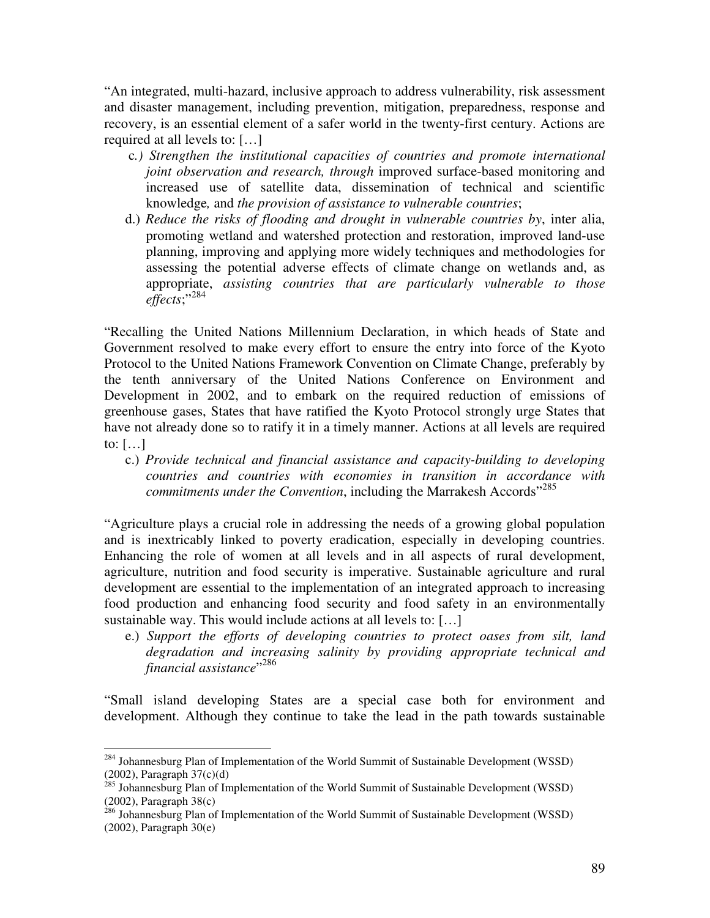"An integrated, multi-hazard, inclusive approach to address vulnerability, risk assessment and disaster management, including prevention, mitigation, preparedness, response and recovery, is an essential element of a safer world in the twenty-first century. Actions are required at all levels to: […]

c.) *Strengthen the institutional capacities of countries and promote international joint observation and research, through* improved surface-based monitoring and increased use of satellite data, dissemination of technical and scientific knowledge*,* and *the provision of assistance to vulnerable countries*;

d.) *Reduce the risks of flooding and drought in vulnerable countries by*, inter alia, promoting wetland and watershed protection and restoration, improved land-use planning, improving and applying more widely techniques and methodologies for assessing the potential adverse effects of climate change on wetlands and, as appropriate, *assisting countries that are particularly vulnerable to those effects*;"[284]

"Recalling the United Nations Millennium Declaration, in which heads of State and Government resolved to make every effort to ensure the entry into force of the Kyoto Protocol to the United Nations Framework Convention on Climate Change, preferably by the tenth anniversary of the United Nations Conference on Environment and Development in 2002, and to embark on the required reduction of emissions of greenhouse gases, States that have ratified the Kyoto Protocol strongly urge States that have not already done so to ratify it in a timely manner. Actions at all levels are required to: […]

c.) *Provide technical and financial assistance and capacity-building to developing countries and countries with economies in transition in accordance with commitments under the Convention*, including the Marrakesh Accords"[285]

"Agriculture plays a crucial role in addressing the needs of a growing global population and is inextricably linked to poverty eradication, especially in developing countries. Enhancing the role of women at all levels and in all aspects of rural development, agriculture, nutrition and food security is imperative. Sustainable agriculture and rural development are essential to the implementation of an integrated approach to increasing food production and enhancing food security and food safety in an environmentally sustainable way. This would include actions at all levels to: […]

e.) *Support the efforts of developing countries to protect oases from silt, land degradation and increasing salinity by providing appropriate technical and financial assistance*"[286]

"Small island developing States are a special case both for environment and development. Although they continue to take the lead in the path towards sustainable

---

[284] Johannesburg Plan of Implementation of the World Summit of Sustainable Development (WSSD) (2002), Paragraph 37(c)(d)

[285] Johannesburg Plan of Implementation of the World Summit of Sustainable Development (WSSD) (2002), Paragraph 38(c)

[286] Johannesburg Plan of Implementation of the World Summit of Sustainable Development (WSSD) (2002), Paragraph 30(e)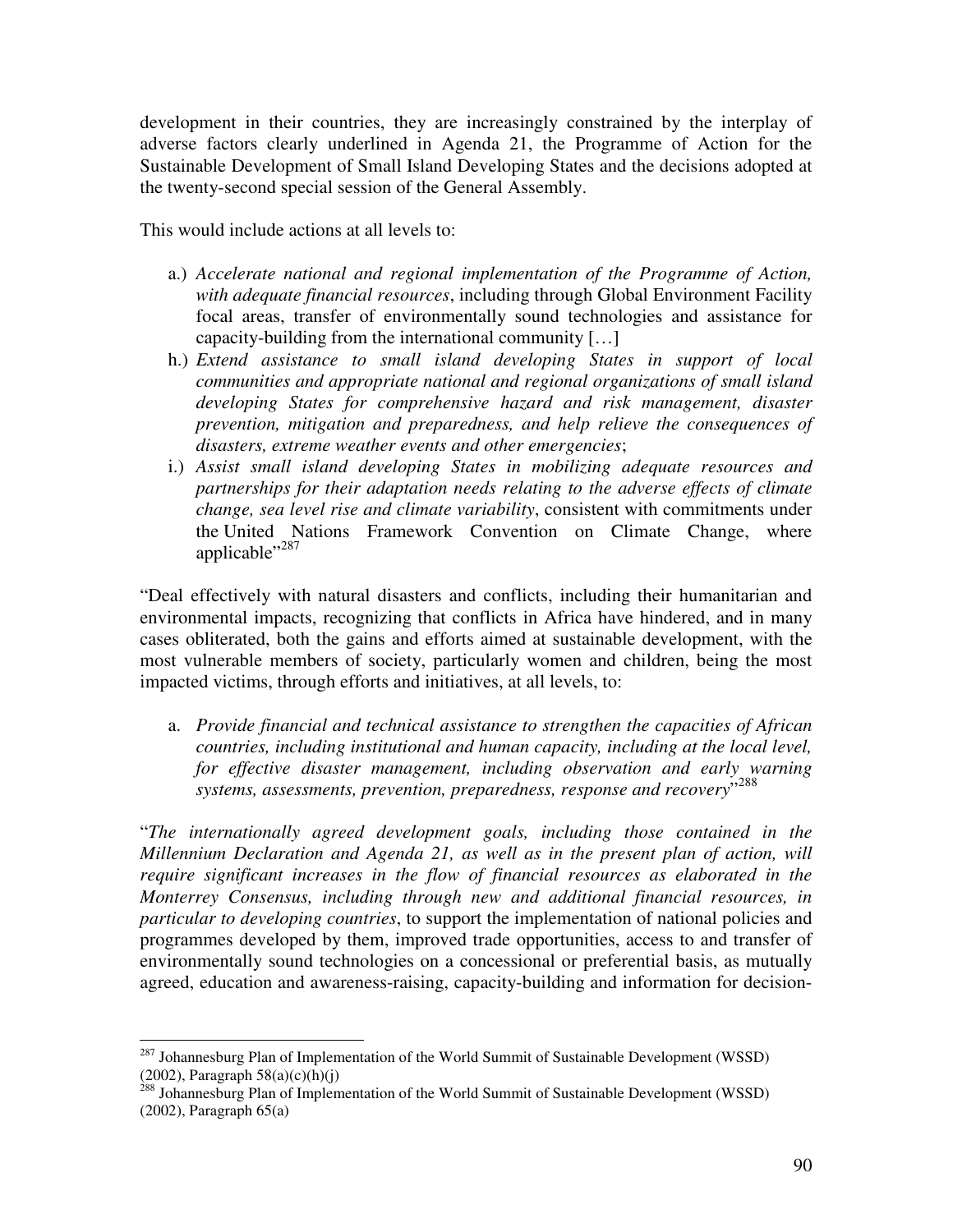development in their countries, they are increasingly constrained by the interplay of adverse factors clearly underlined in Agenda 21, the Programme of Action for the Sustainable Development of Small Island Developing States and the decisions adopted at the twenty-second special session of the General Assembly.

This would include actions at all levels to:

a.) *Accelerate national and regional implementation of the Programme of Action, with adequate financial resources*, including through Global Environment Facility focal areas, transfer of environmentally sound technologies and assistance for capacity-building from the international community […]

h.) *Extend assistance to small island developing States in support of local communities and appropriate national and regional organizations of small island developing States for comprehensive hazard and risk management, disaster prevention, mitigation and preparedness, and help relieve the consequences of disasters, extreme weather events and other emergencies*;

i.) *Assist small island developing States in mobilizing adequate resources and partnerships for their adaptation needs relating to the adverse effects of climate change, sea level rise and climate variability*, consistent with commitments under the United Nations Framework Convention on Climate Change, where applicable"[287]

"Deal effectively with natural disasters and conflicts, including their humanitarian and environmental impacts, recognizing that conflicts in Africa have hindered, and in many cases obliterated, both the gains and efforts aimed at sustainable development, with the most vulnerable members of society, particularly women and children, being the most impacted victims, through efforts and initiatives, at all levels, to:

a. *Provide financial and technical assistance to strengthen the capacities of African countries, including institutional and human capacity, including at the local level, for effective disaster management, including observation and early warning systems, assessments, prevention, preparedness, response and recovery*"[288]

"*The internationally agreed development goals, including those contained in the Millennium Declaration and Agenda 21, as well as in the present plan of action, will require significant increases in the flow of financial resources as elaborated in the Monterrey Consensus, including through new and additional financial resources, in particular to developing countries*, to support the implementation of national policies and programmes developed by them, improved trade opportunities, access to and transfer of environmentally sound technologies on a concessional or preferential basis, as mutually agreed, education and awareness-raising, capacity-building and information for decision-

---

[287] Johannesburg Plan of Implementation of the World Summit of Sustainable Development (WSSD) (2002), Paragraph 58(a)(c)(h)(j)

[288] Johannesburg Plan of Implementation of the World Summit of Sustainable Development (WSSD) (2002), Paragraph 65(a)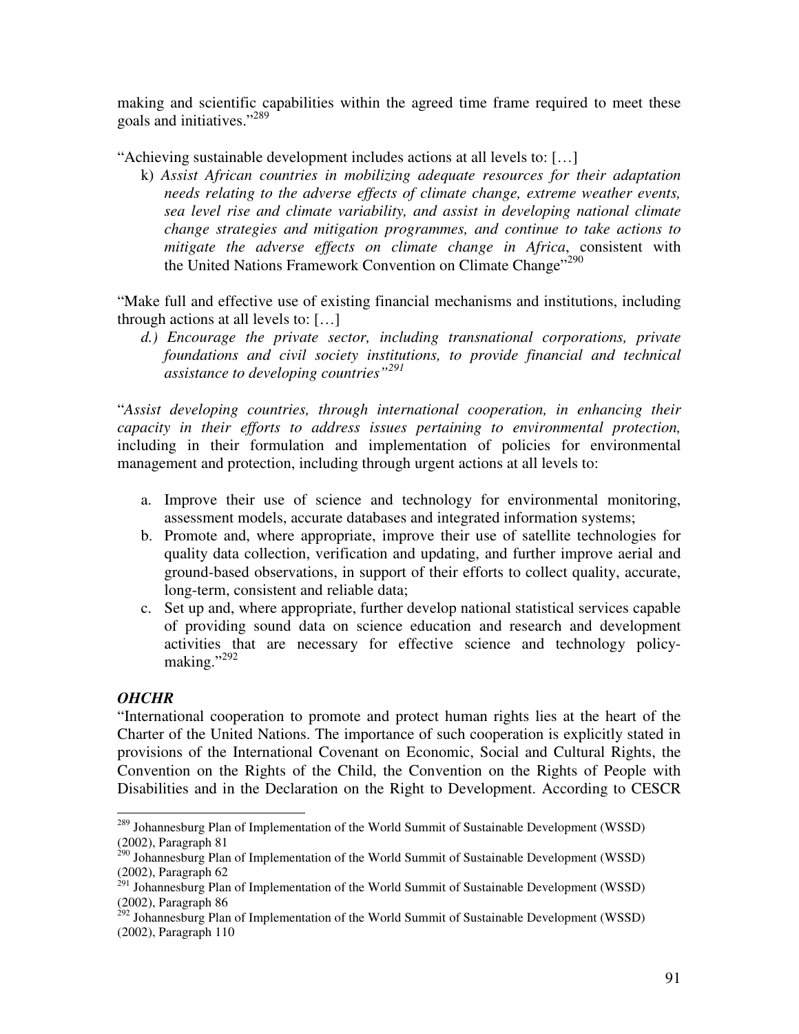making and scientific capabilities within the agreed time frame required to meet these goals and initiatives."[289]

"Achieving sustainable development includes actions at all levels to: […]

k) *Assist African countries in mobilizing adequate resources for their adaptation needs relating to the adverse effects of climate change, extreme weather events, sea level rise and climate variability, and assist in developing national climate change strategies and mitigation programmes, and continue to take actions to mitigate the adverse effects on climate change in Africa*, consistent with the United Nations Framework Convention on Climate Change"[290]

"Make full and effective use of existing financial mechanisms and institutions, including through actions at all levels to: […]

*d.) Encourage the private sector, including transnational corporations, private foundations and civil society institutions, to provide financial and technical assistance to developing countries"[291]*

"*Assist developing countries, through international cooperation, in enhancing their capacity in their efforts to address issues pertaining to environmental protection,* including in their formulation and implementation of policies for environmental management and protection, including through urgent actions at all levels to:

a. Improve their use of science and technology for environmental monitoring, assessment models, accurate databases and integrated information systems;
b. Promote and, where appropriate, improve their use of satellite technologies for quality data collection, verification and updating, and further improve aerial and ground-based observations, in support of their efforts to collect quality, accurate, long-term, consistent and reliable data;
c. Set up and, where appropriate, further develop national statistical services capable of providing sound data on science education and research and development activities that are necessary for effective science and technology policy-making."[292]

### *OHCHR*

"International cooperation to promote and protect human rights lies at the heart of the Charter of the United Nations. The importance of such cooperation is explicitly stated in provisions of the International Covenant on Economic, Social and Cultural Rights, the Convention on the Rights of the Child, the Convention on the Rights of People with Disabilities and in the Declaration on the Right to Development. According to CESCR

---

[289] Johannesburg Plan of Implementation of the World Summit of Sustainable Development (WSSD) (2002), Paragraph 81

[290] Johannesburg Plan of Implementation of the World Summit of Sustainable Development (WSSD) (2002), Paragraph 62

[291] Johannesburg Plan of Implementation of the World Summit of Sustainable Development (WSSD) (2002), Paragraph 86

[292] Johannesburg Plan of Implementation of the World Summit of Sustainable Development (WSSD) (2002), Paragraph 110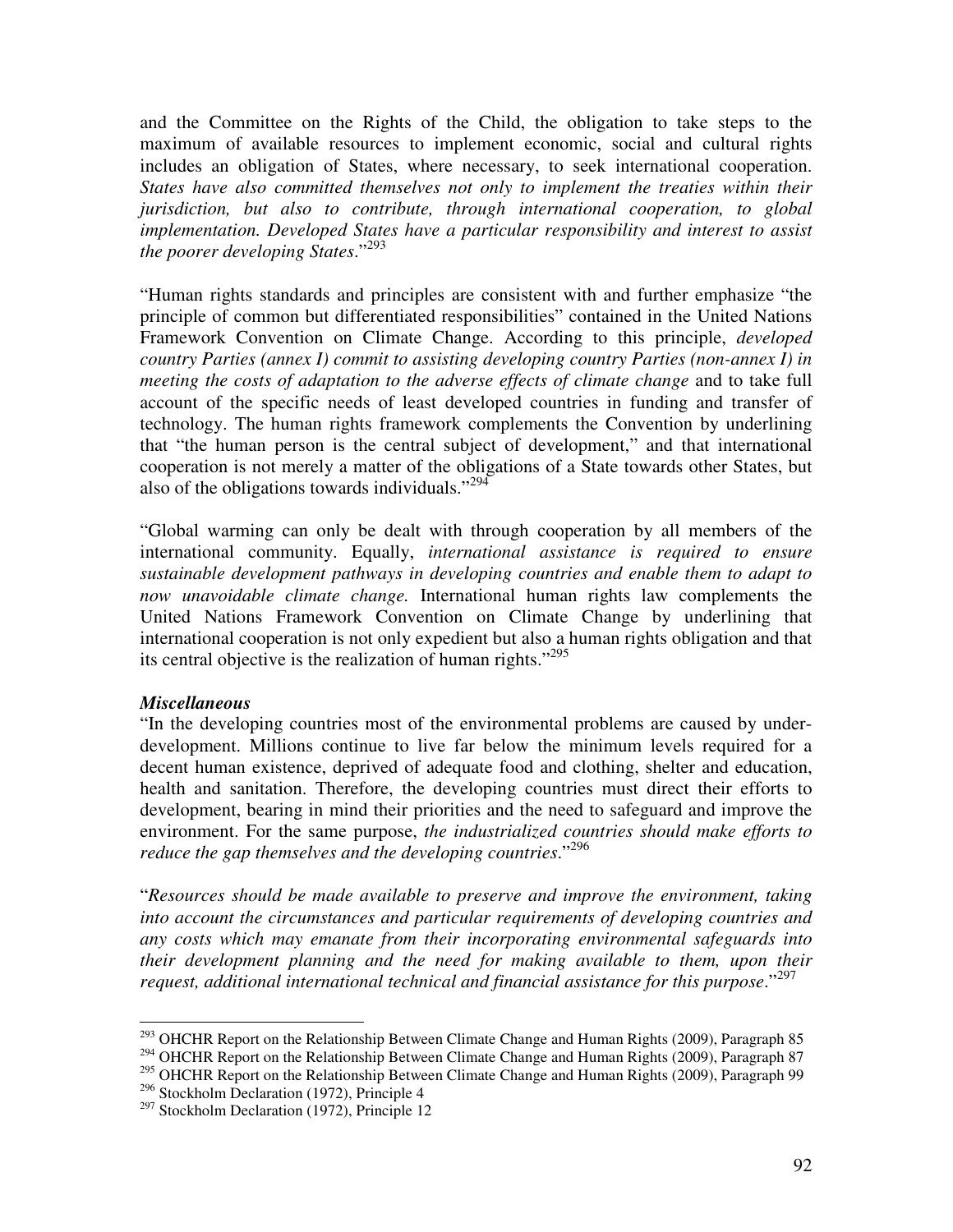and the Committee on the Rights of the Child, the obligation to take steps to the maximum of available resources to implement economic, social and cultural rights includes an obligation of States, where necessary, to seek international cooperation. *States have also committed themselves not only to implement the treaties within their jurisdiction, but also to contribute, through international cooperation, to global implementation. Developed States have a particular responsibility and interest to assist the poorer developing States*."[293]

"Human rights standards and principles are consistent with and further emphasize "the principle of common but differentiated responsibilities" contained in the United Nations Framework Convention on Climate Change. According to this principle, *developed country Parties (annex I) commit to assisting developing country Parties (non-annex I) in meeting the costs of adaptation to the adverse effects of climate change* and to take full account of the specific needs of least developed countries in funding and transfer of technology. The human rights framework complements the Convention by underlining that "the human person is the central subject of development," and that international cooperation is not merely a matter of the obligations of a State towards other States, but also of the obligations towards individuals."[294]

"Global warming can only be dealt with through cooperation by all members of the international community. Equally, *international assistance is required to ensure sustainable development pathways in developing countries and enable them to adapt to now unavoidable climate change.* International human rights law complements the United Nations Framework Convention on Climate Change by underlining that international cooperation is not only expedient but also a human rights obligation and that its central objective is the realization of human rights."[295]

***Miscellaneous***

"In the developing countries most of the environmental problems are caused by under-development. Millions continue to live far below the minimum levels required for a decent human existence, deprived of adequate food and clothing, shelter and education, health and sanitation. Therefore, the developing countries must direct their efforts to development, bearing in mind their priorities and the need to safeguard and improve the environment. For the same purpose, *the industrialized countries should make efforts to reduce the gap themselves and the developing countries*."[296]

"*Resources should be made available to preserve and improve the environment, taking into account the circumstances and particular requirements of developing countries and any costs which may emanate from their incorporating environmental safeguards into their development planning and the need for making available to them, upon their request, additional international technical and financial assistance for this purpose*."[297]

---

[293] OHCHR Report on the Relationship Between Climate Change and Human Rights (2009), Paragraph 85

[294] OHCHR Report on the Relationship Between Climate Change and Human Rights (2009), Paragraph 87

[295] OHCHR Report on the Relationship Between Climate Change and Human Rights (2009), Paragraph 99

[296] Stockholm Declaration (1972), Principle 4

[297] Stockholm Declaration (1972), Principle 12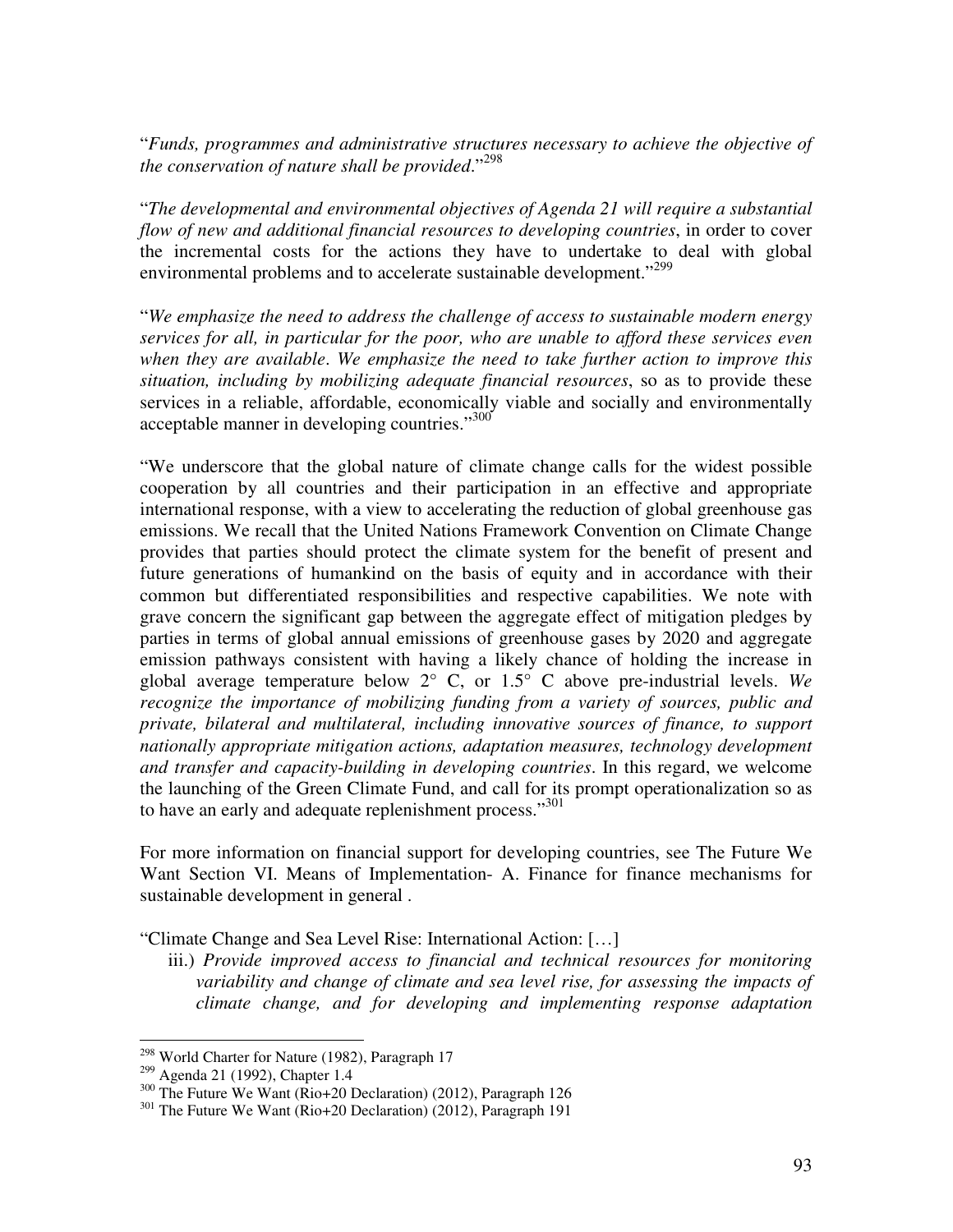"*Funds, programmes and administrative structures necessary to achieve the objective of the conservation of nature shall be provided*."[298]

"*The developmental and environmental objectives of Agenda 21 will require a substantial flow of new and additional financial resources to developing countries*, in order to cover the incremental costs for the actions they have to undertake to deal with global environmental problems and to accelerate sustainable development."[299]

"*We emphasize the need to address the challenge of access to sustainable modern energy services for all, in particular for the poor, who are unable to afford these services even when they are available. We emphasize the need to take further action to improve this situation, including by mobilizing adequate financial resources*, so as to provide these services in a reliable, affordable, economically viable and socially and environmentally acceptable manner in developing countries."[300]

"We underscore that the global nature of climate change calls for the widest possible cooperation by all countries and their participation in an effective and appropriate international response, with a view to accelerating the reduction of global greenhouse gas emissions. We recall that the United Nations Framework Convention on Climate Change provides that parties should protect the climate system for the benefit of present and future generations of humankind on the basis of equity and in accordance with their common but differentiated responsibilities and respective capabilities. We note with grave concern the significant gap between the aggregate effect of mitigation pledges by parties in terms of global annual emissions of greenhouse gases by 2020 and aggregate emission pathways consistent with having a likely chance of holding the increase in global average temperature below 2° C, or 1.5° C above pre-industrial levels. *We recognize the importance of mobilizing funding from a variety of sources, public and private, bilateral and multilateral, including innovative sources of finance, to support nationally appropriate mitigation actions, adaptation measures, technology development and transfer and capacity-building in developing countries*. In this regard, we welcome the launching of the Green Climate Fund, and call for its prompt operationalization so as to have an early and adequate replenishment process."[301]

For more information on financial support for developing countries, see The Future We Want Section VI. Means of Implementation- A. Finance for finance mechanisms for sustainable development in general .

"Climate Change and Sea Level Rise: International Action: […]

iii.) *Provide improved access to financial and technical resources for monitoring variability and change of climate and sea level rise, for assessing the impacts of climate change, and for developing and implementing response adaptation*

---

[298] World Charter for Nature (1982), Paragraph 17

[299] Agenda 21 (1992), Chapter 1.4

[300] The Future We Want (Rio+20 Declaration) (2012), Paragraph 126

[301] The Future We Want (Rio+20 Declaration) (2012), Paragraph 191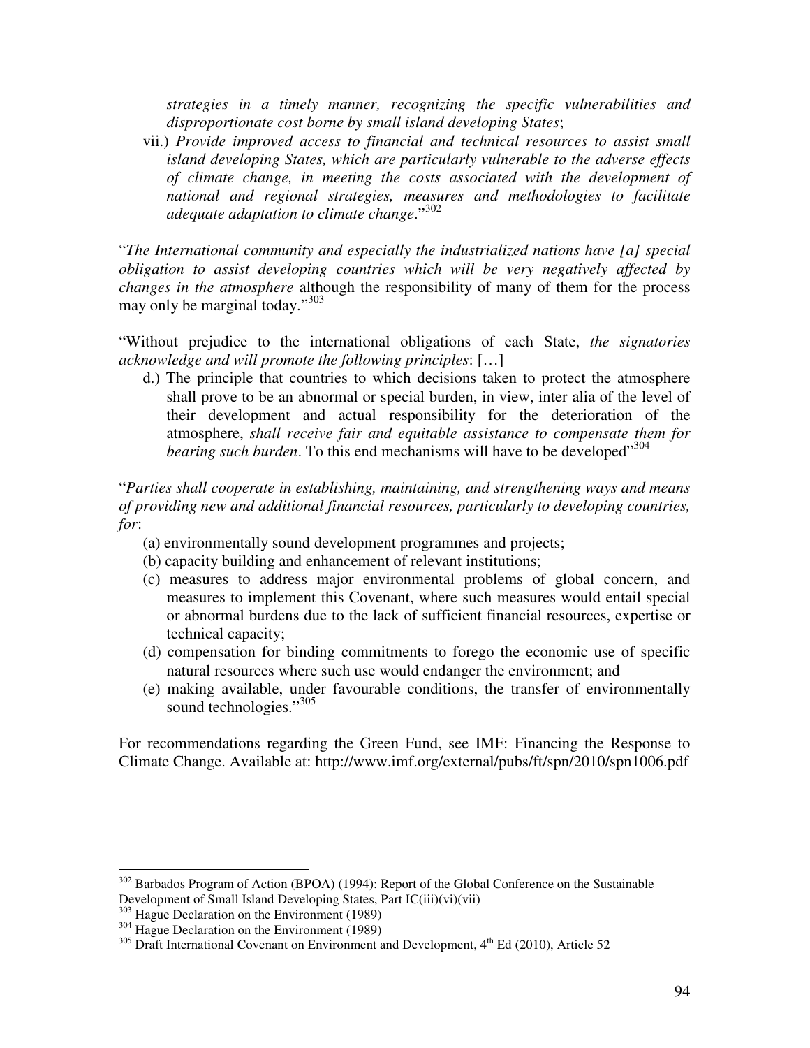*strategies in a timely manner, recognizing the specific vulnerabilities and disproportionate cost borne by small island developing States*;

vii.) *Provide improved access to financial and technical resources to assist small island developing States, which are particularly vulnerable to the adverse effects of climate change, in meeting the costs associated with the development of national and regional strategies, measures and methodologies to facilitate adequate adaptation to climate change*."[302]

"*The International community and especially the industrialized nations have [a] special obligation to assist developing countries which will be very negatively affected by changes in the atmosphere* although the responsibility of many of them for the process may only be marginal today."[303]

"Without prejudice to the international obligations of each State, *the signatories acknowledge and will promote the following principles*: […]

d.) The principle that countries to which decisions taken to protect the atmosphere shall prove to be an abnormal or special burden, in view, inter alia of the level of their development and actual responsibility for the deterioration of the atmosphere, *shall receive fair and equitable assistance to compensate them for bearing such burden*. To this end mechanisms will have to be developed"[304]

"*Parties shall cooperate in establishing, maintaining, and strengthening ways and means of providing new and additional financial resources, particularly to developing countries, for*:

(a) environmentally sound development programmes and projects;

(b) capacity building and enhancement of relevant institutions;

(c) measures to address major environmental problems of global concern, and measures to implement this Covenant, where such measures would entail special or abnormal burdens due to the lack of sufficient financial resources, expertise or technical capacity;

(d) compensation for binding commitments to forego the economic use of specific natural resources where such use would endanger the environment; and

(e) making available, under favourable conditions, the transfer of environmentally sound technologies."[305]

For recommendations regarding the Green Fund, see IMF: Financing the Response to Climate Change. Available at: http://www.imf.org/external/pubs/ft/spn/2010/spn1006.pdf

---

[302] Barbados Program of Action (BPOA) (1994): Report of the Global Conference on the Sustainable Development of Small Island Developing States, Part IC(iii)(vi)(vii)

[303] Hague Declaration on the Environment (1989)

[304] Hague Declaration on the Environment (1989)

[305] Draft International Covenant on Environment and Development, 4th Ed (2010), Article 52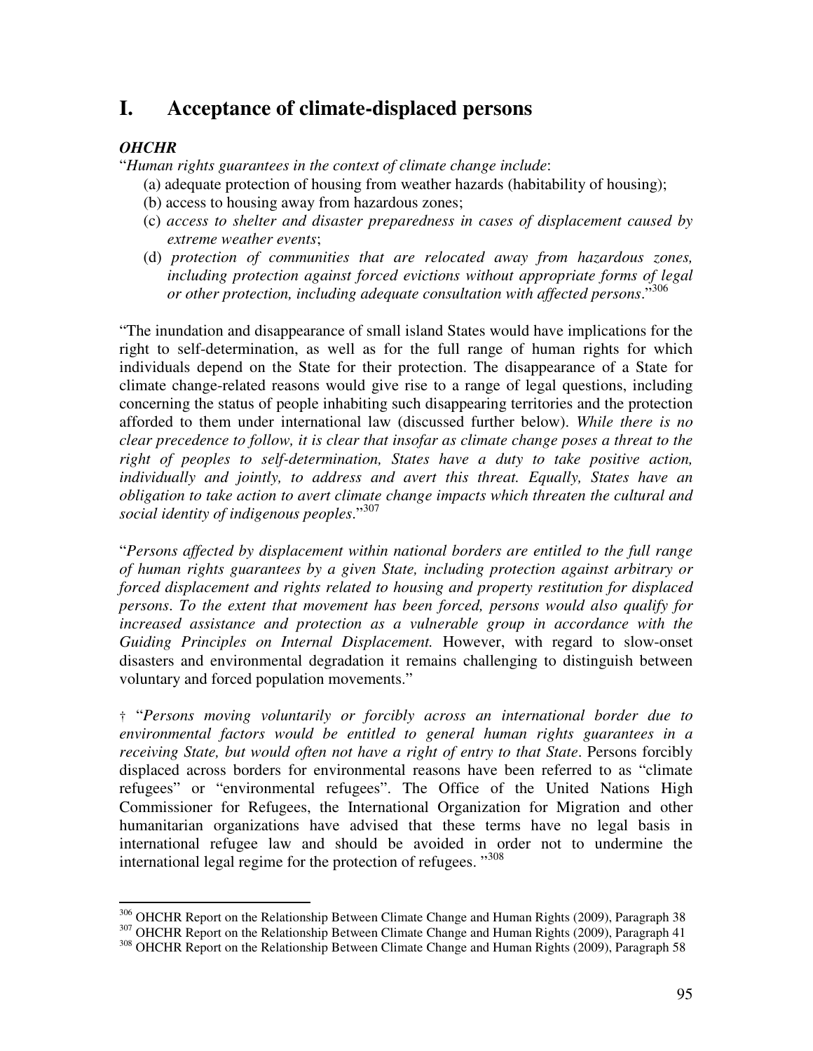# I. Acceptance of climate-displaced persons

### *OHCHR*

"*Human rights guarantees in the context of climate change include*:

(a) adequate protection of housing from weather hazards (habitability of housing);
(b) access to housing away from hazardous zones;
(c) *access to shelter and disaster preparedness in cases of displacement caused by extreme weather events*;
(d) *protection of communities that are relocated away from hazardous zones, including protection against forced evictions without appropriate forms of legal or other protection, including adequate consultation with affected persons*."[306]

"The inundation and disappearance of small island States would have implications for the right to self-determination, as well as for the full range of human rights for which individuals depend on the State for their protection. The disappearance of a State for climate change-related reasons would give rise to a range of legal questions, including concerning the status of people inhabiting such disappearing territories and the protection afforded to them under international law (discussed further below). *While there is no clear precedence to follow, it is clear that insofar as climate change poses a threat to the right of peoples to self-determination, States have a duty to take positive action, individually and jointly, to address and avert this threat. Equally, States have an obligation to take action to avert climate change impacts which threaten the cultural and social identity of indigenous peoples*."[307]

"*Persons affected by displacement within national borders are entitled to the full range of human rights guarantees by a given State, including protection against arbitrary or forced displacement and rights related to housing and property restitution for displaced persons*. *To the extent that movement has been forced, persons would also qualify for increased assistance and protection as a vulnerable group in accordance with the Guiding Principles on Internal Displacement.* However, with regard to slow-onset disasters and environmental degradation it remains challenging to distinguish between voluntary and forced population movements."

† "*Persons moving voluntarily or forcibly across an international border due to environmental factors would be entitled to general human rights guarantees in a receiving State, but would often not have a right of entry to that State*. Persons forcibly displaced across borders for environmental reasons have been referred to as "climate refugees" or "environmental refugees". The Office of the United Nations High Commissioner for Refugees, the International Organization for Migration and other humanitarian organizations have advised that these terms have no legal basis in international refugee law and should be avoided in order not to undermine the international legal regime for the protection of refugees. "[308]

---

[306] OHCHR Report on the Relationship Between Climate Change and Human Rights (2009), Paragraph 38
[307] OHCHR Report on the Relationship Between Climate Change and Human Rights (2009), Paragraph 41
[308] OHCHR Report on the Relationship Between Climate Change and Human Rights (2009), Paragraph 58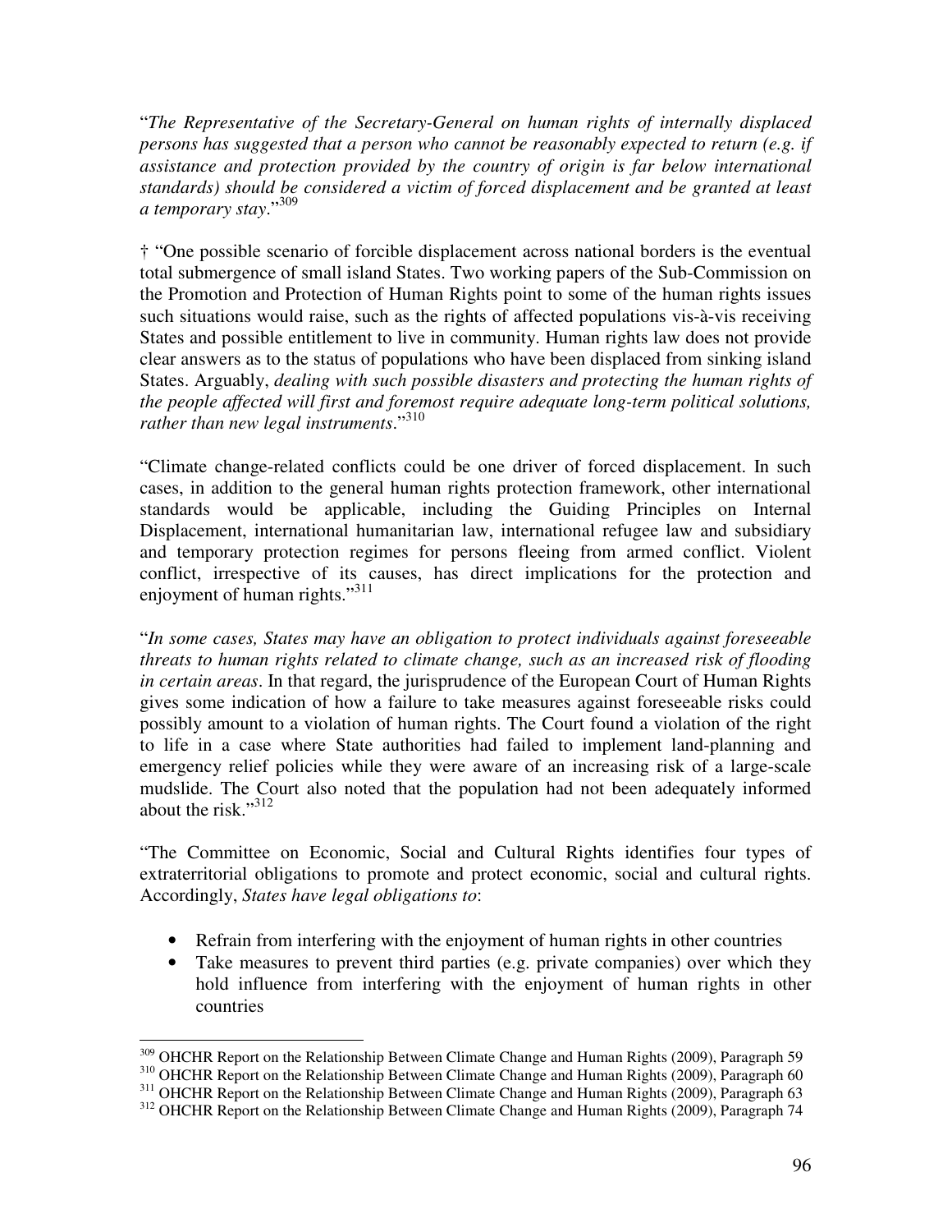"*The Representative of the Secretary-General on human rights of internally displaced persons has suggested that a person who cannot be reasonably expected to return (e.g. if assistance and protection provided by the country of origin is far below international standards) should be considered a victim of forced displacement and be granted at least a temporary stay*."[309]

† "One possible scenario of forcible displacement across national borders is the eventual total submergence of small island States. Two working papers of the Sub-Commission on the Promotion and Protection of Human Rights point to some of the human rights issues such situations would raise, such as the rights of affected populations vis-à-vis receiving States and possible entitlement to live in community. Human rights law does not provide clear answers as to the status of populations who have been displaced from sinking island States. Arguably, *dealing with such possible disasters and protecting the human rights of the people affected will first and foremost require adequate long-term political solutions, rather than new legal instruments*."[310]

"Climate change-related conflicts could be one driver of forced displacement. In such cases, in addition to the general human rights protection framework, other international standards would be applicable, including the Guiding Principles on Internal Displacement, international humanitarian law, international refugee law and subsidiary and temporary protection regimes for persons fleeing from armed conflict. Violent conflict, irrespective of its causes, has direct implications for the protection and enjoyment of human rights."[311]

"*In some cases, States may have an obligation to protect individuals against foreseeable threats to human rights related to climate change, such as an increased risk of flooding in certain areas*. In that regard, the jurisprudence of the European Court of Human Rights gives some indication of how a failure to take measures against foreseeable risks could possibly amount to a violation of human rights. The Court found a violation of the right to life in a case where State authorities had failed to implement land-planning and emergency relief policies while they were aware of an increasing risk of a large-scale mudslide. The Court also noted that the population had not been adequately informed about the risk."[312]

"The Committee on Economic, Social and Cultural Rights identifies four types of extraterritorial obligations to promote and protect economic, social and cultural rights. Accordingly, *States have legal obligations to*:

- Refrain from interfering with the enjoyment of human rights in other countries
- Take measures to prevent third parties (e.g. private companies) over which they hold influence from interfering with the enjoyment of human rights in other countries

---

[309] OHCHR Report on the Relationship Between Climate Change and Human Rights (2009), Paragraph 59

[310] OHCHR Report on the Relationship Between Climate Change and Human Rights (2009), Paragraph 60

[311] OHCHR Report on the Relationship Between Climate Change and Human Rights (2009), Paragraph 63

[312] OHCHR Report on the Relationship Between Climate Change and Human Rights (2009), Paragraph 74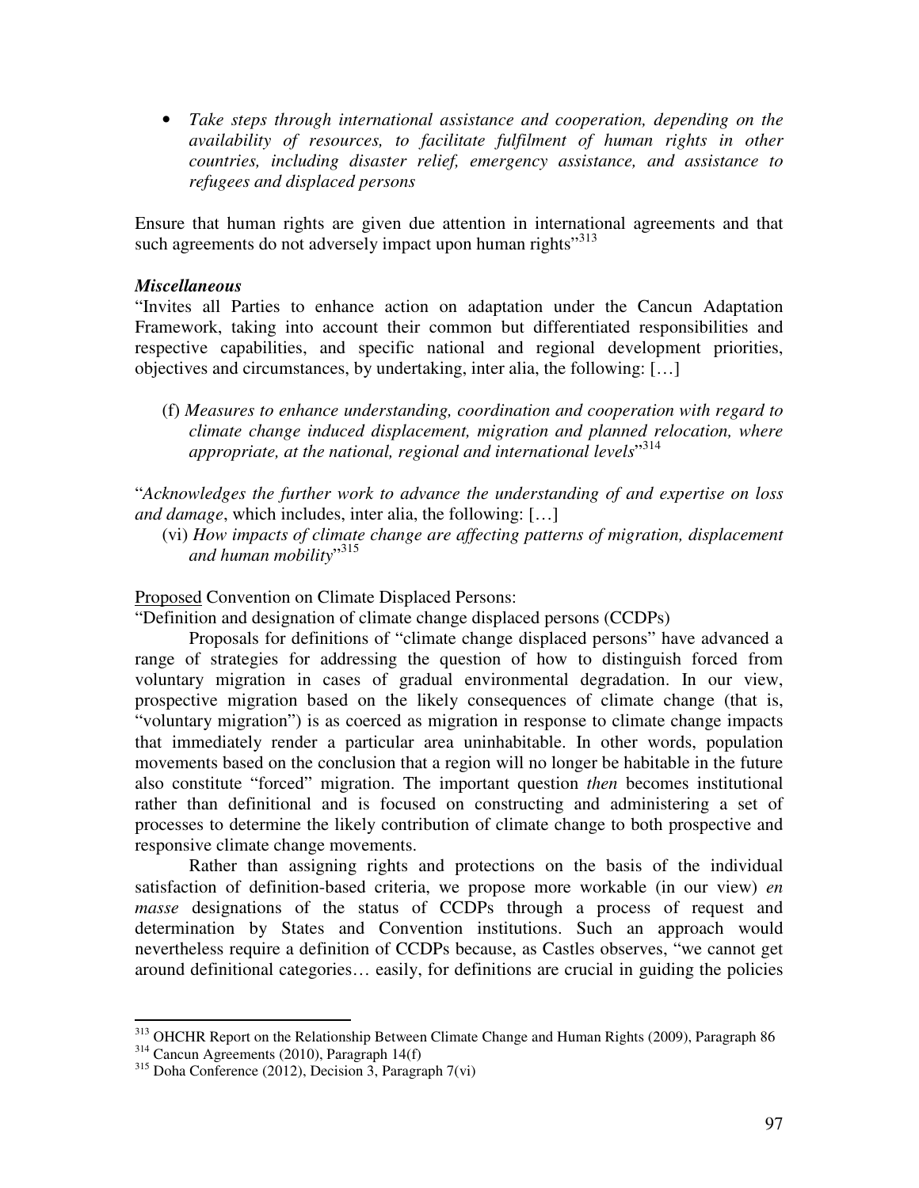- *Take steps through international assistance and cooperation, depending on the availability of resources, to facilitate fulfilment of human rights in other countries, including disaster relief, emergency assistance, and assistance to refugees and displaced persons*

Ensure that human rights are given due attention in international agreements and that such agreements do not adversely impact upon human rights"[313]

***Miscellaneous***

"Invites all Parties to enhance action on adaptation under the Cancun Adaptation Framework, taking into account their common but differentiated responsibilities and respective capabilities, and specific national and regional development priorities, objectives and circumstances, by undertaking, inter alia, the following: […]

(f) *Measures to enhance understanding, coordination and cooperation with regard to climate change induced displacement, migration and planned relocation, where appropriate, at the national, regional and international levels*"[314]

"*Acknowledges the further work to advance the understanding of and expertise on loss and damage*, which includes, inter alia, the following: […]

(vi) *How impacts of climate change are affecting patterns of migration, displacement and human mobility*"[315]

<u>Proposed</u> Convention on Climate Displaced Persons:

"Definition and designation of climate change displaced persons (CCDPs)

Proposals for definitions of "climate change displaced persons" have advanced a range of strategies for addressing the question of how to distinguish forced from voluntary migration in cases of gradual environmental degradation. In our view, prospective migration based on the likely consequences of climate change (that is, "voluntary migration") is as coerced as migration in response to climate change impacts that immediately render a particular area uninhabitable. In other words, population movements based on the conclusion that a region will no longer be habitable in the future also constitute "forced" migration. The important question *then* becomes institutional rather than definitional and is focused on constructing and administering a set of processes to determine the likely contribution of climate change to both prospective and responsive climate change movements.

Rather than assigning rights and protections on the basis of the individual satisfaction of definition-based criteria, we propose more workable (in our view) *en masse* designations of the status of CCDPs through a process of request and determination by States and Convention institutions. Such an approach would nevertheless require a definition of CCDPs because, as Castles observes, "we cannot get around definitional categories… easily, for definitions are crucial in guiding the policies

---

[313] OHCHR Report on the Relationship Between Climate Change and Human Rights (2009), Paragraph 86

[314] Cancun Agreements (2010), Paragraph 14(f)

[315] Doha Conference (2012), Decision 3, Paragraph 7(vi)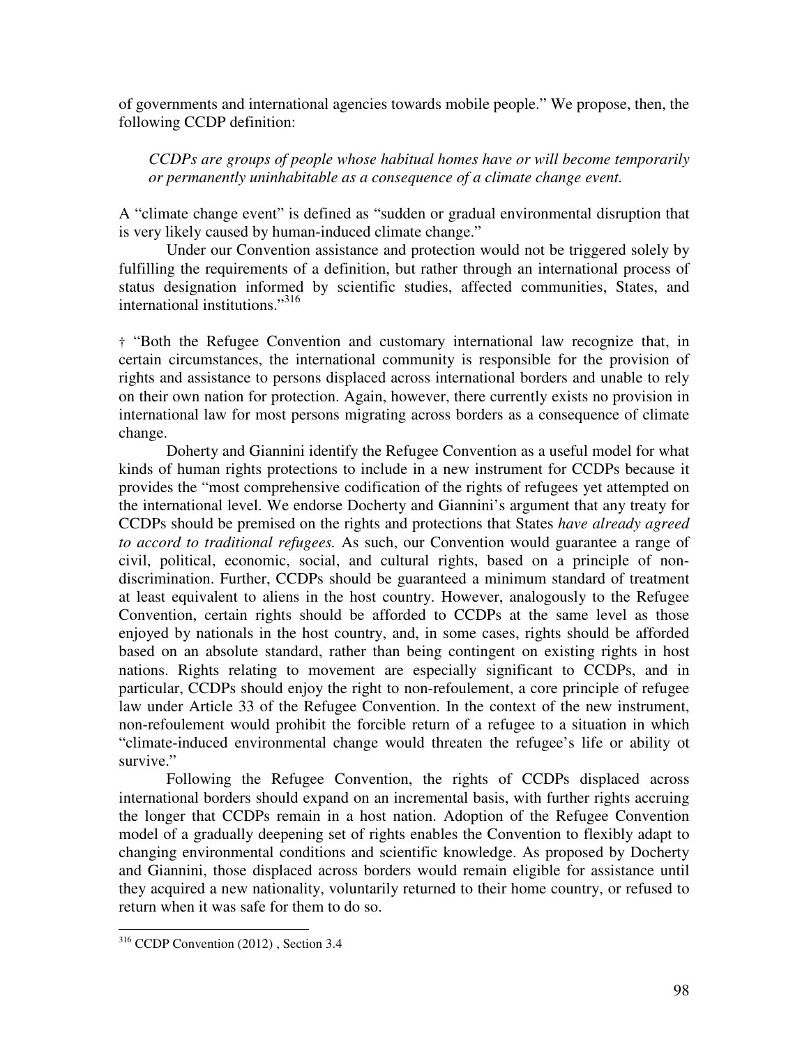of governments and international agencies towards mobile people." We propose, then, the following CCDP definition:

> *CCDPs are groups of people whose habitual homes have or will become temporarily or permanently uninhabitable as a consequence of a climate change event.*

A "climate change event" is defined as "sudden or gradual environmental disruption that is very likely caused by human-induced climate change."

Under our Convention assistance and protection would not be triggered solely by fulfilling the requirements of a definition, but rather through an international process of status designation informed by scientific studies, affected communities, States, and international institutions."[316]

† "Both the Refugee Convention and customary international law recognize that, in certain circumstances, the international community is responsible for the provision of rights and assistance to persons displaced across international borders and unable to rely on their own nation for protection. Again, however, there currently exists no provision in international law for most persons migrating across borders as a consequence of climate change.

Doherty and Giannini identify the Refugee Convention as a useful model for what kinds of human rights protections to include in a new instrument for CCDPs because it provides the "most comprehensive codification of the rights of refugees yet attempted on the international level. We endorse Docherty and Giannini's argument that any treaty for CCDPs should be premised on the rights and protections that States *have already agreed to accord to traditional refugees.* As such, our Convention would guarantee a range of civil, political, economic, social, and cultural rights, based on a principle of non-discrimination. Further, CCDPs should be guaranteed a minimum standard of treatment at least equivalent to aliens in the host country. However, analogously to the Refugee Convention, certain rights should be afforded to CCDPs at the same level as those enjoyed by nationals in the host country, and, in some cases, rights should be afforded based on an absolute standard, rather than being contingent on existing rights in host nations. Rights relating to movement are especially significant to CCDPs, and in particular, CCDPs should enjoy the right to non-refoulement, a core principle of refugee law under Article 33 of the Refugee Convention. In the context of the new instrument, non-refoulement would prohibit the forcible return of a refugee to a situation in which "climate-induced environmental change would threaten the refugee's life or ability ot survive."

Following the Refugee Convention, the rights of CCDPs displaced across international borders should expand on an incremental basis, with further rights accruing the longer that CCDPs remain in a host nation. Adoption of the Refugee Convention model of a gradually deepening set of rights enables the Convention to flexibly adapt to changing environmental conditions and scientific knowledge. As proposed by Docherty and Giannini, those displaced across borders would remain eligible for assistance until they acquired a new nationality, voluntarily returned to their home country, or refused to return when it was safe for them to do so.

---

[316] CCDP Convention (2012) , Section 3.4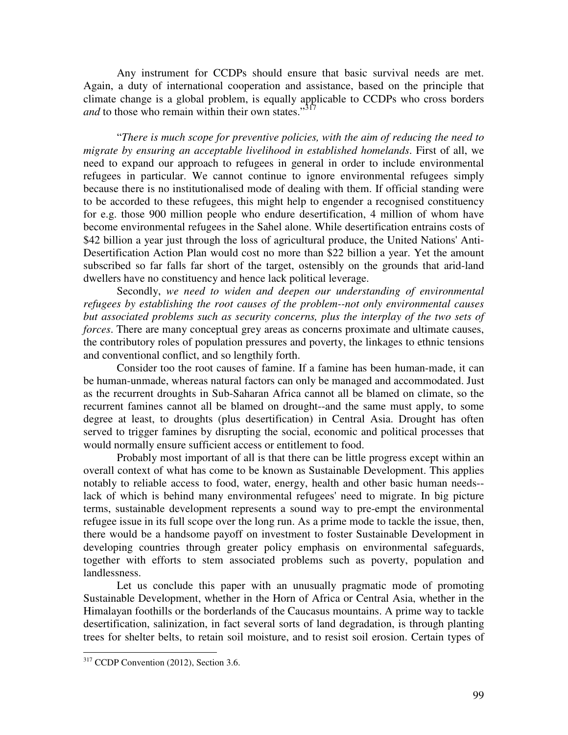Any instrument for CCDPs should ensure that basic survival needs are met. Again, a duty of international cooperation and assistance, based on the principle that climate change is a global problem, is equally applicable to CCDPs who cross borders *and* to those who remain within their own states."[317]

"*There is much scope for preventive policies, with the aim of reducing the need to migrate by ensuring an acceptable livelihood in established homelands*. First of all, we need to expand our approach to refugees in general in order to include environmental refugees in particular. We cannot continue to ignore environmental refugees simply because there is no institutionalised mode of dealing with them. If official standing were to be accorded to these refugees, this might help to engender a recognised constituency for e.g. those 900 million people who endure desertification, 4 million of whom have become environmental refugees in the Sahel alone. While desertification entrains costs of $42 billion a year just through the loss of agricultural produce, the United Nations' Anti-Desertification Action Plan would cost no more than $22 billion a year. Yet the amount subscribed so far falls far short of the target, ostensibly on the grounds that arid-land dwellers have no constituency and hence lack political leverage.

Secondly, *we need to widen and deepen our understanding of environmental refugees by establishing the root causes of the problem--not only environmental causes but associated problems such as security concerns, plus the interplay of the two sets of forces*. There are many conceptual grey areas as concerns proximate and ultimate causes, the contributory roles of population pressures and poverty, the linkages to ethnic tensions and conventional conflict, and so lengthily forth.

Consider too the root causes of famine. If a famine has been human-made, it can be human-unmade, whereas natural factors can only be managed and accommodated. Just as the recurrent droughts in Sub-Saharan Africa cannot all be blamed on climate, so the recurrent famines cannot all be blamed on drought--and the same must apply, to some degree at least, to droughts (plus desertification) in Central Asia. Drought has often served to trigger famines by disrupting the social, economic and political processes that would normally ensure sufficient access or entitlement to food.

Probably most important of all is that there can be little progress except within an overall context of what has come to be known as Sustainable Development. This applies notably to reliable access to food, water, energy, health and other basic human needs--lack of which is behind many environmental refugees' need to migrate. In big picture terms, sustainable development represents a sound way to pre-empt the environmental refugee issue in its full scope over the long run. As a prime mode to tackle the issue, then, there would be a handsome payoff on investment to foster Sustainable Development in developing countries through greater policy emphasis on environmental safeguards, together with efforts to stem associated problems such as poverty, population and landlessness.

Let us conclude this paper with an unusually pragmatic mode of promoting Sustainable Development, whether in the Horn of Africa or Central Asia, whether in the Himalayan foothills or the borderlands of the Caucasus mountains. A prime way to tackle desertification, salinization, in fact several sorts of land degradation, is through planting trees for shelter belts, to retain soil moisture, and to resist soil erosion. Certain types of

---

[317] CCDP Convention (2012), Section 3.6.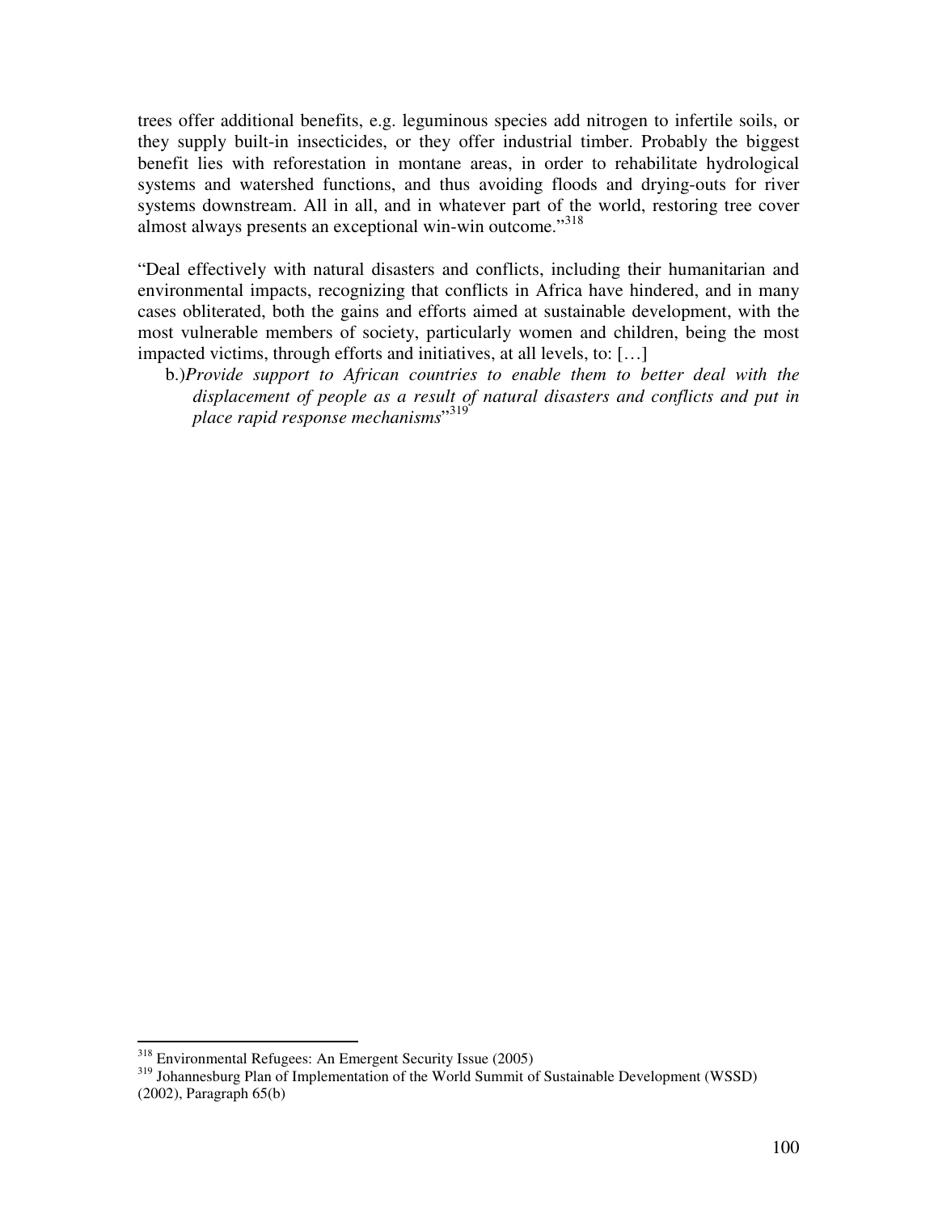trees offer additional benefits, e.g. leguminous species add nitrogen to infertile soils, or they supply built-in insecticides, or they offer industrial timber. Probably the biggest benefit lies with reforestation in montane areas, in order to rehabilitate hydrological systems and watershed functions, and thus avoiding floods and drying-outs for river systems downstream. All in all, and in whatever part of the world, restoring tree cover almost always presents an exceptional win-win outcome."[318]

"Deal effectively with natural disasters and conflicts, including their humanitarian and environmental impacts, recognizing that conflicts in Africa have hindered, and in many cases obliterated, both the gains and efforts aimed at sustainable development, with the most vulnerable members of society, particularly women and children, being the most impacted victims, through efforts and initiatives, at all levels, to: […]

> b.) *Provide support to African countries to enable them to better deal with the displacement of people as a result of natural disasters and conflicts and put in place rapid response mechanisms*"[319]

---

[318] Environmental Refugees: An Emergent Security Issue (2005)

[319] Johannesburg Plan of Implementation of the World Summit of Sustainable Development (WSSD) (2002), Paragraph 65(b)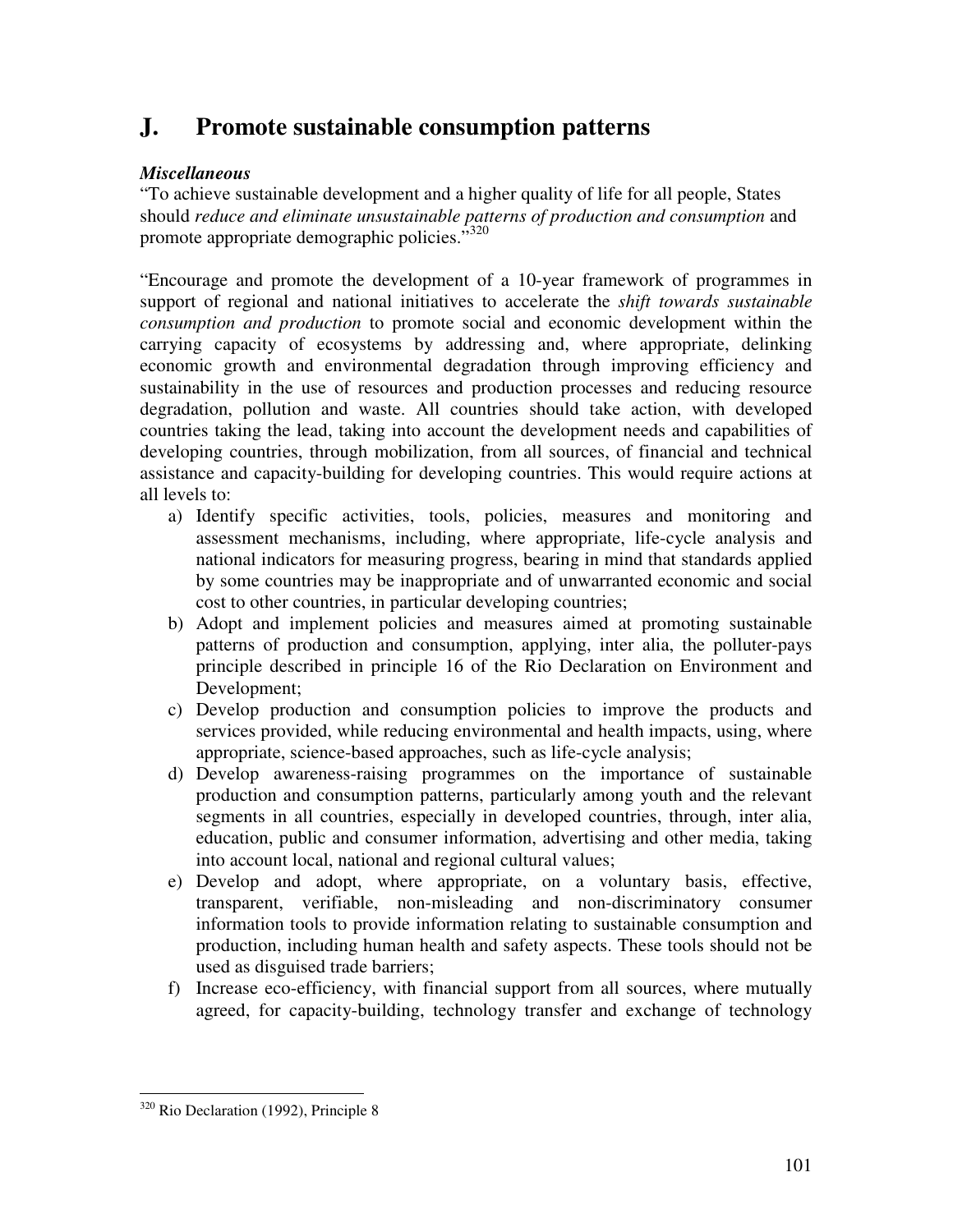## J. Promote sustainable consumption patterns

***Miscellaneous***

"To achieve sustainable development and a higher quality of life for all people, States should *reduce and eliminate unsustainable patterns of production and consumption* and promote appropriate demographic policies."[320]

"Encourage and promote the development of a 10-year framework of programmes in support of regional and national initiatives to accelerate the *shift towards sustainable consumption and production* to promote social and economic development within the carrying capacity of ecosystems by addressing and, where appropriate, delinking economic growth and environmental degradation through improving efficiency and sustainability in the use of resources and production processes and reducing resource degradation, pollution and waste. All countries should take action, with developed countries taking the lead, taking into account the development needs and capabilities of developing countries, through mobilization, from all sources, of financial and technical assistance and capacity-building for developing countries. This would require actions at all levels to:

a) Identify specific activities, tools, policies, measures and monitoring and assessment mechanisms, including, where appropriate, life-cycle analysis and national indicators for measuring progress, bearing in mind that standards applied by some countries may be inappropriate and of unwarranted economic and social cost to other countries, in particular developing countries;
b) Adopt and implement policies and measures aimed at promoting sustainable patterns of production and consumption, applying, inter alia, the polluter-pays principle described in principle 16 of the Rio Declaration on Environment and Development;
c) Develop production and consumption policies to improve the products and services provided, while reducing environmental and health impacts, using, where appropriate, science-based approaches, such as life-cycle analysis;
d) Develop awareness-raising programmes on the importance of sustainable production and consumption patterns, particularly among youth and the relevant segments in all countries, especially in developed countries, through, inter alia, education, public and consumer information, advertising and other media, taking into account local, national and regional cultural values;
e) Develop and adopt, where appropriate, on a voluntary basis, effective, transparent, verifiable, non-misleading and non-discriminatory consumer information tools to provide information relating to sustainable consumption and production, including human health and safety aspects. These tools should not be used as disguised trade barriers;
f) Increase eco-efficiency, with financial support from all sources, where mutually agreed, for capacity-building, technology transfer and exchange of technology

[320] Rio Declaration (1992), Principle 8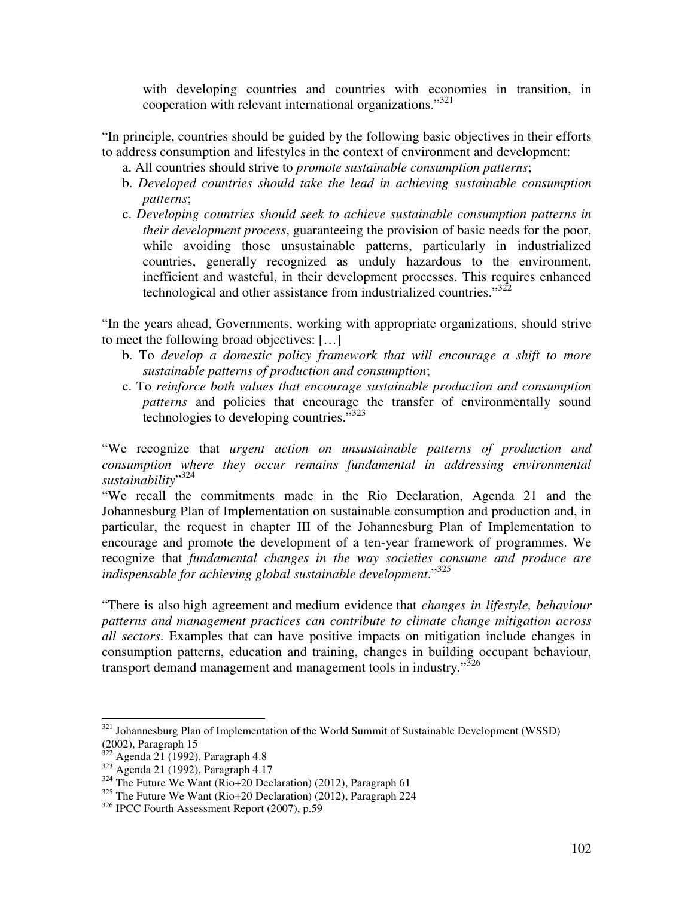with developing countries and countries with economies in transition, in cooperation with relevant international organizations."[321]

"In principle, countries should be guided by the following basic objectives in their efforts to address consumption and lifestyles in the context of environment and development:

a. All countries should strive to *promote sustainable consumption patterns*;

b. *Developed countries should take the lead in achieving sustainable consumption patterns*;

c. *Developing countries should seek to achieve sustainable consumption patterns in their development process*, guaranteeing the provision of basic needs for the poor, while avoiding those unsustainable patterns, particularly in industrialized countries, generally recognized as unduly hazardous to the environment, inefficient and wasteful, in their development processes. This requires enhanced technological and other assistance from industrialized countries."[322]

"In the years ahead, Governments, working with appropriate organizations, should strive to meet the following broad objectives: […]

b. To *develop a domestic policy framework that will encourage a shift to more sustainable patterns of production and consumption*;

c. To *reinforce both values that encourage sustainable production and consumption patterns* and policies that encourage the transfer of environmentally sound technologies to developing countries."[323]

"We recognize that *urgent action on unsustainable patterns of production and consumption where they occur remains fundamental in addressing environmental sustainability*"[324]

"We recall the commitments made in the Rio Declaration, Agenda 21 and the Johannesburg Plan of Implementation on sustainable consumption and production and, in particular, the request in chapter III of the Johannesburg Plan of Implementation to encourage and promote the development of a ten-year framework of programmes. We recognize that *fundamental changes in the way societies consume and produce are indispensable for achieving global sustainable development*."[325]

"There is also high agreement and medium evidence that *changes in lifestyle, behaviour patterns and management practices can contribute to climate change mitigation across all sectors*. Examples that can have positive impacts on mitigation include changes in consumption patterns, education and training, changes in building occupant behaviour, transport demand management and management tools in industry."[326]

---

[321] Johannesburg Plan of Implementation of the World Summit of Sustainable Development (WSSD) (2002), Paragraph 15

[322] Agenda 21 (1992), Paragraph 4.8

[323] Agenda 21 (1992), Paragraph 4.17

[324] The Future We Want (Rio+20 Declaration) (2012), Paragraph 61

[325] The Future We Want (Rio+20 Declaration) (2012), Paragraph 224

[326] IPCC Fourth Assessment Report (2007), p.59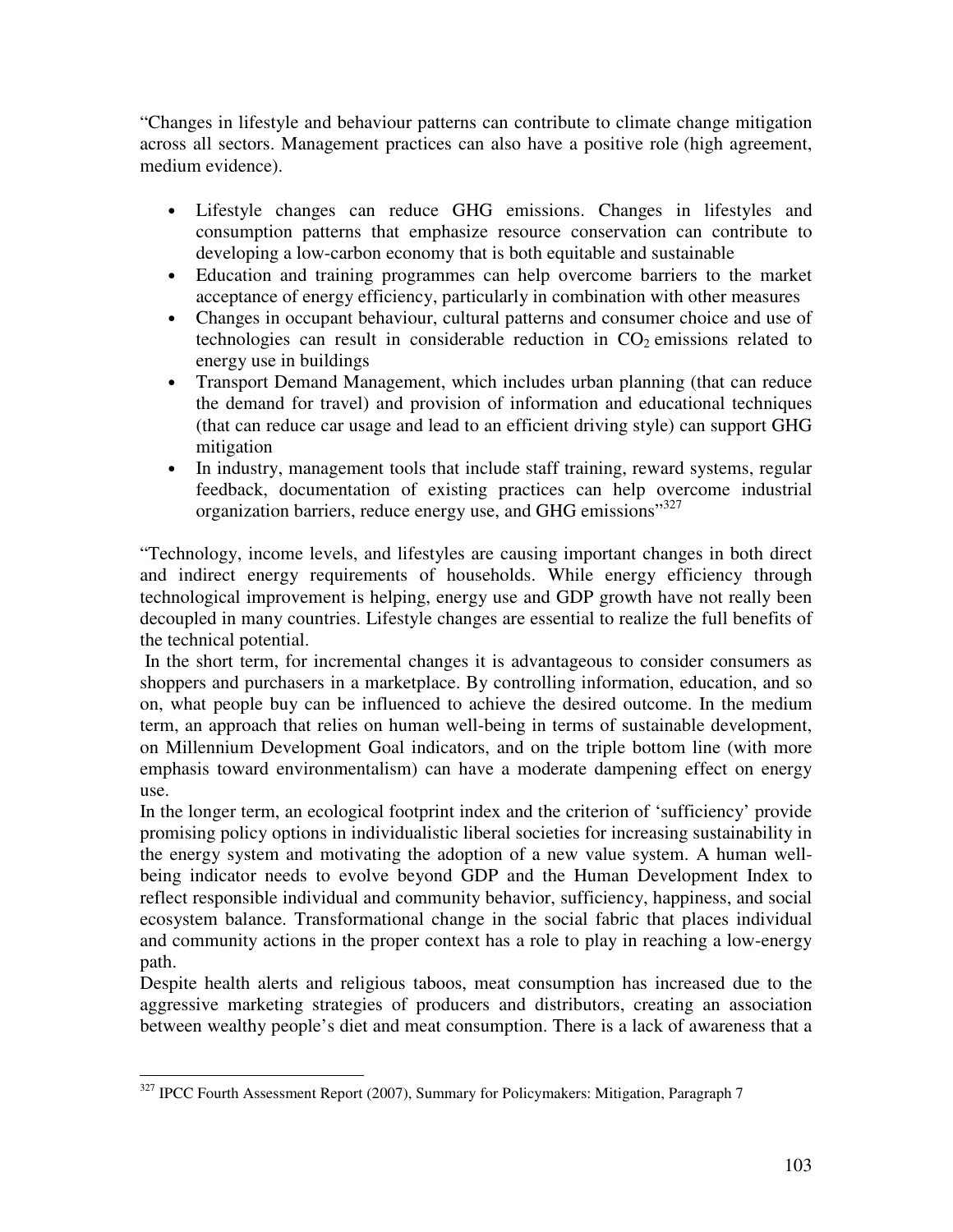"Changes in lifestyle and behaviour patterns can contribute to climate change mitigation across all sectors. Management practices can also have a positive role (high agreement, medium evidence).

- Lifestyle changes can reduce GHG emissions. Changes in lifestyles and consumption patterns that emphasize resource conservation can contribute to developing a low-carbon economy that is both equitable and sustainable
- Education and training programmes can help overcome barriers to the market acceptance of energy efficiency, particularly in combination with other measures
- Changes in occupant behaviour, cultural patterns and consumer choice and use of technologies can result in considerable reduction in $CO_2$ emissions related to energy use in buildings
- Transport Demand Management, which includes urban planning (that can reduce the demand for travel) and provision of information and educational techniques (that can reduce car usage and lead to an efficient driving style) can support GHG mitigation
- In industry, management tools that include staff training, reward systems, regular feedback, documentation of existing practices can help overcome industrial organization barriers, reduce energy use, and GHG emissions"[327]

"Technology, income levels, and lifestyles are causing important changes in both direct and indirect energy requirements of households. While energy efficiency through technological improvement is helping, energy use and GDP growth have not really been decoupled in many countries. Lifestyle changes are essential to realize the full benefits of the technical potential.

In the short term, for incremental changes it is advantageous to consider consumers as shoppers and purchasers in a marketplace. By controlling information, education, and so on, what people buy can be influenced to achieve the desired outcome. In the medium term, an approach that relies on human well-being in terms of sustainable development, on Millennium Development Goal indicators, and on the triple bottom line (with more emphasis toward environmentalism) can have a moderate dampening effect on energy use.

In the longer term, an ecological footprint index and the criterion of 'sufficiency' provide promising policy options in individualistic liberal societies for increasing sustainability in the energy system and motivating the adoption of a new value system. A human well-being indicator needs to evolve beyond GDP and the Human Development Index to reflect responsible individual and community behavior, sufficiency, happiness, and social ecosystem balance. Transformational change in the social fabric that places individual and community actions in the proper context has a role to play in reaching a low-energy path.

Despite health alerts and religious taboos, meat consumption has increased due to the aggressive marketing strategies of producers and distributors, creating an association between wealthy people's diet and meat consumption. There is a lack of awareness that a

[327] IPCC Fourth Assessment Report (2007), Summary for Policymakers: Mitigation, Paragraph 7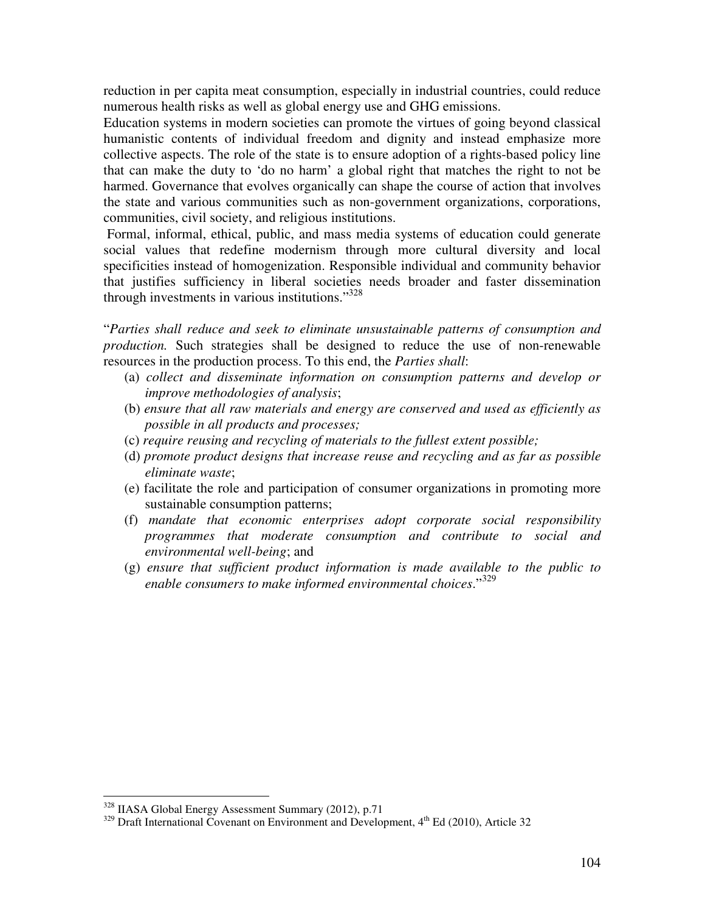reduction in per capita meat consumption, especially in industrial countries, could reduce numerous health risks as well as global energy use and GHG emissions.

Education systems in modern societies can promote the virtues of going beyond classical humanistic contents of individual freedom and dignity and instead emphasize more collective aspects. The role of the state is to ensure adoption of a rights-based policy line that can make the duty to 'do no harm' a global right that matches the right to not be harmed. Governance that evolves organically can shape the course of action that involves the state and various communities such as non-government organizations, corporations, communities, civil society, and religious institutions.

Formal, informal, ethical, public, and mass media systems of education could generate social values that redefine modernism through more cultural diversity and local specificities instead of homogenization. Responsible individual and community behavior that justifies sufficiency in liberal societies needs broader and faster dissemination through investments in various institutions."[328]

"*Parties shall reduce and seek to eliminate unsustainable patterns of consumption and production.* Such strategies shall be designed to reduce the use of non-renewable resources in the production process. To this end, the *Parties shall*:

(a) *collect and disseminate information on consumption patterns and develop or improve methodologies of analysis*;

(b) *ensure that all raw materials and energy are conserved and used as efficiently as possible in all products and processes;*

(c) *require reusing and recycling of materials to the fullest extent possible;*

(d) *promote product designs that increase reuse and recycling and as far as possible eliminate waste*;

(e) facilitate the role and participation of consumer organizations in promoting more sustainable consumption patterns;

(f) *mandate that economic enterprises adopt corporate social responsibility programmes that moderate consumption and contribute to social and environmental well-being*; and

(g) *ensure that sufficient product information is made available to the public to enable consumers to make informed environmental choices*."[329]

---

[328] IIASA Global Energy Assessment Summary (2012), p.71

[329] Draft International Covenant on Environment and Development, 4th Ed (2010), Article 32